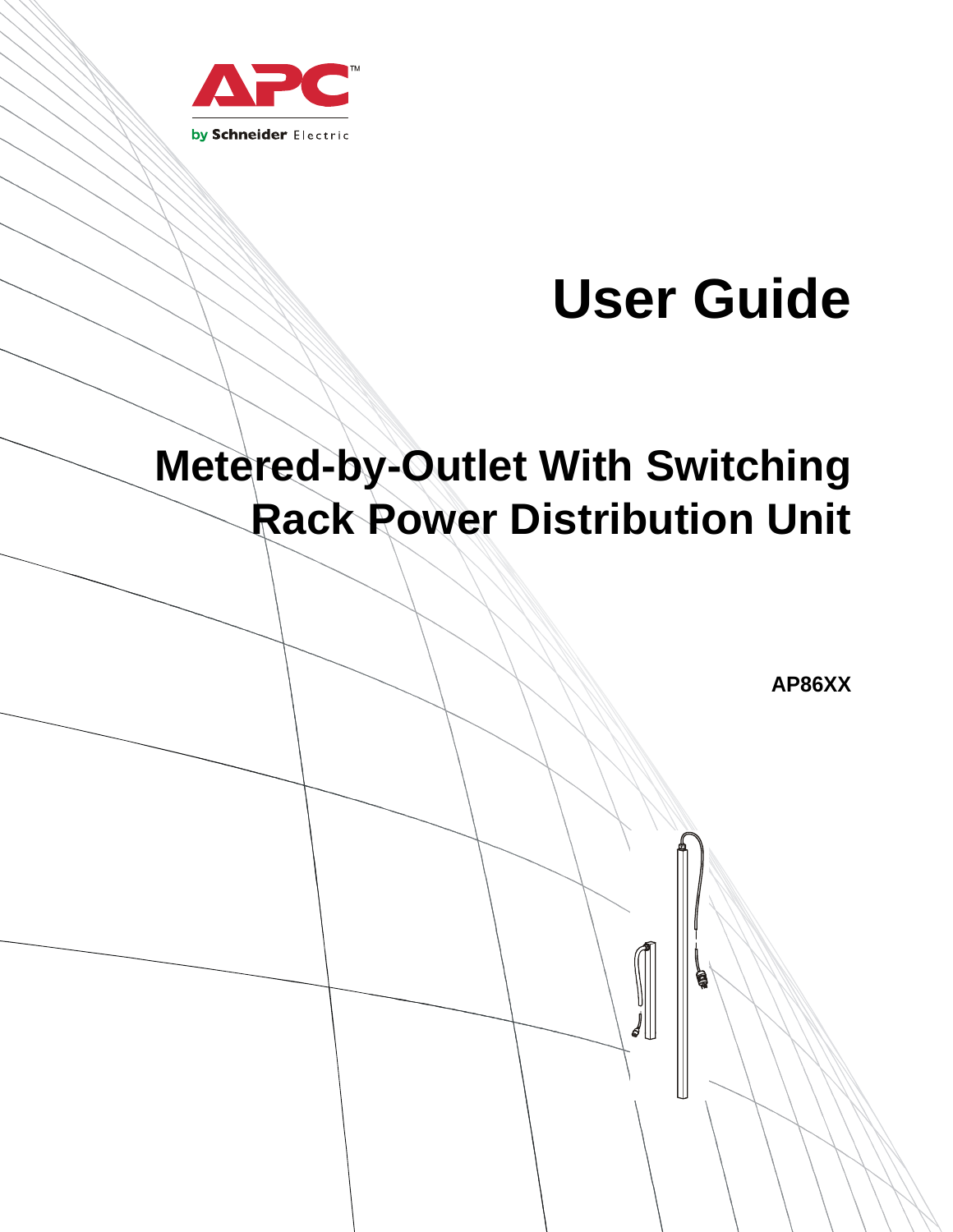APC by Schneider Electric

# User Guide

# Metered-by-Outlet With Switching Rack Power Distribution Unit

**AP86XX**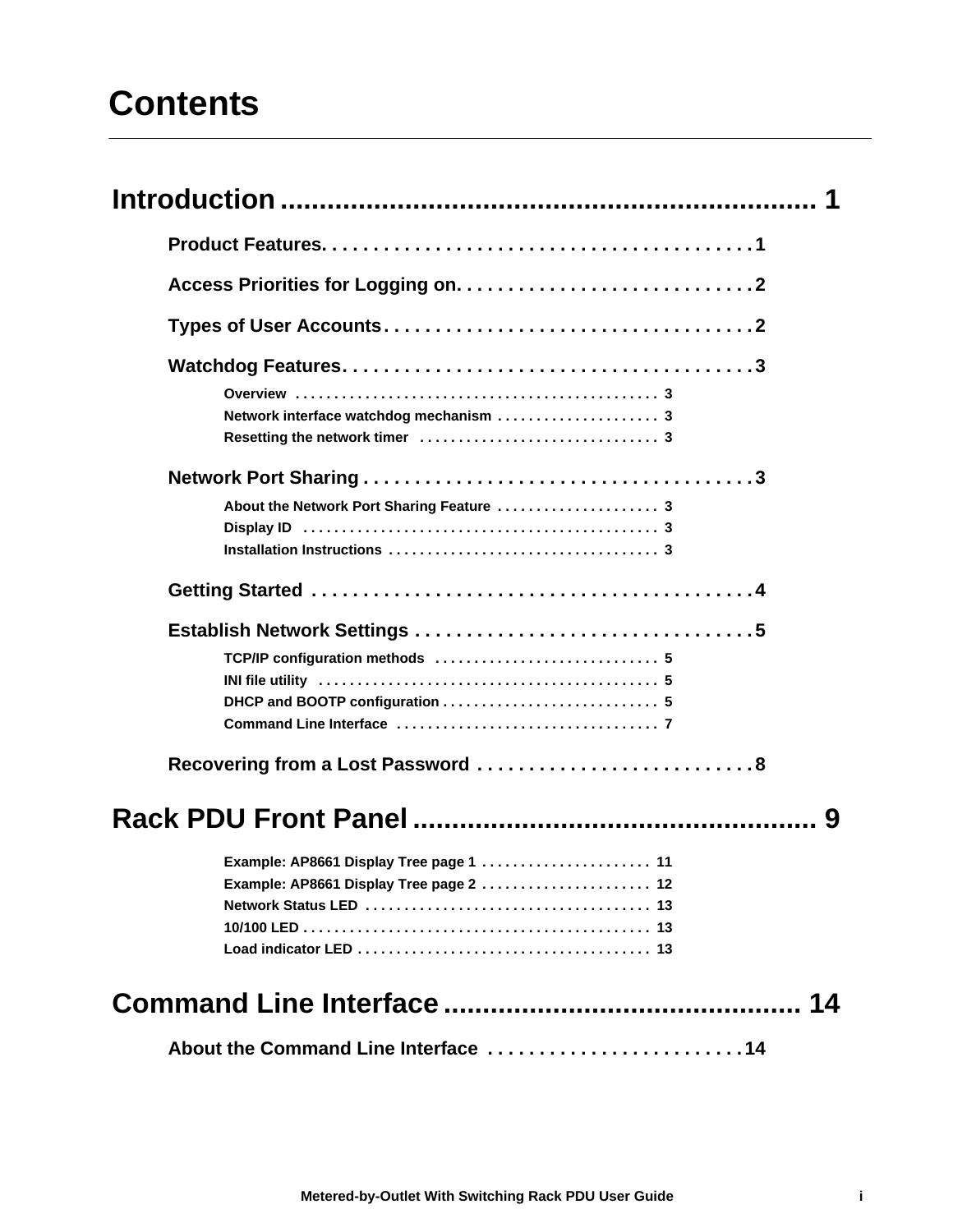# Contents

**Introduction .................................................................... 1**

- **Product Features. . . . . . . . . . . . . . . . . . . . . . . . . . . . . . . . . . . . . . . . . 1**
- **Access Priorities for Logging on. . . . . . . . . . . . . . . . . . . . . . . . . . . . 2**
- **Types of User Accounts . . . . . . . . . . . . . . . . . . . . . . . . . . . . . . . . . . . 2**
- **Watchdog Features. . . . . . . . . . . . . . . . . . . . . . . . . . . . . . . . . . . . . . . 3**
  - Overview . . . . . . . . . . . . . . . . . . . . . . . . . . . . . . . . . . . . . . . . . . . . . . 3
  - Network interface watchdog mechanism . . . . . . . . . . . . . . . . . . . . 3
  - Resetting the network timer . . . . . . . . . . . . . . . . . . . . . . . . . . . . . . 3
- **Network Port Sharing . . . . . . . . . . . . . . . . . . . . . . . . . . . . . . . . . . . . . 3**
  - About the Network Port Sharing Feature . . . . . . . . . . . . . . . . . . . . 3
  - Display ID . . . . . . . . . . . . . . . . . . . . . . . . . . . . . . . . . . . . . . . . . . . . . 3
  - Installation Instructions . . . . . . . . . . . . . . . . . . . . . . . . . . . . . . . . . . 3
- **Getting Started . . . . . . . . . . . . . . . . . . . . . . . . . . . . . . . . . . . . . . . . . . 4**
- **Establish Network Settings . . . . . . . . . . . . . . . . . . . . . . . . . . . . . . . . 5**
  - TCP/IP configuration methods . . . . . . . . . . . . . . . . . . . . . . . . . . . . 5
  - INI file utility . . . . . . . . . . . . . . . . . . . . . . . . . . . . . . . . . . . . . . . . . . . 5
  - DHCP and BOOTP configuration . . . . . . . . . . . . . . . . . . . . . . . . . . . 5
  - Command Line Interface . . . . . . . . . . . . . . . . . . . . . . . . . . . . . . . . . 7
- **Recovering from a Lost Password . . . . . . . . . . . . . . . . . . . . . . . . . . 8**

**Rack PDU Front Panel .................................................... 9**

- Example: AP8661 Display Tree page 1 . . . . . . . . . . . . . . . . . . . . . 11
- Example: AP8661 Display Tree page 2 . . . . . . . . . . . . . . . . . . . . . 12
- Network Status LED . . . . . . . . . . . . . . . . . . . . . . . . . . . . . . . . . . . . 13
- 10/100 LED . . . . . . . . . . . . . . . . . . . . . . . . . . . . . . . . . . . . . . . . . . . 13
- Load indicator LED . . . . . . . . . . . . . . . . . . . . . . . . . . . . . . . . . . . . . 13

**Command Line Interface ............................................. 14**

- **About the Command Line Interface . . . . . . . . . . . . . . . . . . . . . . . . . 14**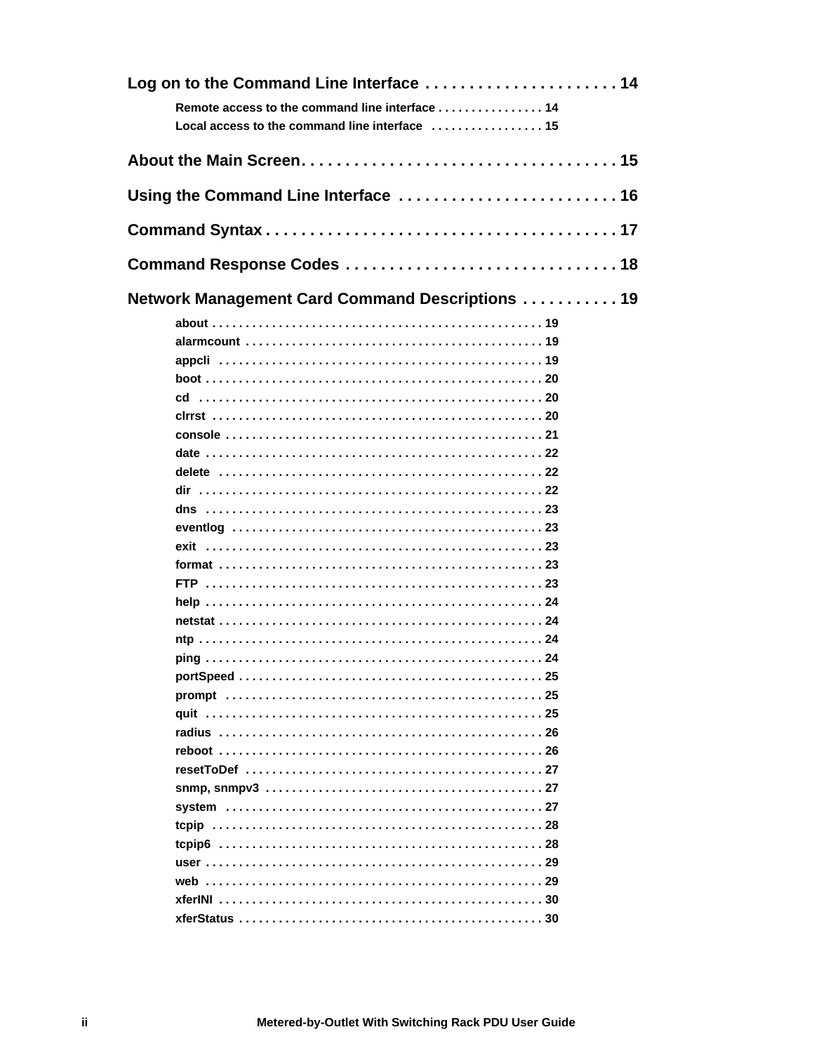**Log on to the Command Line Interface . . . . . . . . . . . . . . . . . . . . . . 14**

- Remote access to the command line interface . . . . . . . . . . . . . . . . 14
- Local access to the command line interface . . . . . . . . . . . . . . . . . 15

**About the Main Screen. . . . . . . . . . . . . . . . . . . . . . . . . . . . . . . . . . . . 15**

**Using the Command Line Interface . . . . . . . . . . . . . . . . . . . . . . . . . 16**

**Command Syntax . . . . . . . . . . . . . . . . . . . . . . . . . . . . . . . . . . . . . . . . 17**

**Command Response Codes . . . . . . . . . . . . . . . . . . . . . . . . . . . . . . . 18**

**Network Management Card Command Descriptions . . . . . . . . . . . 19**

- about . . . . . . . . . . . . . . . . . . . . . . . . . . . . . . . . . . . . . . . . . . . . . . . . . 19
- alarmcount . . . . . . . . . . . . . . . . . . . . . . . . . . . . . . . . . . . . . . . . . . . . 19
- appcli . . . . . . . . . . . . . . . . . . . . . . . . . . . . . . . . . . . . . . . . . . . . . . . . 19
- boot . . . . . . . . . . . . . . . . . . . . . . . . . . . . . . . . . . . . . . . . . . . . . . . . . . 20
- cd . . . . . . . . . . . . . . . . . . . . . . . . . . . . . . . . . . . . . . . . . . . . . . . . . . . 20
- clrrst . . . . . . . . . . . . . . . . . . . . . . . . . . . . . . . . . . . . . . . . . . . . . . . . . 20
- console . . . . . . . . . . . . . . . . . . . . . . . . . . . . . . . . . . . . . . . . . . . . . . . 21
- date . . . . . . . . . . . . . . . . . . . . . . . . . . . . . . . . . . . . . . . . . . . . . . . . . . 22
- delete . . . . . . . . . . . . . . . . . . . . . . . . . . . . . . . . . . . . . . . . . . . . . . . . 22
- dir . . . . . . . . . . . . . . . . . . . . . . . . . . . . . . . . . . . . . . . . . . . . . . . . . . . 22
- dns . . . . . . . . . . . . . . . . . . . . . . . . . . . . . . . . . . . . . . . . . . . . . . . . . . 23
- eventlog . . . . . . . . . . . . . . . . . . . . . . . . . . . . . . . . . . . . . . . . . . . . . . 23
- exit . . . . . . . . . . . . . . . . . . . . . . . . . . . . . . . . . . . . . . . . . . . . . . . . . . 23
- format . . . . . . . . . . . . . . . . . . . . . . . . . . . . . . . . . . . . . . . . . . . . . . . . 23
- FTP . . . . . . . . . . . . . . . . . . . . . . . . . . . . . . . . . . . . . . . . . . . . . . . . . . 23
- help . . . . . . . . . . . . . . . . . . . . . . . . . . . . . . . . . . . . . . . . . . . . . . . . . . 24
- netstat . . . . . . . . . . . . . . . . . . . . . . . . . . . . . . . . . . . . . . . . . . . . . . . . 24
- ntp . . . . . . . . . . . . . . . . . . . . . . . . . . . . . . . . . . . . . . . . . . . . . . . . . . . 24
- ping . . . . . . . . . . . . . . . . . . . . . . . . . . . . . . . . . . . . . . . . . . . . . . . . . . 24
- portSpeed . . . . . . . . . . . . . . . . . . . . . . . . . . . . . . . . . . . . . . . . . . . . . 25
- prompt . . . . . . . . . . . . . . . . . . . . . . . . . . . . . . . . . . . . . . . . . . . . . . . 25
- quit . . . . . . . . . . . . . . . . . . . . . . . . . . . . . . . . . . . . . . . . . . . . . . . . . . 25
- radius . . . . . . . . . . . . . . . . . . . . . . . . . . . . . . . . . . . . . . . . . . . . . . . . 26
- reboot . . . . . . . . . . . . . . . . . . . . . . . . . . . . . . . . . . . . . . . . . . . . . . . . 26
- resetToDef . . . . . . . . . . . . . . . . . . . . . . . . . . . . . . . . . . . . . . . . . . . . 27
- snmp, snmpv3 . . . . . . . . . . . . . . . . . . . . . . . . . . . . . . . . . . . . . . . . . 27
- system . . . . . . . . . . . . . . . . . . . . . . . . . . . . . . . . . . . . . . . . . . . . . . . 27
- tcpip . . . . . . . . . . . . . . . . . . . . . . . . . . . . . . . . . . . . . . . . . . . . . . . . . 28
- tcpip6 . . . . . . . . . . . . . . . . . . . . . . . . . . . . . . . . . . . . . . . . . . . . . . . . 28
- user . . . . . . . . . . . . . . . . . . . . . . . . . . . . . . . . . . . . . . . . . . . . . . . . . . 29
- web . . . . . . . . . . . . . . . . . . . . . . . . . . . . . . . . . . . . . . . . . . . . . . . . . . 29
- xferINI . . . . . . . . . . . . . . . . . . . . . . . . . . . . . . . . . . . . . . . . . . . . . . . . 30
- xferStatus . . . . . . . . . . . . . . . . . . . . . . . . . . . . . . . . . . . . . . . . . . . . . 30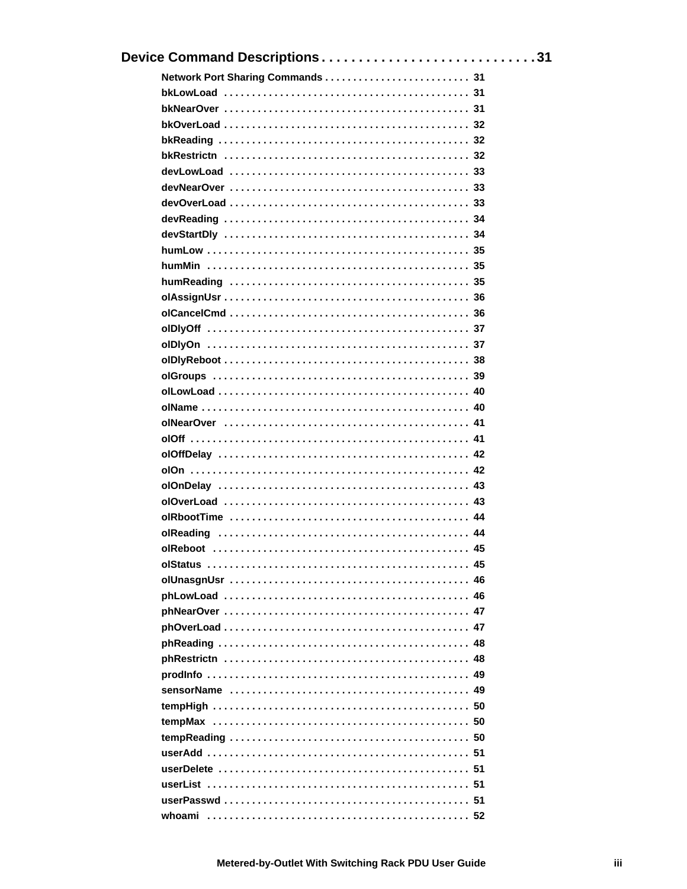**Device Command Descriptions . . . . . . . . . . . . . . . . . . . . . . . . . . . . 31**

- **Network Port Sharing Commands** . . . . . . . . . . . . . . . . . . . . . . . . . 31
- **bkLowLoad** . . . . . . . . . . . . . . . . . . . . . . . . . . . . . . . . . . . . . . . . . . . 31
- **bkNearOver** . . . . . . . . . . . . . . . . . . . . . . . . . . . . . . . . . . . . . . . . . . 31
- **bkOverLoad** . . . . . . . . . . . . . . . . . . . . . . . . . . . . . . . . . . . . . . . . . . 32
- **bkReading** . . . . . . . . . . . . . . . . . . . . . . . . . . . . . . . . . . . . . . . . . . . 32
- **bkRestrictn** . . . . . . . . . . . . . . . . . . . . . . . . . . . . . . . . . . . . . . . . . . 32
- **devLowLoad** . . . . . . . . . . . . . . . . . . . . . . . . . . . . . . . . . . . . . . . . . 33
- **devNearOver** . . . . . . . . . . . . . . . . . . . . . . . . . . . . . . . . . . . . . . . . . 33
- **devOverLoad** . . . . . . . . . . . . . . . . . . . . . . . . . . . . . . . . . . . . . . . . . 33
- **devReading** . . . . . . . . . . . . . . . . . . . . . . . . . . . . . . . . . . . . . . . . . . 34
- **devStartDly** . . . . . . . . . . . . . . . . . . . . . . . . . . . . . . . . . . . . . . . . . . 34
- **humLow** . . . . . . . . . . . . . . . . . . . . . . . . . . . . . . . . . . . . . . . . . . . . . 35
- **humMin** . . . . . . . . . . . . . . . . . . . . . . . . . . . . . . . . . . . . . . . . . . . . . 35
- **humReading** . . . . . . . . . . . . . . . . . . . . . . . . . . . . . . . . . . . . . . . . . 35
- **olAssignUsr** . . . . . . . . . . . . . . . . . . . . . . . . . . . . . . . . . . . . . . . . . . 36
- **olCancelCmd** . . . . . . . . . . . . . . . . . . . . . . . . . . . . . . . . . . . . . . . . . 36
- **olDlyOff** . . . . . . . . . . . . . . . . . . . . . . . . . . . . . . . . . . . . . . . . . . . . . 37
- **olDlyOn** . . . . . . . . . . . . . . . . . . . . . . . . . . . . . . . . . . . . . . . . . . . . . 37
- **olDlyReboot** . . . . . . . . . . . . . . . . . . . . . . . . . . . . . . . . . . . . . . . . . . 38
- **olGroups** . . . . . . . . . . . . . . . . . . . . . . . . . . . . . . . . . . . . . . . . . . . . 39
- **olLowLoad** . . . . . . . . . . . . . . . . . . . . . . . . . . . . . . . . . . . . . . . . . . . 40
- **olName** . . . . . . . . . . . . . . . . . . . . . . . . . . . . . . . . . . . . . . . . . . . . . . 40
- **olNearOver** . . . . . . . . . . . . . . . . . . . . . . . . . . . . . . . . . . . . . . . . . . 41
- **olOff** . . . . . . . . . . . . . . . . . . . . . . . . . . . . . . . . . . . . . . . . . . . . . . . . 41
- **olOffDelay** . . . . . . . . . . . . . . . . . . . . . . . . . . . . . . . . . . . . . . . . . . . 42
- **olOn** . . . . . . . . . . . . . . . . . . . . . . . . . . . . . . . . . . . . . . . . . . . . . . . . 42
- **olOnDelay** . . . . . . . . . . . . . . . . . . . . . . . . . . . . . . . . . . . . . . . . . . . 43
- **olOverLoad** . . . . . . . . . . . . . . . . . . . . . . . . . . . . . . . . . . . . . . . . . . . 43
- **olRbootTime** . . . . . . . . . . . . . . . . . . . . . . . . . . . . . . . . . . . . . . . . . . 44
- **olReading** . . . . . . . . . . . . . . . . . . . . . . . . . . . . . . . . . . . . . . . . . . . . 44
- **olReboot** . . . . . . . . . . . . . . . . . . . . . . . . . . . . . . . . . . . . . . . . . . . . . 45
- **olStatus** . . . . . . . . . . . . . . . . . . . . . . . . . . . . . . . . . . . . . . . . . . . . . 45
- **olUnasgnUsr** . . . . . . . . . . . . . . . . . . . . . . . . . . . . . . . . . . . . . . . . . 46
- **phLowLoad** . . . . . . . . . . . . . . . . . . . . . . . . . . . . . . . . . . . . . . . . . . . 46
- **phNearOver** . . . . . . . . . . . . . . . . . . . . . . . . . . . . . . . . . . . . . . . . . . 47
- **phOverLoad** . . . . . . . . . . . . . . . . . . . . . . . . . . . . . . . . . . . . . . . . . . 47
- **phReading** . . . . . . . . . . . . . . . . . . . . . . . . . . . . . . . . . . . . . . . . . . . 48
- **phRestrictn** . . . . . . . . . . . . . . . . . . . . . . . . . . . . . . . . . . . . . . . . . . 48
- **prodInfo** . . . . . . . . . . . . . . . . . . . . . . . . . . . . . . . . . . . . . . . . . . . . . 49
- **sensorName** . . . . . . . . . . . . . . . . . . . . . . . . . . . . . . . . . . . . . . . . . . 49
- **tempHigh** . . . . . . . . . . . . . . . . . . . . . . . . . . . . . . . . . . . . . . . . . . . . 50
- **tempMax** . . . . . . . . . . . . . . . . . . . . . . . . . . . . . . . . . . . . . . . . . . . . . 50
- **tempReading** . . . . . . . . . . . . . . . . . . . . . . . . . . . . . . . . . . . . . . . . . . 50
- **userAdd** . . . . . . . . . . . . . . . . . . . . . . . . . . . . . . . . . . . . . . . . . . . . . 51
- **userDelete** . . . . . . . . . . . . . . . . . . . . . . . . . . . . . . . . . . . . . . . . . . . 51
- **userList** . . . . . . . . . . . . . . . . . . . . . . . . . . . . . . . . . . . . . . . . . . . . . 51
- **userPasswd** . . . . . . . . . . . . . . . . . . . . . . . . . . . . . . . . . . . . . . . . . . 51
- **whoami** . . . . . . . . . . . . . . . . . . . . . . . . . . . . . . . . . . . . . . . . . . . . . 52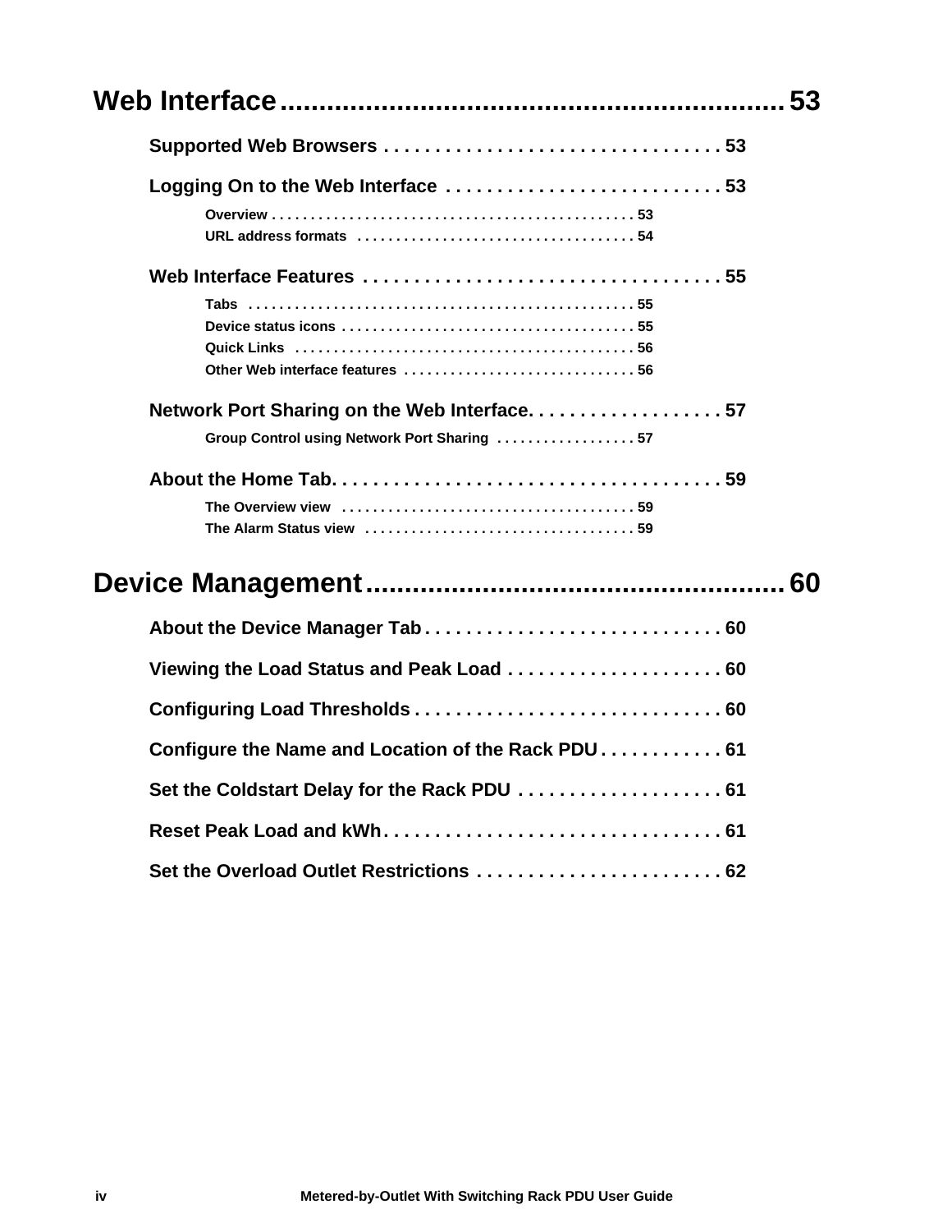# Web Interface ........................................................... 53

## Supported Web Browsers ................................ 53

## Logging On to the Web Interface ......................... 53

### Overview ............................................. 53

### URL address formats ................................. 54

## Web Interface Features .................................. 55

### Tabs ................................................ 55

### Device status icons ................................. 55

### Quick Links ......................................... 56

### Other Web interface features ........................ 56

## Network Port Sharing on the Web Interface.................. 57

### Group Control using Network Port Sharing ............... 57

## About the Home Tab......................................... 59

### The Overview view ..................................... 59

### The Alarm Status view ................................. 59

# Device Management ....................................................... 60

## About the Device Manager Tab ............................. 60

## Viewing the Load Status and Peak Load .................... 60

## Configuring Load Thresholds .............................. 60

## Configure the Name and Location of the Rack PDU ........... 61

## Set the Coldstart Delay for the Rack PDU .................. 61

## Reset Peak Load and kWh................................... 61

## Set the Overload Outlet Restrictions ...................... 62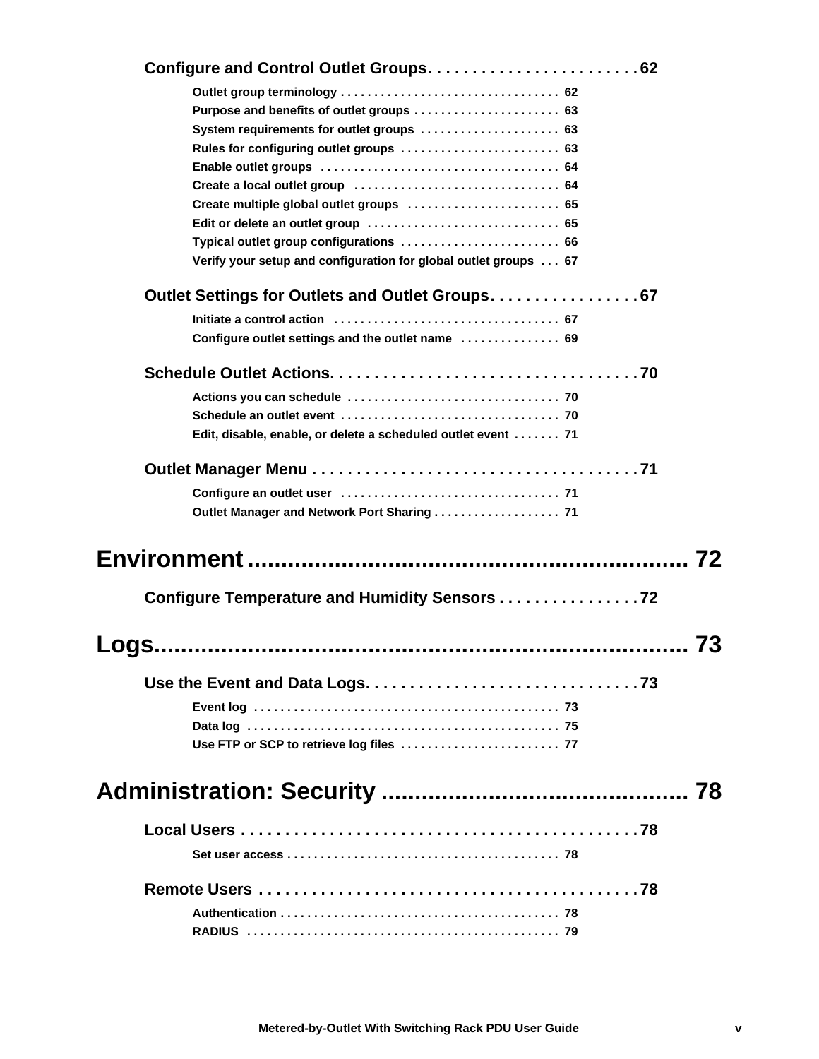**Configure and Control Outlet Groups. . . . . . . . . . . . . . . . . . . . . . . . 62**

- Outlet group terminology . . . . . . . . . . . . . . . . . . . . . . . . . . . . . . . . 62
- Purpose and benefits of outlet groups . . . . . . . . . . . . . . . . . . . . . . 63
- System requirements for outlet groups . . . . . . . . . . . . . . . . . . . . . 63
- Rules for configuring outlet groups . . . . . . . . . . . . . . . . . . . . . . . . 63
- Enable outlet groups . . . . . . . . . . . . . . . . . . . . . . . . . . . . . . . . . . . . 64
- Create a local outlet group . . . . . . . . . . . . . . . . . . . . . . . . . . . . . . . 64
- Create multiple global outlet groups . . . . . . . . . . . . . . . . . . . . . . . 65
- Edit or delete an outlet group . . . . . . . . . . . . . . . . . . . . . . . . . . . . . 65
- Typical outlet group configurations . . . . . . . . . . . . . . . . . . . . . . . . 66
- Verify your setup and configuration for global outlet groups . . . 67

**Outlet Settings for Outlets and Outlet Groups. . . . . . . . . . . . . . . . . 67**

- Initiate a control action . . . . . . . . . . . . . . . . . . . . . . . . . . . . . . . . . . 67
- Configure outlet settings and the outlet name . . . . . . . . . . . . . . . 69

**Schedule Outlet Actions. . . . . . . . . . . . . . . . . . . . . . . . . . . . . . . . . . . 70**

- Actions you can schedule . . . . . . . . . . . . . . . . . . . . . . . . . . . . . . . . 70
- Schedule an outlet event . . . . . . . . . . . . . . . . . . . . . . . . . . . . . . . . . 70
- Edit, disable, enable, or delete a scheduled outlet event . . . . . . . 71

**Outlet Manager Menu . . . . . . . . . . . . . . . . . . . . . . . . . . . . . . . . . . . . . 71**

- Configure an outlet user . . . . . . . . . . . . . . . . . . . . . . . . . . . . . . . . . 71
- Outlet Manager and Network Port Sharing . . . . . . . . . . . . . . . . . . . 71

# Environment ................................................................ 72

**Configure Temperature and Humidity Sensors . . . . . . . . . . . . . . . . 72**

# Logs......................................................................... 73

**Use the Event and Data Logs. . . . . . . . . . . . . . . . . . . . . . . . . . . . . . . 73**

- Event log . . . . . . . . . . . . . . . . . . . . . . . . . . . . . . . . . . . . . . . . . . . . . . 73
- Data log . . . . . . . . . . . . . . . . . . . . . . . . . . . . . . . . . . . . . . . . . . . . . . . 75
- Use FTP or SCP to retrieve log files . . . . . . . . . . . . . . . . . . . . . . . . 77

# Administration: Security ........................................... 78

**Local Users . . . . . . . . . . . . . . . . . . . . . . . . . . . . . . . . . . . . . . . . . . . . . 78**

- Set user access . . . . . . . . . . . . . . . . . . . . . . . . . . . . . . . . . . . . . . . . . 78

**Remote Users . . . . . . . . . . . . . . . . . . . . . . . . . . . . . . . . . . . . . . . . . . . 78**

- Authentication . . . . . . . . . . . . . . . . . . . . . . . . . . . . . . . . . . . . . . . . . . 78
- RADIUS . . . . . . . . . . . . . . . . . . . . . . . . . . . . . . . . . . . . . . . . . . . . . . . 79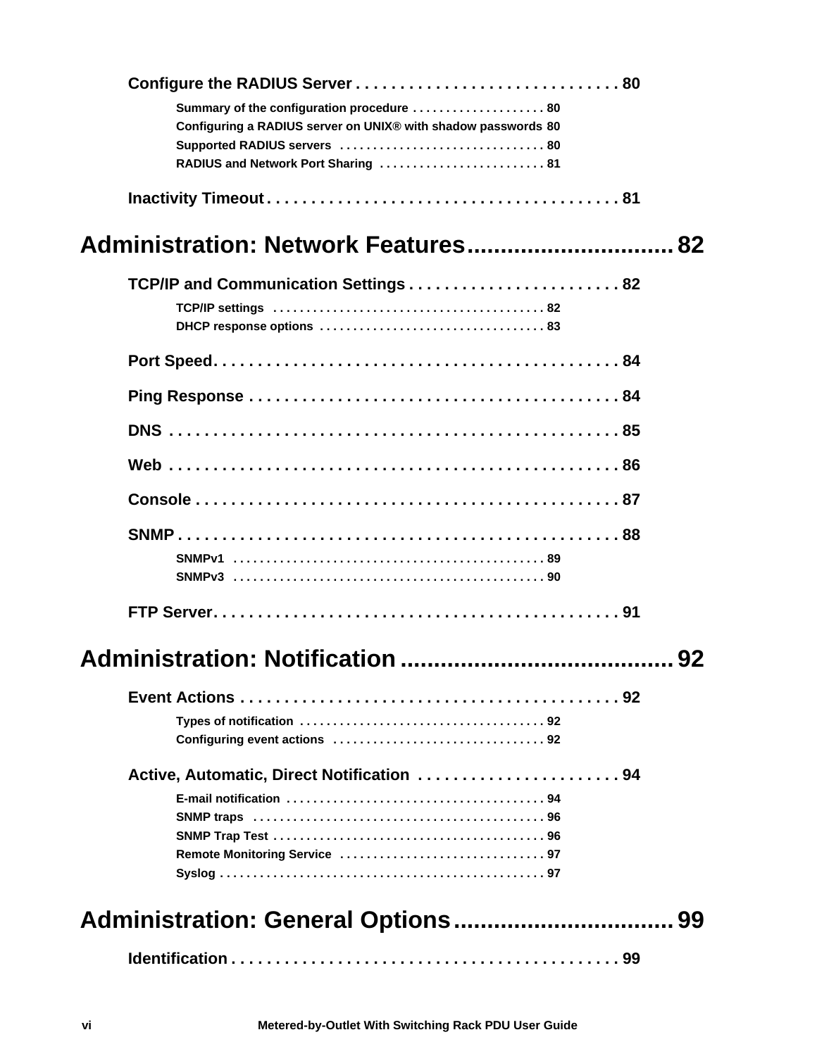Configure the RADIUS Server . . . . . . . . . . . . . . . . . . . . . . . . . . . . . . 80

Summary of the configuration procedure . . . . . . . . . . . . . . . . . . . . 80
Configuring a RADIUS server on UNIX® with shadow passwords 80
Supported RADIUS servers . . . . . . . . . . . . . . . . . . . . . . . . . . . . . . 80
RADIUS and Network Port Sharing . . . . . . . . . . . . . . . . . . . . . . . . . 81

Inactivity Timeout . . . . . . . . . . . . . . . . . . . . . . . . . . . . . . . . . . . . . . . . 81

# Administration: Network Features.............................. 82

TCP/IP and Communication Settings . . . . . . . . . . . . . . . . . . . . . . . . 82

TCP/IP settings . . . . . . . . . . . . . . . . . . . . . . . . . . . . . . . . . . . . . . . . . 82
DHCP response options . . . . . . . . . . . . . . . . . . . . . . . . . . . . . . . . . . 83

Port Speed. . . . . . . . . . . . . . . . . . . . . . . . . . . . . . . . . . . . . . . . . . . . . . 84

Ping Response . . . . . . . . . . . . . . . . . . . . . . . . . . . . . . . . . . . . . . . . . . 84

DNS . . . . . . . . . . . . . . . . . . . . . . . . . . . . . . . . . . . . . . . . . . . . . . . . . . . 85

Web . . . . . . . . . . . . . . . . . . . . . . . . . . . . . . . . . . . . . . . . . . . . . . . . . . . 86

Console . . . . . . . . . . . . . . . . . . . . . . . . . . . . . . . . . . . . . . . . . . . . . . . . 87

SNMP . . . . . . . . . . . . . . . . . . . . . . . . . . . . . . . . . . . . . . . . . . . . . . . . . . 88

SNMPv1 . . . . . . . . . . . . . . . . . . . . . . . . . . . . . . . . . . . . . . . . . . . . . . 89
SNMPv3 . . . . . . . . . . . . . . . . . . . . . . . . . . . . . . . . . . . . . . . . . . . . . . 90

FTP Server. . . . . . . . . . . . . . . . . . . . . . . . . . . . . . . . . . . . . . . . . . . . . . 91

# Administration: Notification ....................................... 92

Event Actions . . . . . . . . . . . . . . . . . . . . . . . . . . . . . . . . . . . . . . . . . . . 92

Types of notification . . . . . . . . . . . . . . . . . . . . . . . . . . . . . . . . . . . . . 92
Configuring event actions . . . . . . . . . . . . . . . . . . . . . . . . . . . . . . . . 92

Active, Automatic, Direct Notification . . . . . . . . . . . . . . . . . . . . . . . 94

E-mail notification . . . . . . . . . . . . . . . . . . . . . . . . . . . . . . . . . . . . . . . 94
SNMP traps . . . . . . . . . . . . . . . . . . . . . . . . . . . . . . . . . . . . . . . . . . . . 96
SNMP Trap Test . . . . . . . . . . . . . . . . . . . . . . . . . . . . . . . . . . . . . . . . . 96
Remote Monitoring Service . . . . . . . . . . . . . . . . . . . . . . . . . . . . . . . 97
Syslog . . . . . . . . . . . . . . . . . . . . . . . . . . . . . . . . . . . . . . . . . . . . . . . . . 97

# Administration: General Options ................................ 99

Identification . . . . . . . . . . . . . . . . . . . . . . . . . . . . . . . . . . . . . . . . . . . . 99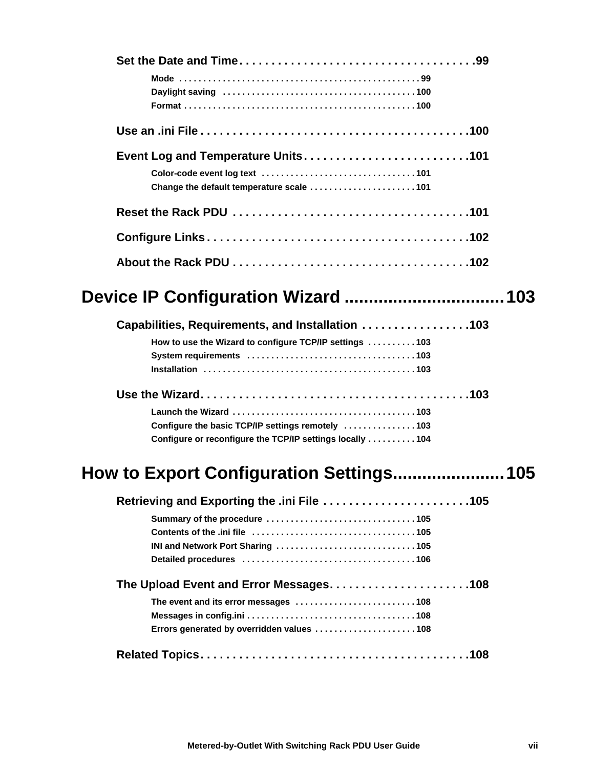Set the Date and Time . . . . . . . . . . . . . . . . . . . . . . . . . . . . . . . . . . . . 99

Mode . . . . . . . . . . . . . . . . . . . . . . . . . . . . . . . . . . . . . . . . . . . . . . . . 99
Daylight saving . . . . . . . . . . . . . . . . . . . . . . . . . . . . . . . . . . . . . . . 100
Format . . . . . . . . . . . . . . . . . . . . . . . . . . . . . . . . . . . . . . . . . . . . . . 100

Use an .ini File . . . . . . . . . . . . . . . . . . . . . . . . . . . . . . . . . . . . . . . . . 100

Event Log and Temperature Units . . . . . . . . . . . . . . . . . . . . . . . . . 101

Color-code event log text . . . . . . . . . . . . . . . . . . . . . . . . . . . . . . . 101
Change the default temperature scale . . . . . . . . . . . . . . . . . . . . . 101

Reset the Rack PDU . . . . . . . . . . . . . . . . . . . . . . . . . . . . . . . . . . . . 101

Configure Links . . . . . . . . . . . . . . . . . . . . . . . . . . . . . . . . . . . . . . . . 102

About the Rack PDU . . . . . . . . . . . . . . . . . . . . . . . . . . . . . . . . . . . . 102

# Device IP Configuration Wizard ................................ 103

Capabilities, Requirements, and Installation . . . . . . . . . . . . . . . . . 103

How to use the Wizard to configure TCP/IP settings . . . . . . . . . . 103
System requirements . . . . . . . . . . . . . . . . . . . . . . . . . . . . . . . . . . 103
Installation . . . . . . . . . . . . . . . . . . . . . . . . . . . . . . . . . . . . . . . . . . 103

Use the Wizard . . . . . . . . . . . . . . . . . . . . . . . . . . . . . . . . . . . . . . . . . 103

Launch the Wizard . . . . . . . . . . . . . . . . . . . . . . . . . . . . . . . . . . . . . 103
Configure the basic TCP/IP settings remotely . . . . . . . . . . . . . . . 103
Configure or reconfigure the TCP/IP settings locally . . . . . . . . . . 104

# How to Export Configuration Settings...................... 105

Retrieving and Exporting the .ini File . . . . . . . . . . . . . . . . . . . . . . 105

Summary of the procedure . . . . . . . . . . . . . . . . . . . . . . . . . . . . . . 105
Contents of the .ini file . . . . . . . . . . . . . . . . . . . . . . . . . . . . . . . . . 105
INI and Network Port Sharing . . . . . . . . . . . . . . . . . . . . . . . . . . . . 105
Detailed procedures . . . . . . . . . . . . . . . . . . . . . . . . . . . . . . . . . . . 106

The Upload Event and Error Messages . . . . . . . . . . . . . . . . . . . . . 108

The event and its error messages . . . . . . . . . . . . . . . . . . . . . . . . 108
Messages in config.ini . . . . . . . . . . . . . . . . . . . . . . . . . . . . . . . . . . 108
Errors generated by overridden values . . . . . . . . . . . . . . . . . . . . 108

Related Topics . . . . . . . . . . . . . . . . . . . . . . . . . . . . . . . . . . . . . . . . . 108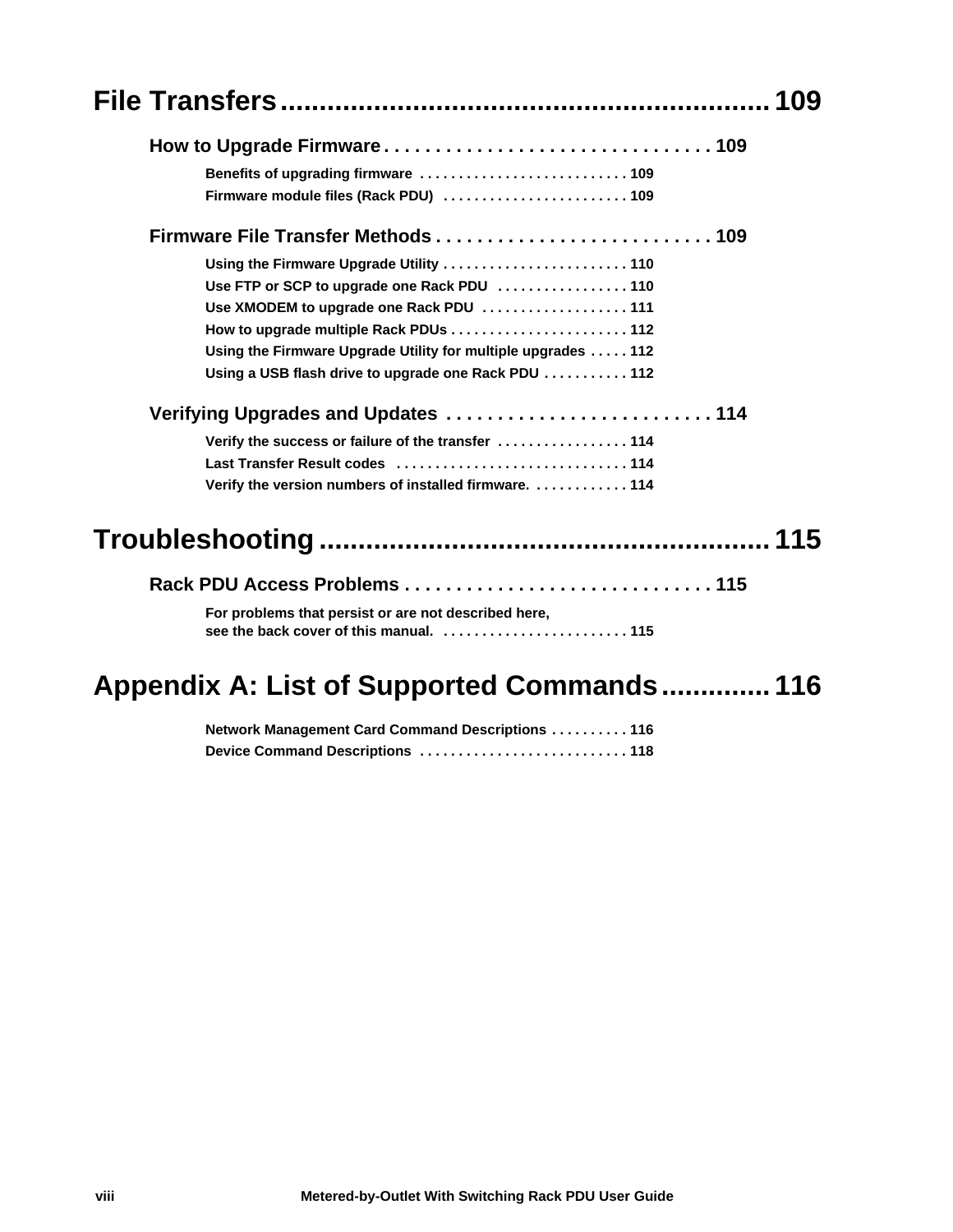# File Transfers ........................................................... 109

## How to Upgrade Firmware . . . . . . . . . . . . . . . . . . . . . . . . . . . . . . . . 109

**Benefits of upgrading firmware . . . . . . . . . . . . . . . . . . . . . . . . . . 109**

**Firmware module files (Rack PDU) . . . . . . . . . . . . . . . . . . . . . . . 109**

## Firmware File Transfer Methods . . . . . . . . . . . . . . . . . . . . . . . . . . . 109

**Using the Firmware Upgrade Utility . . . . . . . . . . . . . . . . . . . . . . . . 110**

**Use FTP or SCP to upgrade one Rack PDU . . . . . . . . . . . . . . . . . 110**

**Use XMODEM to upgrade one Rack PDU . . . . . . . . . . . . . . . . . . . 111**

**How to upgrade multiple Rack PDUs . . . . . . . . . . . . . . . . . . . . . . . 112**

**Using the Firmware Upgrade Utility for multiple upgrades . . . . . 112**

**Using a USB flash drive to upgrade one Rack PDU . . . . . . . . . . . 112**

## Verifying Upgrades and Updates . . . . . . . . . . . . . . . . . . . . . . . . . . 114

**Verify the success or failure of the transfer . . . . . . . . . . . . . . . . . 114**

**Last Transfer Result codes . . . . . . . . . . . . . . . . . . . . . . . . . . . . . 114**

**Verify the version numbers of installed firmware. . . . . . . . . . . . . 114**

# Troubleshooting ........................................................ 115

## Rack PDU Access Problems . . . . . . . . . . . . . . . . . . . . . . . . . . . . . . 115

**For problems that persist or are not described here, see the back cover of this manual. . . . . . . . . . . . . . . . . . . . . . . . 115**

# Appendix A: List of Supported Commands............. 116

**Network Management Card Command Descriptions . . . . . . . . . . 116**

**Device Command Descriptions . . . . . . . . . . . . . . . . . . . . . . . . . . . 118**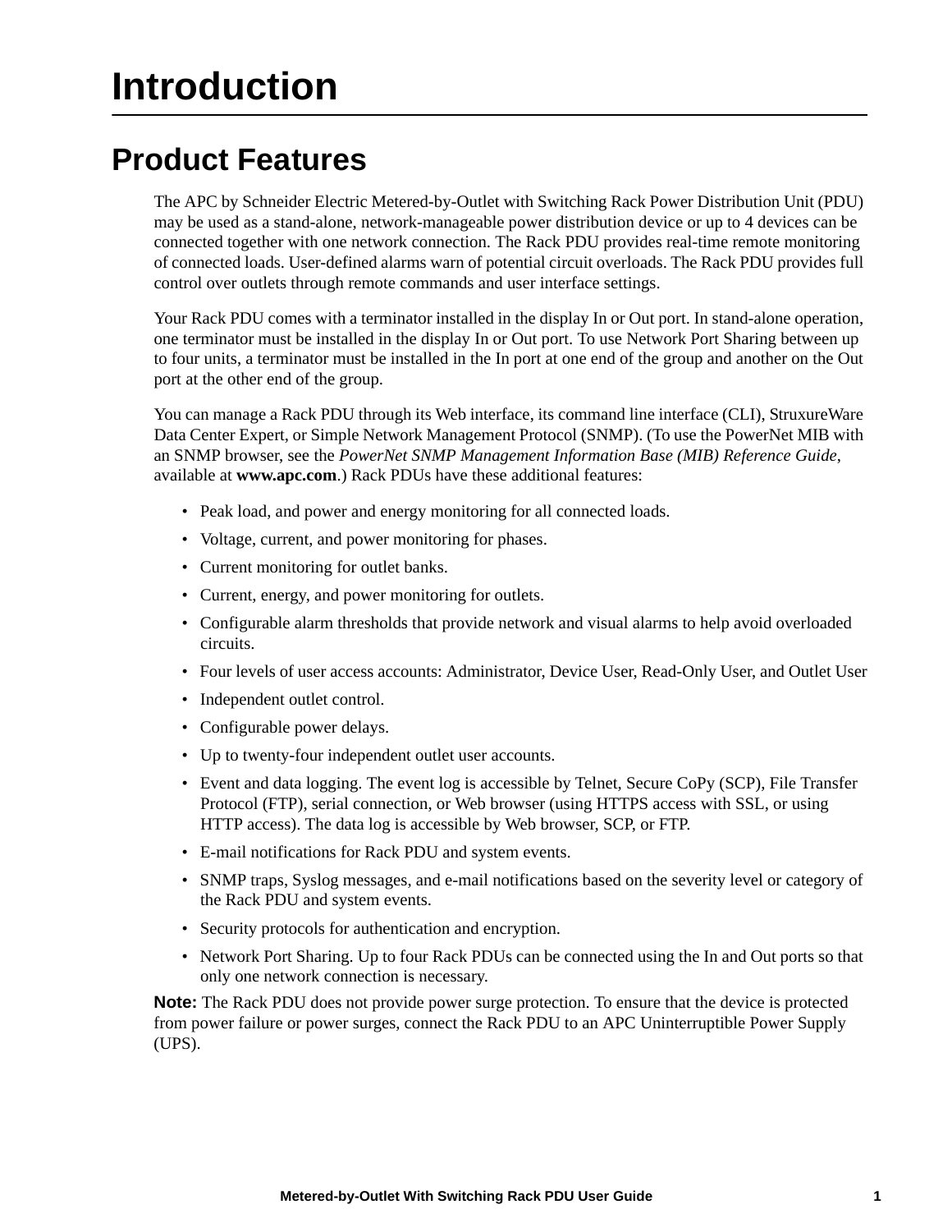# Introduction

## Product Features

The APC by Schneider Electric Metered-by-Outlet with Switching Rack Power Distribution Unit (PDU) may be used as a stand-alone, network-manageable power distribution device or up to 4 devices can be connected together with one network connection. The Rack PDU provides real-time remote monitoring of connected loads. User-defined alarms warn of potential circuit overloads. The Rack PDU provides full control over outlets through remote commands and user interface settings.

Your Rack PDU comes with a terminator installed in the display In or Out port. In stand-alone operation, one terminator must be installed in the display In or Out port. To use Network Port Sharing between up to four units, a terminator must be installed in the In port at one end of the group and another on the Out port at the other end of the group.

You can manage a Rack PDU through its Web interface, its command line interface (CLI), StruxureWare Data Center Expert, or Simple Network Management Protocol (SNMP). (To use the PowerNet MIB with an SNMP browser, see the *PowerNet SNMP Management Information Base (MIB) Reference Guide*, available at **www.apc.com**.) Rack PDUs have these additional features:

- Peak load, and power and energy monitoring for all connected loads.
- Voltage, current, and power monitoring for phases.
- Current monitoring for outlet banks.
- Current, energy, and power monitoring for outlets.
- Configurable alarm thresholds that provide network and visual alarms to help avoid overloaded circuits.
- Four levels of user access accounts: Administrator, Device User, Read-Only User, and Outlet User
- Independent outlet control.
- Configurable power delays.
- Up to twenty-four independent outlet user accounts.
- Event and data logging. The event log is accessible by Telnet, Secure CoPy (SCP), File Transfer Protocol (FTP), serial connection, or Web browser (using HTTPS access with SSL, or using HTTP access). The data log is accessible by Web browser, SCP, or FTP.
- E-mail notifications for Rack PDU and system events.
- SNMP traps, Syslog messages, and e-mail notifications based on the severity level or category of the Rack PDU and system events.
- Security protocols for authentication and encryption.
- Network Port Sharing. Up to four Rack PDUs can be connected using the In and Out ports so that only one network connection is necessary.

**Note:** The Rack PDU does not provide power surge protection. To ensure that the device is protected from power failure or power surges, connect the Rack PDU to an APC Uninterruptible Power Supply (UPS).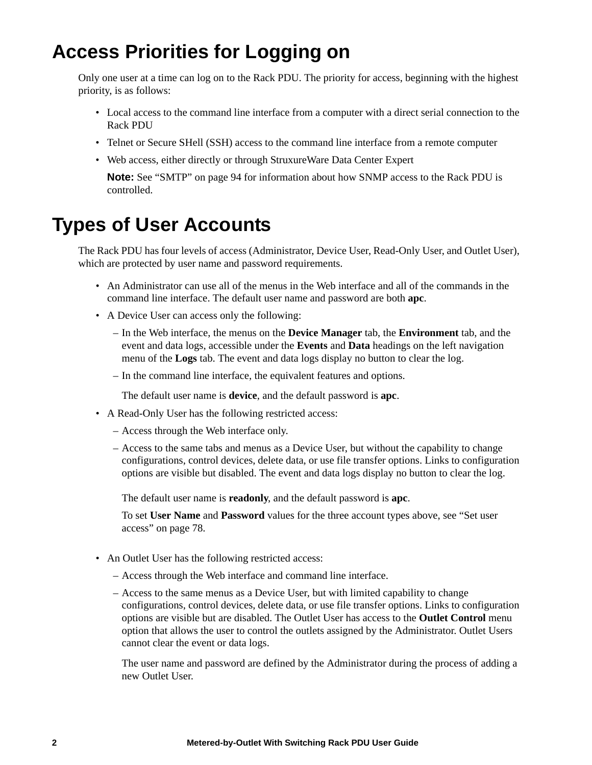# Access Priorities for Logging on

Only one user at a time can log on to the Rack PDU. The priority for access, beginning with the highest priority, is as follows:

- Local access to the command line interface from a computer with a direct serial connection to the Rack PDU
- Telnet or Secure SHell (SSH) access to the command line interface from a remote computer
- Web access, either directly or through StruxureWare Data Center Expert

  **Note:** See “SMTP” on page 94 for information about how SNMP access to the Rack PDU is controlled.

# Types of User Accounts

The Rack PDU has four levels of access (Administrator, Device User, Read-Only User, and Outlet User), which are protected by user name and password requirements.

- An Administrator can use all of the menus in the Web interface and all of the commands in the command line interface. The default user name and password are both **apc**.
- A Device User can access only the following:
  - In the Web interface, the menus on the **Device Manager** tab, the **Environment** tab, and the event and data logs, accessible under the **Events** and **Data** headings on the left navigation menu of the **Logs** tab. The event and data logs display no button to clear the log.
  - In the command line interface, the equivalent features and options.

    The default user name is **device**, and the default password is **apc**.
- A Read-Only User has the following restricted access:
  - Access through the Web interface only.
  - Access to the same tabs and menus as a Device User, but without the capability to change configurations, control devices, delete data, or use file transfer options. Links to configuration options are visible but disabled. The event and data logs display no button to clear the log.

    The default user name is **readonly**, and the default password is **apc**.

    To set **User Name** and **Password** values for the three account types above, see “Set user access” on page 78.
- An Outlet User has the following restricted access:
  - Access through the Web interface and command line interface.
  - Access to the same menus as a Device User, but with limited capability to change configurations, control devices, delete data, or use file transfer options. Links to configuration options are visible but are disabled. The Outlet User has access to the **Outlet Control** menu option that allows the user to control the outlets assigned by the Administrator. Outlet Users cannot clear the event or data logs.

    The user name and password are defined by the Administrator during the process of adding a new Outlet User.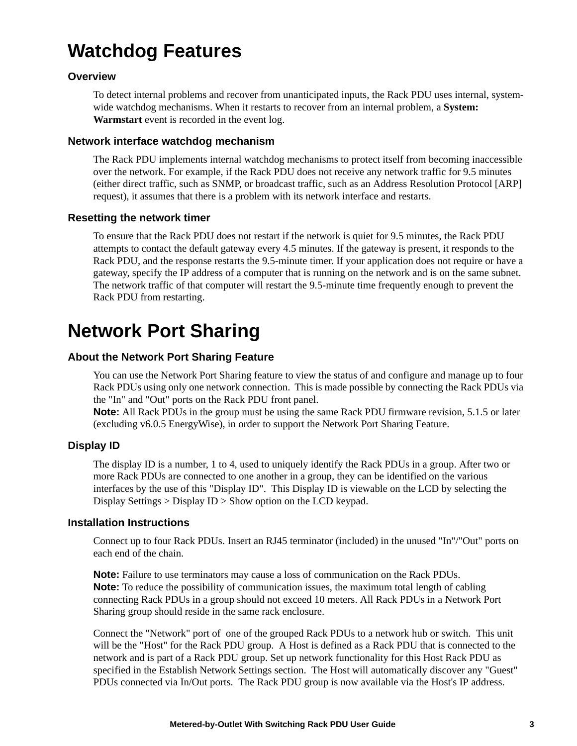# Watchdog Features

### Overview

To detect internal problems and recover from unanticipated inputs, the Rack PDU uses internal, system-wide watchdog mechanisms. When it restarts to recover from an internal problem, a **System: Warmstart** event is recorded in the event log.

### Network interface watchdog mechanism

The Rack PDU implements internal watchdog mechanisms to protect itself from becoming inaccessible over the network. For example, if the Rack PDU does not receive any network traffic for 9.5 minutes (either direct traffic, such as SNMP, or broadcast traffic, such as an Address Resolution Protocol [ARP] request), it assumes that there is a problem with its network interface and restarts.

### Resetting the network timer

To ensure that the Rack PDU does not restart if the network is quiet for 9.5 minutes, the Rack PDU attempts to contact the default gateway every 4.5 minutes. If the gateway is present, it responds to the Rack PDU, and the response restarts the 9.5-minute timer. If your application does not require or have a gateway, specify the IP address of a computer that is running on the network and is on the same subnet. The network traffic of that computer will restart the 9.5-minute time frequently enough to prevent the Rack PDU from restarting.

# Network Port Sharing

### About the Network Port Sharing Feature

You can use the Network Port Sharing feature to view the status of and configure and manage up to four Rack PDUs using only one network connection. This is made possible by connecting the Rack PDUs via the "In" and "Out" ports on the Rack PDU front panel.
**Note:** All Rack PDUs in the group must be using the same Rack PDU firmware revision, 5.1.5 or later (excluding v6.0.5 EnergyWise), in order to support the Network Port Sharing Feature.

### Display ID

The display ID is a number, 1 to 4, used to uniquely identify the Rack PDUs in a group. After two or more Rack PDUs are connected to one another in a group, they can be identified on the various interfaces by the use of this "Display ID". This Display ID is viewable on the LCD by selecting the Display Settings > Display ID > Show option on the LCD keypad.

### Installation Instructions

Connect up to four Rack PDUs. Insert an RJ45 terminator (included) in the unused "In"/"Out" ports on each end of the chain.

**Note:** Failure to use terminators may cause a loss of communication on the Rack PDUs.
**Note:** To reduce the possibility of communication issues, the maximum total length of cabling connecting Rack PDUs in a group should not exceed 10 meters. All Rack PDUs in a Network Port Sharing group should reside in the same rack enclosure.

Connect the "Network" port of one of the grouped Rack PDUs to a network hub or switch. This unit will be the "Host" for the Rack PDU group. A Host is defined as a Rack PDU that is connected to the network and is part of a Rack PDU group. Set up network functionality for this Host Rack PDU as specified in the Establish Network Settings section. The Host will automatically discover any "Guest" PDUs connected via In/Out ports. The Rack PDU group is now available via the Host's IP address.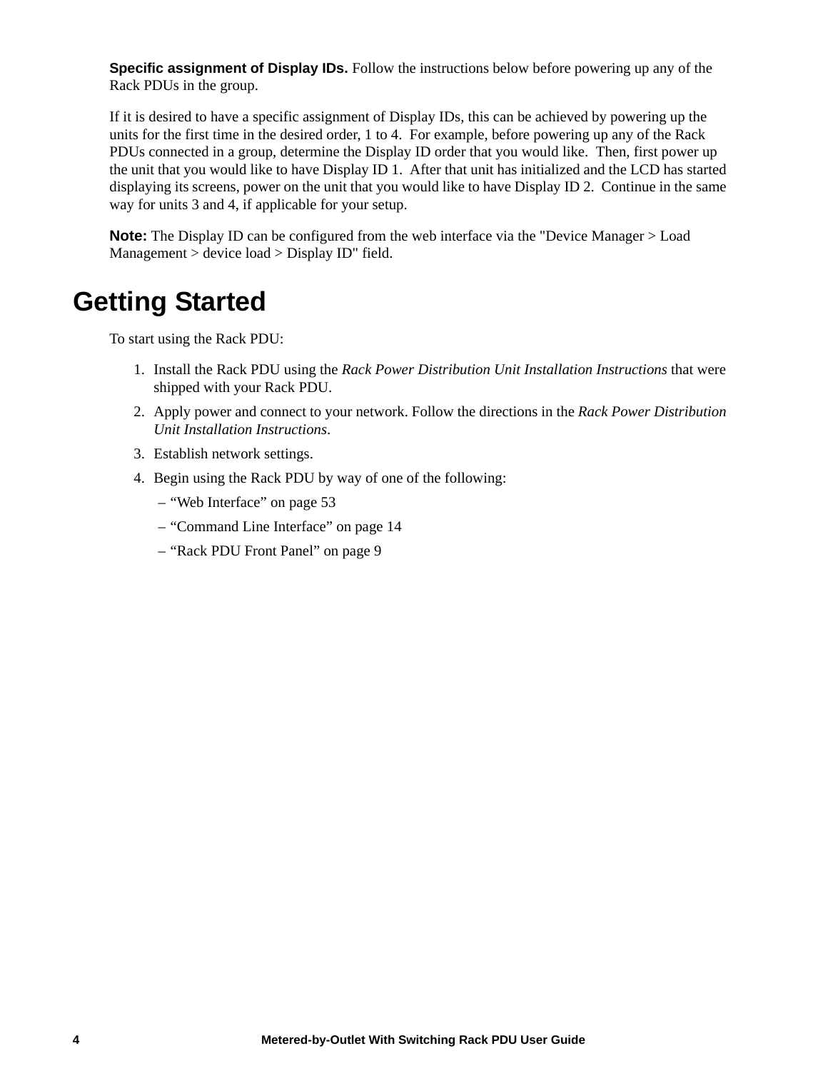**Specific assignment of Display IDs.** Follow the instructions below before powering up any of the Rack PDUs in the group.

If it is desired to have a specific assignment of Display IDs, this can be achieved by powering up the units for the first time in the desired order, 1 to 4. For example, before powering up any of the Rack PDUs connected in a group, determine the Display ID order that you would like. Then, first power up the unit that you would like to have Display ID 1. After that unit has initialized and the LCD has started displaying its screens, power on the unit that you would like to have Display ID 2. Continue in the same way for units 3 and 4, if applicable for your setup.

**Note:** The Display ID can be configured from the web interface via the "Device Manager > Load Management > device load > Display ID" field.

# Getting Started

To start using the Rack PDU:

1. Install the Rack PDU using the *Rack Power Distribution Unit Installation Instructions* that were shipped with your Rack PDU.
2. Apply power and connect to your network. Follow the directions in the *Rack Power Distribution Unit Installation Instructions*.
3. Establish network settings.
4. Begin using the Rack PDU by way of one of the following:
   – “Web Interface” on page 53
   – “Command Line Interface” on page 14
   – “Rack PDU Front Panel” on page 9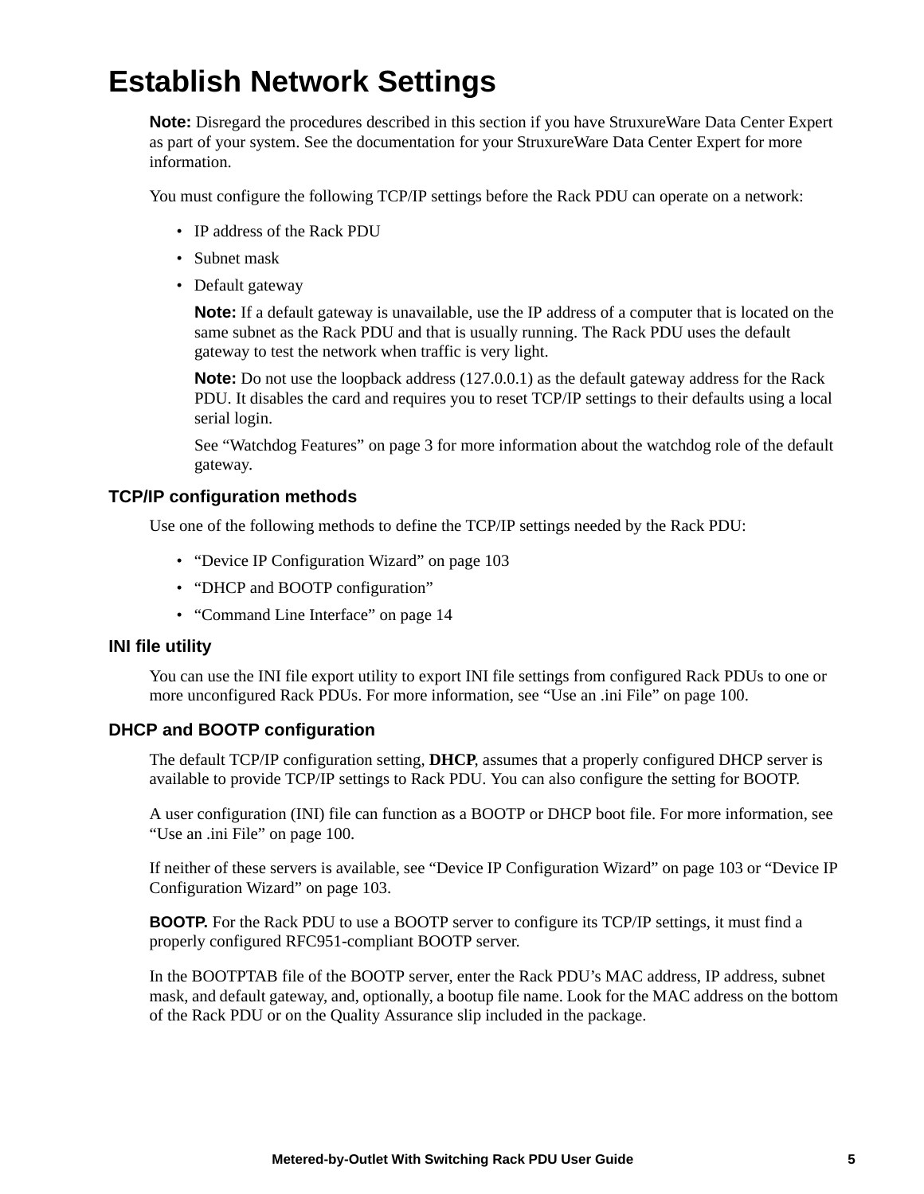# Establish Network Settings

**Note:** Disregard the procedures described in this section if you have StruxureWare Data Center Expert as part of your system. See the documentation for your StruxureWare Data Center Expert for more information.

You must configure the following TCP/IP settings before the Rack PDU can operate on a network:

- IP address of the Rack PDU
- Subnet mask
- Default gateway

  **Note:** If a default gateway is unavailable, use the IP address of a computer that is located on the same subnet as the Rack PDU and that is usually running. The Rack PDU uses the default gateway to test the network when traffic is very light.

  **Note:** Do not use the loopback address (127.0.0.1) as the default gateway address for the Rack PDU. It disables the card and requires you to reset TCP/IP settings to their defaults using a local serial login.

  See “Watchdog Features” on page 3 for more information about the watchdog role of the default gateway.

### TCP/IP configuration methods

Use one of the following methods to define the TCP/IP settings needed by the Rack PDU:

- “Device IP Configuration Wizard” on page 103
- “DHCP and BOOTP configuration”
- “Command Line Interface” on page 14

### INI file utility

You can use the INI file export utility to export INI file settings from configured Rack PDUs to one or more unconfigured Rack PDUs. For more information, see “Use an .ini File” on page 100.

### DHCP and BOOTP configuration

The default TCP/IP configuration setting, **DHCP**, assumes that a properly configured DHCP server is available to provide TCP/IP settings to Rack PDU. You can also configure the setting for BOOTP.

A user configuration (INI) file can function as a BOOTP or DHCP boot file. For more information, see “Use an .ini File” on page 100.

If neither of these servers is available, see “Device IP Configuration Wizard” on page 103 or “Device IP Configuration Wizard” on page 103.

**BOOTP.** For the Rack PDU to use a BOOTP server to configure its TCP/IP settings, it must find a properly configured RFC951-compliant BOOTP server.

In the BOOTPTAB file of the BOOTP server, enter the Rack PDU’s MAC address, IP address, subnet mask, and default gateway, and, optionally, a bootup file name. Look for the MAC address on the bottom of the Rack PDU or on the Quality Assurance slip included in the package.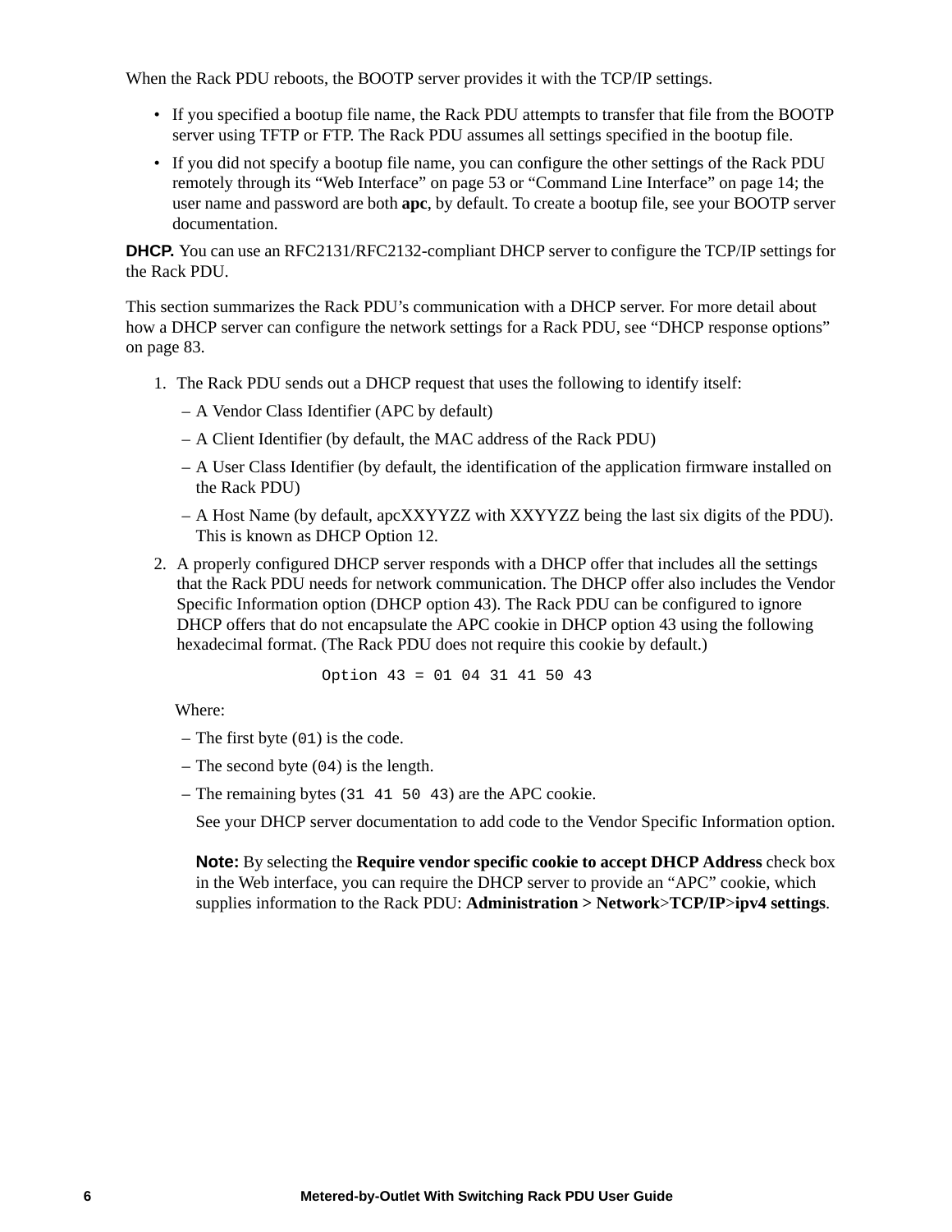When the Rack PDU reboots, the BOOTP server provides it with the TCP/IP settings.

- If you specified a bootup file name, the Rack PDU attempts to transfer that file from the BOOTP server using TFTP or FTP. The Rack PDU assumes all settings specified in the bootup file.
- If you did not specify a bootup file name, you can configure the other settings of the Rack PDU remotely through its “Web Interface” on page 53 or “Command Line Interface” on page 14; the user name and password are both **apc**, by default. To create a bootup file, see your BOOTP server documentation.

**DHCP.** You can use an RFC2131/RFC2132-compliant DHCP server to configure the TCP/IP settings for the Rack PDU.

This section summarizes the Rack PDU’s communication with a DHCP server. For more detail about how a DHCP server can configure the network settings for a Rack PDU, see “DHCP response options” on page 83.

1. The Rack PDU sends out a DHCP request that uses the following to identify itself:
   – A Vendor Class Identifier (APC by default)
   – A Client Identifier (by default, the MAC address of the Rack PDU)
   – A User Class Identifier (by default, the identification of the application firmware installed on the Rack PDU)
   – A Host Name (by default, apcXXYYZZ with XXYYZZ being the last six digits of the PDU). This is known as DHCP Option 12.
2. A properly configured DHCP server responds with a DHCP offer that includes all the settings that the Rack PDU needs for network communication. The DHCP offer also includes the Vendor Specific Information option (DHCP option 43). The Rack PDU can be configured to ignore DHCP offers that do not encapsulate the APC cookie in DHCP option 43 using the following hexadecimal format. (The Rack PDU does not require this cookie by default.)

   ```
   Option 43 = 01 04 31 41 50 43
   ```

   Where:
   – The first byte (`01`) is the code.
   – The second byte (`04`) is the length.
   – The remaining bytes (`31 41 50 43`) are the APC cookie.

   See your DHCP server documentation to add code to the Vendor Specific Information option.

   **Note:** By selecting the **Require vendor specific cookie to accept DHCP Address** check box in the Web interface, you can require the DHCP server to provide an “APC” cookie, which supplies information to the Rack PDU: **Administration > Network>TCP/IP>ipv4 settings**.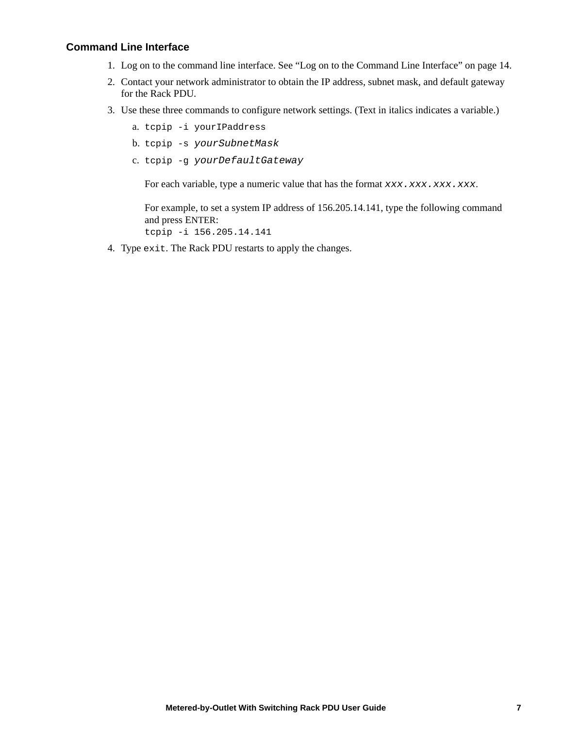### Command Line Interface

1. Log on to the command line interface. See “Log on to the Command Line Interface” on page 14.
2. Contact your network administrator to obtain the IP address, subnet mask, and default gateway for the Rack PDU.
3. Use these three commands to configure network settings. (Text in italics indicates a variable.)
   a. `tcpip -i yourIPaddress`
   b. `tcpip -s` *`yourSubnetMask`*
   c. `tcpip -g` *`yourDefaultGateway`*

   For each variable, type a numeric value that has the format *`xxx.xxx.xxx.xxx`*.

   For example, to set a system IP address of 156.205.14.141, type the following command and press ENTER:
   `tcpip -i 156.205.14.141`
4. Type `exit`. The Rack PDU restarts to apply the changes.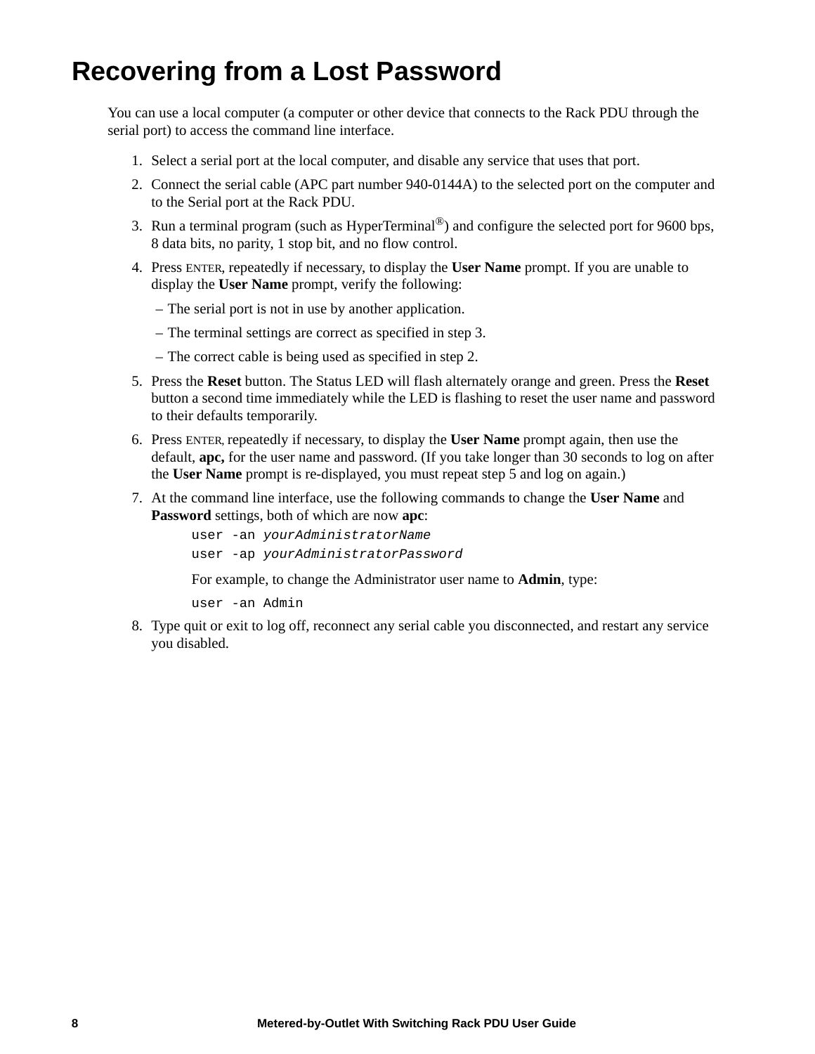# Recovering from a Lost Password

You can use a local computer (a computer or other device that connects to the Rack PDU through the serial port) to access the command line interface.

1. Select a serial port at the local computer, and disable any service that uses that port.
2. Connect the serial cable (APC part number 940-0144A) to the selected port on the computer and to the Serial port at the Rack PDU.
3. Run a terminal program (such as HyperTerminal®) and configure the selected port for 9600 bps, 8 data bits, no parity, 1 stop bit, and no flow control.
4. Press ENTER, repeatedly if necessary, to display the **User Name** prompt. If you are unable to display the **User Name** prompt, verify the following:
   – The serial port is not in use by another application.
   – The terminal settings are correct as specified in step 3.
   – The correct cable is being used as specified in step 2.
5. Press the **Reset** button. The Status LED will flash alternately orange and green. Press the **Reset** button a second time immediately while the LED is flashing to reset the user name and password to their defaults temporarily.
6. Press ENTER, repeatedly if necessary, to display the **User Name** prompt again, then use the default, **apc,** for the user name and password. (If you take longer than 30 seconds to log on after the **User Name** prompt is re-displayed, you must repeat step 5 and log on again.)
7. At the command line interface, use the following commands to change the **User Name** and **Password** settings, both of which are now **apc**:

   ```
   user -an yourAdministratorName
   user -ap yourAdministratorPassword
   ```

   For example, to change the Administrator user name to **Admin**, type:

   ```
   user -an Admin
   ```

8. Type quit or exit to log off, reconnect any serial cable you disconnected, and restart any service you disabled.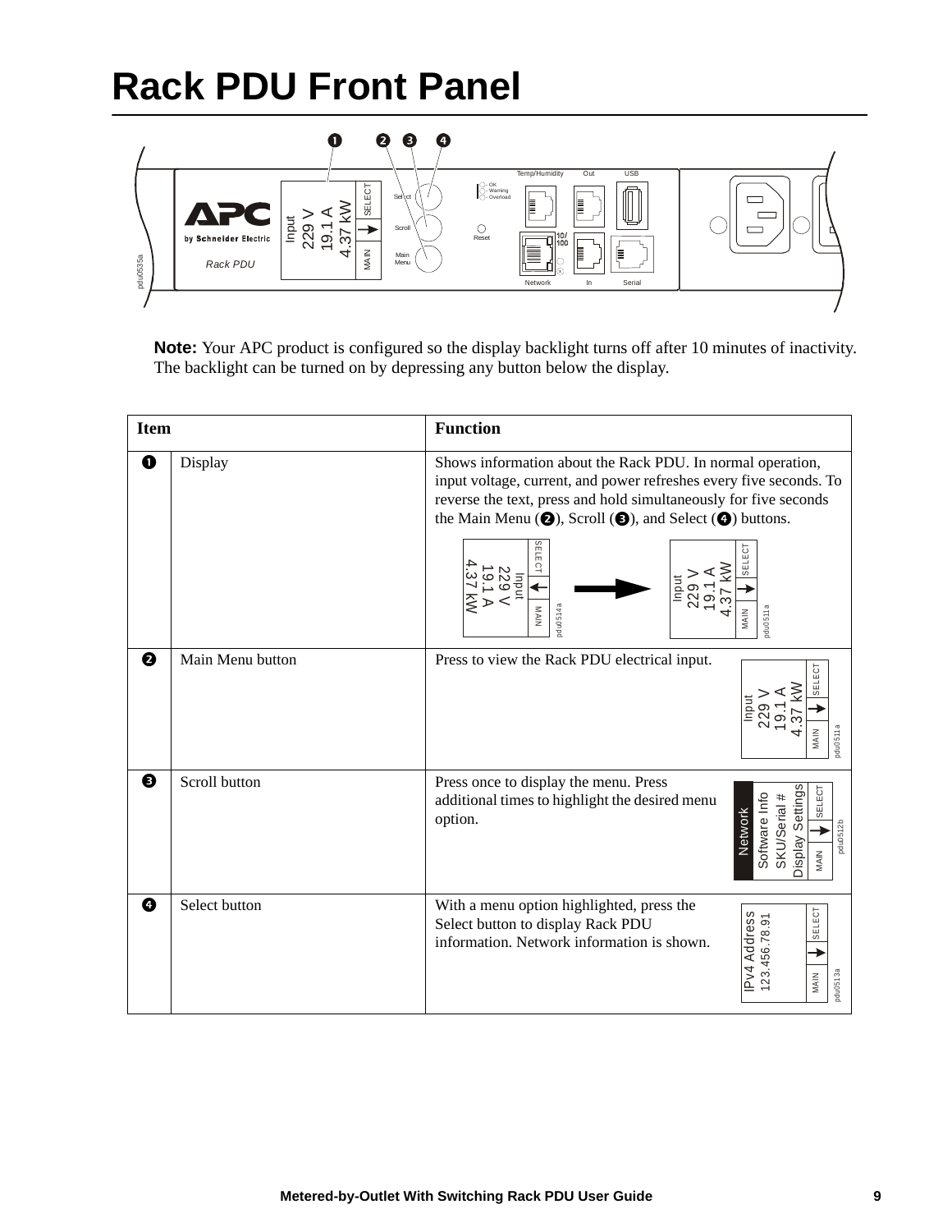# Rack PDU Front Panel

**Note:** Your APC product is configured so the display backlight turns off after 10 minutes of inactivity. The backlight can be turned on by depressing any button below the display.

| Item | | Function |
|---|---|---|
| ❶ | Display | Shows information about the Rack PDU. In normal operation, input voltage, current, and power refreshes every five seconds. To reverse the text, press and hold simultaneously for five seconds the Main Menu (❷), Scroll (❸), and Select (❹) buttons. |
| ❷ | Main Menu button | Press to view the Rack PDU electrical input. |
| ❸ | Scroll button | Press once to display the menu. Press additional times to highlight the desired menu option. |
| ❹ | Select button | With a menu option highlighted, press the Select button to display Rack PDU information. Network information is shown. |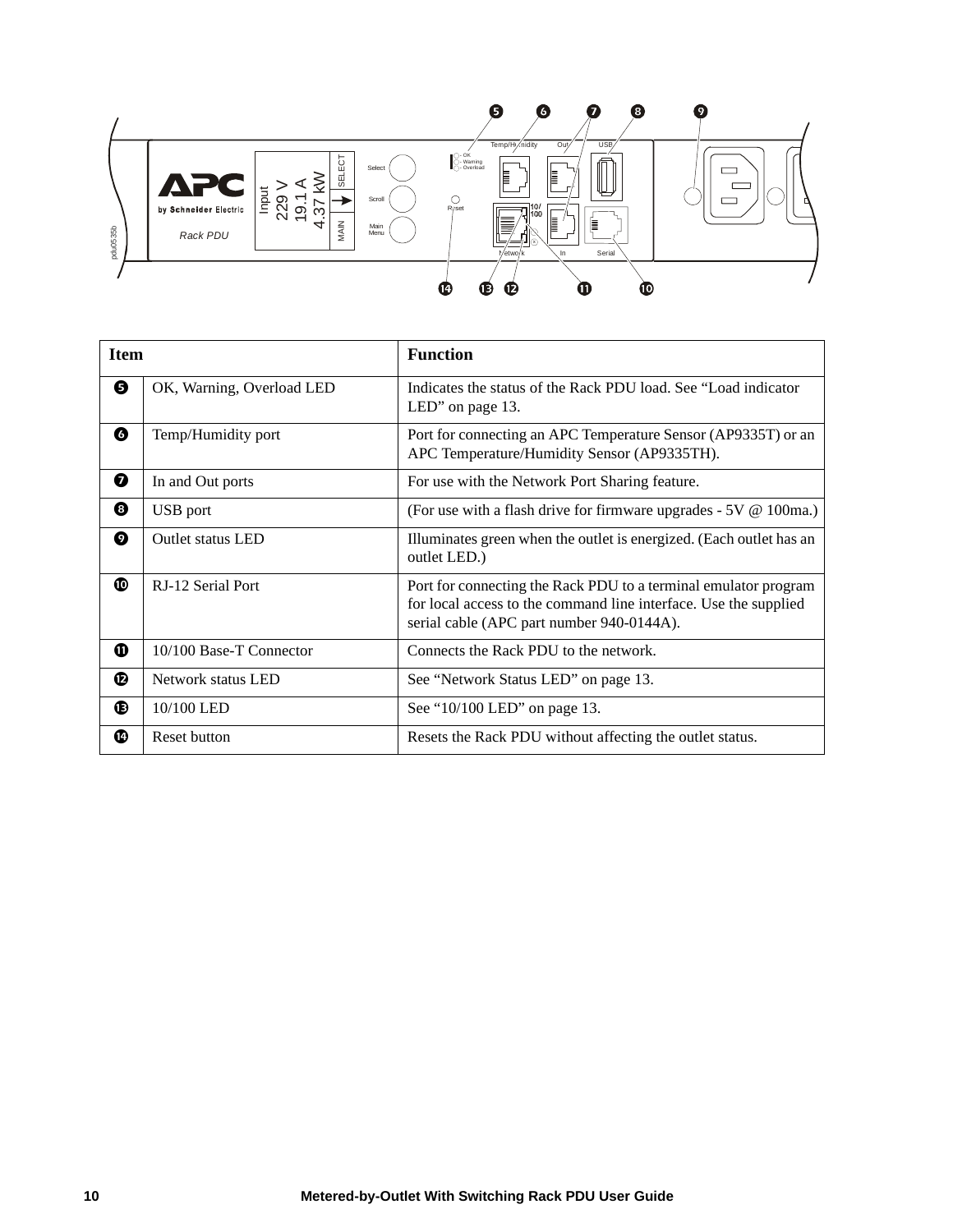| Item | | Function |
|---|---|---|
| ❺ | OK, Warning, Overload LED | Indicates the status of the Rack PDU load. See “Load indicator LED” on page 13. |
| ❻ | Temp/Humidity port | Port for connecting an APC Temperature Sensor (AP9335T) or an APC Temperature/Humidity Sensor (AP9335TH). |
| ❼ | In and Out ports | For use with the Network Port Sharing feature. |
| ❽ | USB port | (For use with a flash drive for firmware upgrades - 5V @ 100ma.) |
| ❾ | Outlet status LED | Illuminates green when the outlet is energized. (Each outlet has an outlet LED.) |
| ❿ | RJ-12 Serial Port | Port for connecting the Rack PDU to a terminal emulator program for local access to the command line interface. Use the supplied serial cable (APC part number 940-0144A). |
| ⓫ | 10/100 Base-T Connector | Connects the Rack PDU to the network. |
| ⓬ | Network status LED | See “Network Status LED” on page 13. |
| ⓭ | 10/100 LED | See “10/100 LED” on page 13. |
| ⓮ | Reset button | Resets the Rack PDU without affecting the outlet status. |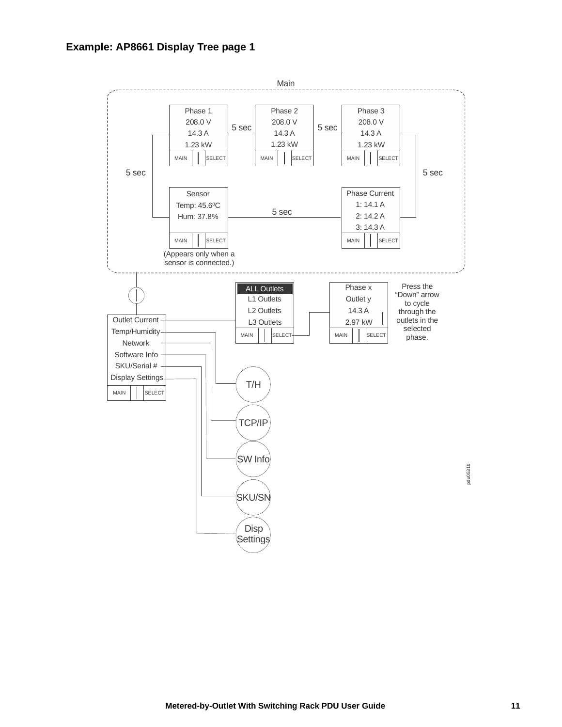### Example: AP8661 Display Tree page 1

Main

Phase 1
208.0 V
14.3 A
1.23 kW
MAIN | SELECT

5 sec

Phase 2
208.0 V
14.3 A
1.23 kW
MAIN | SELECT

5 sec

Phase 3
208.0 V
14.3 A
1.23 kW
MAIN | SELECT

5 sec

5 sec

Sensor
Temp: 45.6ºC
Hum: 37.8%
MAIN | SELECT

(Appears only when a sensor is connected.)

5 sec

Phase Current
1: 14.1 A
2: 14.2 A
3: 14.3 A
MAIN | SELECT

Outlet Current
Temp/Humidity
Network
Software Info
SKU/Serial #
Display Settings
MAIN | SELECT

ALL Outlets
L1 Outlets
L2 Outlets
L3 Outlets
MAIN | SELECT

Phase x
Outlet y
14.3 A
2.97 kW
MAIN | SELECT

Press the "Down" arrow to cycle through the outlets in the selected phase.

T/H

TCP/IP

SW Info

SKU/SN

Disp Settings

pdu0531b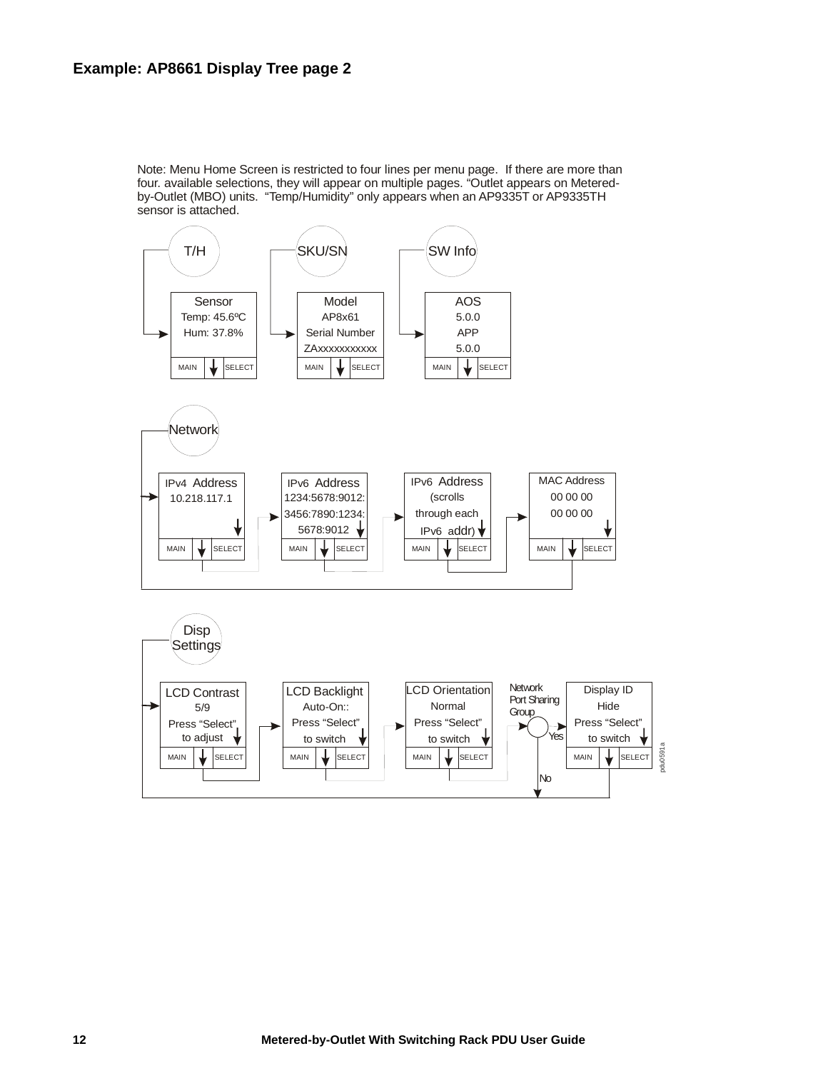### Example: AP8661 Display Tree page 2

Note: Menu Home Screen is restricted to four lines per menu page. If there are more than four. available selections, they will appear on multiple pages. “Outlet appears on Metered-by-Outlet (MBO) units. “Temp/Humidity” only appears when an AP9335T or AP9335TH sensor is attached.

T/H

Sensor
Temp: 45.6ºC
Hum: 37.8%
MAIN | SELECT

SKU/SN

Model
AP8x61
Serial Number
ZAxxxxxxxxxxx
MAIN | SELECT

SW Info

AOS
5.0.0
APP
5.0.0
MAIN | SELECT

Network

IPv4 Address
10.218.117.1
MAIN | SELECT

IPv6 Address
1234:5678:9012:
3456:7890:1234:
5678:9012
MAIN | SELECT

IPv6 Address
(scrolls
through each
IPv6 addr)
MAIN | SELECT

MAC Address
00 00 00
00 00 00
MAIN | SELECT

Disp Settings

LCD Contrast
5/9
Press “Select”
to adjust
MAIN | SELECT

LCD Backlight
Auto-On::
Press “Select”
to switch
MAIN | SELECT

LCD Orientation
Normal
Press “Select”
to switch
MAIN | SELECT

Network Port Sharing Group
Yes
No

Display ID
Hide
Press “Select”
to switch
MAIN | SELECT

pdu0591a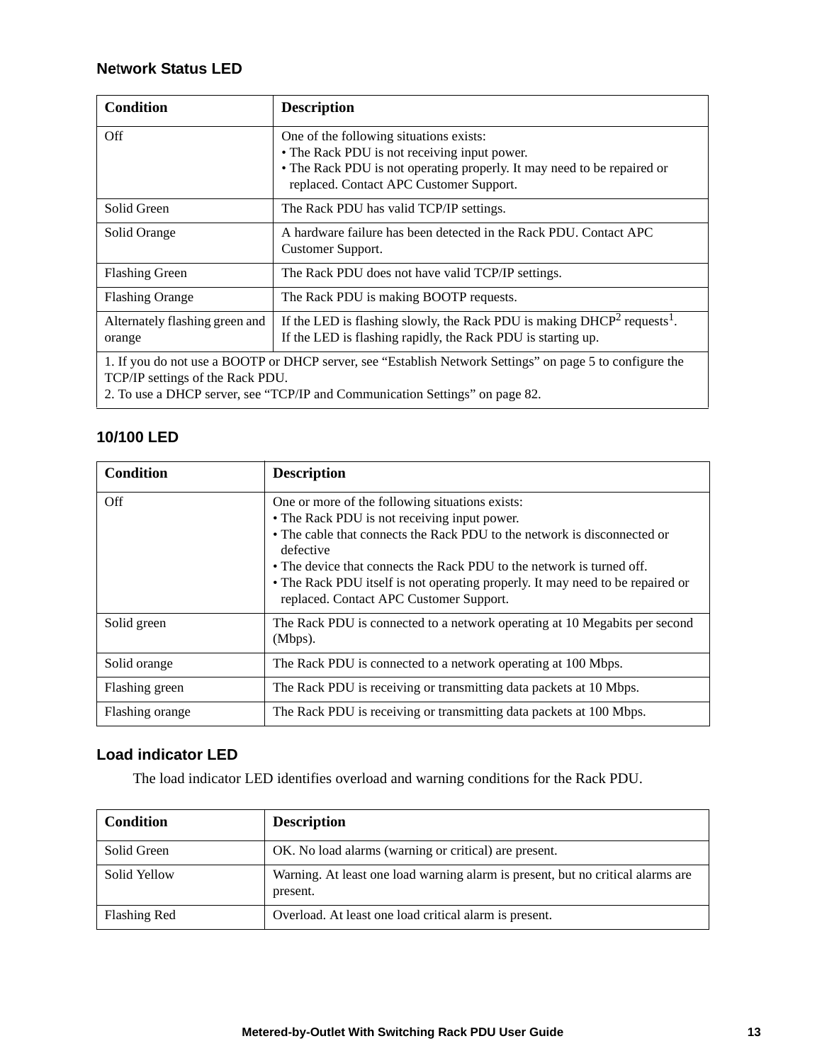### Network Status LED

| Condition | Description |
| --- | --- |
| Off | One of the following situations exists:<br>• The Rack PDU is not receiving input power.<br>• The Rack PDU is not operating properly. It may need to be repaired or replaced. Contact APC Customer Support. |
| Solid Green | The Rack PDU has valid TCP/IP settings. |
| Solid Orange | A hardware failure has been detected in the Rack PDU. Contact APC Customer Support. |
| Flashing Green | The Rack PDU does not have valid TCP/IP settings. |
| Flashing Orange | The Rack PDU is making BOOTP requests. |
| Alternately flashing green and orange | If the LED is flashing slowly, the Rack PDU is making DHCP[2] requests[1].<br>If the LED is flashing rapidly, the Rack PDU is starting up. |
| 1. If you do not use a BOOTP or DHCP server, see “Establish Network Settings” on page 5 to configure the TCP/IP settings of the Rack PDU.<br>2. To use a DHCP server, see “TCP/IP and Communication Settings” on page 82. | |

### 10/100 LED

| Condition | Description |
| --- | --- |
| Off | One or more of the following situations exists:<br>• The Rack PDU is not receiving input power.<br>• The cable that connects the Rack PDU to the network is disconnected or defective<br>• The device that connects the Rack PDU to the network is turned off.<br>• The Rack PDU itself is not operating properly. It may need to be repaired or replaced. Contact APC Customer Support. |
| Solid green | The Rack PDU is connected to a network operating at 10 Megabits per second (Mbps). |
| Solid orange | The Rack PDU is connected to a network operating at 100 Mbps. |
| Flashing green | The Rack PDU is receiving or transmitting data packets at 10 Mbps. |
| Flashing orange | The Rack PDU is receiving or transmitting data packets at 100 Mbps. |

### Load indicator LED

The load indicator LED identifies overload and warning conditions for the Rack PDU.

| Condition | Description |
| --- | --- |
| Solid Green | OK. No load alarms (warning or critical) are present. |
| Solid Yellow | Warning. At least one load warning alarm is present, but no critical alarms are present. |
| Flashing Red | Overload. At least one load critical alarm is present. |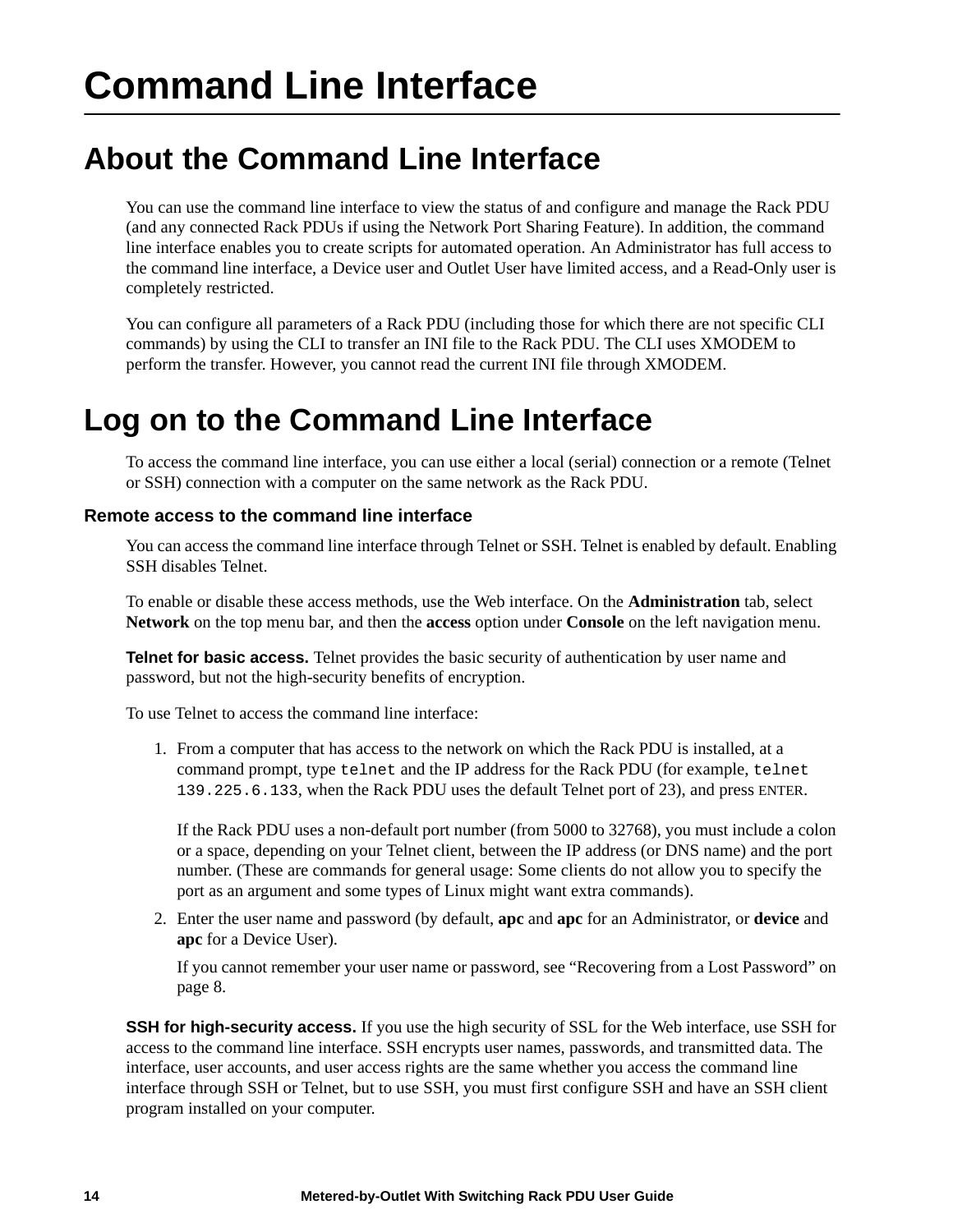# Command Line Interface

## About the Command Line Interface

You can use the command line interface to view the status of and configure and manage the Rack PDU (and any connected Rack PDUs if using the Network Port Sharing Feature). In addition, the command line interface enables you to create scripts for automated operation. An Administrator has full access to the command line interface, a Device user and Outlet User have limited access, and a Read-Only user is completely restricted.

You can configure all parameters of a Rack PDU (including those for which there are not specific CLI commands) by using the CLI to transfer an INI file to the Rack PDU. The CLI uses XMODEM to perform the transfer. However, you cannot read the current INI file through XMODEM.

## Log on to the Command Line Interface

To access the command line interface, you can use either a local (serial) connection or a remote (Telnet or SSH) connection with a computer on the same network as the Rack PDU.

### Remote access to the command line interface

You can access the command line interface through Telnet or SSH. Telnet is enabled by default. Enabling SSH disables Telnet.

To enable or disable these access methods, use the Web interface. On the **Administration** tab, select **Network** on the top menu bar, and then the **access** option under **Console** on the left navigation menu.

**Telnet for basic access.** Telnet provides the basic security of authentication by user name and password, but not the high-security benefits of encryption.

To use Telnet to access the command line interface:

1. From a computer that has access to the network on which the Rack PDU is installed, at a command prompt, type `telnet` and the IP address for the Rack PDU (for example, `telnet 139.225.6.133`, when the Rack PDU uses the default Telnet port of 23), and press ENTER.

   If the Rack PDU uses a non-default port number (from 5000 to 32768), you must include a colon or a space, depending on your Telnet client, between the IP address (or DNS name) and the port number. (These are commands for general usage: Some clients do not allow you to specify the port as an argument and some types of Linux might want extra commands).

2. Enter the user name and password (by default, **apc** and **apc** for an Administrator, or **device** and **apc** for a Device User).

   If you cannot remember your user name or password, see "Recovering from a Lost Password" on page 8.

**SSH for high-security access.** If you use the high security of SSL for the Web interface, use SSH for access to the command line interface. SSH encrypts user names, passwords, and transmitted data. The interface, user accounts, and user access rights are the same whether you access the command line interface through SSH or Telnet, but to use SSH, you must first configure SSH and have an SSH client program installed on your computer.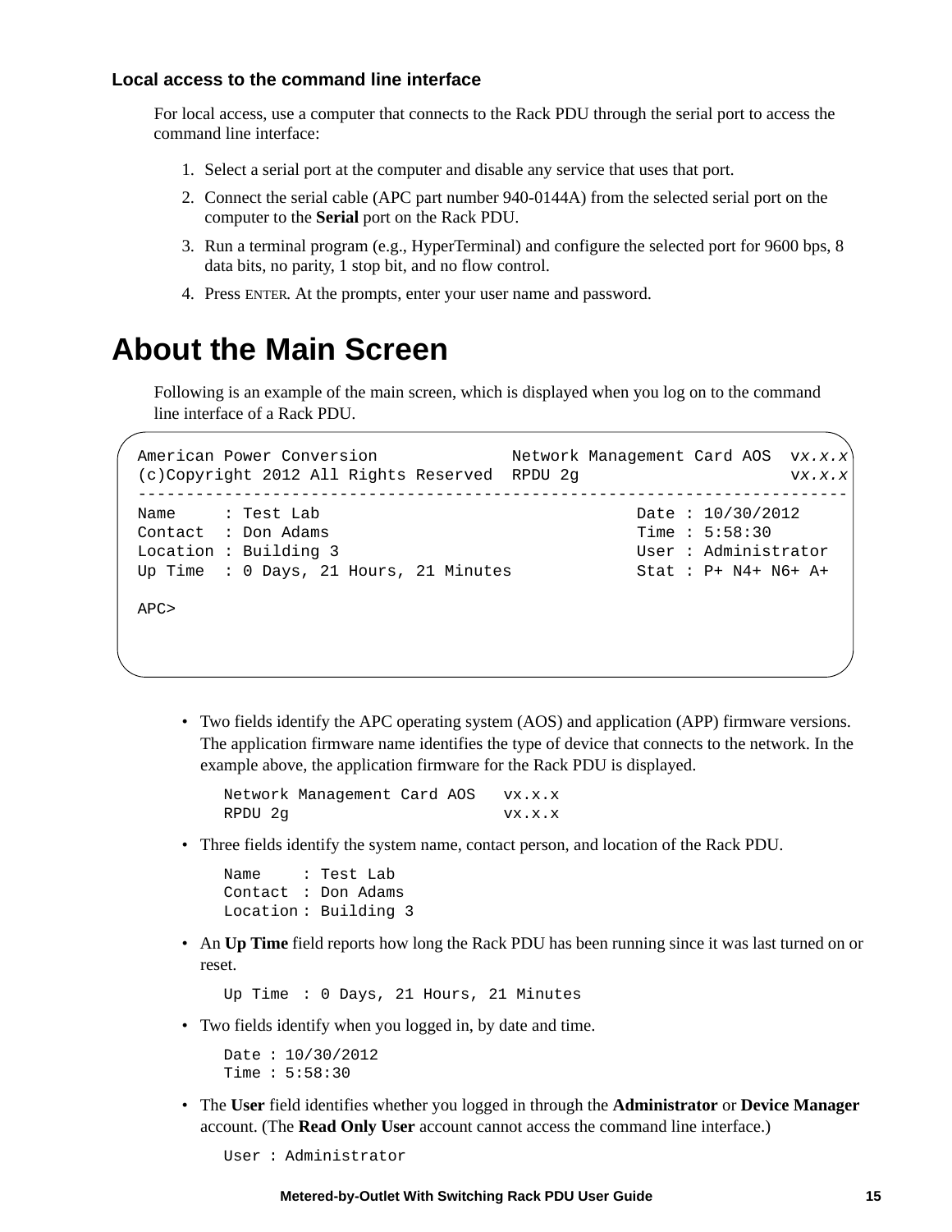### Local access to the command line interface

For local access, use a computer that connects to the Rack PDU through the serial port to access the command line interface:

1. Select a serial port at the computer and disable any service that uses that port.
2. Connect the serial cable (APC part number 940-0144A) from the selected serial port on the computer to the **Serial** port on the Rack PDU.
3. Run a terminal program (e.g., HyperTerminal) and configure the selected port for 9600 bps, 8 data bits, no parity, 1 stop bit, and no flow control.
4. Press ENTER. At the prompts, enter your user name and password.

## About the Main Screen

Following is an example of the main screen, which is displayed when you log on to the command line interface of a Rack PDU.

```
American Power Conversion             Network Management Card AOS  vx.x.x
(c)Copyright 2012 All Rights Reserved  RPDU 2g                     vx.x.x
-----------------------------------------------------------------------
Name     : Test Lab                                 Date : 10/30/2012
Contact  : Don Adams                                Time : 5:58:30
Location : Building 3                               User : Administrator
Up Time  : 0 Days, 21 Hours, 21 Minutes             Stat : P+ N4+ N6+ A+

APC>
```

- Two fields identify the APC operating system (AOS) and application (APP) firmware versions. The application firmware name identifies the type of device that connects to the network. In the example above, the application firmware for the Rack PDU is displayed.

  ```
  Network Management Card AOS   vx.x.x
  RPDU 2g                       vx.x.x
  ```

- Three fields identify the system name, contact person, and location of the Rack PDU.

  ```
  Name     : Test Lab
  Contact  : Don Adams
  Location : Building 3
  ```

- An **Up Time** field reports how long the Rack PDU has been running since it was last turned on or reset.

  ```
  Up Time  : 0 Days, 21 Hours, 21 Minutes
  ```

- Two fields identify when you logged in, by date and time.

  ```
  Date : 10/30/2012
  Time : 5:58:30
  ```

- The **User** field identifies whether you logged in through the **Administrator** or **Device Manager** account. (The **Read Only User** account cannot access the command line interface.)

  ```
  User : Administrator
  ```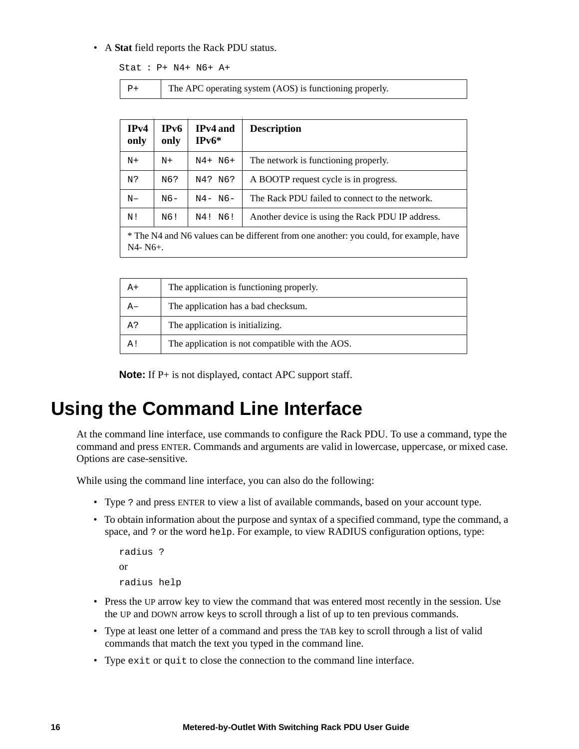- A **Stat** field reports the Rack PDU status.

```
Stat : P+ N4+ N6+ A+
```

| | |
|---|---|
| P+ | The APC operating system (AOS) is functioning properly. |

| IPv4 only | IPv6 only | IPv4 and IPv6* | Description |
|---|---|---|---|
| N+ | N+ | N4+ N6+ | The network is functioning properly. |
| N? | N6? | N4? N6? | A BOOTP request cycle is in progress. |
| N– | N6- | N4- N6- | The Rack PDU failed to connect to the network. |
| N! | N6! | N4! N6! | Another device is using the Rack PDU IP address. |
| * The N4 and N6 values can be different from one another: you could, for example, have N4- N6+. | | | |

| | |
|---|---|
| A+ | The application is functioning properly. |
| A– | The application has a bad checksum. |
| A? | The application is initializing. |
| A! | The application is not compatible with the AOS. |

**Note:** If P+ is not displayed, contact APC support staff.

# Using the Command Line Interface

At the command line interface, use commands to configure the Rack PDU. To use a command, type the command and press ENTER. Commands and arguments are valid in lowercase, uppercase, or mixed case. Options are case-sensitive.

While using the command line interface, you can also do the following:

- Type `?` and press ENTER to view a list of available commands, based on your account type.
- To obtain information about the purpose and syntax of a specified command, type the command, a space, and `?` or the word `help`. For example, to view RADIUS configuration options, type:

  ```
  radius ?
  ```
  or
  ```
  radius help
  ```

- Press the UP arrow key to view the command that was entered most recently in the session. Use the UP and DOWN arrow keys to scroll through a list of up to ten previous commands.
- Type at least one letter of a command and press the TAB key to scroll through a list of valid commands that match the text you typed in the command line.
- Type `exit` or `quit` to close the connection to the command line interface.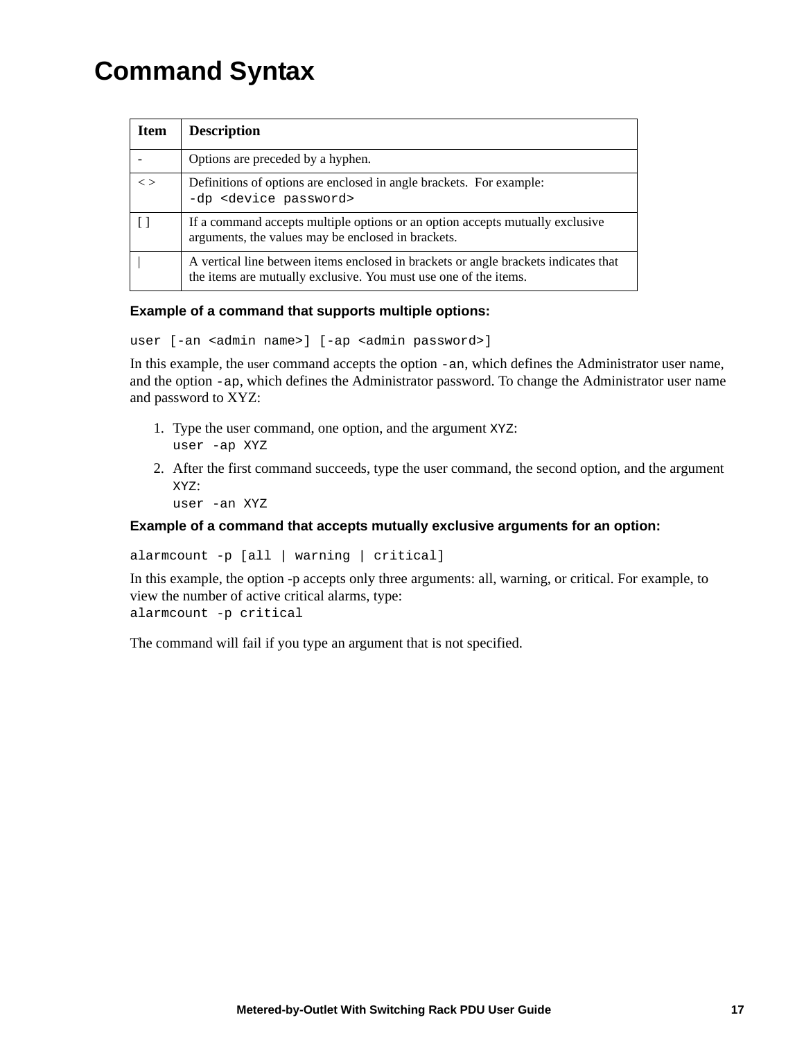# Command Syntax

| Item | Description |
|---|---|
| - | Options are preceded by a hyphen. |
| < > | Definitions of options are enclosed in angle brackets. For example:<br>`-dp <device password>` |
| [ ] | If a command accepts multiple options or an option accepts mutually exclusive arguments, the values may be enclosed in brackets. |
| \| | A vertical line between items enclosed in brackets or angle brackets indicates that the items are mutually exclusive. You must use one of the items. |

**Example of a command that supports multiple options:**

```
user [-an <admin name>] [-ap <admin password>]
```

In this example, the user command accepts the option `-an`, which defines the Administrator user name, and the option `-ap`, which defines the Administrator password. To change the Administrator user name and password to XYZ:

1. Type the user command, one option, and the argument `XYZ`:
   `user -ap XYZ`
2. After the first command succeeds, type the user command, the second option, and the argument `XYZ`:
   `user -an XYZ`

**Example of a command that accepts mutually exclusive arguments for an option:**

```
alarmcount -p [all | warning | critical]
```

In this example, the option -p accepts only three arguments: all, warning, or critical. For example, to view the number of active critical alarms, type:
`alarmcount -p critical`

The command will fail if you type an argument that is not specified.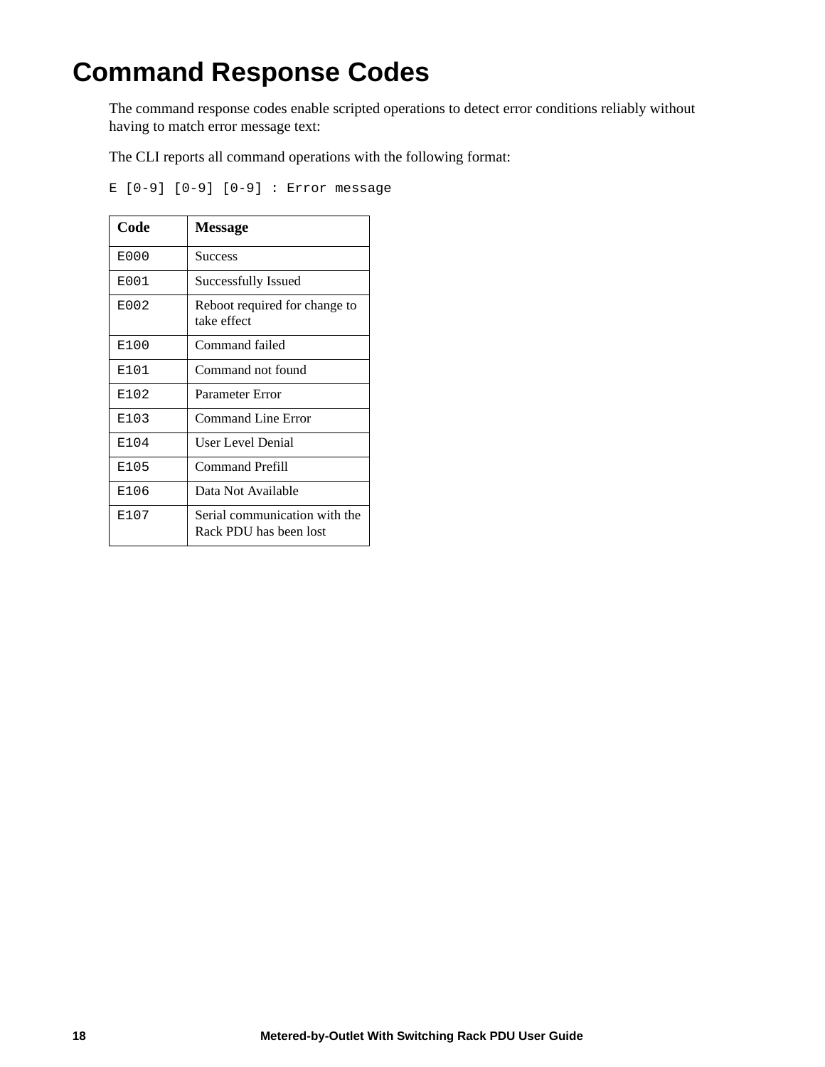# Command Response Codes

The command response codes enable scripted operations to detect error conditions reliably without having to match error message text:

The CLI reports all command operations with the following format:

```
E [0-9] [0-9] [0-9] : Error message
```

| Code | Message |
|---|---|
| E000 | Success |
| E001 | Successfully Issued |
| E002 | Reboot required for change to take effect |
| E100 | Command failed |
| E101 | Command not found |
| E102 | Parameter Error |
| E103 | Command Line Error |
| E104 | User Level Denial |
| E105 | Command Prefill |
| E106 | Data Not Available |
| E107 | Serial communication with the Rack PDU has been lost |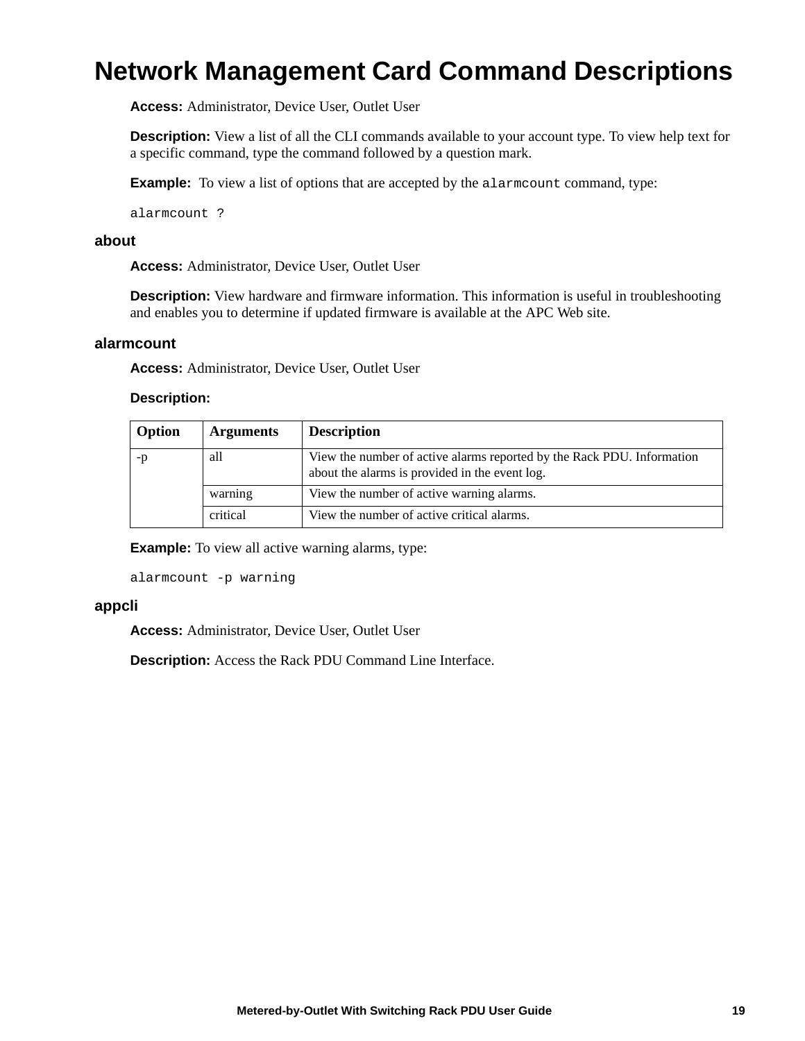# Network Management Card Command Descriptions

**Access:** Administrator, Device User, Outlet User

**Description:** View a list of all the CLI commands available to your account type. To view help text for a specific command, type the command followed by a question mark.

**Example:** To view a list of options that are accepted by the `alarmcount` command, type:

```
alarmcount ?
```

### about

**Access:** Administrator, Device User, Outlet User

**Description:** View hardware and firmware information. This information is useful in troubleshooting and enables you to determine if updated firmware is available at the APC Web site.

### alarmcount

**Access:** Administrator, Device User, Outlet User

**Description:**

| Option | Arguments | Description |
|---|---|---|
| -p | all | View the number of active alarms reported by the Rack PDU. Information about the alarms is provided in the event log. |
| | warning | View the number of active warning alarms. |
| | critical | View the number of active critical alarms. |

**Example:** To view all active warning alarms, type:

```
alarmcount -p warning
```

### appcli

**Access:** Administrator, Device User, Outlet User

**Description:** Access the Rack PDU Command Line Interface.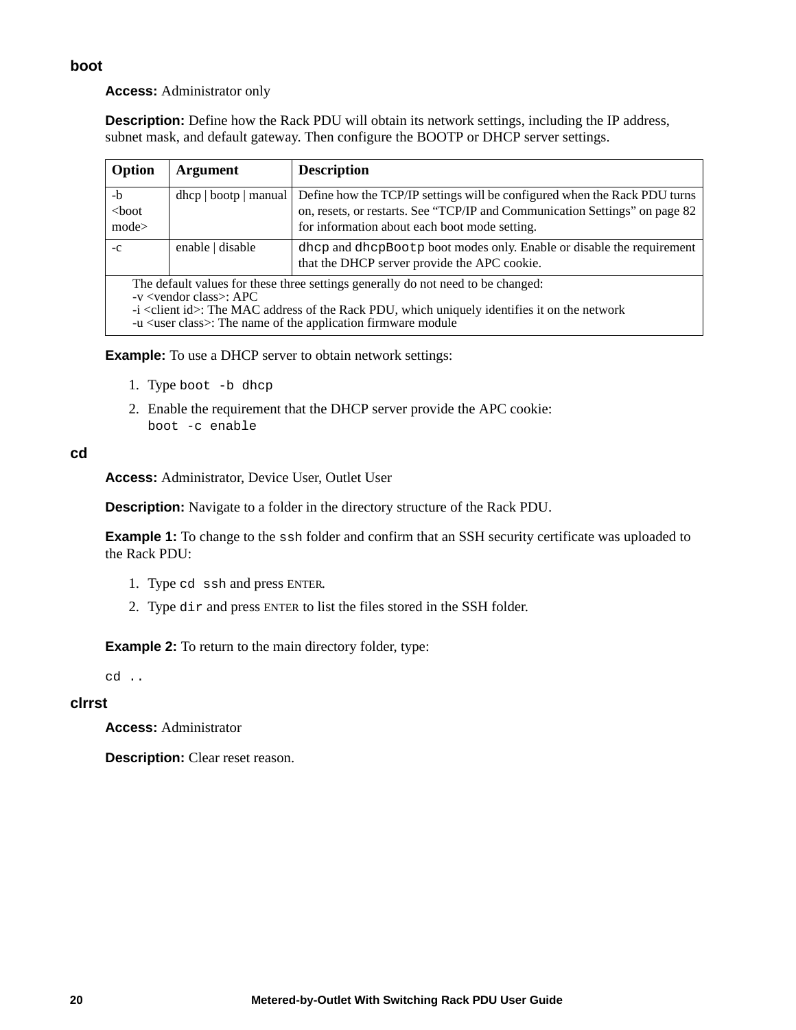### boot

**Access:** Administrator only

**Description:** Define how the Rack PDU will obtain its network settings, including the IP address, subnet mask, and default gateway. Then configure the BOOTP or DHCP server settings.

| Option | Argument | Description |
|---|---|---|
| -b <boot mode> | dhcp \| bootp \| manual | Define how the TCP/IP settings will be configured when the Rack PDU turns on, resets, or restarts. See "TCP/IP and Communication Settings" on page 82 for information about each boot mode setting. |
| -c | enable \| disable | `dhcp` and `dhcpBootp` boot modes only. Enable or disable the requirement that the DHCP server provide the APC cookie. |
| The default values for these three settings generally do not need to be changed:<br>-v <vendor class>: APC<br>-i <client id>: The MAC address of the Rack PDU, which uniquely identifies it on the network<br>-u <user class>: The name of the application firmware module | | |

**Example:** To use a DHCP server to obtain network settings:

1. Type `boot -b dhcp`
2. Enable the requirement that the DHCP server provide the APC cookie:
   `boot -c enable`

### cd

**Access:** Administrator, Device User, Outlet User

**Description:** Navigate to a folder in the directory structure of the Rack PDU.

**Example 1:** To change to the `ssh` folder and confirm that an SSH security certificate was uploaded to the Rack PDU:

1. Type `cd ssh` and press ENTER.
2. Type `dir` and press ENTER to list the files stored in the SSH folder.

**Example 2:** To return to the main directory folder, type:

```
cd ..
```

### clrrst

**Access:** Administrator

**Description:** Clear reset reason.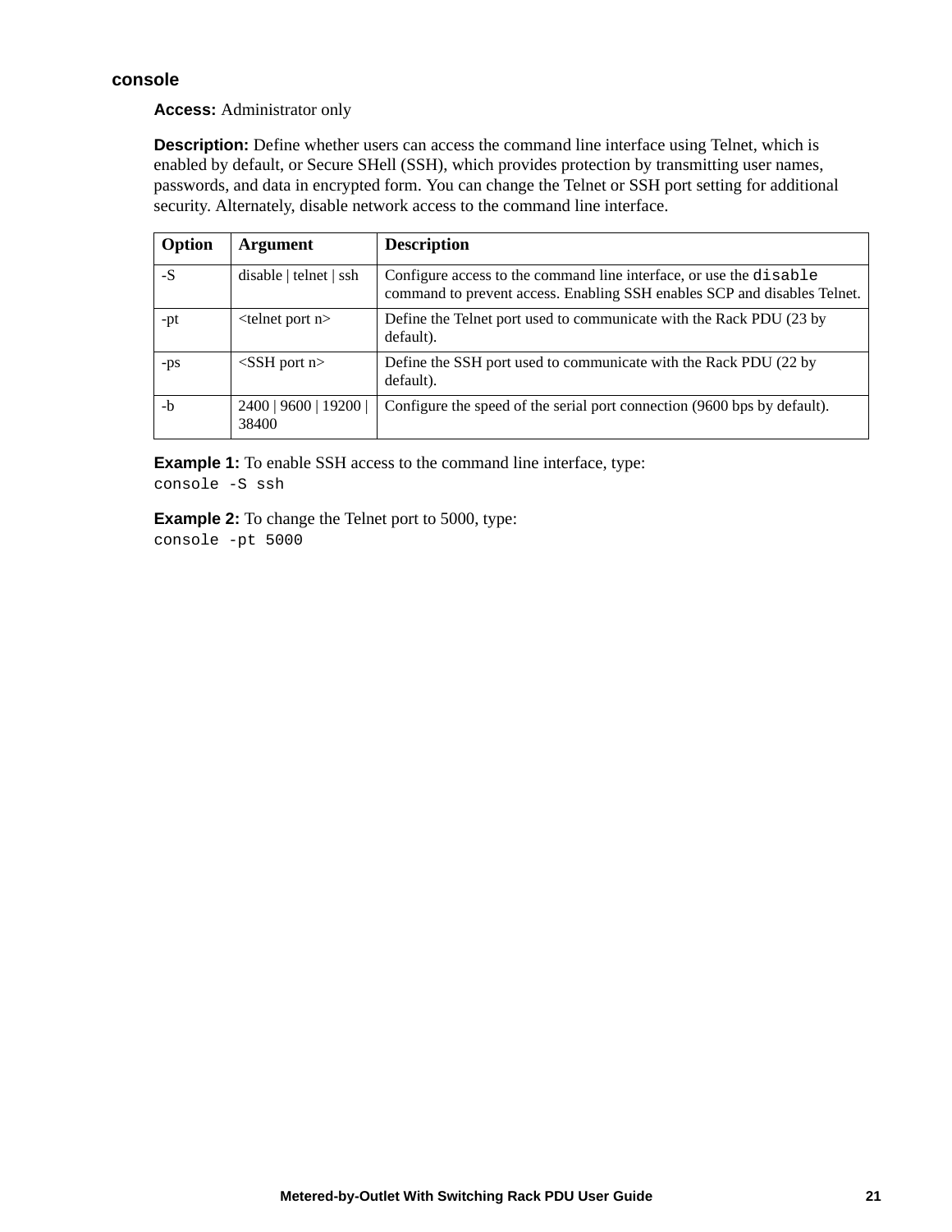### console

**Access:** Administrator only

**Description:** Define whether users can access the command line interface using Telnet, which is enabled by default, or Secure SHell (SSH), which provides protection by transmitting user names, passwords, and data in encrypted form. You can change the Telnet or SSH port setting for additional security. Alternately, disable network access to the command line interface.

| Option | Argument | Description |
|---|---|---|
| -S | disable \| telnet \| ssh | Configure access to the command line interface, or use the `disable` command to prevent access. Enabling SSH enables SCP and disables Telnet. |
| -pt | <telnet port n> | Define the Telnet port used to communicate with the Rack PDU (23 by default). |
| -ps | <SSH port n> | Define the SSH port used to communicate with the Rack PDU (22 by default). |
| -b | 2400 \| 9600 \| 19200 \| 38400 | Configure the speed of the serial port connection (9600 bps by default). |

**Example 1:** To enable SSH access to the command line interface, type:

```
console -S ssh
```

**Example 2:** To change the Telnet port to 5000, type:

```
console -pt 5000
```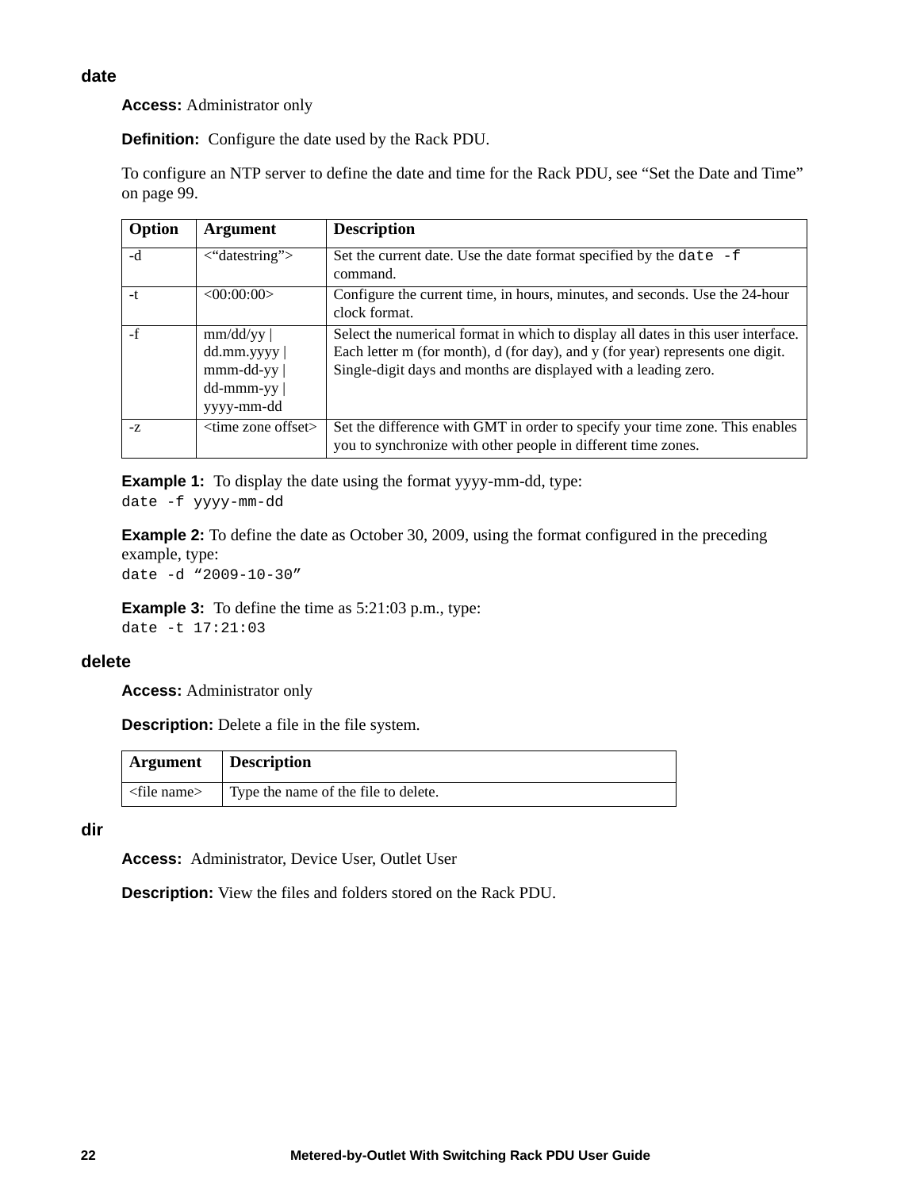### date

**Access:** Administrator only

**Definition:** Configure the date used by the Rack PDU.

To configure an NTP server to define the date and time for the Rack PDU, see “Set the Date and Time” on page 99.

| Option | Argument | Description |
|---|---|---|
| -d | <“datestring”> | Set the current date. Use the date format specified by the `date -f` command. |
| -t | <00:00:00> | Configure the current time, in hours, minutes, and seconds. Use the 24-hour clock format. |
| -f | mm/dd/yy \| dd.mm.yyyy \| mmm-dd-yy \| dd-mmm-yy \| yyyy-mm-dd | Select the numerical format in which to display all dates in this user interface. Each letter m (for month), d (for day), and y (for year) represents one digit. Single-digit days and months are displayed with a leading zero. |
| -z | <time zone offset> | Set the difference with GMT in order to specify your time zone. This enables you to synchronize with other people in different time zones. |

**Example 1:** To display the date using the format yyyy-mm-dd, type:
```
date -f yyyy-mm-dd
```

**Example 2:** To define the date as October 30, 2009, using the format configured in the preceding example, type:
```
date -d “2009-10-30”
```

**Example 3:** To define the time as 5:21:03 p.m., type:
```
date -t 17:21:03
```

### delete

**Access:** Administrator only

**Description:** Delete a file in the file system.

| Argument | Description |
|---|---|
| <file name> | Type the name of the file to delete. |

### dir

**Access:** Administrator, Device User, Outlet User

**Description:** View the files and folders stored on the Rack PDU.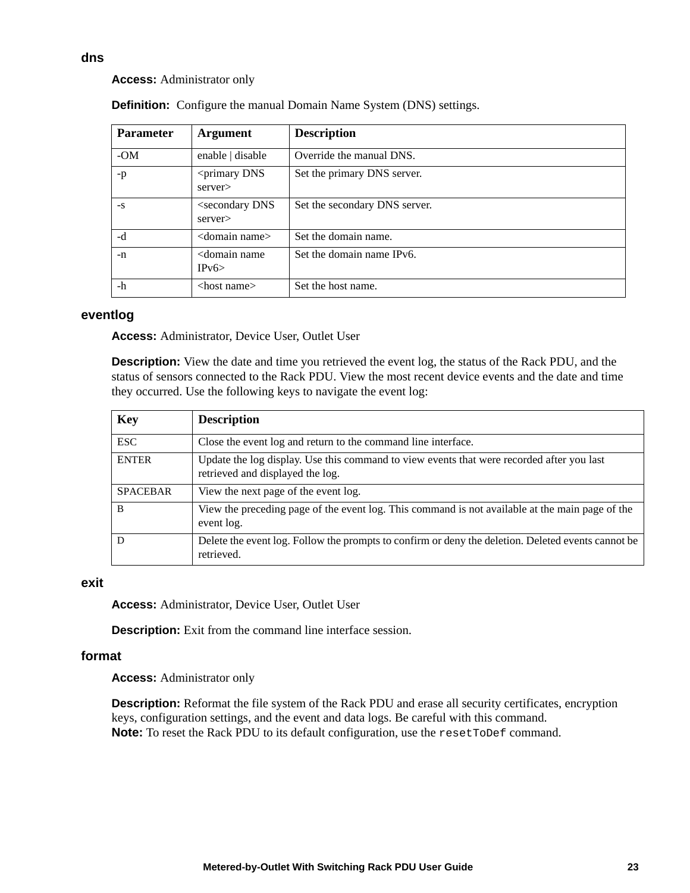### dns

**Access:** Administrator only

**Definition:** Configure the manual Domain Name System (DNS) settings.

| Parameter | Argument | Description |
|---|---|---|
| -OM | enable \| disable | Override the manual DNS. |
| -p | <primary DNS server> | Set the primary DNS server. |
| -s | <secondary DNS server> | Set the secondary DNS server. |
| -d | <domain name> | Set the domain name. |
| -n | <domain name IPv6> | Set the domain name IPv6. |
| -h | <host name> | Set the host name. |

### eventlog

**Access:** Administrator, Device User, Outlet User

**Description:** View the date and time you retrieved the event log, the status of the Rack PDU, and the status of sensors connected to the Rack PDU. View the most recent device events and the date and time they occurred. Use the following keys to navigate the event log:

| Key | Description |
|---|---|
| ESC | Close the event log and return to the command line interface. |
| ENTER | Update the log display. Use this command to view events that were recorded after you last retrieved and displayed the log. |
| SPACEBAR | View the next page of the event log. |
| B | View the preceding page of the event log. This command is not available at the main page of the event log. |
| D | Delete the event log. Follow the prompts to confirm or deny the deletion. Deleted events cannot be retrieved. |

### exit

**Access:** Administrator, Device User, Outlet User

**Description:** Exit from the command line interface session.

### format

**Access:** Administrator only

**Description:** Reformat the file system of the Rack PDU and erase all security certificates, encryption keys, configuration settings, and the event and data logs. Be careful with this command.
**Note:** To reset the Rack PDU to its default configuration, use the `resetToDef` command.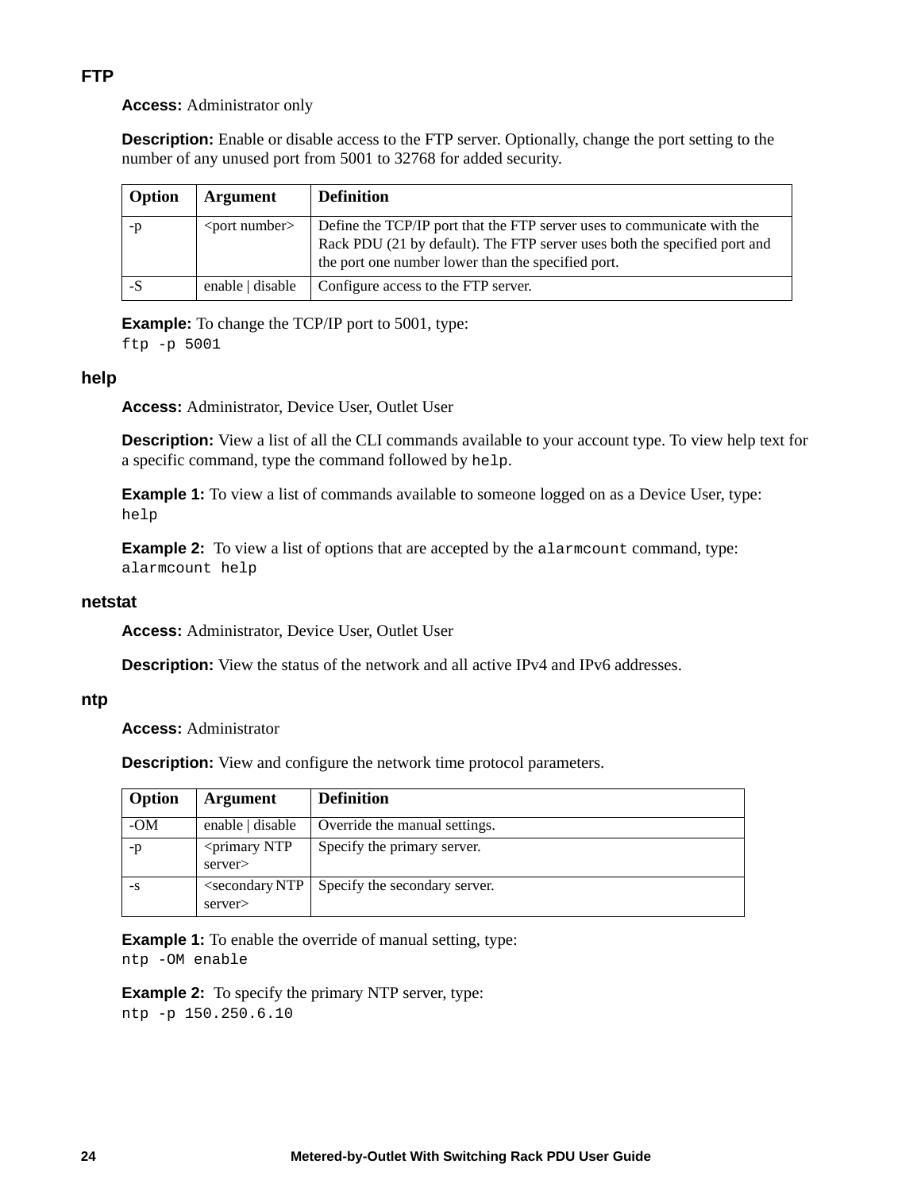### FTP

**Access:** Administrator only

**Description:** Enable or disable access to the FTP server. Optionally, change the port setting to the number of any unused port from 5001 to 32768 for added security.

| Option | Argument | Definition |
|---|---|---|
| -p | <port number> | Define the TCP/IP port that the FTP server uses to communicate with the Rack PDU (21 by default). The FTP server uses both the specified port and the port one number lower than the specified port. |
| -S | enable \| disable | Configure access to the FTP server. |

**Example:** To change the TCP/IP port to 5001, type:

```
ftp -p 5001
```

### help

**Access:** Administrator, Device User, Outlet User

**Description:** View a list of all the CLI commands available to your account type. To view help text for a specific command, type the command followed by `help`.

**Example 1:** To view a list of commands available to someone logged on as a Device User, type:

```
help
```

**Example 2:** To view a list of options that are accepted by the `alarmcount` command, type:

```
alarmcount help
```

### netstat

**Access:** Administrator, Device User, Outlet User

**Description:** View the status of the network and all active IPv4 and IPv6 addresses.

### ntp

**Access:** Administrator

**Description:** View and configure the network time protocol parameters.

| Option | Argument | Definition |
|---|---|---|
| -OM | enable \| disable | Override the manual settings. |
| -p | <primary NTP server> | Specify the primary server. |
| -s | <secondary NTP server> | Specify the secondary server. |

**Example 1:** To enable the override of manual setting, type:

```
ntp -OM enable
```

**Example 2:** To specify the primary NTP server, type:

```
ntp -p 150.250.6.10
```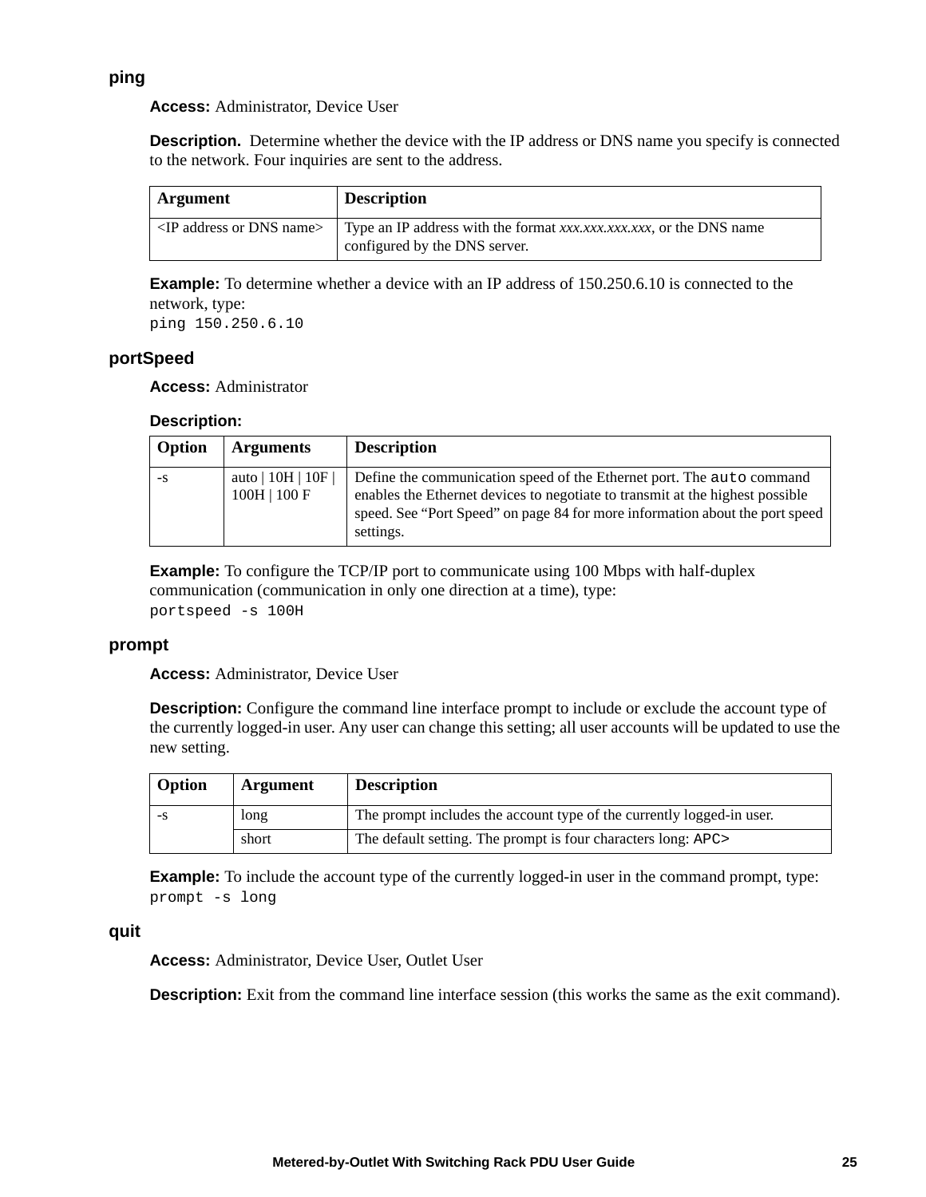### ping

**Access:** Administrator, Device User

**Description.** Determine whether the device with the IP address or DNS name you specify is connected to the network. Four inquiries are sent to the address.

| Argument | Description |
|---|---|
| <IP address or DNS name> | Type an IP address with the format *xxx.xxx.xxx.xxx*, or the DNS name configured by the DNS server. |

**Example:** To determine whether a device with an IP address of 150.250.6.10 is connected to the network, type:
`ping 150.250.6.10`

### portSpeed

**Access:** Administrator

**Description:**

| Option | Arguments | Description |
|---|---|---|
| -s | auto \| 10H \| 10F \| 100H \| 100 F | Define the communication speed of the Ethernet port. The `auto` command enables the Ethernet devices to negotiate to transmit at the highest possible speed. See “Port Speed” on page 84 for more information about the port speed settings. |

**Example:** To configure the TCP/IP port to communicate using 100 Mbps with half-duplex communication (communication in only one direction at a time), type:
`portspeed -s 100H`

### prompt

**Access:** Administrator, Device User

**Description:** Configure the command line interface prompt to include or exclude the account type of the currently logged-in user. Any user can change this setting; all user accounts will be updated to use the new setting.

| Option | Argument | Description |
|---|---|---|
| -s | long | The prompt includes the account type of the currently logged-in user. |
| | short | The default setting. The prompt is four characters long: `APC>` |

**Example:** To include the account type of the currently logged-in user in the command prompt, type:
`prompt -s long`

### quit

**Access:** Administrator, Device User, Outlet User

**Description:** Exit from the command line interface session (this works the same as the exit command).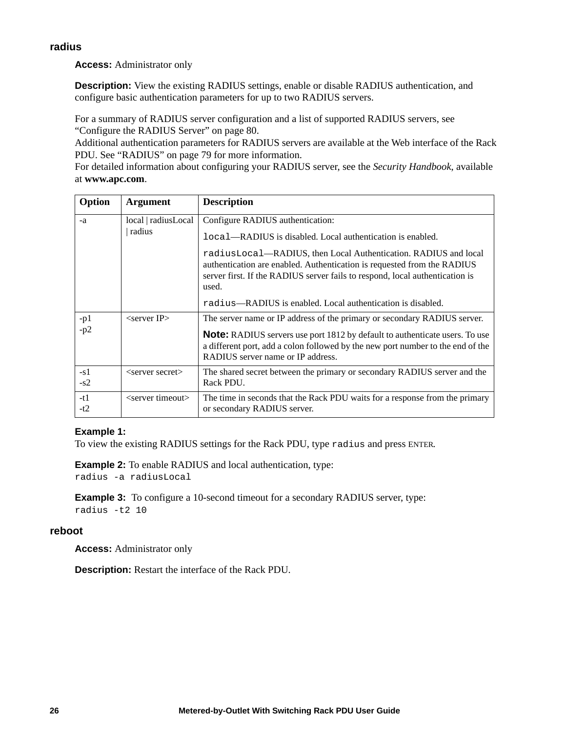### radius

**Access:** Administrator only

**Description:** View the existing RADIUS settings, enable or disable RADIUS authentication, and configure basic authentication parameters for up to two RADIUS servers.

For a summary of RADIUS server configuration and a list of supported RADIUS servers, see “Configure the RADIUS Server” on page 80.
Additional authentication parameters for RADIUS servers are available at the Web interface of the Rack PDU. See “RADIUS” on page 79 for more information.
For detailed information about configuring your RADIUS server, see the *Security Handbook*, available at **www.apc.com**.

| Option | Argument | Description |
|---|---|---|
| -a | local \| radiusLocal \| radius | Configure RADIUS authentication:<br>`local`—RADIUS is disabled. Local authentication is enabled.<br>`radiusLocal`—RADIUS, then Local Authentication. RADIUS and local authentication are enabled. Authentication is requested from the RADIUS server first. If the RADIUS server fails to respond, local authentication is used.<br>`radius`—RADIUS is enabled. Local authentication is disabled. |
| -p1<br>-p2 | <server IP> | The server name or IP address of the primary or secondary RADIUS server.<br>**Note:** RADIUS servers use port 1812 by default to authenticate users. To use a different port, add a colon followed by the new port number to the end of the RADIUS server name or IP address. |
| -s1<br>-s2 | <server secret> | The shared secret between the primary or secondary RADIUS server and the Rack PDU. |
| -t1<br>-t2 | <server timeout> | The time in seconds that the Rack PDU waits for a response from the primary or secondary RADIUS server. |

**Example 1:**
To view the existing RADIUS settings for the Rack PDU, type `radius` and press ENTER.

**Example 2:** To enable RADIUS and local authentication, type:
```
radius -a radiusLocal
```

**Example 3:** To configure a 10-second timeout for a secondary RADIUS server, type:
```
radius -t2 10
```

### reboot

**Access:** Administrator only

**Description:** Restart the interface of the Rack PDU.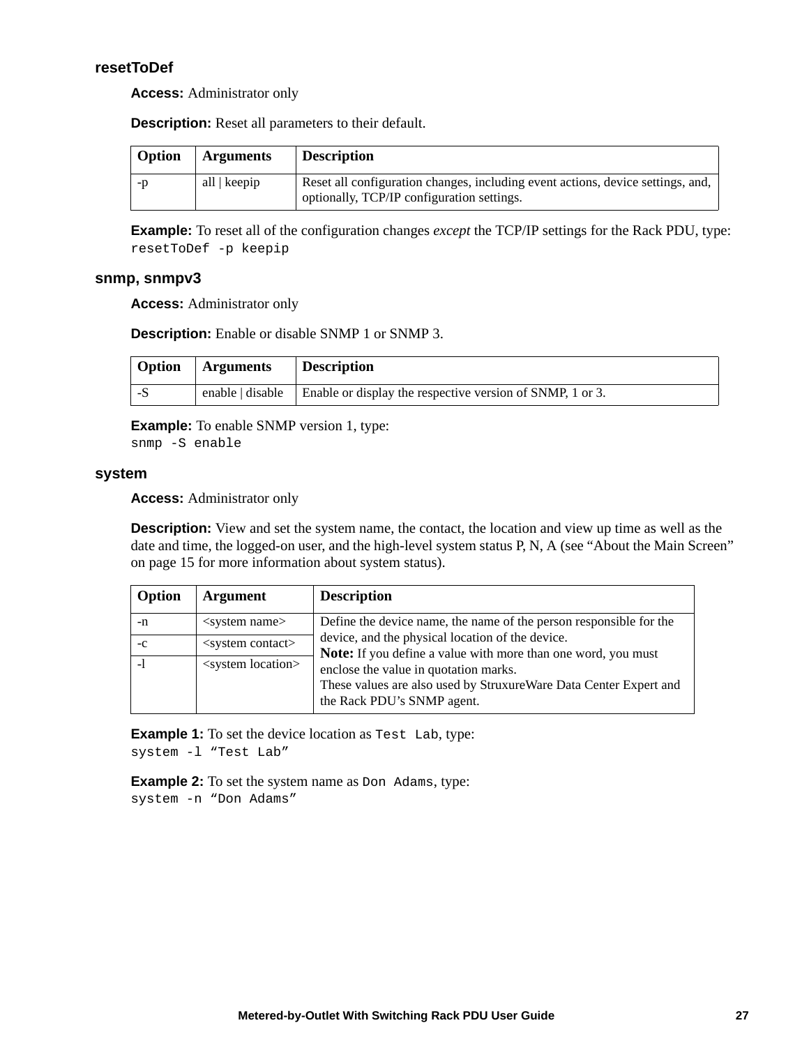### resetToDef

**Access:** Administrator only

**Description:** Reset all parameters to their default.

| Option | Arguments | Description |
|---|---|---|
| -p | all \| keepip | Reset all configuration changes, including event actions, device settings, and, optionally, TCP/IP configuration settings. |

**Example:** To reset all of the configuration changes *except* the TCP/IP settings for the Rack PDU, type:
```
resetToDef -p keepip
```

### snmp, snmpv3

**Access:** Administrator only

**Description:** Enable or disable SNMP 1 or SNMP 3.

| Option | Arguments | Description |
|---|---|---|
| -S | enable \| disable | Enable or display the respective version of SNMP, 1 or 3. |

**Example:** To enable SNMP version 1, type:
```
snmp -S enable
```

### system

**Access:** Administrator only

**Description:** View and set the system name, the contact, the location and view up time as well as the date and time, the logged-on user, and the high-level system status P, N, A (see “About the Main Screen” on page 15 for more information about system status).

| Option | Argument | Description |
|---|---|---|
| -n | <system name> | Define the device name, the name of the person responsible for the device, and the physical location of the device.<br>**Note:** If you define a value with more than one word, you must enclose the value in quotation marks.<br>These values are also used by StruxureWare Data Center Expert and the Rack PDU’s SNMP agent. |
| -c | <system contact> | |
| -l | <system location> | |

**Example 1:** To set the device location as `Test Lab`, type:
```
system -l “Test Lab”
```

**Example 2:** To set the system name as `Don Adams`, type:
```
system -n “Don Adams”
```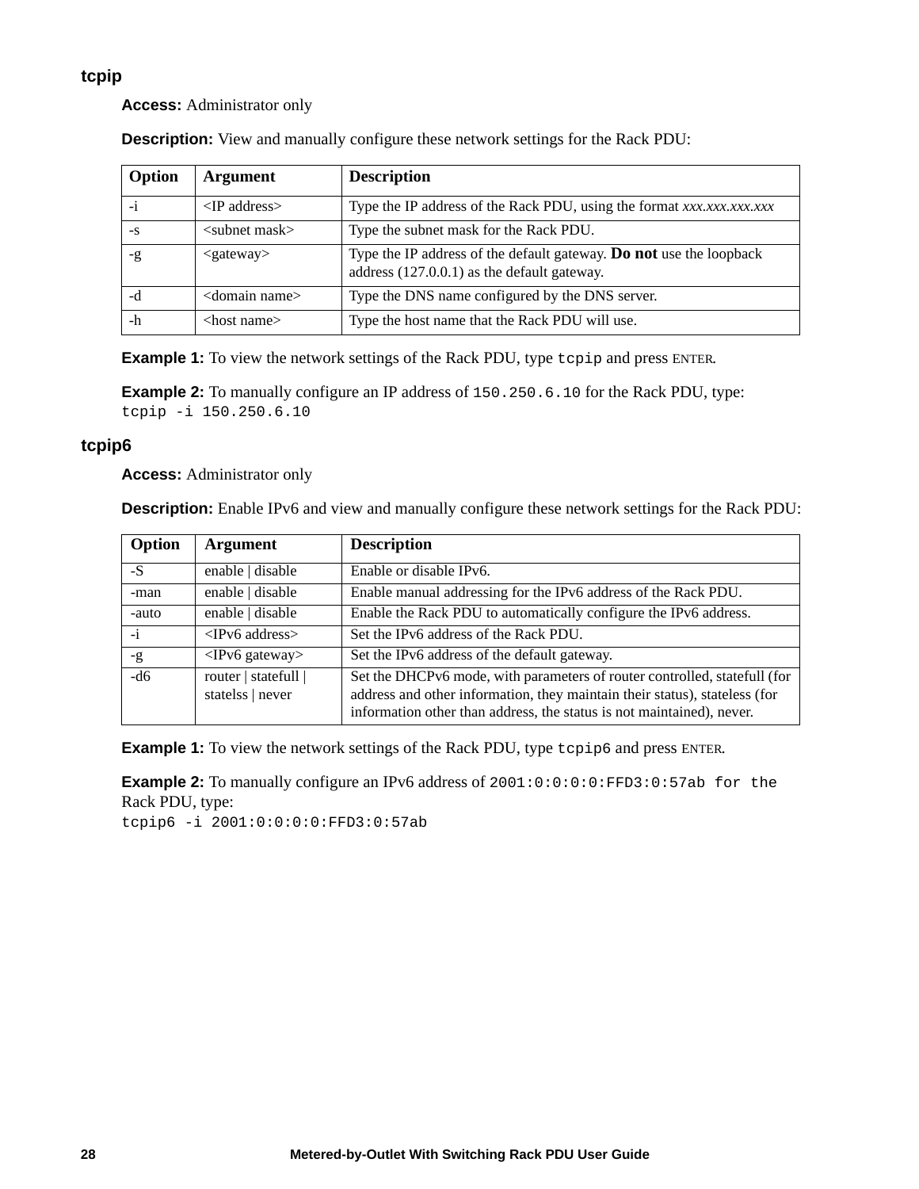### tcpip

**Access:** Administrator only

**Description:** View and manually configure these network settings for the Rack PDU:

| Option | Argument | Description |
|---|---|---|
| -i | <IP address> | Type the IP address of the Rack PDU, using the format *xxx.xxx.xxx.xxx* |
| -s | <subnet mask> | Type the subnet mask for the Rack PDU. |
| -g | <gateway> | Type the IP address of the default gateway. **Do not** use the loopback address (127.0.0.1) as the default gateway. |
| -d | <domain name> | Type the DNS name configured by the DNS server. |
| -h | <host name> | Type the host name that the Rack PDU will use. |

**Example 1:** To view the network settings of the Rack PDU, type `tcpip` and press ENTER.

**Example 2:** To manually configure an IP address of `150.250.6.10` for the Rack PDU, type:
`tcpip -i 150.250.6.10`

### tcpip6

**Access:** Administrator only

**Description:** Enable IPv6 and view and manually configure these network settings for the Rack PDU:

| Option | Argument | Description |
|---|---|---|
| -S | enable \| disable | Enable or disable IPv6. |
| -man | enable \| disable | Enable manual addressing for the IPv6 address of the Rack PDU. |
| -auto | enable \| disable | Enable the Rack PDU to automatically configure the IPv6 address. |
| -i | <IPv6 address> | Set the IPv6 address of the Rack PDU. |
| -g | <IPv6 gateway> | Set the IPv6 address of the default gateway. |
| -d6 | router \| statefull \| statelss \| never | Set the DHCPv6 mode, with parameters of router controlled, statefull (for address and other information, they maintain their status), stateless (for information other than address, the status is not maintained), never. |

**Example 1:** To view the network settings of the Rack PDU, type `tcpip6` and press ENTER.

**Example 2:** To manually configure an IPv6 address of `2001:0:0:0:0:FFD3:0:57ab for the` Rack PDU, type:
`tcpip6 -i 2001:0:0:0:0:FFD3:0:57ab`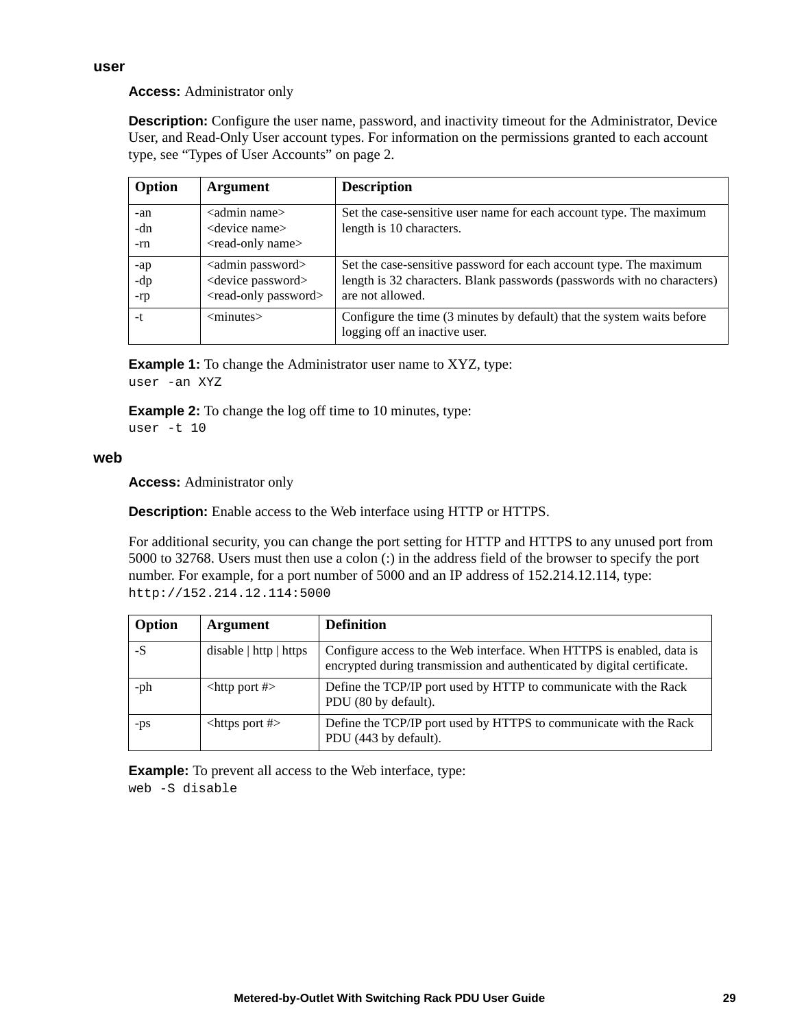### user

**Access:** Administrator only

**Description:** Configure the user name, password, and inactivity timeout for the Administrator, Device User, and Read-Only User account types. For information on the permissions granted to each account type, see “Types of User Accounts” on page 2.

| Option | Argument | Description |
|---|---|---|
| -an<br>-dn<br>-rn | <admin name><br><device name><br><read-only name> | Set the case-sensitive user name for each account type. The maximum length is 10 characters. |
| -ap<br>-dp<br>-rp | <admin password><br><device password><br><read-only password> | Set the case-sensitive password for each account type. The maximum length is 32 characters. Blank passwords (passwords with no characters) are not allowed. |
| -t | <minutes> | Configure the time (3 minutes by default) that the system waits before logging off an inactive user. |

**Example 1:** To change the Administrator user name to XYZ, type:

```
user -an XYZ
```

**Example 2:** To change the log off time to 10 minutes, type:

```
user -t 10
```

### web

**Access:** Administrator only

**Description:** Enable access to the Web interface using HTTP or HTTPS.

For additional security, you can change the port setting for HTTP and HTTPS to any unused port from 5000 to 32768. Users must then use a colon (:) in the address field of the browser to specify the port number. For example, for a port number of 5000 and an IP address of 152.214.12.114, type:

```
http://152.214.12.114:5000
```

| Option | Argument | Definition |
|---|---|---|
| -S | disable \| http \| https | Configure access to the Web interface. When HTTPS is enabled, data is encrypted during transmission and authenticated by digital certificate. |
| -ph | <http port #> | Define the TCP/IP port used by HTTP to communicate with the Rack PDU (80 by default). |
| -ps | <https port #> | Define the TCP/IP port used by HTTPS to communicate with the Rack PDU (443 by default). |

**Example:** To prevent all access to the Web interface, type:

```
web -S disable
```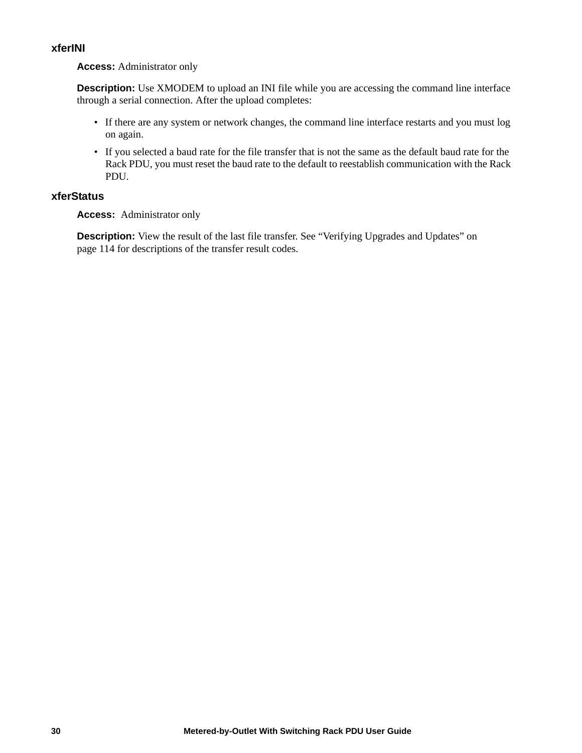### xferINI

**Access:** Administrator only

**Description:** Use XMODEM to upload an INI file while you are accessing the command line interface through a serial connection. After the upload completes:

- If there are any system or network changes, the command line interface restarts and you must log on again.
- If you selected a baud rate for the file transfer that is not the same as the default baud rate for the Rack PDU, you must reset the baud rate to the default to reestablish communication with the Rack PDU.

### xferStatus

**Access:** Administrator only

**Description:** View the result of the last file transfer. See "Verifying Upgrades and Updates" on page 114 for descriptions of the transfer result codes.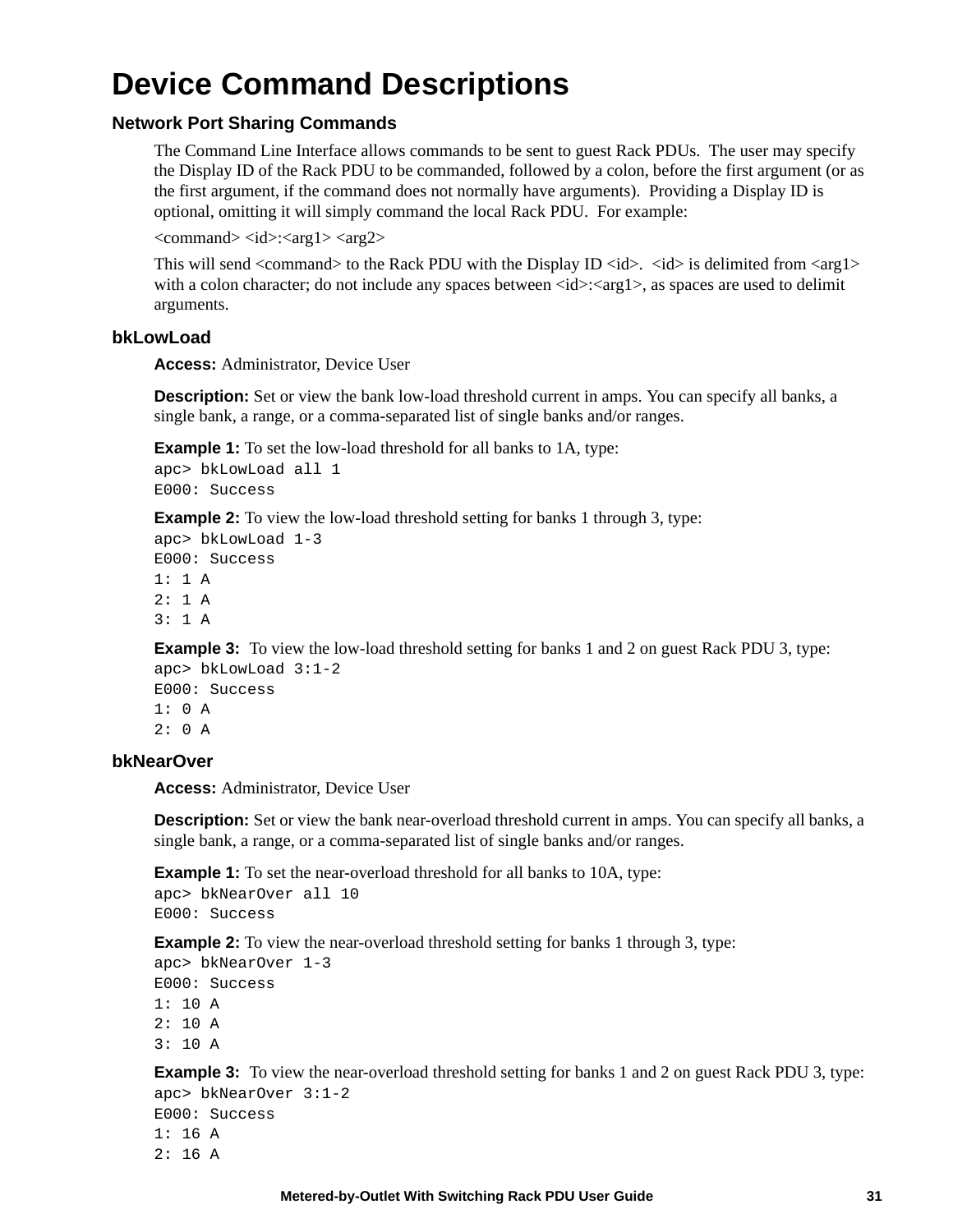# Device Command Descriptions

## Network Port Sharing Commands

The Command Line Interface allows commands to be sent to guest Rack PDUs. The user may specify the Display ID of the Rack PDU to be commanded, followed by a colon, before the first argument (or as the first argument, if the command does not normally have arguments). Providing a Display ID is optional, omitting it will simply command the local Rack PDU. For example:

<command> <id>:<arg1> <arg2>

This will send <command> to the Rack PDU with the Display ID <id>. <id> is delimited from <arg1> with a colon character; do not include any spaces between <id>:<arg1>, as spaces are used to delimit arguments.

## bkLowLoad

**Access:** Administrator, Device User

**Description:** Set or view the bank low-load threshold current in amps. You can specify all banks, a single bank, a range, or a comma-separated list of single banks and/or ranges.

**Example 1:** To set the low-load threshold for all banks to 1A, type:

```
apc> bkLowLoad all 1
E000: Success
```

**Example 2:** To view the low-load threshold setting for banks 1 through 3, type:

```
apc> bkLowLoad 1-3
E000: Success
1: 1 A
2: 1 A
3: 1 A
```

**Example 3:** To view the low-load threshold setting for banks 1 and 2 on guest Rack PDU 3, type:

```
apc> bkLowLoad 3:1-2
E000: Success
1: 0 A
2: 0 A
```

## bkNearOver

**Access:** Administrator, Device User

**Description:** Set or view the bank near-overload threshold current in amps. You can specify all banks, a single bank, a range, or a comma-separated list of single banks and/or ranges.

**Example 1:** To set the near-overload threshold for all banks to 10A, type:

```
apc> bkNearOver all 10
E000: Success
```

**Example 2:** To view the near-overload threshold setting for banks 1 through 3, type:

```
apc> bkNearOver 1-3
E000: Success
1: 10 A
2: 10 A
3: 10 A
```

**Example 3:** To view the near-overload threshold setting for banks 1 and 2 on guest Rack PDU 3, type:

```
apc> bkNearOver 3:1-2
E000: Success
1: 16 A
2: 16 A
```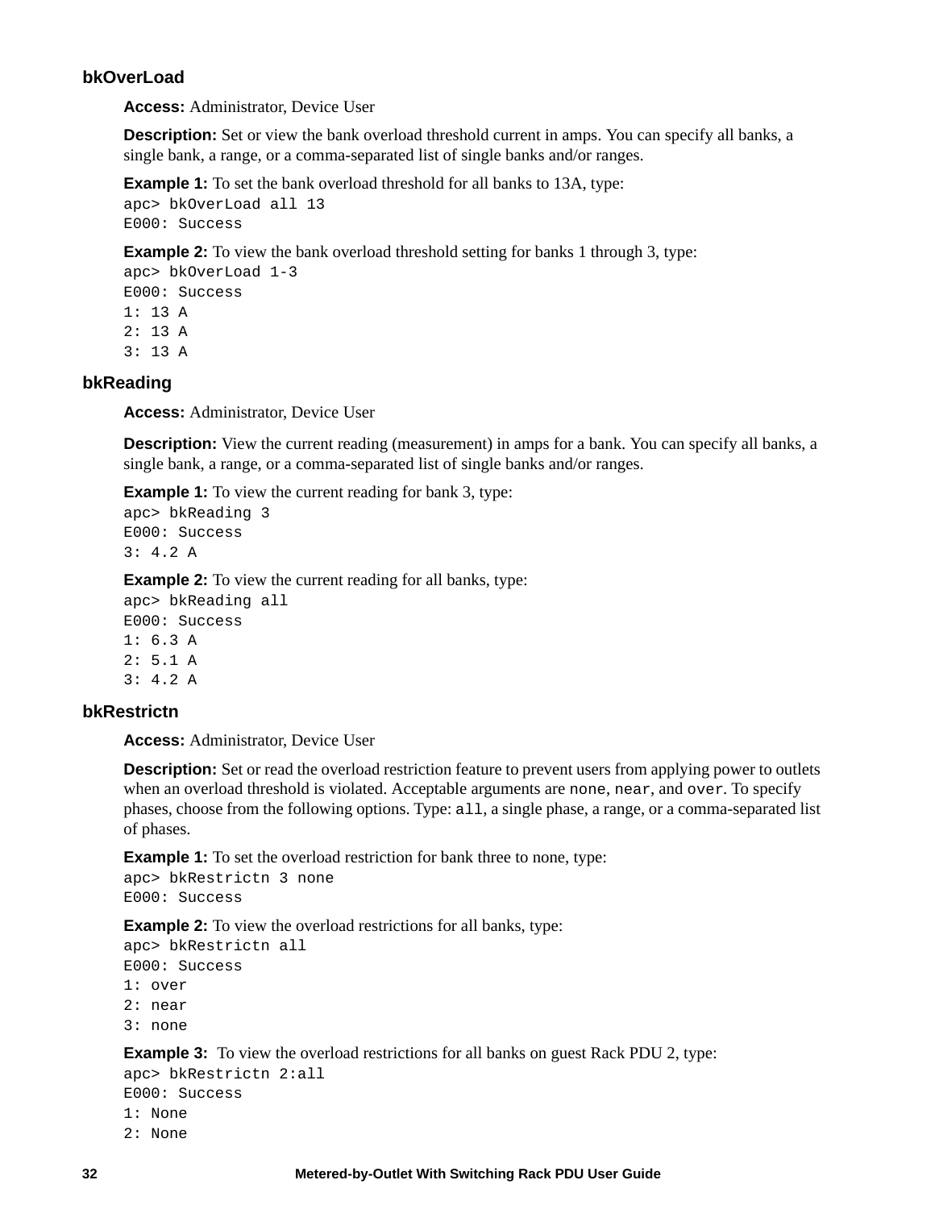### bkOverLoad

**Access:** Administrator, Device User

**Description:** Set or view the bank overload threshold current in amps. You can specify all banks, a single bank, a range, or a comma-separated list of single banks and/or ranges.

**Example 1:** To set the bank overload threshold for all banks to 13A, type:

```
apc> bkOverLoad all 13
E000: Success
```

**Example 2:** To view the bank overload threshold setting for banks 1 through 3, type:

```
apc> bkOverLoad 1-3
E000: Success
1: 13 A
2: 13 A
3: 13 A
```

### bkReading

**Access:** Administrator, Device User

**Description:** View the current reading (measurement) in amps for a bank. You can specify all banks, a single bank, a range, or a comma-separated list of single banks and/or ranges.

**Example 1:** To view the current reading for bank 3, type:

```
apc> bkReading 3
E000: Success
3: 4.2 A
```

**Example 2:** To view the current reading for all banks, type:

```
apc> bkReading all
E000: Success
1: 6.3 A
2: 5.1 A
3: 4.2 A
```

### bkRestrictn

**Access:** Administrator, Device User

**Description:** Set or read the overload restriction feature to prevent users from applying power to outlets when an overload threshold is violated. Acceptable arguments are `none`, `near`, and `over`. To specify phases, choose from the following options. Type: `all`, a single phase, a range, or a comma-separated list of phases.

**Example 1:** To set the overload restriction for bank three to none, type:

```
apc> bkRestrictn 3 none
E000: Success
```

**Example 2:** To view the overload restrictions for all banks, type:

```
apc> bkRestrictn all
E000: Success
1: over
2: near
3: none
```

**Example 3:** To view the overload restrictions for all banks on guest Rack PDU 2, type:

```
apc> bkRestrictn 2:all
E000: Success
1: None
2: None
```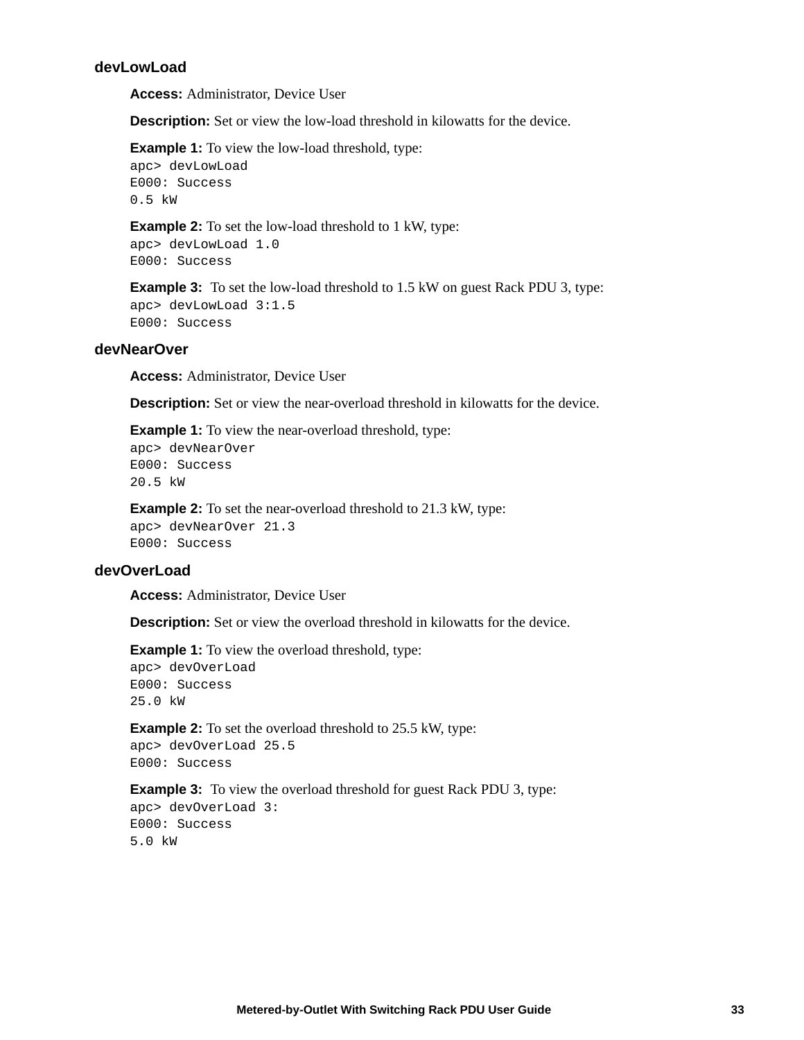### devLowLoad

**Access:** Administrator, Device User

**Description:** Set or view the low-load threshold in kilowatts for the device.

**Example 1:** To view the low-load threshold, type:

```
apc> devLowLoad
E000: Success
0.5 kW
```

**Example 2:** To set the low-load threshold to 1 kW, type:

```
apc> devLowLoad 1.0
E000: Success
```

**Example 3:** To set the low-load threshold to 1.5 kW on guest Rack PDU 3, type:

```
apc> devLowLoad 3:1.5
E000: Success
```

### devNearOver

**Access:** Administrator, Device User

**Description:** Set or view the near-overload threshold in kilowatts for the device.

**Example 1:** To view the near-overload threshold, type:

```
apc> devNearOver
E000: Success
20.5 kW
```

**Example 2:** To set the near-overload threshold to 21.3 kW, type:

```
apc> devNearOver 21.3
E000: Success
```

### devOverLoad

**Access:** Administrator, Device User

**Description:** Set or view the overload threshold in kilowatts for the device.

**Example 1:** To view the overload threshold, type:

```
apc> devOverLoad
E000: Success
25.0 kW
```

**Example 2:** To set the overload threshold to 25.5 kW, type:

```
apc> devOverLoad 25.5
E000: Success
```

**Example 3:** To view the overload threshold for guest Rack PDU 3, type:

```
apc> devOverLoad 3:
E000: Success
5.0 kW
```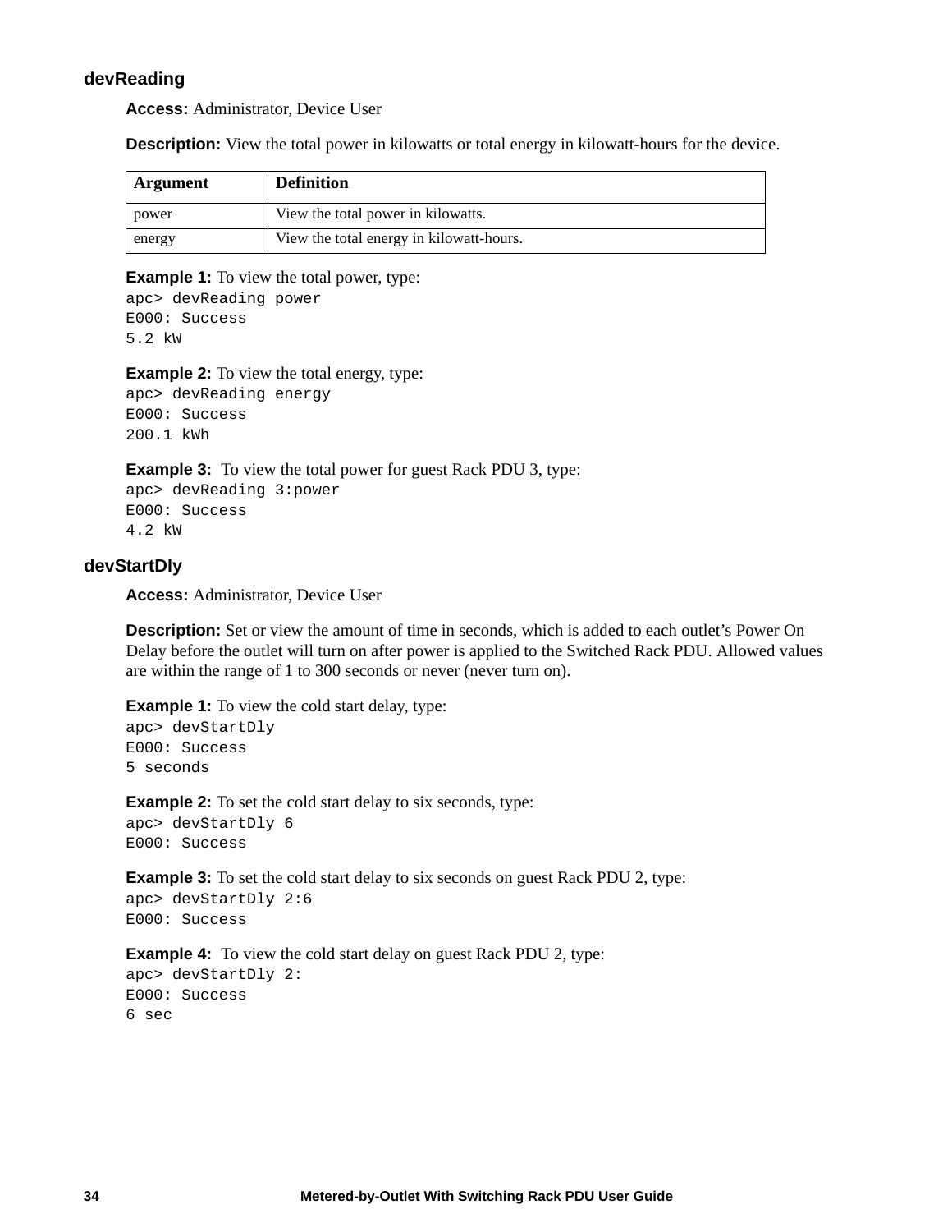### devReading

**Access:** Administrator, Device User

**Description:** View the total power in kilowatts or total energy in kilowatt-hours for the device.

| Argument | Definition |
|---|---|
| power | View the total power in kilowatts. |
| energy | View the total energy in kilowatt-hours. |

**Example 1:** To view the total power, type:

```
apc> devReading power
E000: Success
5.2 kW
```

**Example 2:** To view the total energy, type:

```
apc> devReading energy
E000: Success
200.1 kWh
```

**Example 3:** To view the total power for guest Rack PDU 3, type:

```
apc> devReading 3:power
E000: Success
4.2 kW
```

### devStartDly

**Access:** Administrator, Device User

**Description:** Set or view the amount of time in seconds, which is added to each outlet's Power On Delay before the outlet will turn on after power is applied to the Switched Rack PDU. Allowed values are within the range of 1 to 300 seconds or never (never turn on).

**Example 1:** To view the cold start delay, type:

```
apc> devStartDly
E000: Success
5 seconds
```

**Example 2:** To set the cold start delay to six seconds, type:

```
apc> devStartDly 6
E000: Success
```

**Example 3:** To set the cold start delay to six seconds on guest Rack PDU 2, type:

```
apc> devStartDly 2:6
E000: Success
```

**Example 4:** To view the cold start delay on guest Rack PDU 2, type:

```
apc> devStartDly 2:
E000: Success
6 sec
```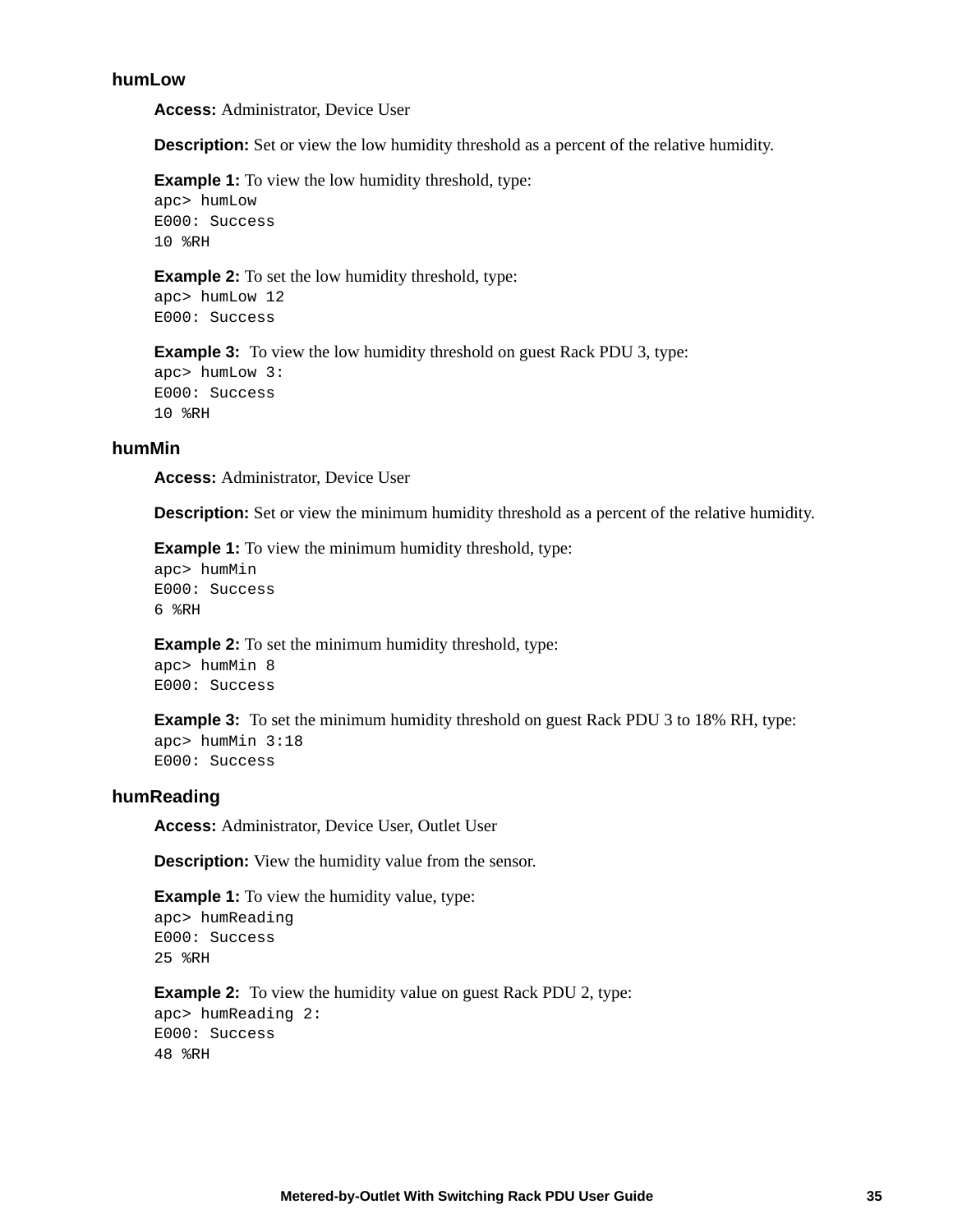### humLow

**Access:** Administrator, Device User

**Description:** Set or view the low humidity threshold as a percent of the relative humidity.

**Example 1:** To view the low humidity threshold, type:

```
apc> humLow
E000: Success
10 %RH
```

**Example 2:** To set the low humidity threshold, type:

```
apc> humLow 12
E000: Success
```

**Example 3:** To view the low humidity threshold on guest Rack PDU 3, type:

```
apc> humLow 3:
E000: Success
10 %RH
```

### humMin

**Access:** Administrator, Device User

**Description:** Set or view the minimum humidity threshold as a percent of the relative humidity.

**Example 1:** To view the minimum humidity threshold, type:

```
apc> humMin
E000: Success
6 %RH
```

**Example 2:** To set the minimum humidity threshold, type:

```
apc> humMin 8
E000: Success
```

**Example 3:** To set the minimum humidity threshold on guest Rack PDU 3 to 18% RH, type:

```
apc> humMin 3:18
E000: Success
```

### humReading

**Access:** Administrator, Device User, Outlet User

**Description:** View the humidity value from the sensor.

**Example 1:** To view the humidity value, type:

```
apc> humReading
E000: Success
25 %RH
```

**Example 2:** To view the humidity value on guest Rack PDU 2, type:

```
apc> humReading 2:
E000: Success
48 %RH
```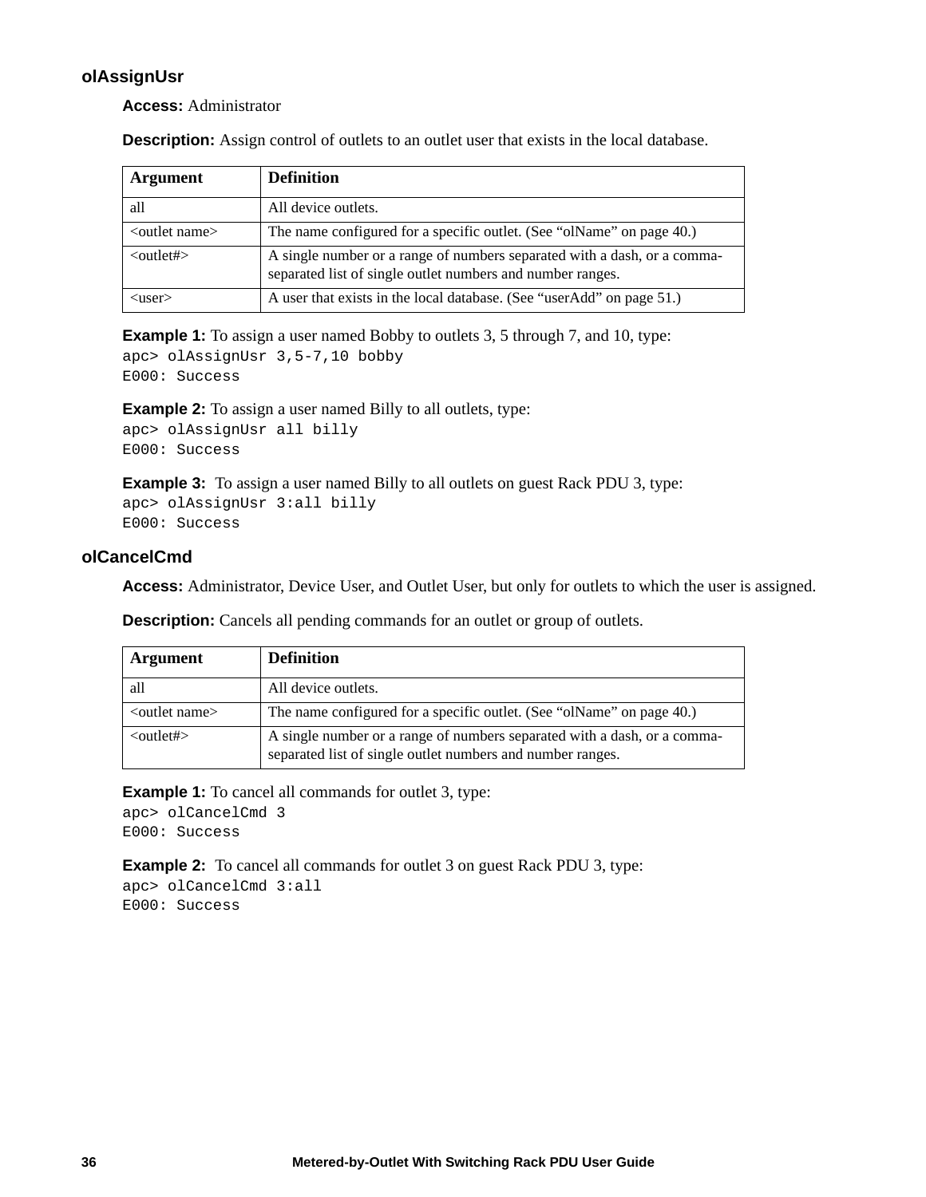### olAssignUsr

**Access:** Administrator

**Description:** Assign control of outlets to an outlet user that exists in the local database.

| Argument | Definition |
|---|---|
| all | All device outlets. |
| <outlet name> | The name configured for a specific outlet. (See “olName” on page 40.) |
| <outlet#> | A single number or a range of numbers separated with a dash, or a comma-separated list of single outlet numbers and number ranges. |
| <user> | A user that exists in the local database. (See “userAdd” on page 51.) |

**Example 1:** To assign a user named Bobby to outlets 3, 5 through 7, and 10, type:

```
apc> olAssignUsr 3,5-7,10 bobby
E000: Success
```

**Example 2:** To assign a user named Billy to all outlets, type:

```
apc> olAssignUsr all billy
E000: Success
```

**Example 3:** To assign a user named Billy to all outlets on guest Rack PDU 3, type:

```
apc> olAssignUsr 3:all billy
E000: Success
```

### olCancelCmd

**Access:** Administrator, Device User, and Outlet User, but only for outlets to which the user is assigned.

**Description:** Cancels all pending commands for an outlet or group of outlets.

| Argument | Definition |
|---|---|
| all | All device outlets. |
| <outlet name> | The name configured for a specific outlet. (See “olName” on page 40.) |
| <outlet#> | A single number or a range of numbers separated with a dash, or a comma-separated list of single outlet numbers and number ranges. |

**Example 1:** To cancel all commands for outlet 3, type:

```
apc> olCancelCmd 3
E000: Success
```

**Example 2:** To cancel all commands for outlet 3 on guest Rack PDU 3, type:

```
apc> olCancelCmd 3:all
E000: Success
```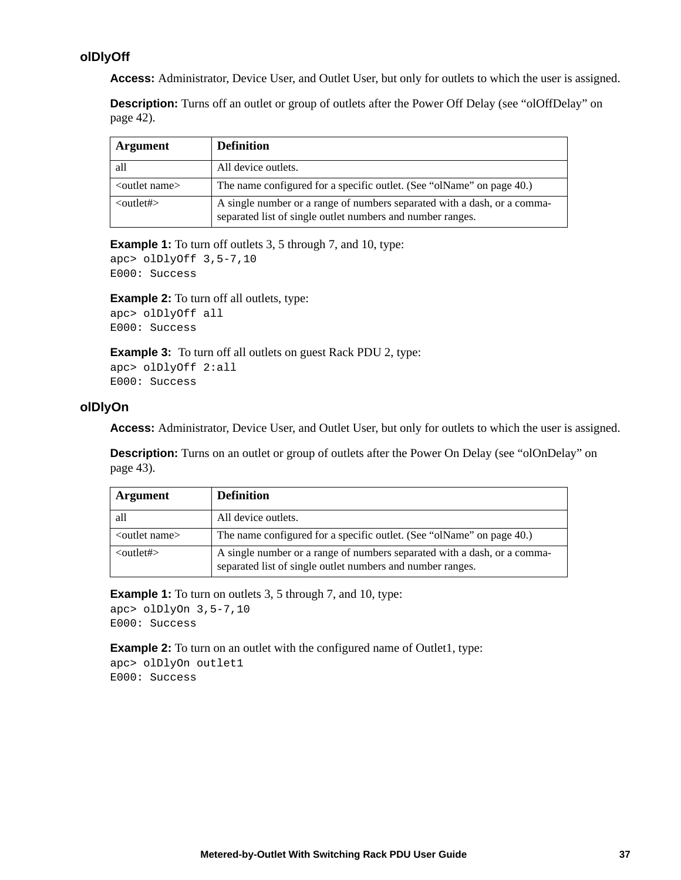### olDlyOff

**Access:** Administrator, Device User, and Outlet User, but only for outlets to which the user is assigned.

**Description:** Turns off an outlet or group of outlets after the Power Off Delay (see “olOffDelay” on page 42).

| Argument | Definition |
| --- | --- |
| all | All device outlets. |
| <outlet name> | The name configured for a specific outlet. (See “olName” on page 40.) |
| <outlet#> | A single number or a range of numbers separated with a dash, or a comma-separated list of single outlet numbers and number ranges. |

**Example 1:** To turn off outlets 3, 5 through 7, and 10, type:

```
apc> olDlyOff 3,5-7,10
E000: Success
```

**Example 2:** To turn off all outlets, type:

```
apc> olDlyOff all
E000: Success
```

**Example 3:** To turn off all outlets on guest Rack PDU 2, type:

```
apc> olDlyOff 2:all
E000: Success
```

### olDlyOn

**Access:** Administrator, Device User, and Outlet User, but only for outlets to which the user is assigned.

**Description:** Turns on an outlet or group of outlets after the Power On Delay (see “olOnDelay” on page 43).

| Argument | Definition |
| --- | --- |
| all | All device outlets. |
| <outlet name> | The name configured for a specific outlet. (See “olName” on page 40.) |
| <outlet#> | A single number or a range of numbers separated with a dash, or a comma-separated list of single outlet numbers and number ranges. |

**Example 1:** To turn on outlets 3, 5 through 7, and 10, type:

```
apc> olDlyOn 3,5-7,10
E000: Success
```

**Example 2:** To turn on an outlet with the configured name of Outlet1, type:

```
apc> olDlyOn outlet1
E000: Success
```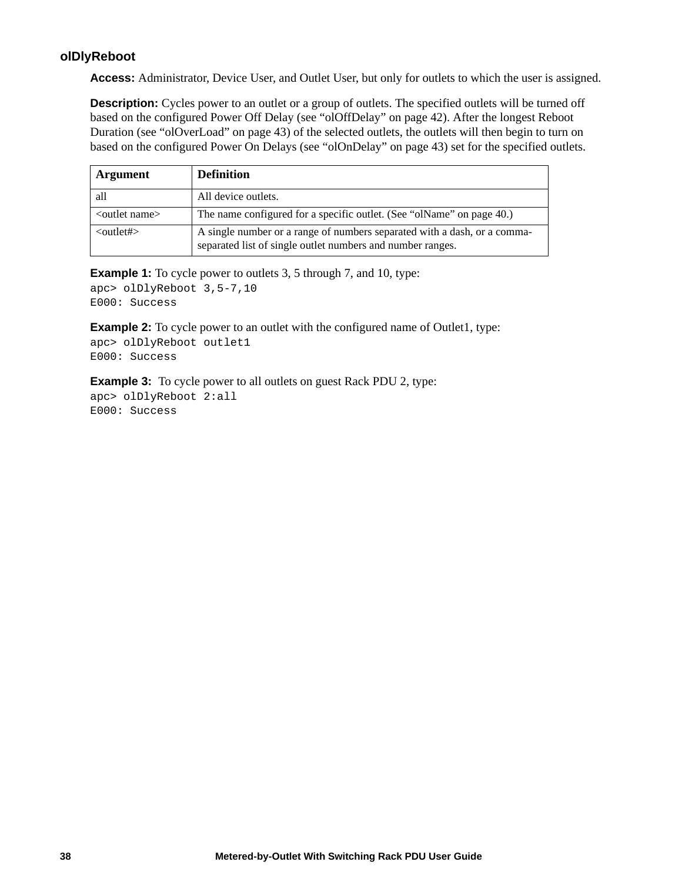### olDlyReboot

**Access:** Administrator, Device User, and Outlet User, but only for outlets to which the user is assigned.

**Description:** Cycles power to an outlet or a group of outlets. The specified outlets will be turned off based on the configured Power Off Delay (see “olOffDelay” on page 42). After the longest Reboot Duration (see “olOverLoad” on page 43) of the selected outlets, the outlets will then begin to turn on based on the configured Power On Delays (see “olOnDelay” on page 43) set for the specified outlets.

| Argument | Definition |
|---|---|
| all | All device outlets. |
| <outlet name> | The name configured for a specific outlet. (See “olName” on page 40.) |
| <outlet#> | A single number or a range of numbers separated with a dash, or a comma-separated list of single outlet numbers and number ranges. |

**Example 1:** To cycle power to outlets 3, 5 through 7, and 10, type:

```
apc> olDlyReboot 3,5-7,10
E000: Success
```

**Example 2:** To cycle power to an outlet with the configured name of Outlet1, type:

```
apc> olDlyReboot outlet1
E000: Success
```

**Example 3:** To cycle power to all outlets on guest Rack PDU 2, type:

```
apc> olDlyReboot 2:all
E000: Success
```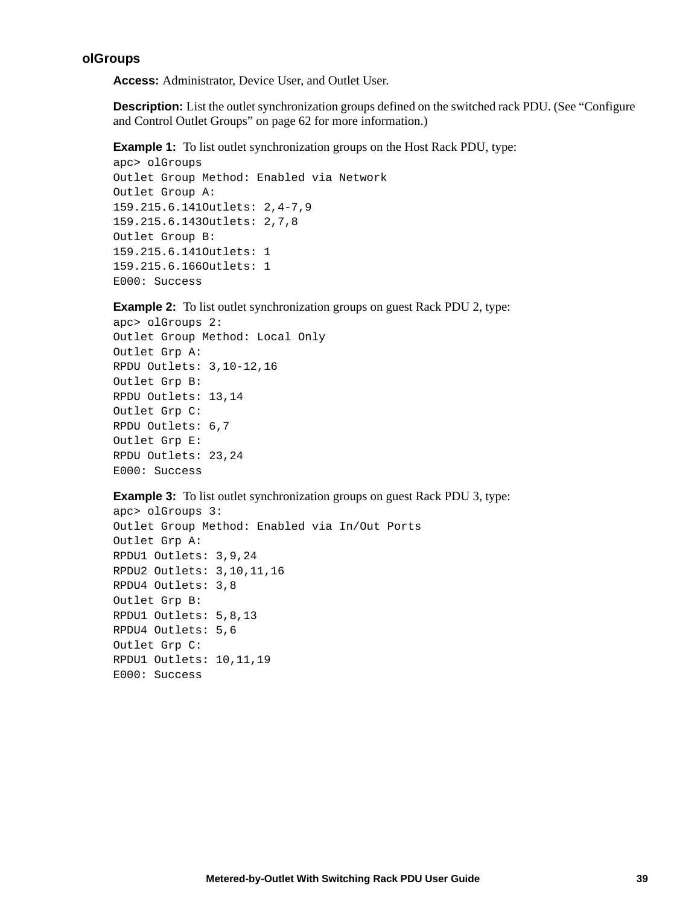### olGroups

**Access:** Administrator, Device User, and Outlet User.

**Description:** List the outlet synchronization groups defined on the switched rack PDU. (See “Configure and Control Outlet Groups” on page 62 for more information.)

**Example 1:** To list outlet synchronization groups on the Host Rack PDU, type:

```
apc> olGroups
Outlet Group Method: Enabled via Network
Outlet Group A:
159.215.6.141Outlets: 2,4-7,9
159.215.6.143Outlets: 2,7,8
Outlet Group B:
159.215.6.141Outlets: 1
159.215.6.166Outlets: 1
E000: Success
```

**Example 2:** To list outlet synchronization groups on guest Rack PDU 2, type:

```
apc> olGroups 2:
Outlet Group Method: Local Only
Outlet Grp A:
RPDU Outlets: 3,10-12,16
Outlet Grp B:
RPDU Outlets: 13,14
Outlet Grp C:
RPDU Outlets: 6,7
Outlet Grp E:
RPDU Outlets: 23,24
E000: Success
```

**Example 3:** To list outlet synchronization groups on guest Rack PDU 3, type:

```
apc> olGroups 3:
Outlet Group Method: Enabled via In/Out Ports
Outlet Grp A:
RPDU1 Outlets: 3,9,24
RPDU2 Outlets: 3,10,11,16
RPDU4 Outlets: 3,8
Outlet Grp B:
RPDU1 Outlets: 5,8,13
RPDU4 Outlets: 5,6
Outlet Grp C:
RPDU1 Outlets: 10,11,19
E000: Success
```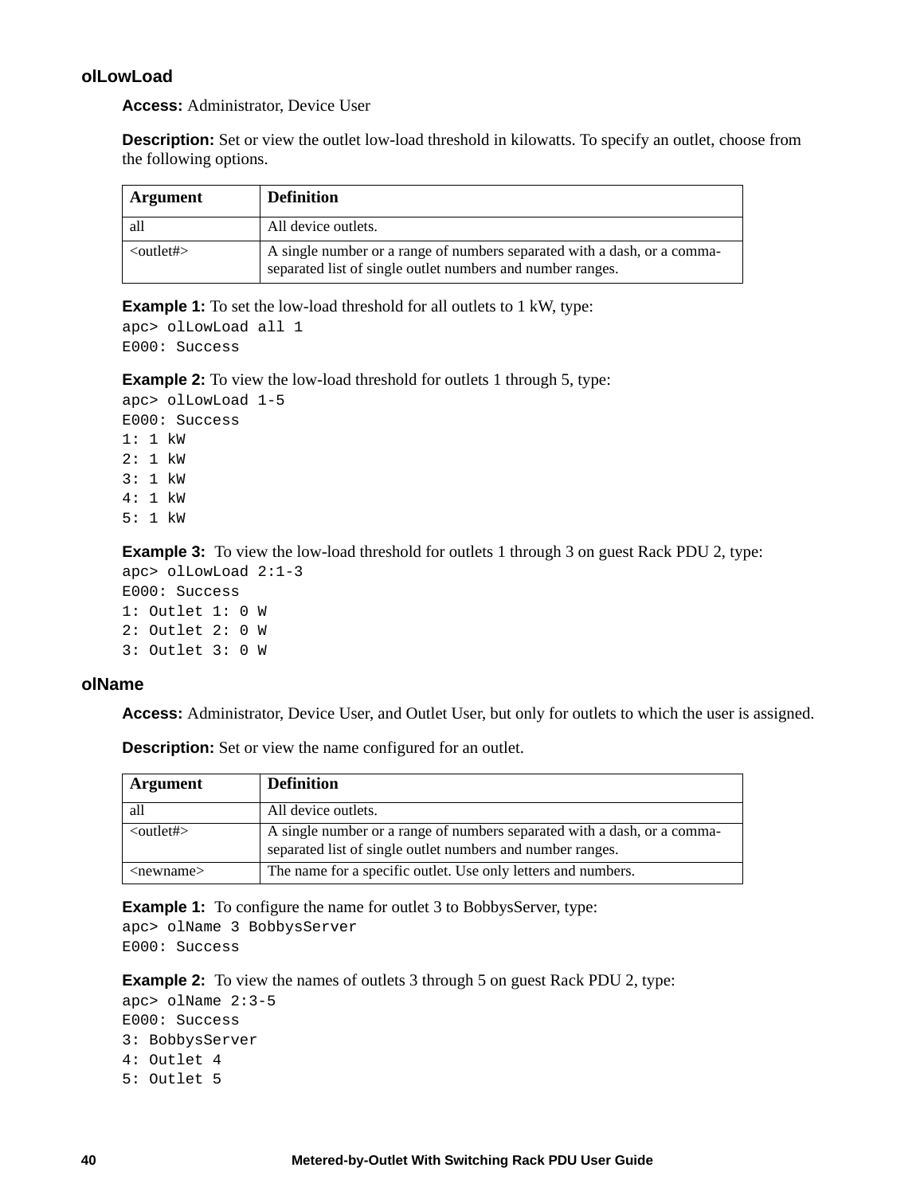### olLowLoad

**Access:** Administrator, Device User

**Description:** Set or view the outlet low-load threshold in kilowatts. To specify an outlet, choose from the following options.

| Argument | Definition |
|---|---|
| all | All device outlets. |
| <outlet#> | A single number or a range of numbers separated with a dash, or a comma-separated list of single outlet numbers and number ranges. |

**Example 1:** To set the low-load threshold for all outlets to 1 kW, type:

```
apc> olLowLoad all 1
E000: Success
```

**Example 2:** To view the low-load threshold for outlets 1 through 5, type:

```
apc> olLowLoad 1-5
E000: Success
1: 1 kW
2: 1 kW
3: 1 kW
4: 1 kW
5: 1 kW
```

**Example 3:** To view the low-load threshold for outlets 1 through 3 on guest Rack PDU 2, type:

```
apc> olLowLoad 2:1-3
E000: Success
1: Outlet 1: 0 W
2: Outlet 2: 0 W
3: Outlet 3: 0 W
```

### olName

**Access:** Administrator, Device User, and Outlet User, but only for outlets to which the user is assigned.

**Description:** Set or view the name configured for an outlet.

| Argument | Definition |
|---|---|
| all | All device outlets. |
| <outlet#> | A single number or a range of numbers separated with a dash, or a comma-separated list of single outlet numbers and number ranges. |
| <newname> | The name for a specific outlet. Use only letters and numbers. |

**Example 1:** To configure the name for outlet 3 to BobbysServer, type:

```
apc> olName 3 BobbysServer
E000: Success
```

**Example 2:** To view the names of outlets 3 through 5 on guest Rack PDU 2, type:

```
apc> olName 2:3-5
E000: Success
3: BobbysServer
4: Outlet 4
5: Outlet 5
```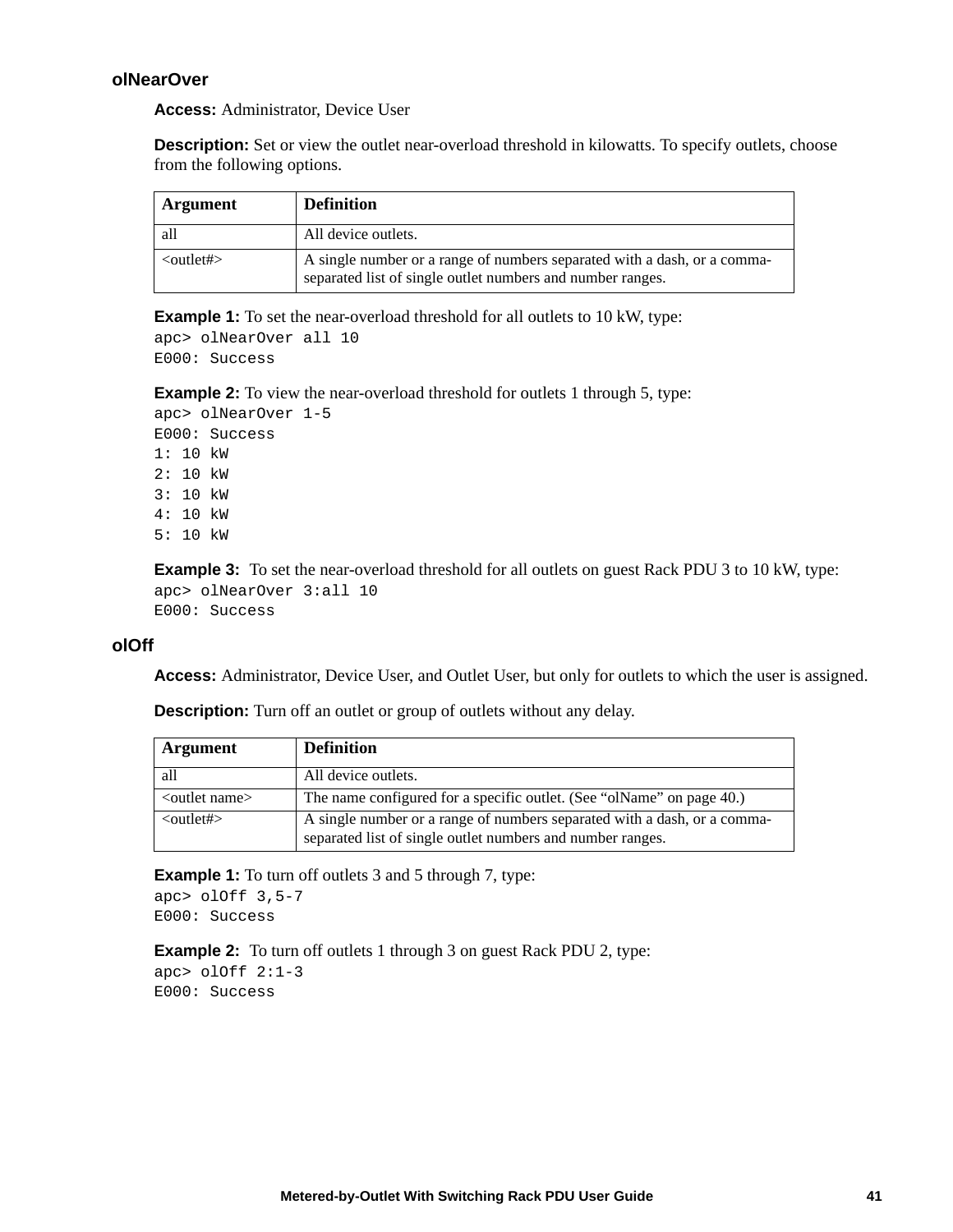### olNearOver

**Access:** Administrator, Device User

**Description:** Set or view the outlet near-overload threshold in kilowatts. To specify outlets, choose from the following options.

| Argument | Definition |
|---|---|
| all | All device outlets. |
| <outlet#> | A single number or a range of numbers separated with a dash, or a comma-separated list of single outlet numbers and number ranges. |

**Example 1:** To set the near-overload threshold for all outlets to 10 kW, type:

```
apc> olNearOver all 10
E000: Success
```

**Example 2:** To view the near-overload threshold for outlets 1 through 5, type:

```
apc> olNearOver 1-5
E000: Success
1: 10 kW
2: 10 kW
3: 10 kW
4: 10 kW
5: 10 kW
```

**Example 3:** To set the near-overload threshold for all outlets on guest Rack PDU 3 to 10 kW, type:

```
apc> olNearOver 3:all 10
E000: Success
```

### olOff

**Access:** Administrator, Device User, and Outlet User, but only for outlets to which the user is assigned.

**Description:** Turn off an outlet or group of outlets without any delay.

| Argument | Definition |
|---|---|
| all | All device outlets. |
| <outlet name> | The name configured for a specific outlet. (See “olName” on page 40.) |
| <outlet#> | A single number or a range of numbers separated with a dash, or a comma-separated list of single outlet numbers and number ranges. |

**Example 1:** To turn off outlets 3 and 5 through 7, type:

```
apc> olOff 3,5-7
E000: Success
```

**Example 2:** To turn off outlets 1 through 3 on guest Rack PDU 2, type:

```
apc> olOff 2:1-3
E000: Success
```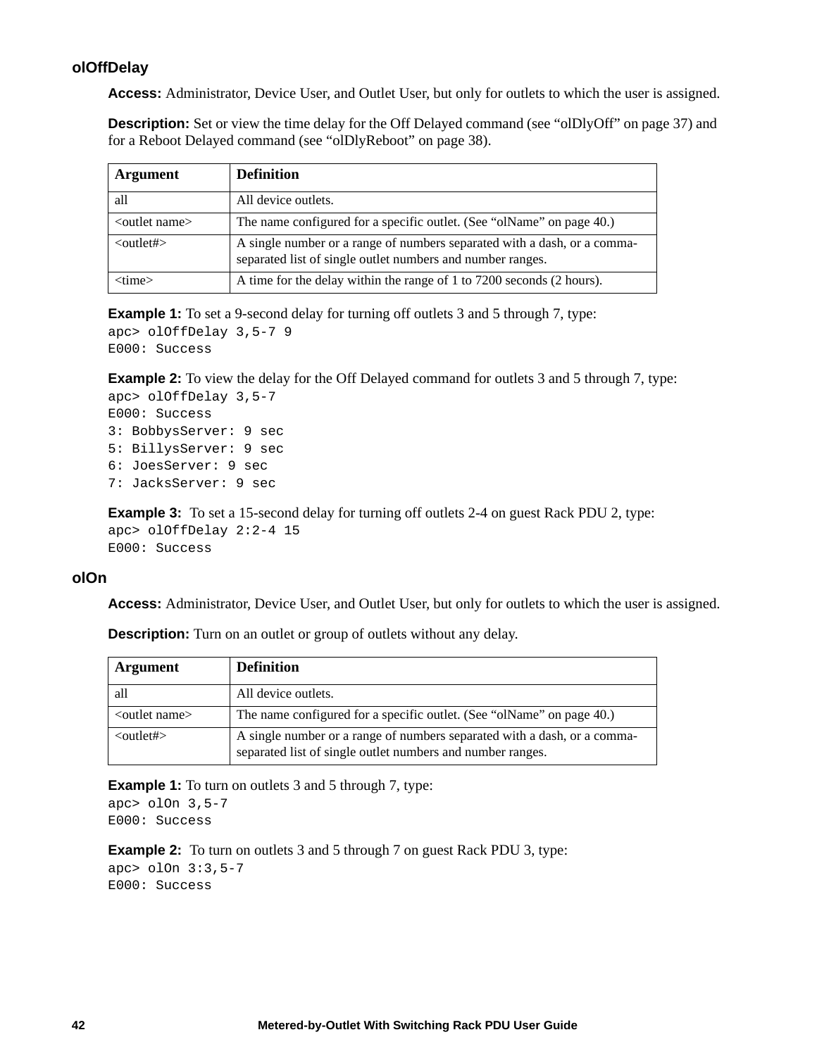### olOffDelay

**Access:** Administrator, Device User, and Outlet User, but only for outlets to which the user is assigned.

**Description:** Set or view the time delay for the Off Delayed command (see “olDlyOff” on page 37) and for a Reboot Delayed command (see “olDlyReboot” on page 38).

| Argument | Definition |
|---|---|
| all | All device outlets. |
| <outlet name> | The name configured for a specific outlet. (See “olName” on page 40.) |
| <outlet#> | A single number or a range of numbers separated with a dash, or a comma-separated list of single outlet numbers and number ranges. |
| <time> | A time for the delay within the range of 1 to 7200 seconds (2 hours). |

**Example 1:** To set a 9-second delay for turning off outlets 3 and 5 through 7, type:

```
apc> olOffDelay 3,5-7 9
E000: Success
```

**Example 2:** To view the delay for the Off Delayed command for outlets 3 and 5 through 7, type:

```
apc> olOffDelay 3,5-7
E000: Success
3: BobbysServer: 9 sec
5: BillysServer: 9 sec
6: JoesServer: 9 sec
7: JacksServer: 9 sec
```

**Example 3:** To set a 15-second delay for turning off outlets 2-4 on guest Rack PDU 2, type:

```
apc> olOffDelay 2:2-4 15
E000: Success
```

### olOn

**Access:** Administrator, Device User, and Outlet User, but only for outlets to which the user is assigned.

**Description:** Turn on an outlet or group of outlets without any delay.

| Argument | Definition |
|---|---|
| all | All device outlets. |
| <outlet name> | The name configured for a specific outlet. (See “olName” on page 40.) |
| <outlet#> | A single number or a range of numbers separated with a dash, or a comma-separated list of single outlet numbers and number ranges. |

**Example 1:** To turn on outlets 3 and 5 through 7, type:

```
apc> olOn 3,5-7
E000: Success
```

**Example 2:** To turn on outlets 3 and 5 through 7 on guest Rack PDU 3, type:

```
apc> olOn 3:3,5-7
E000: Success
```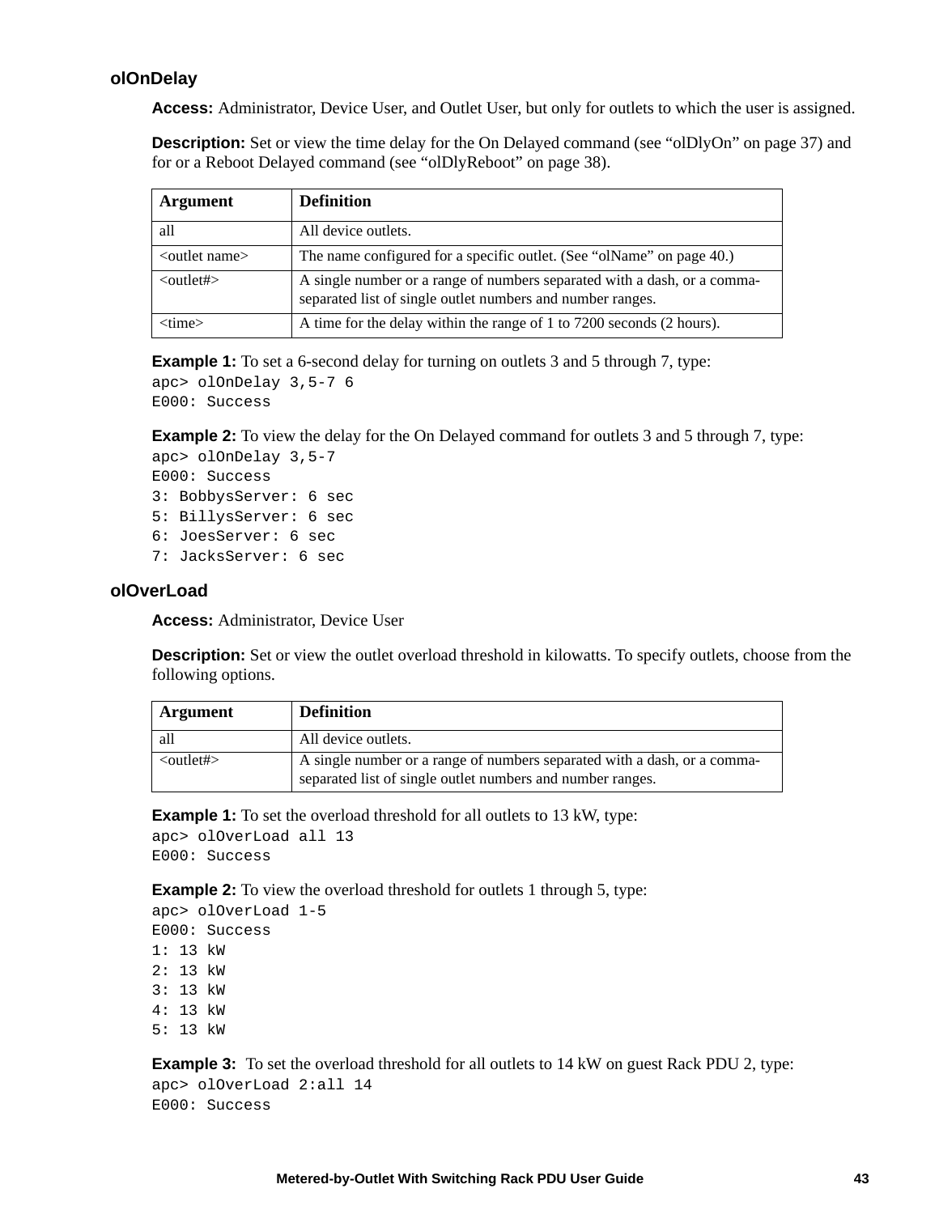### olOnDelay

**Access:** Administrator, Device User, and Outlet User, but only for outlets to which the user is assigned.

**Description:** Set or view the time delay for the On Delayed command (see “olDlyOn” on page 37) and for or a Reboot Delayed command (see “olDlyReboot” on page 38).

| Argument | Definition |
|---|---|
| all | All device outlets. |
| <outlet name> | The name configured for a specific outlet. (See “olName” on page 40.) |
| <outlet#> | A single number or a range of numbers separated with a dash, or a comma-separated list of single outlet numbers and number ranges. |
| <time> | A time for the delay within the range of 1 to 7200 seconds (2 hours). |

**Example 1:** To set a 6-second delay for turning on outlets 3 and 5 through 7, type:

```
apc> olOnDelay 3,5-7 6
E000: Success
```

**Example 2:** To view the delay for the On Delayed command for outlets 3 and 5 through 7, type:

```
apc> olOnDelay 3,5-7
E000: Success
3: BobbysServer: 6 sec
5: BillysServer: 6 sec
6: JoesServer: 6 sec
7: JacksServer: 6 sec
```

### olOverLoad

**Access:** Administrator, Device User

**Description:** Set or view the outlet overload threshold in kilowatts. To specify outlets, choose from the following options.

| Argument | Definition |
|---|---|
| all | All device outlets. |
| <outlet#> | A single number or a range of numbers separated with a dash, or a comma-separated list of single outlet numbers and number ranges. |

**Example 1:** To set the overload threshold for all outlets to 13 kW, type:

```
apc> olOverLoad all 13
E000: Success
```

**Example 2:** To view the overload threshold for outlets 1 through 5, type:

```
apc> olOverLoad 1-5
E000: Success
1: 13 kW
2: 13 kW
3: 13 kW
4: 13 kW
5: 13 kW
```

**Example 3:** To set the overload threshold for all outlets to 14 kW on guest Rack PDU 2, type:

```
apc> olOverLoad 2:all 14
E000: Success
```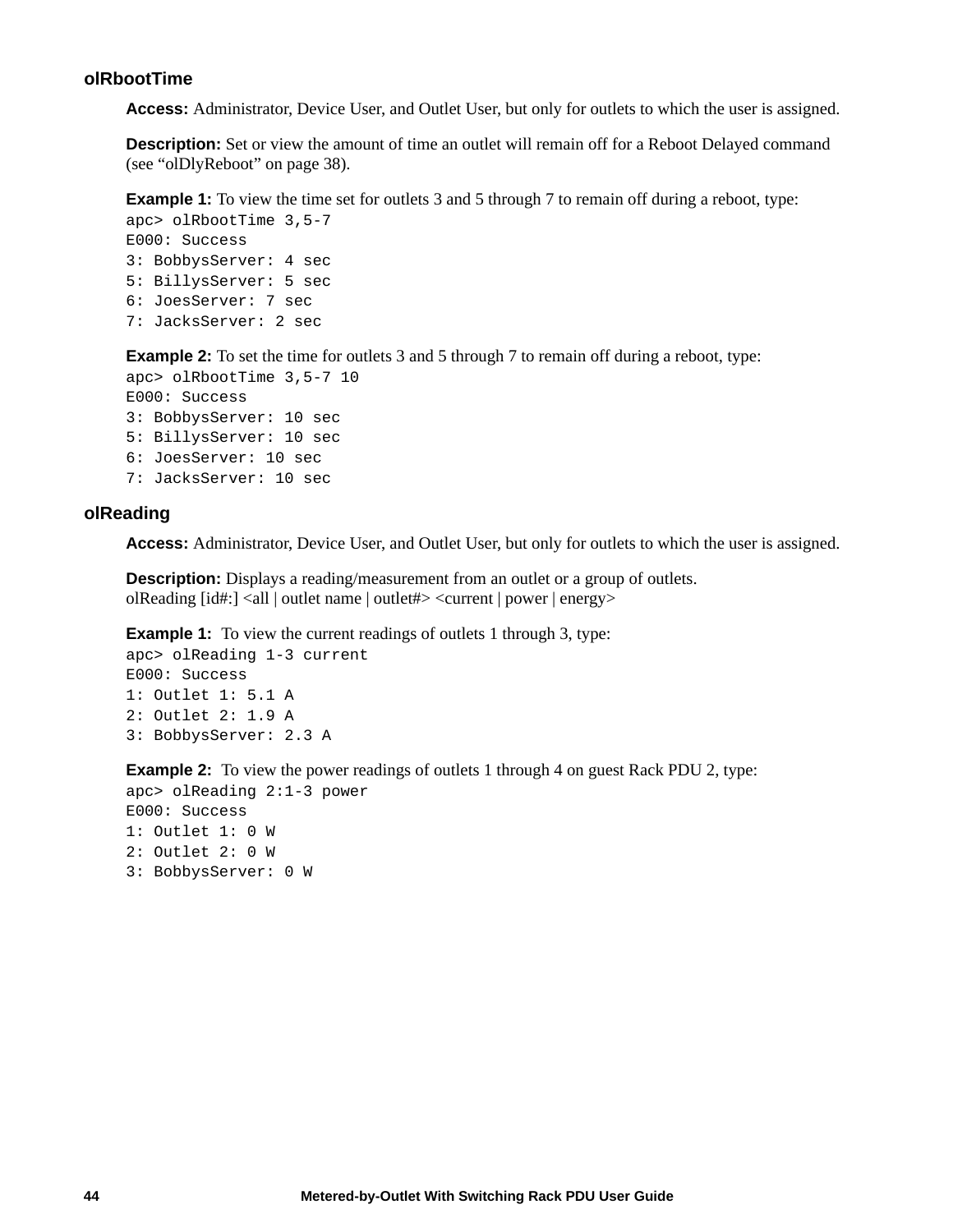### olRbootTime

**Access:** Administrator, Device User, and Outlet User, but only for outlets to which the user is assigned.

**Description:** Set or view the amount of time an outlet will remain off for a Reboot Delayed command (see “olDlyReboot” on page 38).

**Example 1:** To view the time set for outlets 3 and 5 through 7 to remain off during a reboot, type:

```
apc> olRbootTime 3,5-7
E000: Success
3: BobbysServer: 4 sec
5: BillysServer: 5 sec
6: JoesServer: 7 sec
7: JacksServer: 2 sec
```

**Example 2:** To set the time for outlets 3 and 5 through 7 to remain off during a reboot, type:

```
apc> olRbootTime 3,5-7 10
E000: Success
3: BobbysServer: 10 sec
5: BillysServer: 10 sec
6: JoesServer: 10 sec
7: JacksServer: 10 sec
```

### olReading

**Access:** Administrator, Device User, and Outlet User, but only for outlets to which the user is assigned.

**Description:** Displays a reading/measurement from an outlet or a group of outlets.
olReading [id#:] <all | outlet name | outlet#> <current | power | energy>

**Example 1:** To view the current readings of outlets 1 through 3, type:

```
apc> olReading 1-3 current
E000: Success
1: Outlet 1: 5.1 A
2: Outlet 2: 1.9 A
3: BobbysServer: 2.3 A
```

**Example 2:** To view the power readings of outlets 1 through 4 on guest Rack PDU 2, type:

```
apc> olReading 2:1-3 power
E000: Success
1: Outlet 1: 0 W
2: Outlet 2: 0 W
3: BobbysServer: 0 W
```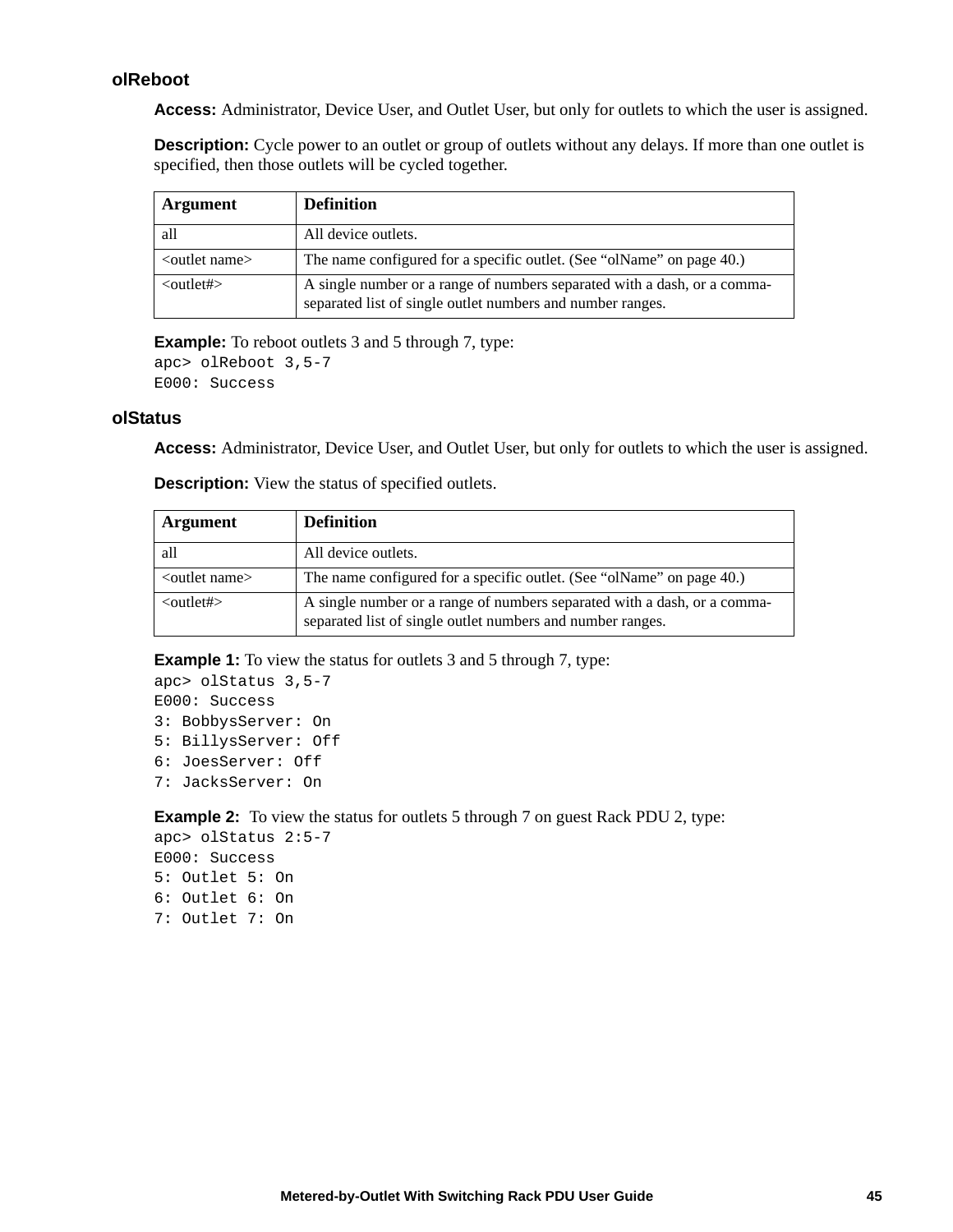### olReboot

**Access:** Administrator, Device User, and Outlet User, but only for outlets to which the user is assigned.

**Description:** Cycle power to an outlet or group of outlets without any delays. If more than one outlet is specified, then those outlets will be cycled together.

| Argument | Definition |
|---|---|
| all | All device outlets. |
| <outlet name> | The name configured for a specific outlet. (See "olName" on page 40.) |
| <outlet#> | A single number or a range of numbers separated with a dash, or a comma-separated list of single outlet numbers and number ranges. |

**Example:** To reboot outlets 3 and 5 through 7, type:

```
apc> olReboot 3,5-7
E000: Success
```

### olStatus

**Access:** Administrator, Device User, and Outlet User, but only for outlets to which the user is assigned.

**Description:** View the status of specified outlets.

| Argument | Definition |
|---|---|
| all | All device outlets. |
| <outlet name> | The name configured for a specific outlet. (See "olName" on page 40.) |
| <outlet#> | A single number or a range of numbers separated with a dash, or a comma-separated list of single outlet numbers and number ranges. |

**Example 1:** To view the status for outlets 3 and 5 through 7, type:

```
apc> olStatus 3,5-7
E000: Success
3: BobbysServer: On
5: BillysServer: Off
6: JoesServer: Off
7: JacksServer: On
```

**Example 2:** To view the status for outlets 5 through 7 on guest Rack PDU 2, type:

```
apc> olStatus 2:5-7
E000: Success
5: Outlet 5: On
6: Outlet 6: On
7: Outlet 7: On
```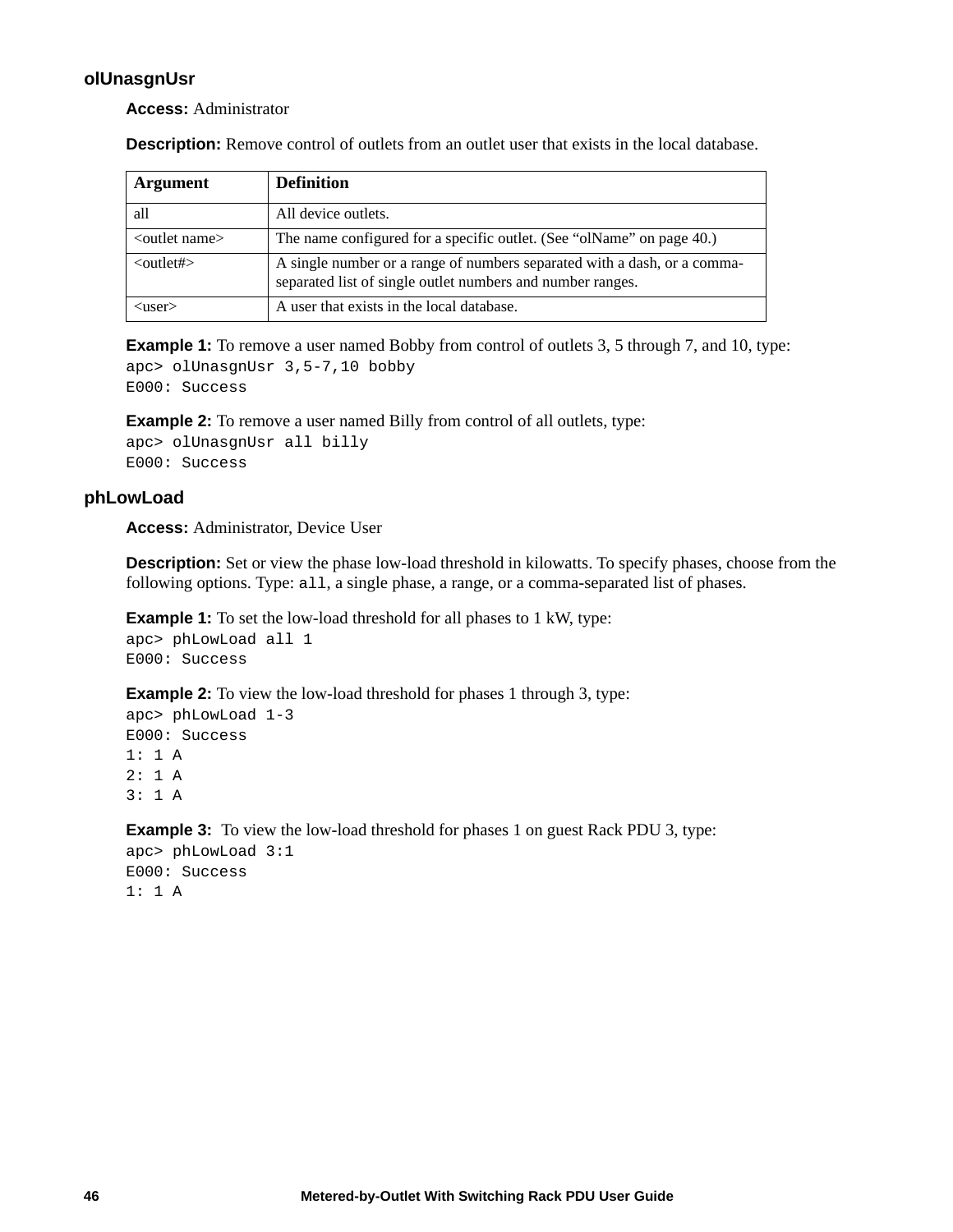### olUnasgnUsr

**Access:** Administrator

**Description:** Remove control of outlets from an outlet user that exists in the local database.

| Argument | Definition |
|---|---|
| all | All device outlets. |
| <outlet name> | The name configured for a specific outlet. (See "olName" on page 40.) |
| <outlet#> | A single number or a range of numbers separated with a dash, or a comma-separated list of single outlet numbers and number ranges. |
| <user> | A user that exists in the local database. |

**Example 1:** To remove a user named Bobby from control of outlets 3, 5 through 7, and 10, type:

```
apc> olUnasgnUsr 3,5-7,10 bobby
E000: Success
```

**Example 2:** To remove a user named Billy from control of all outlets, type:

```
apc> olUnasgnUsr all billy
E000: Success
```

### phLowLoad

**Access:** Administrator, Device User

**Description:** Set or view the phase low-load threshold in kilowatts. To specify phases, choose from the following options. Type: `all`, a single phase, a range, or a comma-separated list of phases.

**Example 1:** To set the low-load threshold for all phases to 1 kW, type:

```
apc> phLowLoad all 1
E000: Success
```

**Example 2:** To view the low-load threshold for phases 1 through 3, type:

```
apc> phLowLoad 1-3
E000: Success
1: 1 A
2: 1 A
3: 1 A
```

**Example 3:** To view the low-load threshold for phases 1 on guest Rack PDU 3, type:

```
apc> phLowLoad 3:1
E000: Success
1: 1 A
```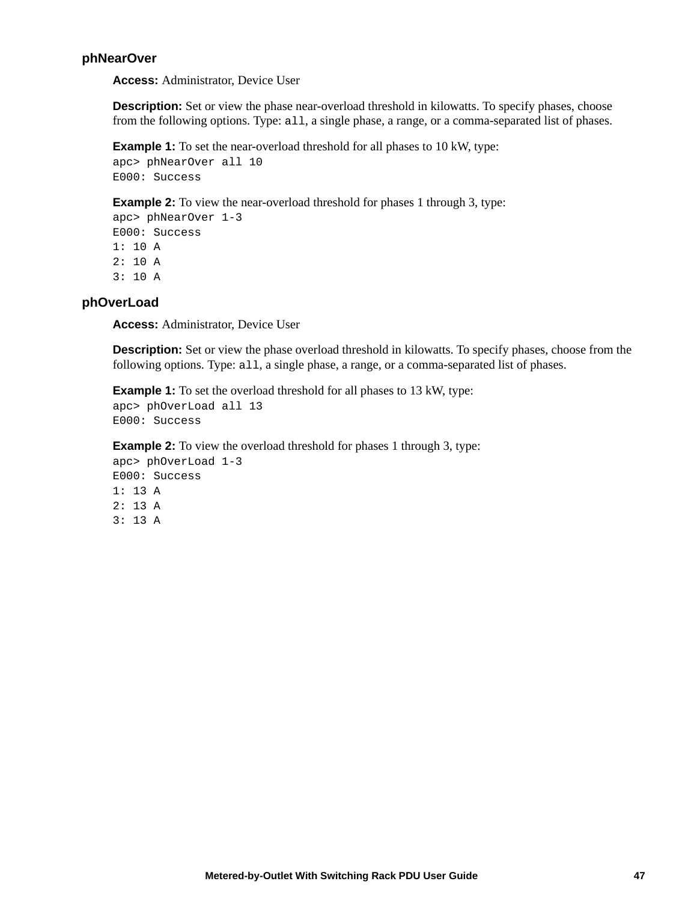### phNearOver

**Access:** Administrator, Device User

**Description:** Set or view the phase near-overload threshold in kilowatts. To specify phases, choose from the following options. Type: `all`, a single phase, a range, or a comma-separated list of phases.

**Example 1:** To set the near-overload threshold for all phases to 10 kW, type:

```
apc> phNearOver all 10
E000: Success
```

**Example 2:** To view the near-overload threshold for phases 1 through 3, type:

```
apc> phNearOver 1-3
E000: Success
1: 10 A
2: 10 A
3: 10 A
```

### phOverLoad

**Access:** Administrator, Device User

**Description:** Set or view the phase overload threshold in kilowatts. To specify phases, choose from the following options. Type: `all`, a single phase, a range, or a comma-separated list of phases.

**Example 1:** To set the overload threshold for all phases to 13 kW, type:

```
apc> phOverLoad all 13
E000: Success
```

**Example 2:** To view the overload threshold for phases 1 through 3, type:

```
apc> phOverLoad 1-3
E000: Success
1: 13 A
2: 13 A
3: 13 A
```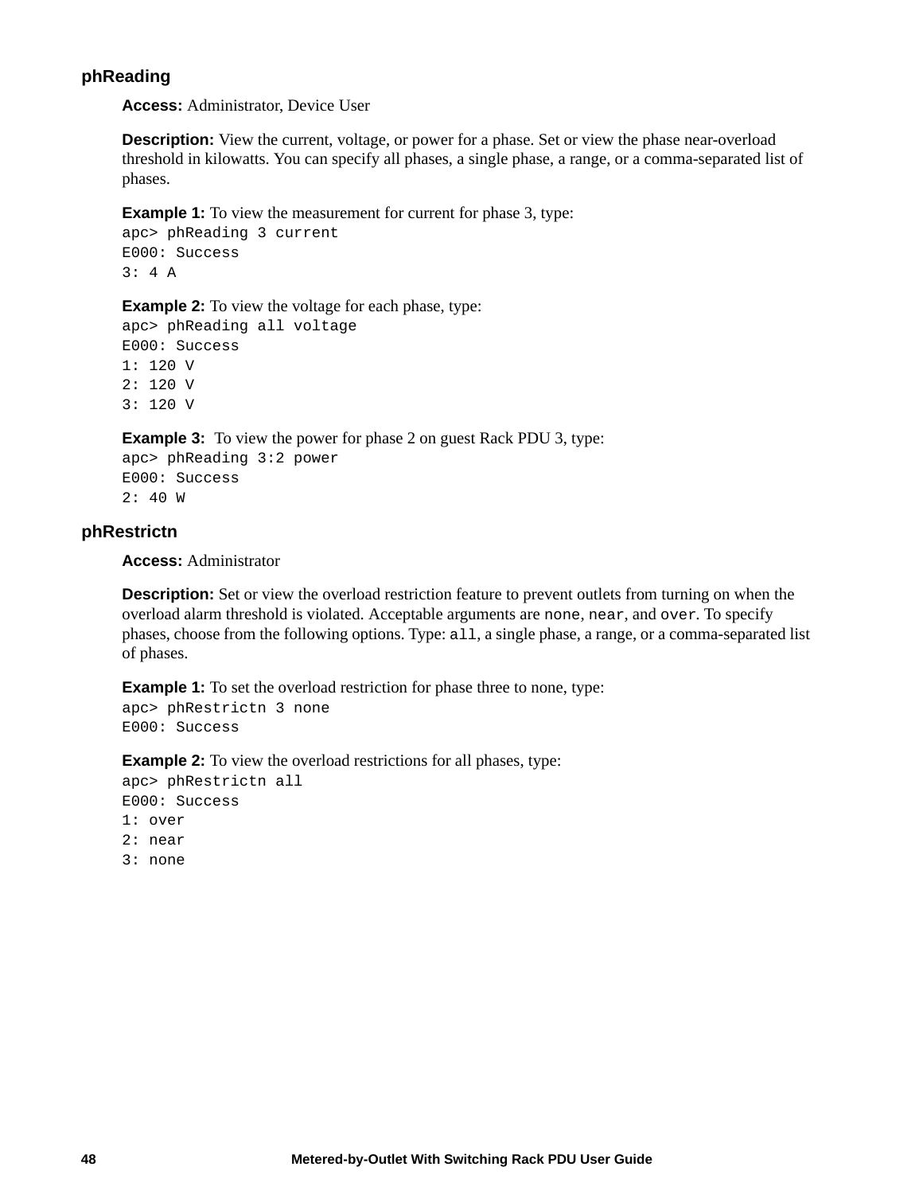### phReading

**Access:** Administrator, Device User

**Description:** View the current, voltage, or power for a phase. Set or view the phase near-overload threshold in kilowatts. You can specify all phases, a single phase, a range, or a comma-separated list of phases.

**Example 1:** To view the measurement for current for phase 3, type:

```
apc> phReading 3 current
E000: Success
3: 4 A
```

**Example 2:** To view the voltage for each phase, type:

```
apc> phReading all voltage
E000: Success
1: 120 V
2: 120 V
3: 120 V
```

**Example 3:** To view the power for phase 2 on guest Rack PDU 3, type:

```
apc> phReading 3:2 power
E000: Success
2: 40 W
```

### phRestrictn

**Access:** Administrator

**Description:** Set or view the overload restriction feature to prevent outlets from turning on when the overload alarm threshold is violated. Acceptable arguments are `none`, `near`, and `over`. To specify phases, choose from the following options. Type: `all`, a single phase, a range, or a comma-separated list of phases.

**Example 1:** To set the overload restriction for phase three to none, type:

```
apc> phRestrictn 3 none
E000: Success
```

**Example 2:** To view the overload restrictions for all phases, type:

```
apc> phRestrictn all
E000: Success
1: over
2: near
3: none
```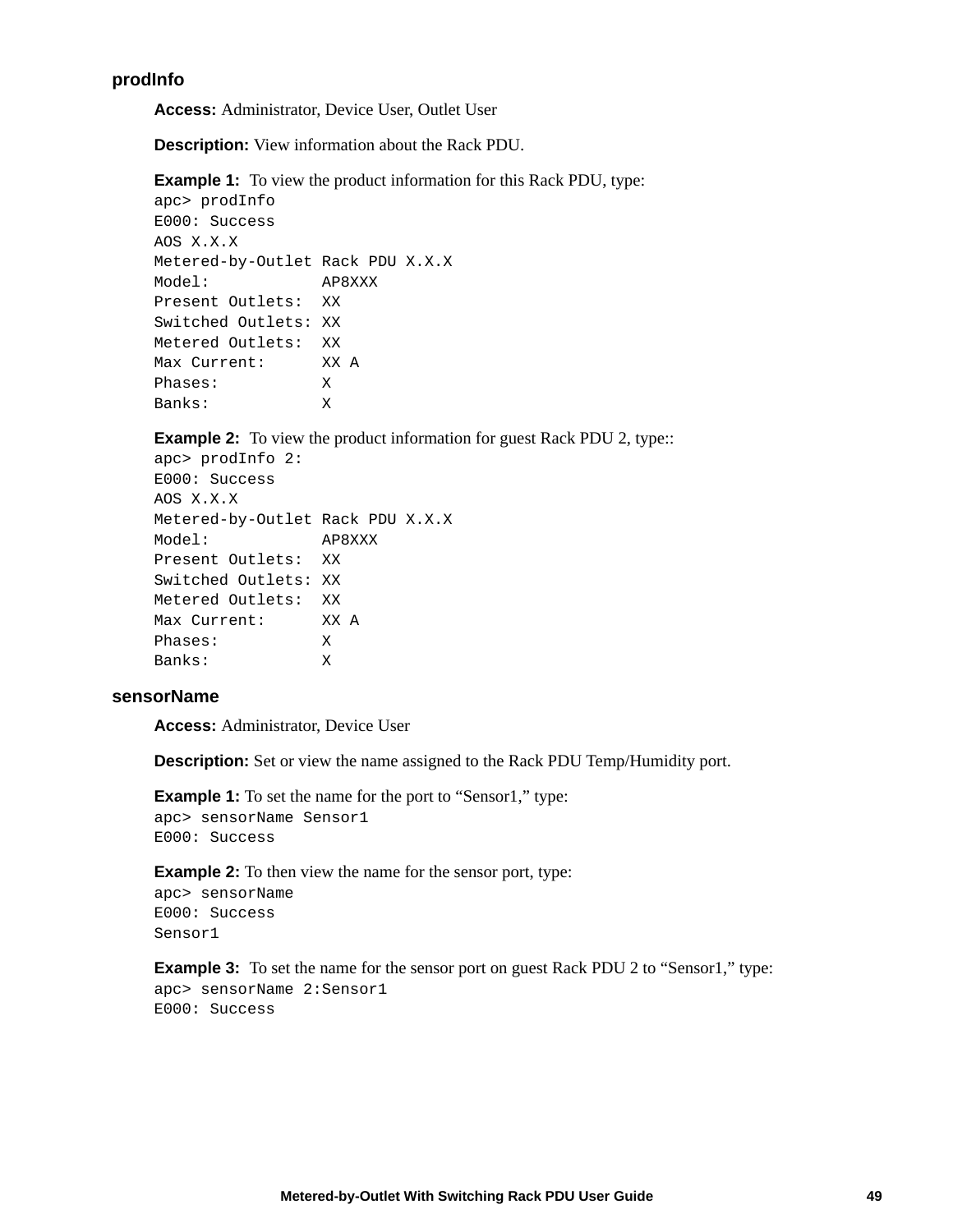### prodInfo

**Access:** Administrator, Device User, Outlet User

**Description:** View information about the Rack PDU.

**Example 1:** To view the product information for this Rack PDU, type:

```
apc> prodInfo
E000: Success
AOS X.X.X
Metered-by-Outlet Rack PDU X.X.X
Model:           AP8XXX
Present Outlets:  XX
Switched Outlets: XX
Metered Outlets:  XX
Max Current:      XX A
Phases:           X
Banks:            X
```

**Example 2:** To view the product information for guest Rack PDU 2, type::

```
apc> prodInfo 2:
E000: Success
AOS X.X.X
Metered-by-Outlet Rack PDU X.X.X
Model:           AP8XXX
Present Outlets:  XX
Switched Outlets: XX
Metered Outlets:  XX
Max Current:      XX A
Phases:           X
Banks:            X
```

### sensorName

**Access:** Administrator, Device User

**Description:** Set or view the name assigned to the Rack PDU Temp/Humidity port.

**Example 1:** To set the name for the port to “Sensor1,” type:

```
apc> sensorName Sensor1
E000: Success
```

**Example 2:** To then view the name for the sensor port, type:

```
apc> sensorName
E000: Success
Sensor1
```

**Example 3:** To set the name for the sensor port on guest Rack PDU 2 to “Sensor1,” type:

```
apc> sensorName 2:Sensor1
E000: Success
```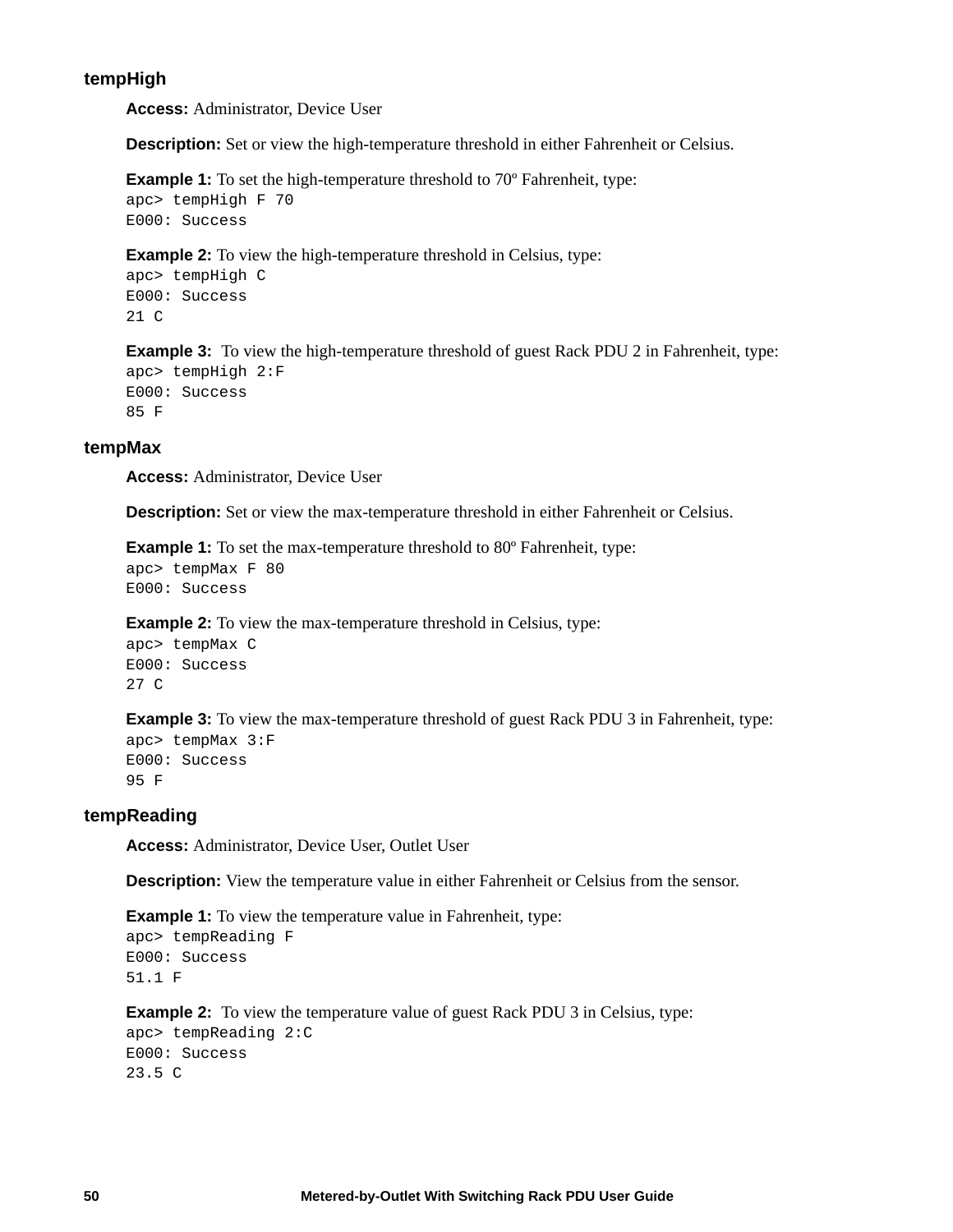### tempHigh

**Access:** Administrator, Device User

**Description:** Set or view the high-temperature threshold in either Fahrenheit or Celsius.

**Example 1:** To set the high-temperature threshold to 70º Fahrenheit, type:

```
apc> tempHigh F 70
E000: Success
```

**Example 2:** To view the high-temperature threshold in Celsius, type:

```
apc> tempHigh C
E000: Success
21 C
```

**Example 3:** To view the high-temperature threshold of guest Rack PDU 2 in Fahrenheit, type:

```
apc> tempHigh 2:F
E000: Success
85 F
```

### tempMax

**Access:** Administrator, Device User

**Description:** Set or view the max-temperature threshold in either Fahrenheit or Celsius.

**Example 1:** To set the max-temperature threshold to 80º Fahrenheit, type:

```
apc> tempMax F 80
E000: Success
```

**Example 2:** To view the max-temperature threshold in Celsius, type:

```
apc> tempMax C
E000: Success
27 C
```

**Example 3:** To view the max-temperature threshold of guest Rack PDU 3 in Fahrenheit, type:

```
apc> tempMax 3:F
E000: Success
95 F
```

### tempReading

**Access:** Administrator, Device User, Outlet User

**Description:** View the temperature value in either Fahrenheit or Celsius from the sensor.

**Example 1:** To view the temperature value in Fahrenheit, type:

```
apc> tempReading F
E000: Success
51.1 F
```

**Example 2:** To view the temperature value of guest Rack PDU 3 in Celsius, type:

```
apc> tempReading 2:C
E000: Success
23.5 C
```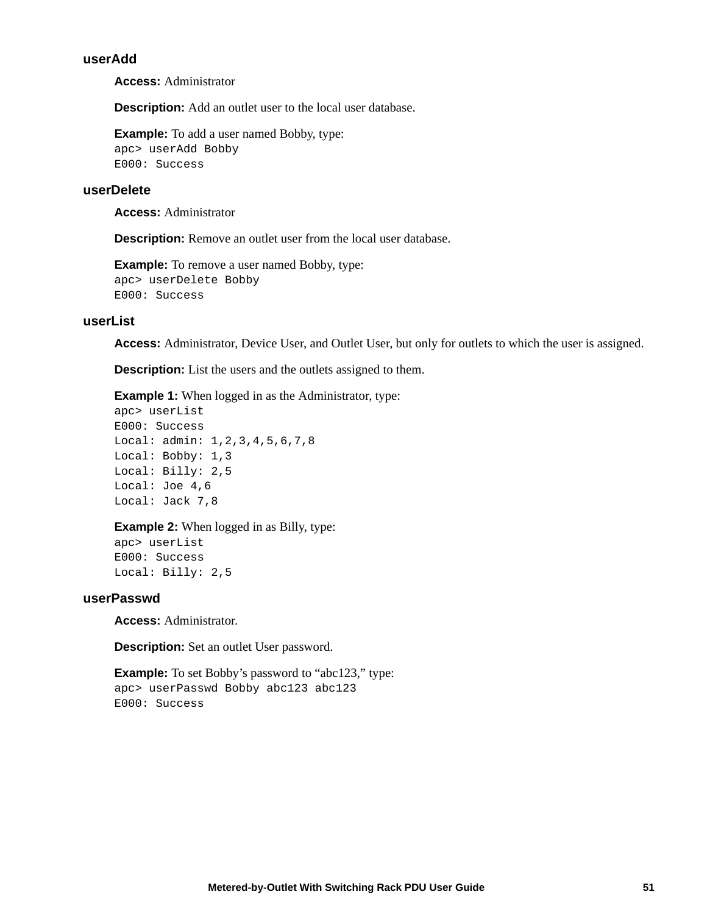### userAdd

**Access:** Administrator

**Description:** Add an outlet user to the local user database.

**Example:** To add a user named Bobby, type:

```
apc> userAdd Bobby
E000: Success
```

### userDelete

**Access:** Administrator

**Description:** Remove an outlet user from the local user database.

**Example:** To remove a user named Bobby, type:

```
apc> userDelete Bobby
E000: Success
```

### userList

**Access:** Administrator, Device User, and Outlet User, but only for outlets to which the user is assigned.

**Description:** List the users and the outlets assigned to them.

**Example 1:** When logged in as the Administrator, type:

```
apc> userList
E000: Success
Local: admin: 1,2,3,4,5,6,7,8
Local: Bobby: 1,3
Local: Billy: 2,5
Local: Joe 4,6
Local: Jack 7,8
```

**Example 2:** When logged in as Billy, type:

```
apc> userList
E000: Success
Local: Billy: 2,5
```

### userPasswd

**Access:** Administrator.

**Description:** Set an outlet User password.

**Example:** To set Bobby's password to "abc123," type:

```
apc> userPasswd Bobby abc123 abc123
E000: Success
```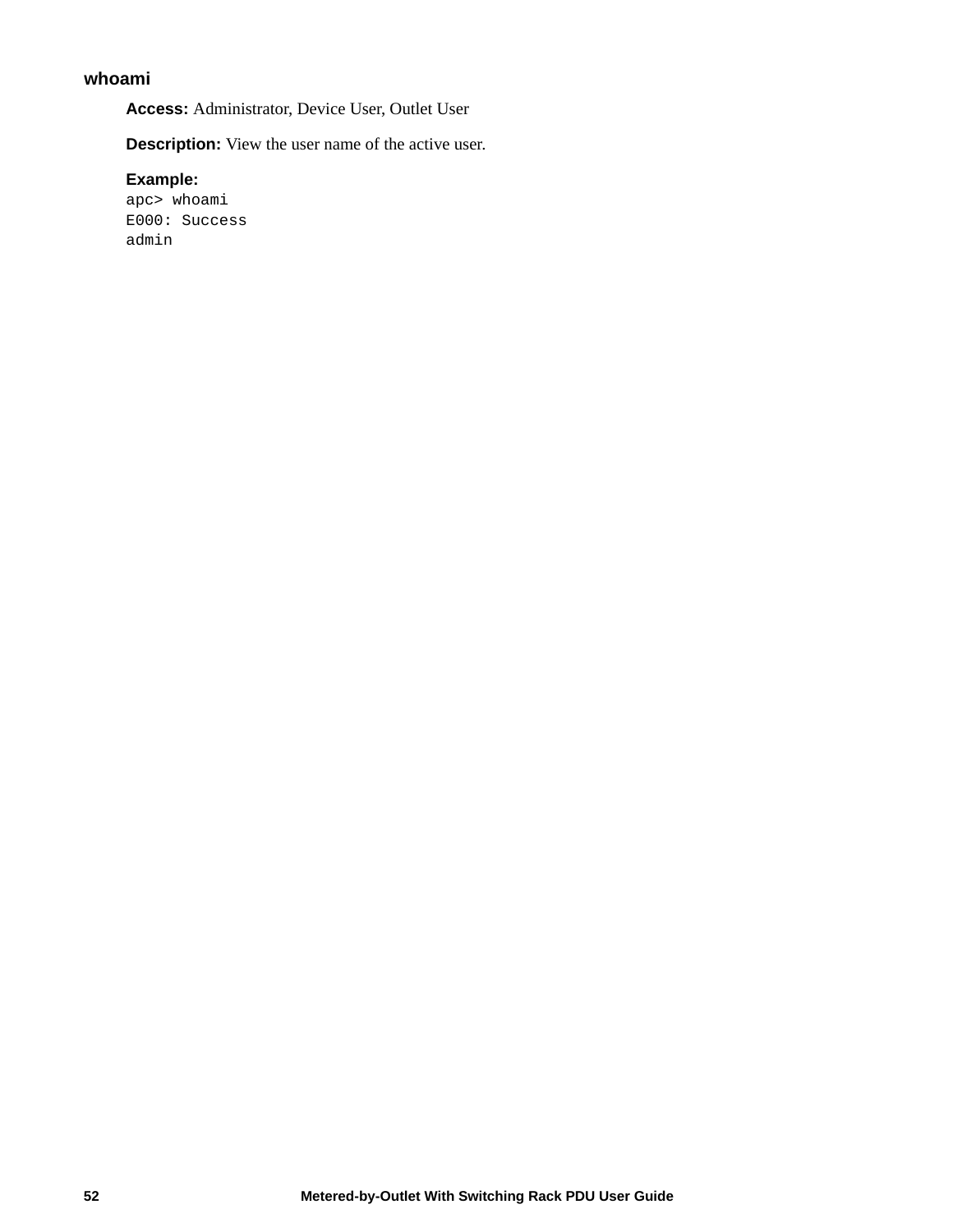### whoami

**Access:** Administrator, Device User, Outlet User

**Description:** View the user name of the active user.

**Example:**

```
apc> whoami
E000: Success
admin
```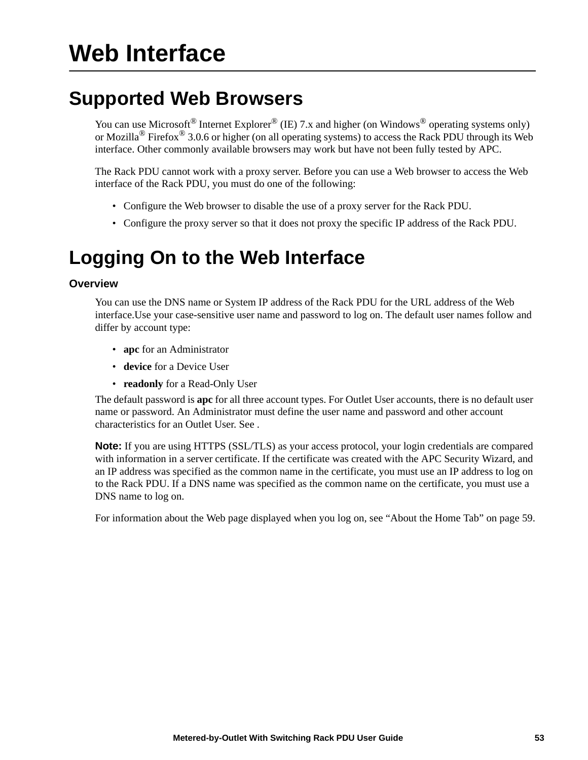# Web Interface

## Supported Web Browsers

You can use Microsoft® Internet Explorer® (IE) 7.x and higher (on Windows® operating systems only) or Mozilla® Firefox® 3.0.6 or higher (on all operating systems) to access the Rack PDU through its Web interface. Other commonly available browsers may work but have not been fully tested by APC.

The Rack PDU cannot work with a proxy server. Before you can use a Web browser to access the Web interface of the Rack PDU, you must do one of the following:

- Configure the Web browser to disable the use of a proxy server for the Rack PDU.
- Configure the proxy server so that it does not proxy the specific IP address of the Rack PDU.

## Logging On to the Web Interface

### Overview

You can use the DNS name or System IP address of the Rack PDU for the URL address of the Web interface.Use your case-sensitive user name and password to log on. The default user names follow and differ by account type:

- **apc** for an Administrator
- **device** for a Device User
- **readonly** for a Read-Only User

The default password is **apc** for all three account types. For Outlet User accounts, there is no default user name or password. An Administrator must define the user name and password and other account characteristics for an Outlet User. See .

**Note:** If you are using HTTPS (SSL/TLS) as your access protocol, your login credentials are compared with information in a server certificate. If the certificate was created with the APC Security Wizard, and an IP address was specified as the common name in the certificate, you must use an IP address to log on to the Rack PDU. If a DNS name was specified as the common name on the certificate, you must use a DNS name to log on.

For information about the Web page displayed when you log on, see “About the Home Tab” on page 59.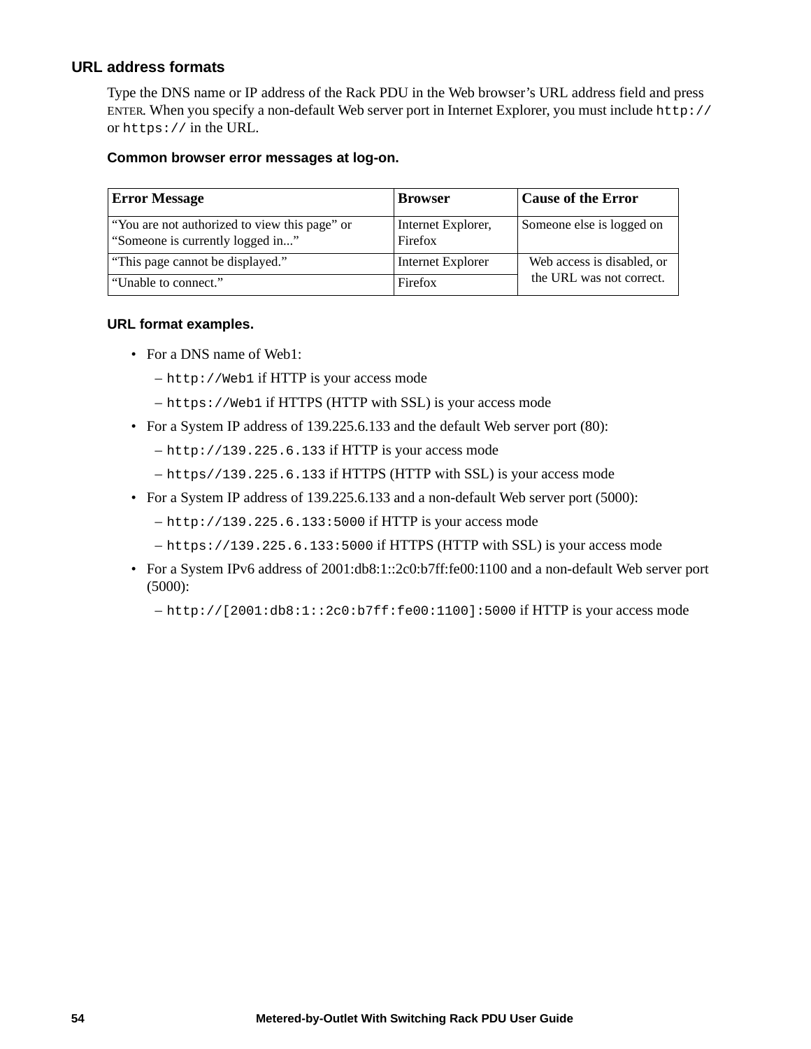### URL address formats

Type the DNS name or IP address of the Rack PDU in the Web browser's URL address field and press ENTER. When you specify a non-default Web server port in Internet Explorer, you must include `http://` or `https://` in the URL.

#### Common browser error messages at log-on.

| Error Message | Browser | Cause of the Error |
|---|---|---|
| "You are not authorized to view this page" or "Someone is currently logged in..." | Internet Explorer, Firefox | Someone else is logged on |
| "This page cannot be displayed." | Internet Explorer | Web access is disabled, or the URL was not correct. |
| "Unable to connect." | Firefox | |

#### URL format examples.

- For a DNS name of Web1:
  – `http://Web1` if HTTP is your access mode
  – `https://Web1` if HTTPS (HTTP with SSL) is your access mode
- For a System IP address of 139.225.6.133 and the default Web server port (80):
  – `http://139.225.6.133` if HTTP is your access mode
  – `https//139.225.6.133` if HTTPS (HTTP with SSL) is your access mode
- For a System IP address of 139.225.6.133 and a non-default Web server port (5000):
  – `http://139.225.6.133:5000` if HTTP is your access mode
  – `https://139.225.6.133:5000` if HTTPS (HTTP with SSL) is your access mode
- For a System IPv6 address of 2001:db8:1::2c0:b7ff:fe00:1100 and a non-default Web server port (5000):
  – `http://[2001:db8:1::2c0:b7ff:fe00:1100]:5000` if HTTP is your access mode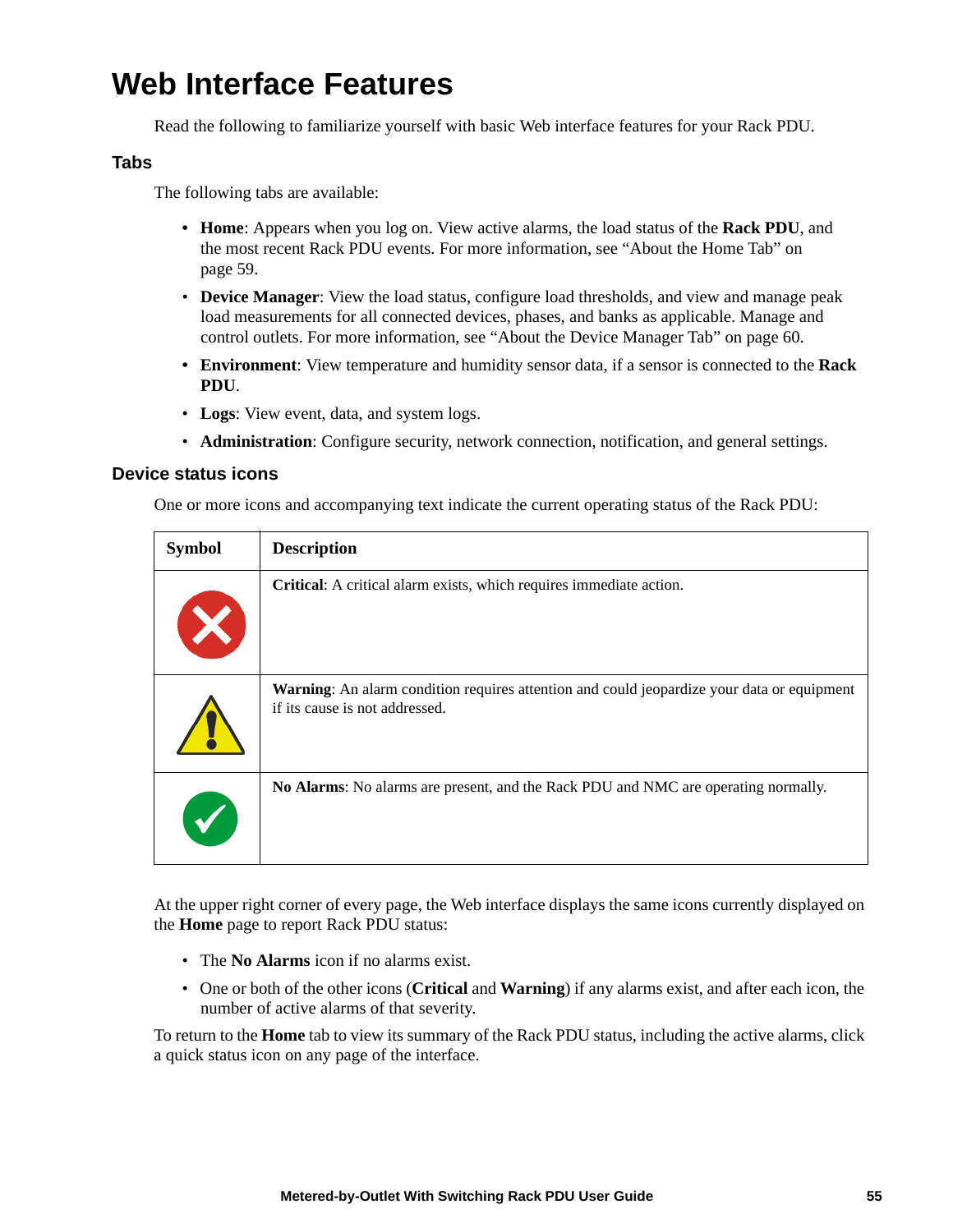# Web Interface Features

Read the following to familiarize yourself with basic Web interface features for your Rack PDU.

## Tabs

The following tabs are available:

- **Home**: Appears when you log on. View active alarms, the load status of the **Rack PDU**, and the most recent Rack PDU events. For more information, see "About the Home Tab" on page 59.
- **Device Manager**: View the load status, configure load thresholds, and view and manage peak load measurements for all connected devices, phases, and banks as applicable. Manage and control outlets. For more information, see "About the Device Manager Tab" on page 60.
- **Environment**: View temperature and humidity sensor data, if a sensor is connected to the **Rack PDU**.
- **Logs**: View event, data, and system logs.
- **Administration**: Configure security, network connection, notification, and general settings.

## Device status icons

One or more icons and accompanying text indicate the current operating status of the Rack PDU:

| Symbol | Description |
|---|---|
| | **Critical**: A critical alarm exists, which requires immediate action. |
| | **Warning**: An alarm condition requires attention and could jeopardize your data or equipment if its cause is not addressed. |
| | **No Alarms**: No alarms are present, and the Rack PDU and NMC are operating normally. |

At the upper right corner of every page, the Web interface displays the same icons currently displayed on the **Home** page to report Rack PDU status:

- The **No Alarms** icon if no alarms exist.
- One or both of the other icons (**Critical** and **Warning**) if any alarms exist, and after each icon, the number of active alarms of that severity.

To return to the **Home** tab to view its summary of the Rack PDU status, including the active alarms, click a quick status icon on any page of the interface.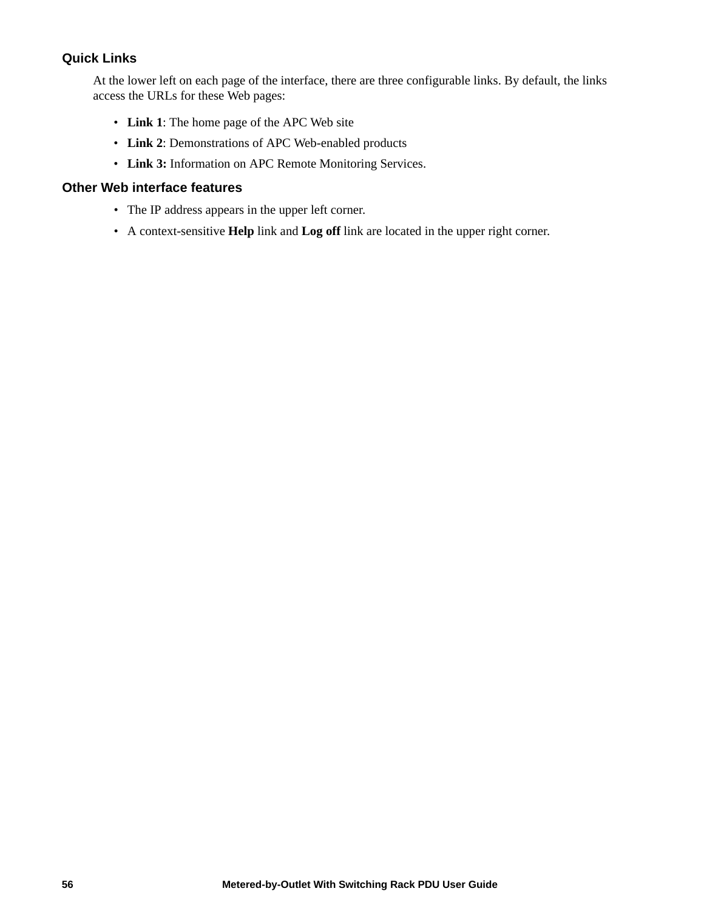### Quick Links

At the lower left on each page of the interface, there are three configurable links. By default, the links access the URLs for these Web pages:

- **Link 1**: The home page of the APC Web site
- **Link 2**: Demonstrations of APC Web-enabled products
- **Link 3:** Information on APC Remote Monitoring Services.

### Other Web interface features

- The IP address appears in the upper left corner.
- A context-sensitive **Help** link and **Log off** link are located in the upper right corner.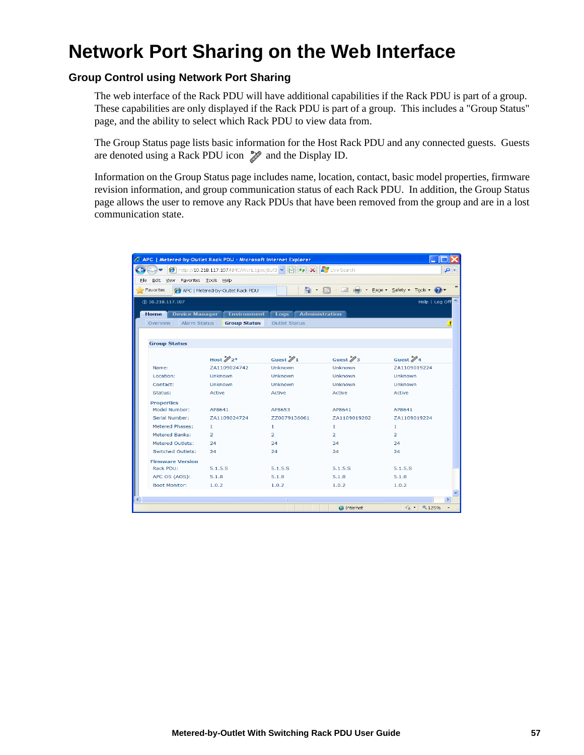# Network Port Sharing on the Web Interface

## Group Control using Network Port Sharing

The web interface of the Rack PDU will have additional capabilities if the Rack PDU is part of a group. These capabilities are only displayed if the Rack PDU is part of a group. This includes a "Group Status" page, and the ability to select which Rack PDU to view data from.

The Group Status page lists basic information for the Host Rack PDU and any connected guests. Guests are denoted using a Rack PDU icon and the Display ID.

Information on the Group Status page includes name, location, contact, basic model properties, firmware revision information, and group communication status of each Rack PDU. In addition, the Group Status page allows the user to remove any Rack PDUs that have been removed from the group and are in a lost communication state.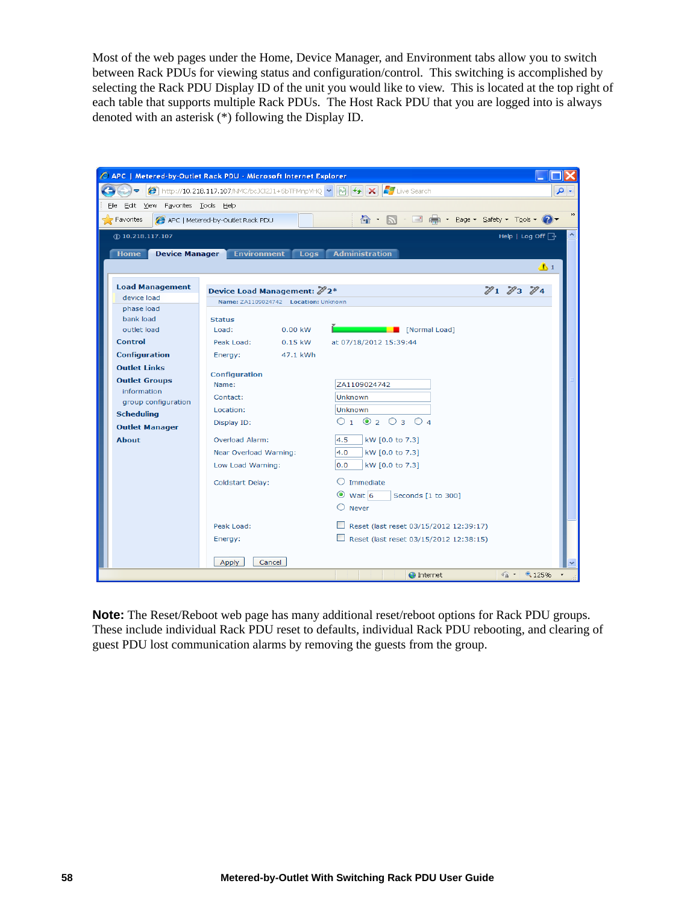Most of the web pages under the Home, Device Manager, and Environment tabs allow you to switch between Rack PDUs for viewing status and configuration/control. This switching is accomplished by selecting the Rack PDU Display ID of the unit you would like to view. This is located at the top right of each table that supports multiple Rack PDUs. The Host Rack PDU that you are logged into is always denoted with an asterisk (*) following the Display ID.

**Note:** The Reset/Reboot web page has many additional reset/reboot options for Rack PDU groups. These include individual Rack PDU reset to defaults, individual Rack PDU rebooting, and clearing of guest PDU lost communication alarms by removing the guests from the group.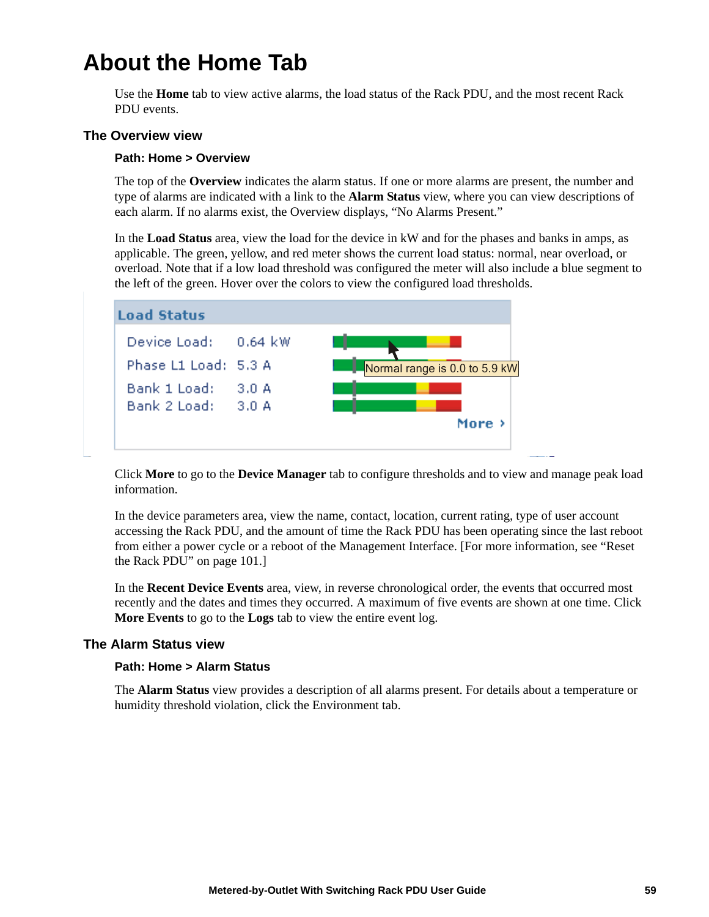# About the Home Tab

Use the **Home** tab to view active alarms, the load status of the Rack PDU, and the most recent Rack PDU events.

## The Overview view

### Path: Home > Overview

The top of the **Overview** indicates the alarm status. If one or more alarms are present, the number and type of alarms are indicated with a link to the **Alarm Status** view, where you can view descriptions of each alarm. If no alarms exist, the Overview displays, “No Alarms Present.”

In the **Load Status** area, view the load for the device in kW and for the phases and banks in amps, as applicable. The green, yellow, and red meter shows the current load status: normal, near overload, or overload. Note that if a low load threshold was configured the meter will also include a blue segment to the left of the green. Hover over the colors to view the configured load thresholds.

Click **More** to go to the **Device Manager** tab to configure thresholds and to view and manage peak load information.

In the device parameters area, view the name, contact, location, current rating, type of user account accessing the Rack PDU, and the amount of time the Rack PDU has been operating since the last reboot from either a power cycle or a reboot of the Management Interface. [For more information, see “Reset the Rack PDU” on page 101.]

In the **Recent Device Events** area, view, in reverse chronological order, the events that occurred most recently and the dates and times they occurred. A maximum of five events are shown at one time. Click **More Events** to go to the **Logs** tab to view the entire event log.

## The Alarm Status view

### Path: Home > Alarm Status

The **Alarm Status** view provides a description of all alarms present. For details about a temperature or humidity threshold violation, click the Environment tab.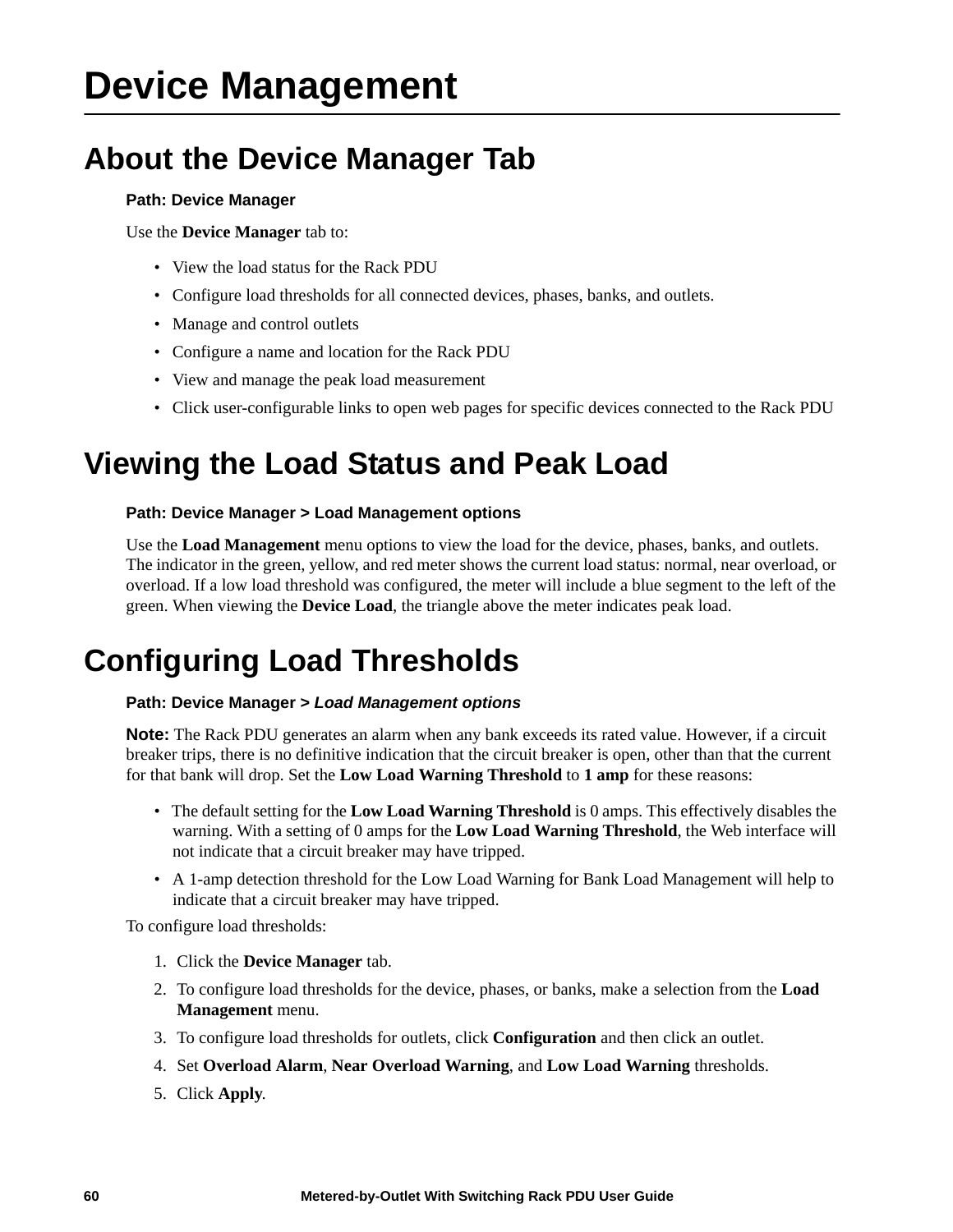# Device Management

## About the Device Manager Tab

**Path: Device Manager**

Use the **Device Manager** tab to:

- View the load status for the Rack PDU
- Configure load thresholds for all connected devices, phases, banks, and outlets.
- Manage and control outlets
- Configure a name and location for the Rack PDU
- View and manage the peak load measurement
- Click user-configurable links to open web pages for specific devices connected to the Rack PDU

## Viewing the Load Status and Peak Load

**Path: Device Manager > Load Management options**

Use the **Load Management** menu options to view the load for the device, phases, banks, and outlets. The indicator in the green, yellow, and red meter shows the current load status: normal, near overload, or overload. If a low load threshold was configured, the meter will include a blue segment to the left of the green. When viewing the **Device Load**, the triangle above the meter indicates peak load.

## Configuring Load Thresholds

**Path: Device Manager >** ***Load Management options***

**Note:** The Rack PDU generates an alarm when any bank exceeds its rated value. However, if a circuit breaker trips, there is no definitive indication that the circuit breaker is open, other than that the current for that bank will drop. Set the **Low Load Warning Threshold** to **1 amp** for these reasons:

- The default setting for the **Low Load Warning Threshold** is 0 amps. This effectively disables the warning. With a setting of 0 amps for the **Low Load Warning Threshold**, the Web interface will not indicate that a circuit breaker may have tripped.
- A 1-amp detection threshold for the Low Load Warning for Bank Load Management will help to indicate that a circuit breaker may have tripped.

To configure load thresholds:

1. Click the **Device Manager** tab.
2. To configure load thresholds for the device, phases, or banks, make a selection from the **Load Management** menu.
3. To configure load thresholds for outlets, click **Configuration** and then click an outlet.
4. Set **Overload Alarm**, **Near Overload Warning**, and **Low Load Warning** thresholds.
5. Click **Apply**.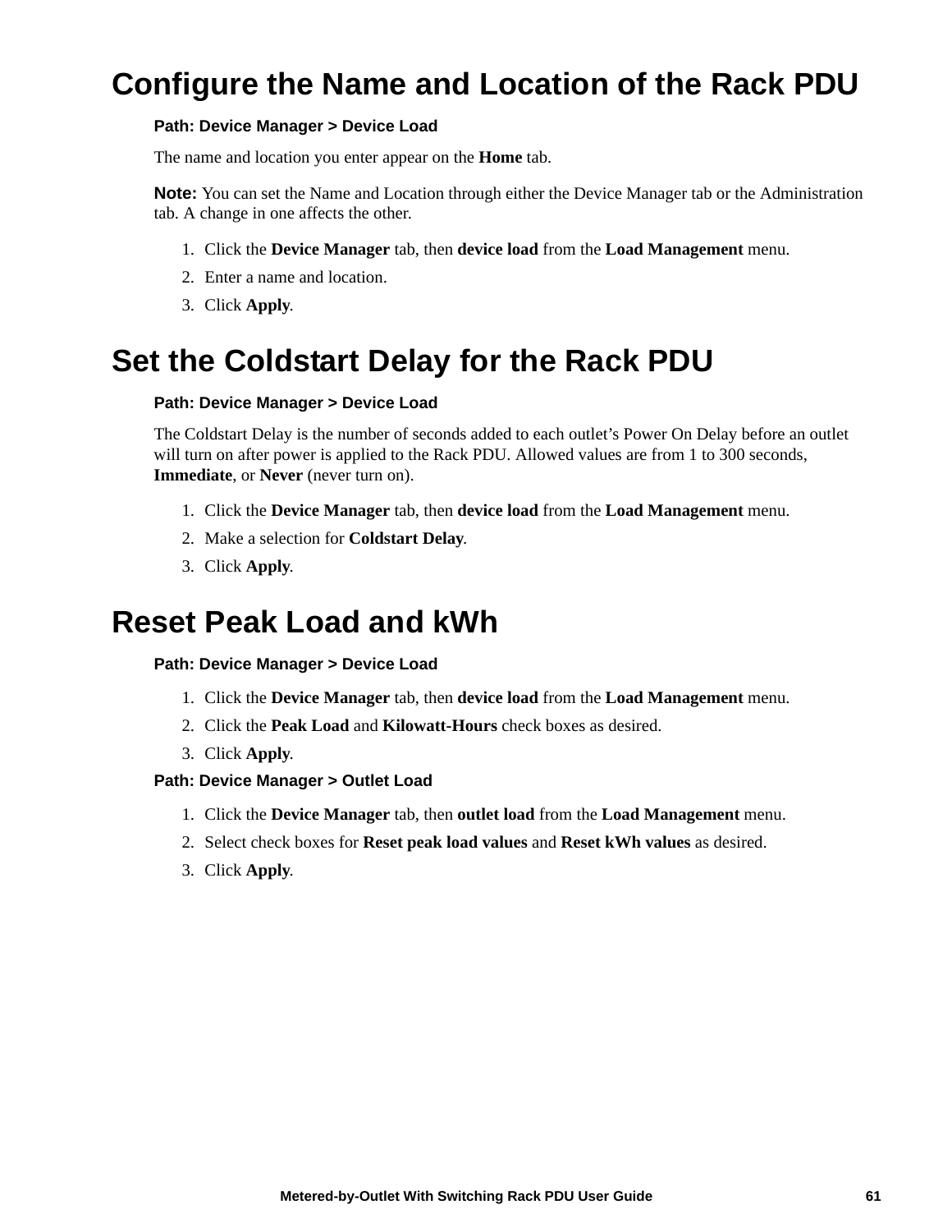# Configure the Name and Location of the Rack PDU

**Path: Device Manager > Device Load**

The name and location you enter appear on the **Home** tab.

**Note:** You can set the Name and Location through either the Device Manager tab or the Administration tab. A change in one affects the other.

1. Click the **Device Manager** tab, then **device load** from the **Load Management** menu.
2. Enter a name and location.
3. Click **Apply**.

# Set the Coldstart Delay for the Rack PDU

**Path: Device Manager > Device Load**

The Coldstart Delay is the number of seconds added to each outlet's Power On Delay before an outlet will turn on after power is applied to the Rack PDU. Allowed values are from 1 to 300 seconds, **Immediate**, or **Never** (never turn on).

1. Click the **Device Manager** tab, then **device load** from the **Load Management** menu.
2. Make a selection for **Coldstart Delay**.
3. Click **Apply**.

# Reset Peak Load and kWh

**Path: Device Manager > Device Load**

1. Click the **Device Manager** tab, then **device load** from the **Load Management** menu.
2. Click the **Peak Load** and **Kilowatt-Hours** check boxes as desired.
3. Click **Apply**.

**Path: Device Manager > Outlet Load**

1. Click the **Device Manager** tab, then **outlet load** from the **Load Management** menu.
2. Select check boxes for **Reset peak load values** and **Reset kWh values** as desired.
3. Click **Apply**.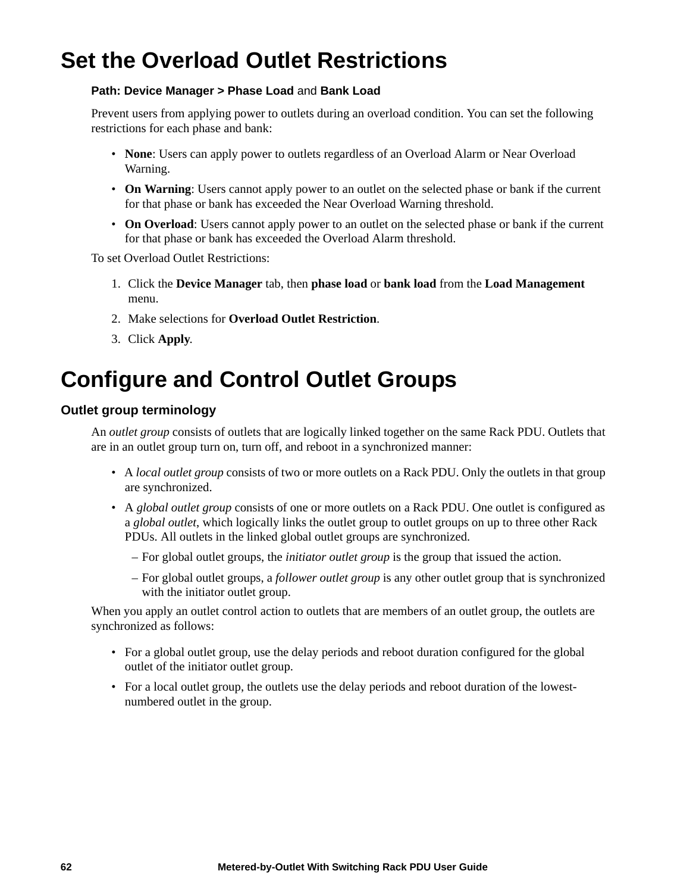# Set the Overload Outlet Restrictions

**Path: Device Manager > Phase Load** and **Bank Load**

Prevent users from applying power to outlets during an overload condition. You can set the following restrictions for each phase and bank:

- **None**: Users can apply power to outlets regardless of an Overload Alarm or Near Overload Warning.
- **On Warning**: Users cannot apply power to an outlet on the selected phase or bank if the current for that phase or bank has exceeded the Near Overload Warning threshold.
- **On Overload**: Users cannot apply power to an outlet on the selected phase or bank if the current for that phase or bank has exceeded the Overload Alarm threshold.

To set Overload Outlet Restrictions:

1. Click the **Device Manager** tab, then **phase load** or **bank load** from the **Load Management** menu.
2. Make selections for **Overload Outlet Restriction**.
3. Click **Apply**.

# Configure and Control Outlet Groups

### Outlet group terminology

An *outlet group* consists of outlets that are logically linked together on the same Rack PDU. Outlets that are in an outlet group turn on, turn off, and reboot in a synchronized manner:

- A *local outlet group* consists of two or more outlets on a Rack PDU. Only the outlets in that group are synchronized.
- A *global outlet group* consists of one or more outlets on a Rack PDU. One outlet is configured as a *global outlet*, which logically links the outlet group to outlet groups on up to three other Rack PDUs. All outlets in the linked global outlet groups are synchronized.
  - For global outlet groups, the *initiator outlet group* is the group that issued the action.
  - For global outlet groups, a *follower outlet group* is any other outlet group that is synchronized with the initiator outlet group.

When you apply an outlet control action to outlets that are members of an outlet group, the outlets are synchronized as follows:

- For a global outlet group, use the delay periods and reboot duration configured for the global outlet of the initiator outlet group.
- For a local outlet group, the outlets use the delay periods and reboot duration of the lowest-numbered outlet in the group.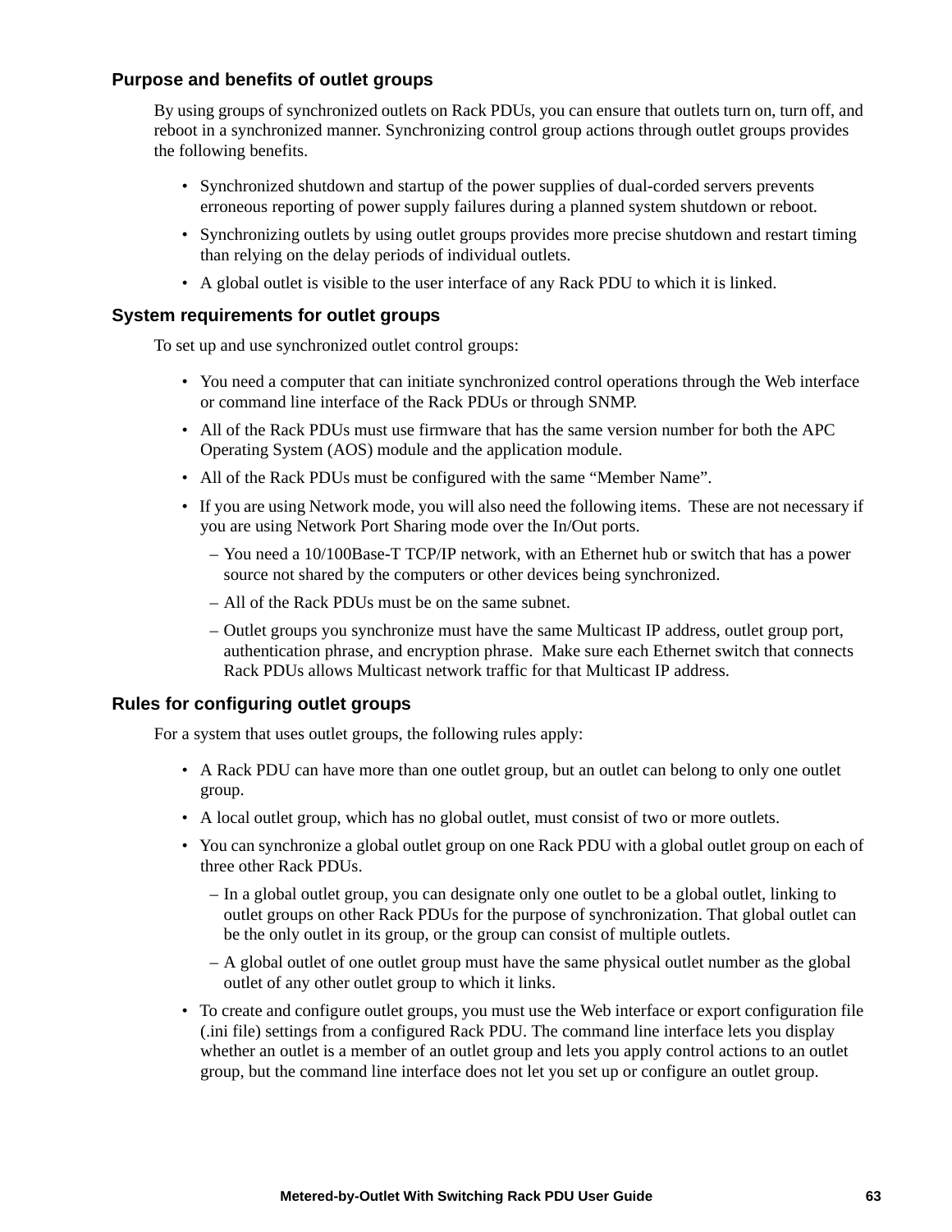### Purpose and benefits of outlet groups

By using groups of synchronized outlets on Rack PDUs, you can ensure that outlets turn on, turn off, and reboot in a synchronized manner. Synchronizing control group actions through outlet groups provides the following benefits.

- Synchronized shutdown and startup of the power supplies of dual-corded servers prevents erroneous reporting of power supply failures during a planned system shutdown or reboot.
- Synchronizing outlets by using outlet groups provides more precise shutdown and restart timing than relying on the delay periods of individual outlets.
- A global outlet is visible to the user interface of any Rack PDU to which it is linked.

### System requirements for outlet groups

To set up and use synchronized outlet control groups:

- You need a computer that can initiate synchronized control operations through the Web interface or command line interface of the Rack PDUs or through SNMP.
- All of the Rack PDUs must use firmware that has the same version number for both the APC Operating System (AOS) module and the application module.
- All of the Rack PDUs must be configured with the same “Member Name”.
- If you are using Network mode, you will also need the following items. These are not necessary if you are using Network Port Sharing mode over the In/Out ports.
  - You need a 10/100Base-T TCP/IP network, with an Ethernet hub or switch that has a power source not shared by the computers or other devices being synchronized.
  - All of the Rack PDUs must be on the same subnet.
  - Outlet groups you synchronize must have the same Multicast IP address, outlet group port, authentication phrase, and encryption phrase. Make sure each Ethernet switch that connects Rack PDUs allows Multicast network traffic for that Multicast IP address.

### Rules for configuring outlet groups

For a system that uses outlet groups, the following rules apply:

- A Rack PDU can have more than one outlet group, but an outlet can belong to only one outlet group.
- A local outlet group, which has no global outlet, must consist of two or more outlets.
- You can synchronize a global outlet group on one Rack PDU with a global outlet group on each of three other Rack PDUs.
  - In a global outlet group, you can designate only one outlet to be a global outlet, linking to outlet groups on other Rack PDUs for the purpose of synchronization. That global outlet can be the only outlet in its group, or the group can consist of multiple outlets.
  - A global outlet of one outlet group must have the same physical outlet number as the global outlet of any other outlet group to which it links.
- To create and configure outlet groups, you must use the Web interface or export configuration file (.ini file) settings from a configured Rack PDU. The command line interface lets you display whether an outlet is a member of an outlet group and lets you apply control actions to an outlet group, but the command line interface does not let you set up or configure an outlet group.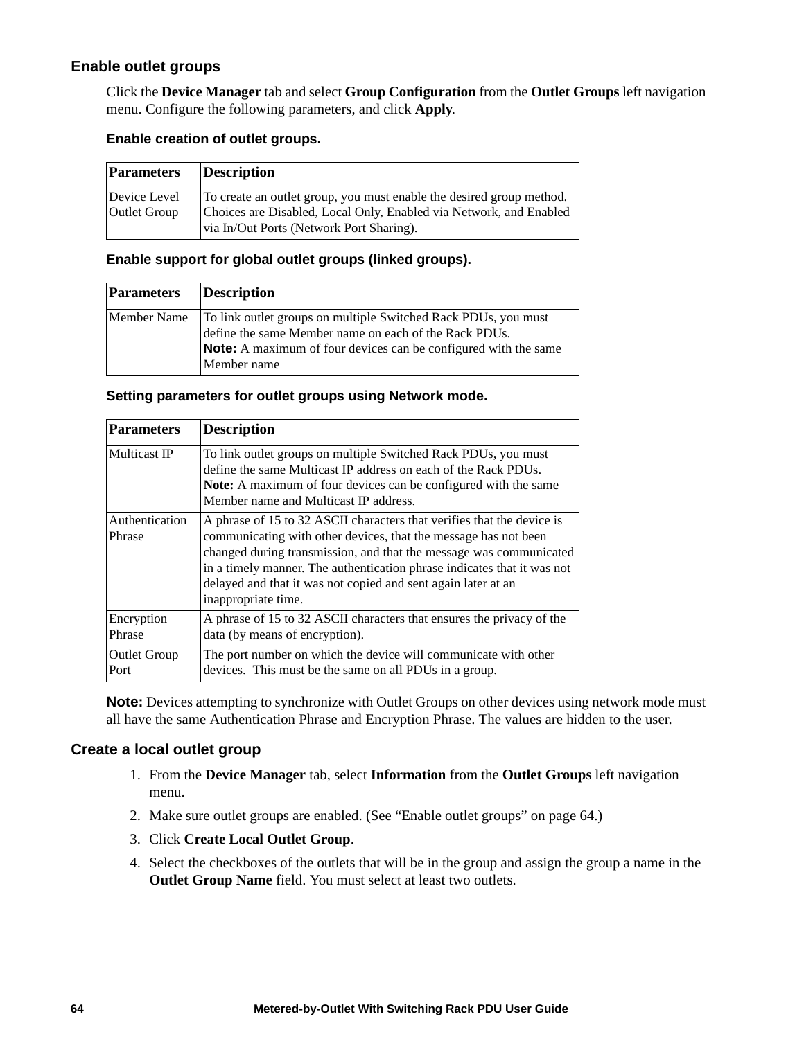## Enable outlet groups

Click the **Device Manager** tab and select **Group Configuration** from the **Outlet Groups** left navigation menu. Configure the following parameters, and click **Apply**.

### Enable creation of outlet groups.

| Parameters | Description |
|---|---|
| Device Level Outlet Group | To create an outlet group, you must enable the desired group method. Choices are Disabled, Local Only, Enabled via Network, and Enabled via In/Out Ports (Network Port Sharing). |

### Enable support for global outlet groups (linked groups).

| Parameters | Description |
|---|---|
| Member Name | To link outlet groups on multiple Switched Rack PDUs, you must define the same Member name on each of the Rack PDUs.<br>**Note:** A maximum of four devices can be configured with the same Member name |

### Setting parameters for outlet groups using Network mode.

| Parameters | Description |
|---|---|
| Multicast IP | To link outlet groups on multiple Switched Rack PDUs, you must define the same Multicast IP address on each of the Rack PDUs.<br>**Note:** A maximum of four devices can be configured with the same Member name and Multicast IP address. |
| Authentication Phrase | A phrase of 15 to 32 ASCII characters that verifies that the device is communicating with other devices, that the message has not been changed during transmission, and that the message was communicated in a timely manner. The authentication phrase indicates that it was not delayed and that it was not copied and sent again later at an inappropriate time. |
| Encryption Phrase | A phrase of 15 to 32 ASCII characters that ensures the privacy of the data (by means of encryption). |
| Outlet Group Port | The port number on which the device will communicate with other devices. This must be the same on all PDUs in a group. |

**Note:** Devices attempting to synchronize with Outlet Groups on other devices using network mode must all have the same Authentication Phrase and Encryption Phrase. The values are hidden to the user.

## Create a local outlet group

1. From the **Device Manager** tab, select **Information** from the **Outlet Groups** left navigation menu.
2. Make sure outlet groups are enabled. (See “Enable outlet groups” on page 64.)
3. Click **Create Local Outlet Group**.
4. Select the checkboxes of the outlets that will be in the group and assign the group a name in the **Outlet Group Name** field. You must select at least two outlets.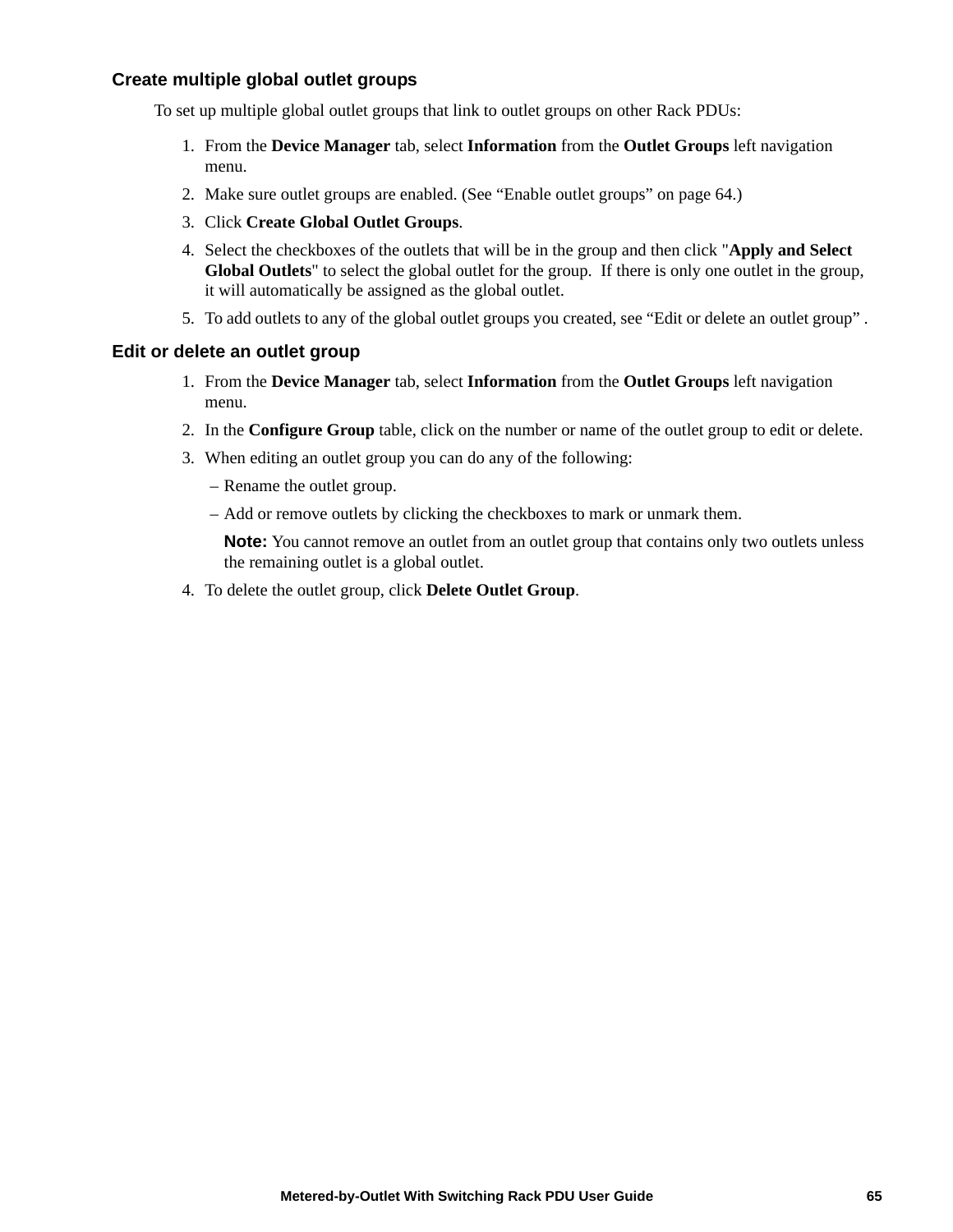### Create multiple global outlet groups

To set up multiple global outlet groups that link to outlet groups on other Rack PDUs:

1. From the **Device Manager** tab, select **Information** from the **Outlet Groups** left navigation menu.
2. Make sure outlet groups are enabled. (See “Enable outlet groups” on page 64.)
3. Click **Create Global Outlet Groups**.
4. Select the checkboxes of the outlets that will be in the group and then click "**Apply and Select Global Outlets**" to select the global outlet for the group.  If there is only one outlet in the group, it will automatically be assigned as the global outlet.
5. To add outlets to any of the global outlet groups you created, see “Edit or delete an outlet group” .

### Edit or delete an outlet group

1. From the **Device Manager** tab, select **Information** from the **Outlet Groups** left navigation menu.
2. In the **Configure Group** table, click on the number or name of the outlet group to edit or delete.
3. When editing an outlet group you can do any of the following:
   – Rename the outlet group.
   – Add or remove outlets by clicking the checkboxes to mark or unmark them.

   **Note:** You cannot remove an outlet from an outlet group that contains only two outlets unless the remaining outlet is a global outlet.
4. To delete the outlet group, click **Delete Outlet Group**.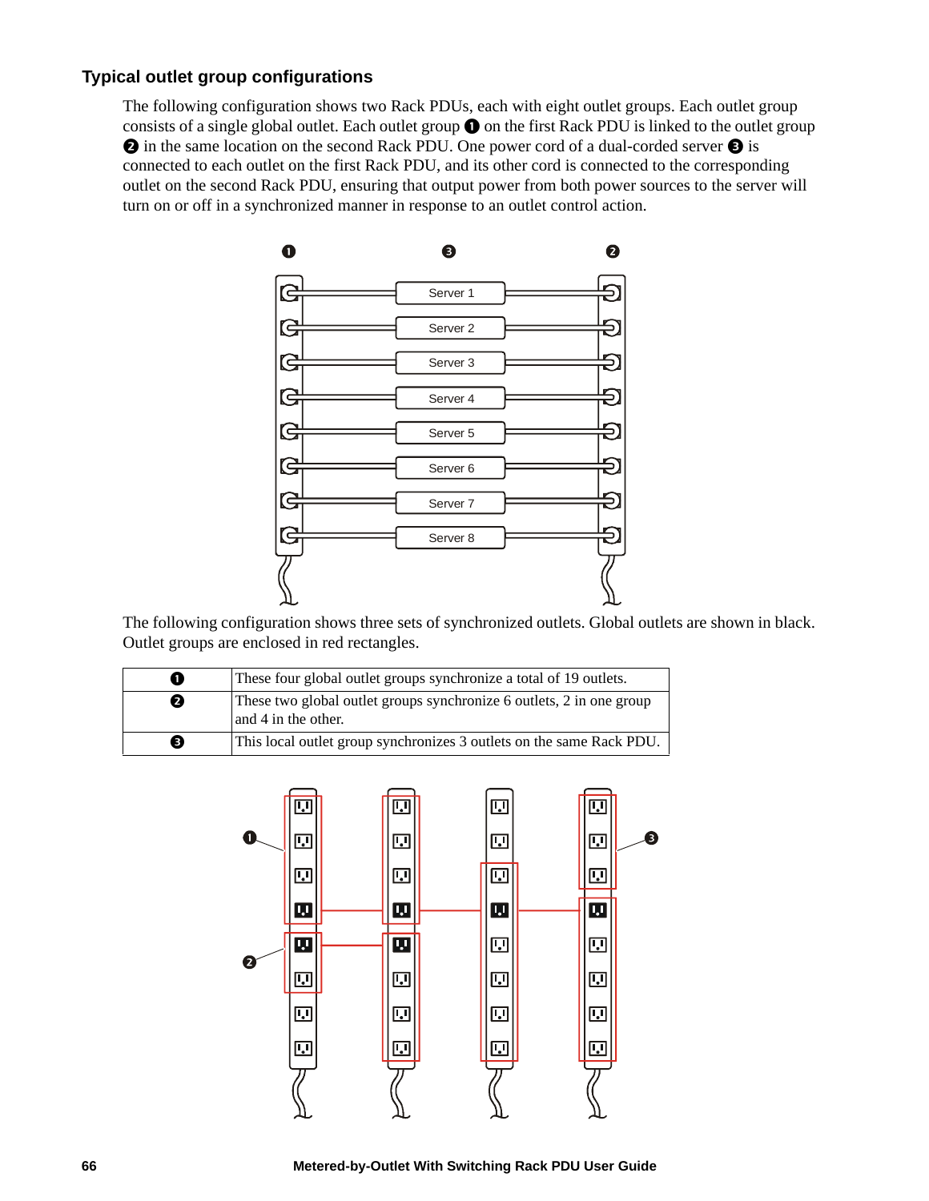### Typical outlet group configurations

The following configuration shows two Rack PDUs, each with eight outlet groups. Each outlet group consists of a single global outlet. Each outlet group ❶ on the first Rack PDU is linked to the outlet group ❷ in the same location on the second Rack PDU. One power cord of a dual-corded server ❸ is connected to each outlet on the first Rack PDU, and its other cord is connected to the corresponding outlet on the second Rack PDU, ensuring that output power from both power sources to the server will turn on or off in a synchronized manner in response to an outlet control action.

The following configuration shows three sets of synchronized outlets. Global outlets are shown in black. Outlet groups are enclosed in red rectangles.

| | |
|---|---|
| ❶ | These four global outlet groups synchronize a total of 19 outlets. |
| ❷ | These two global outlet groups synchronize 6 outlets, 2 in one group and 4 in the other. |
| ❸ | This local outlet group synchronizes 3 outlets on the same Rack PDU. |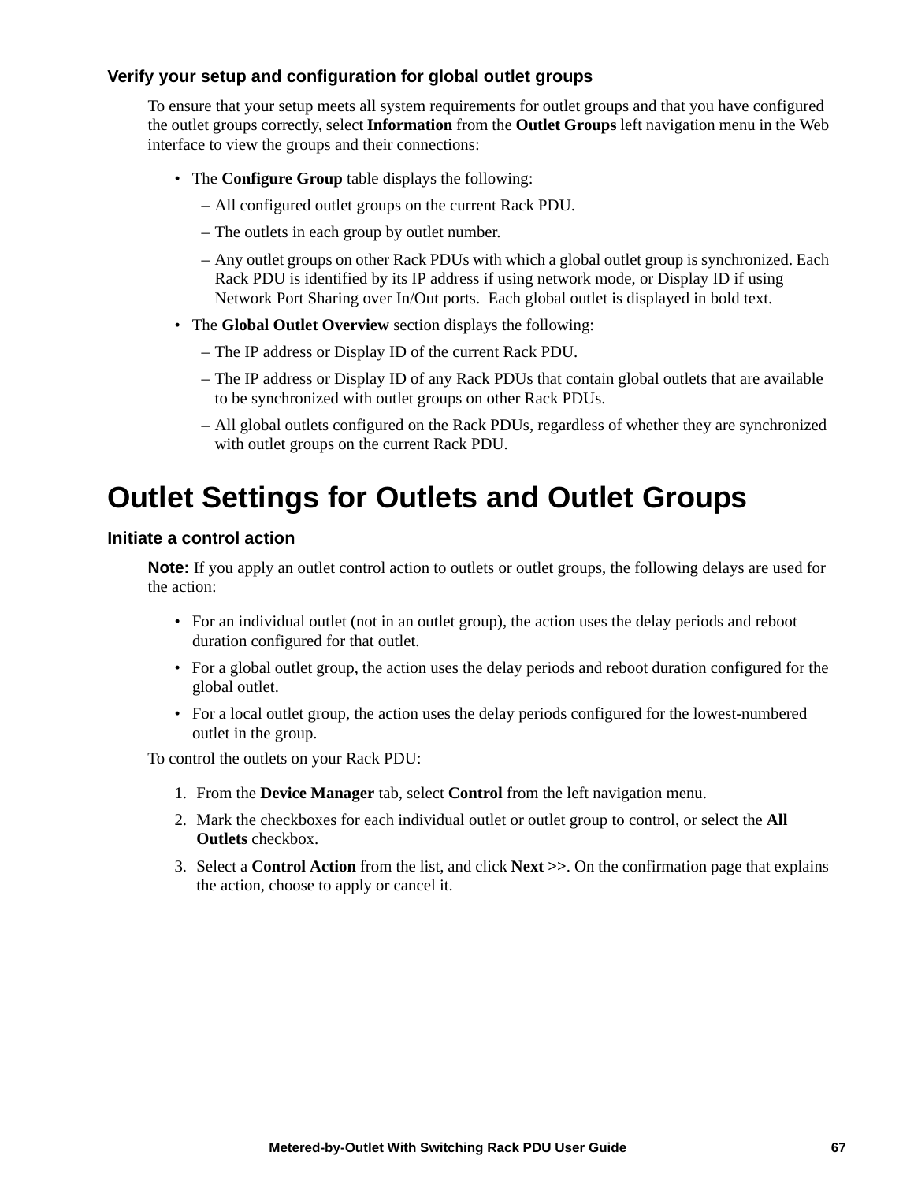### Verify your setup and configuration for global outlet groups

To ensure that your setup meets all system requirements for outlet groups and that you have configured the outlet groups correctly, select **Information** from the **Outlet Groups** left navigation menu in the Web interface to view the groups and their connections:

- The **Configure Group** table displays the following:
  - All configured outlet groups on the current Rack PDU.
  - The outlets in each group by outlet number.
  - Any outlet groups on other Rack PDUs with which a global outlet group is synchronized. Each Rack PDU is identified by its IP address if using network mode, or Display ID if using Network Port Sharing over In/Out ports. Each global outlet is displayed in bold text.
- The **Global Outlet Overview** section displays the following:
  - The IP address or Display ID of the current Rack PDU.
  - The IP address or Display ID of any Rack PDUs that contain global outlets that are available to be synchronized with outlet groups on other Rack PDUs.
  - All global outlets configured on the Rack PDUs, regardless of whether they are synchronized with outlet groups on the current Rack PDU.

## Outlet Settings for Outlets and Outlet Groups

### Initiate a control action

**Note:** If you apply an outlet control action to outlets or outlet groups, the following delays are used for the action:

- For an individual outlet (not in an outlet group), the action uses the delay periods and reboot duration configured for that outlet.
- For a global outlet group, the action uses the delay periods and reboot duration configured for the global outlet.
- For a local outlet group, the action uses the delay periods configured for the lowest-numbered outlet in the group.

To control the outlets on your Rack PDU:

1. From the **Device Manager** tab, select **Control** from the left navigation menu.
2. Mark the checkboxes for each individual outlet or outlet group to control, or select the **All Outlets** checkbox.
3. Select a **Control Action** from the list, and click **Next >>**. On the confirmation page that explains the action, choose to apply or cancel it.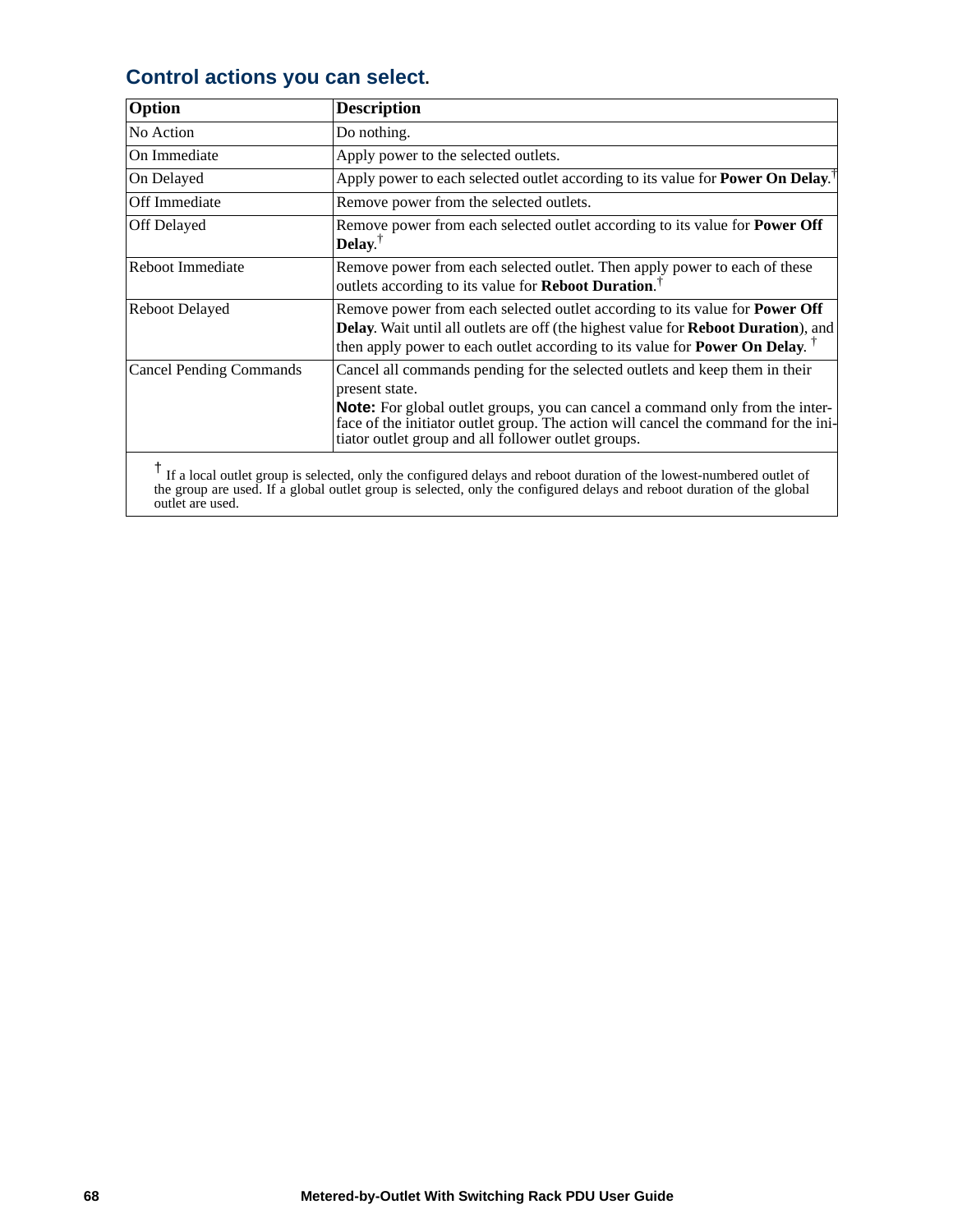### Control actions you can select.

| Option | Description |
|---|---|
| No Action | Do nothing. |
| On Immediate | Apply power to the selected outlets. |
| On Delayed | Apply power to each selected outlet according to its value for **Power On Delay**.† |
| Off Immediate | Remove power from the selected outlets. |
| Off Delayed | Remove power from each selected outlet according to its value for **Power Off Delay**.† |
| Reboot Immediate | Remove power from each selected outlet. Then apply power to each of these outlets according to its value for **Reboot Duration**.† |
| Reboot Delayed | Remove power from each selected outlet according to its value for **Power Off Delay**. Wait until all outlets are off (the highest value for **Reboot Duration**), and then apply power to each outlet according to its value for **Power On Delay**. † |
| Cancel Pending Commands | Cancel all commands pending for the selected outlets and keep them in their present state. **Note:** For global outlet groups, you can cancel a command only from the interface of the initiator outlet group. The action will cancel the command for the initiator outlet group and all follower outlet groups. |

† If a local outlet group is selected, only the configured delays and reboot duration of the lowest-numbered outlet of the group are used. If a global outlet group is selected, only the configured delays and reboot duration of the global outlet are used.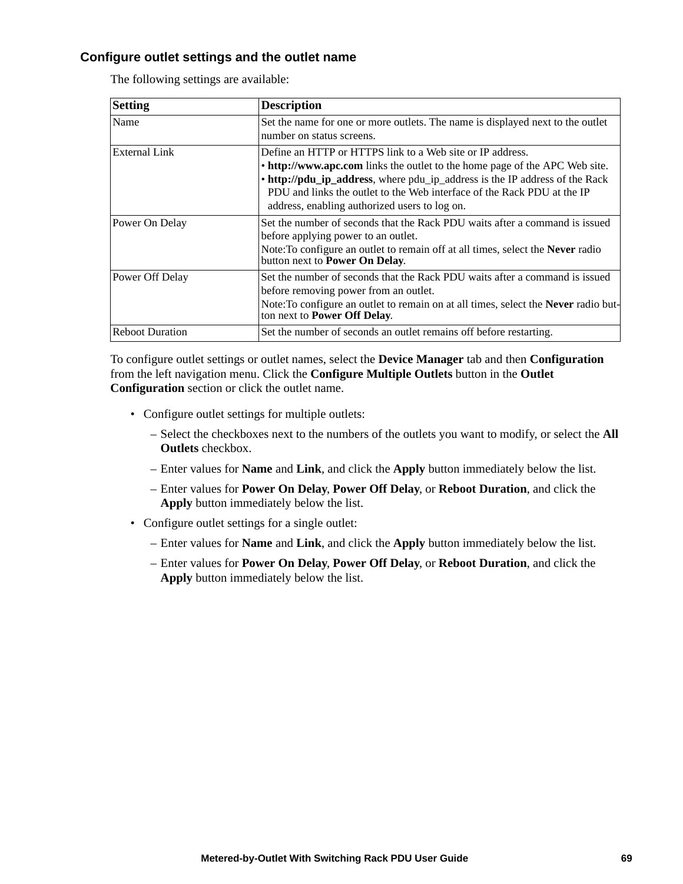### Configure outlet settings and the outlet name

The following settings are available:

| Setting | Description |
|---|---|
| Name | Set the name for one or more outlets. The name is displayed next to the outlet number on status screens. |
| External Link | Define an HTTP or HTTPS link to a Web site or IP address.<br>• **http://www.apc.com** links the outlet to the home page of the APC Web site.<br>• **http://pdu_ip_address**, where pdu_ip_address is the IP address of the Rack PDU and links the outlet to the Web interface of the Rack PDU at the IP address, enabling authorized users to log on. |
| Power On Delay | Set the number of seconds that the Rack PDU waits after a command is issued before applying power to an outlet.<br>Note:To configure an outlet to remain off at all times, select the **Never** radio button next to **Power On Delay**. |
| Power Off Delay | Set the number of seconds that the Rack PDU waits after a command is issued before removing power from an outlet.<br>Note:To configure an outlet to remain on at all times, select the **Never** radio button next to **Power Off Delay**. |
| Reboot Duration | Set the number of seconds an outlet remains off before restarting. |

To configure outlet settings or outlet names, select the **Device Manager** tab and then **Configuration** from the left navigation menu. Click the **Configure Multiple Outlets** button in the **Outlet Configuration** section or click the outlet name.

- Configure outlet settings for multiple outlets:
  - Select the checkboxes next to the numbers of the outlets you want to modify, or select the **All Outlets** checkbox.
  - Enter values for **Name** and **Link**, and click the **Apply** button immediately below the list.
  - Enter values for **Power On Delay**, **Power Off Delay**, or **Reboot Duration**, and click the **Apply** button immediately below the list.
- Configure outlet settings for a single outlet:
  - Enter values for **Name** and **Link**, and click the **Apply** button immediately below the list.
  - Enter values for **Power On Delay**, **Power Off Delay**, or **Reboot Duration**, and click the **Apply** button immediately below the list.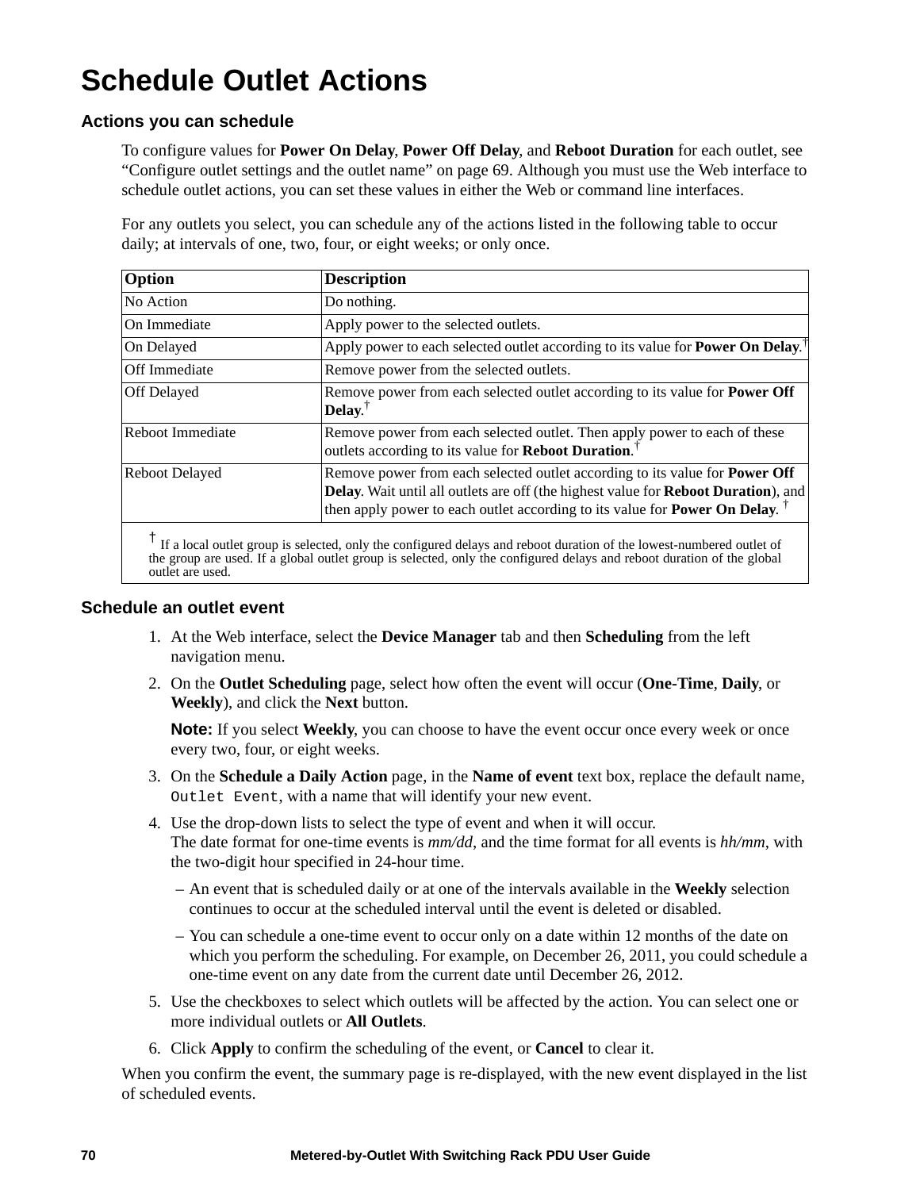# Schedule Outlet Actions

## Actions you can schedule

To configure values for **Power On Delay**, **Power Off Delay**, and **Reboot Duration** for each outlet, see "Configure outlet settings and the outlet name" on page 69. Although you must use the Web interface to schedule outlet actions, you can set these values in either the Web or command line interfaces.

For any outlets you select, you can schedule any of the actions listed in the following table to occur daily; at intervals of one, two, four, or eight weeks; or only once.

| Option | Description |
|---|---|
| No Action | Do nothing. |
| On Immediate | Apply power to the selected outlets. |
| On Delayed | Apply power to each selected outlet according to its value for **Power On Delay**.† |
| Off Immediate | Remove power from the selected outlets. |
| Off Delayed | Remove power from each selected outlet according to its value for **Power Off Delay**.† |
| Reboot Immediate | Remove power from each selected outlet. Then apply power to each of these outlets according to its value for **Reboot Duration**.† |
| Reboot Delayed | Remove power from each selected outlet according to its value for **Power Off Delay**. Wait until all outlets are off (the highest value for **Reboot Duration**), and then apply power to each outlet according to its value for **Power On Delay**. † |
| † If a local outlet group is selected, only the configured delays and reboot duration of the lowest-numbered outlet of the group are used. If a global outlet group is selected, only the configured delays and reboot duration of the global outlet are used. | |

## Schedule an outlet event

1. At the Web interface, select the **Device Manager** tab and then **Scheduling** from the left navigation menu.
2. On the **Outlet Scheduling** page, select how often the event will occur (**One-Time**, **Daily**, or **Weekly**), and click the **Next** button.

   **Note:** If you select **Weekly**, you can choose to have the event occur once every week or once every two, four, or eight weeks.
3. On the **Schedule a Daily Action** page, in the **Name of event** text box, replace the default name, `Outlet Event`, with a name that will identify your new event.
4. Use the drop-down lists to select the type of event and when it will occur.
   The date format for one-time events is *mm/dd*, and the time format for all events is *hh/mm*, with the two-digit hour specified in 24-hour time.
   - An event that is scheduled daily or at one of the intervals available in the **Weekly** selection continues to occur at the scheduled interval until the event is deleted or disabled.
   - You can schedule a one-time event to occur only on a date within 12 months of the date on which you perform the scheduling. For example, on December 26, 2011, you could schedule a one-time event on any date from the current date until December 26, 2012.
5. Use the checkboxes to select which outlets will be affected by the action. You can select one or more individual outlets or **All Outlets**.
6. Click **Apply** to confirm the scheduling of the event, or **Cancel** to clear it.

When you confirm the event, the summary page is re-displayed, with the new event displayed in the list of scheduled events.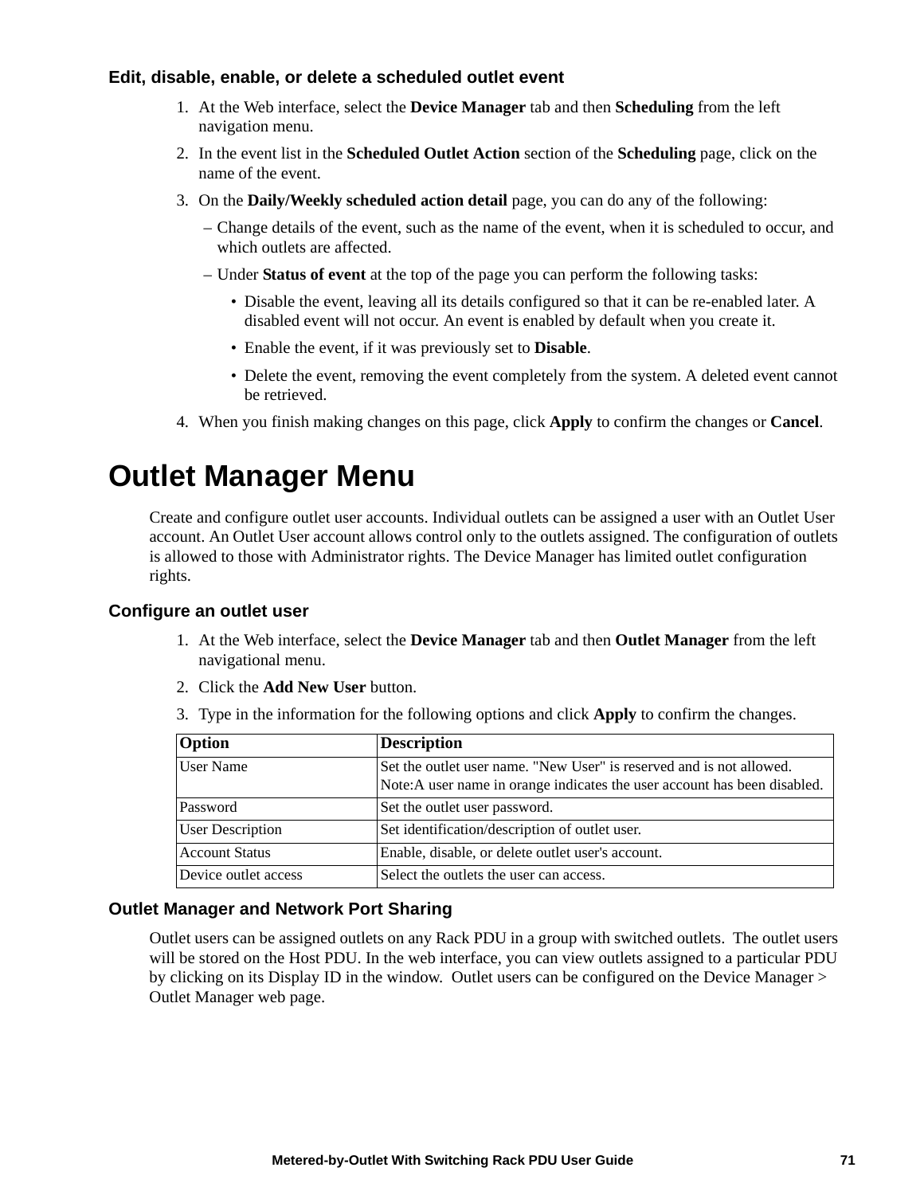### Edit, disable, enable, or delete a scheduled outlet event

1. At the Web interface, select the **Device Manager** tab and then **Scheduling** from the left navigation menu.
2. In the event list in the **Scheduled Outlet Action** section of the **Scheduling** page, click on the name of the event.
3. On the **Daily/Weekly scheduled action detail** page, you can do any of the following:
   – Change details of the event, such as the name of the event, when it is scheduled to occur, and which outlets are affected.
   – Under **Status of event** at the top of the page you can perform the following tasks:
     - Disable the event, leaving all its details configured so that it can be re-enabled later. A disabled event will not occur. An event is enabled by default when you create it.
     - Enable the event, if it was previously set to **Disable**.
     - Delete the event, removing the event completely from the system. A deleted event cannot be retrieved.
4. When you finish making changes on this page, click **Apply** to confirm the changes or **Cancel**.

# Outlet Manager Menu

Create and configure outlet user accounts. Individual outlets can be assigned a user with an Outlet User account. An Outlet User account allows control only to the outlets assigned. The configuration of outlets is allowed to those with Administrator rights. The Device Manager has limited outlet configuration rights.

### Configure an outlet user

1. At the Web interface, select the **Device Manager** tab and then **Outlet Manager** from the left navigational menu.
2. Click the **Add New User** button.
3. Type in the information for the following options and click **Apply** to confirm the changes.

| Option | Description |
|---|---|
| User Name | Set the outlet user name. "New User" is reserved and is not allowed.<br>Note:A user name in orange indicates the user account has been disabled. |
| Password | Set the outlet user password. |
| User Description | Set identification/description of outlet user. |
| Account Status | Enable, disable, or delete outlet user's account. |
| Device outlet access | Select the outlets the user can access. |

### Outlet Manager and Network Port Sharing

Outlet users can be assigned outlets on any Rack PDU in a group with switched outlets. The outlet users will be stored on the Host PDU. In the web interface, you can view outlets assigned to a particular PDU by clicking on its Display ID in the window. Outlet users can be configured on the Device Manager > Outlet Manager web page.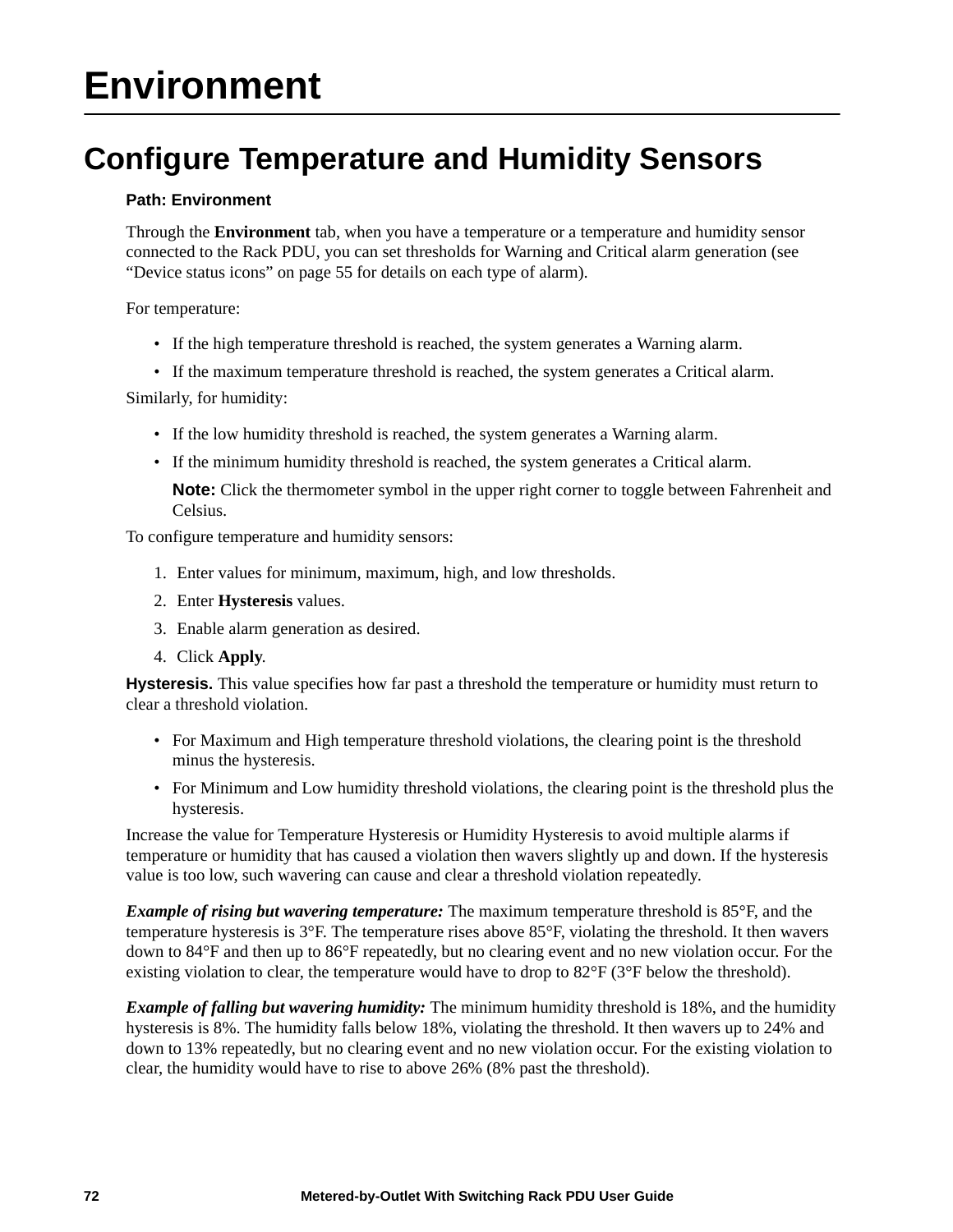# Environment

## Configure Temperature and Humidity Sensors

**Path: Environment**

Through the **Environment** tab, when you have a temperature or a temperature and humidity sensor connected to the Rack PDU, you can set thresholds for Warning and Critical alarm generation (see "Device status icons" on page 55 for details on each type of alarm).

For temperature:

- If the high temperature threshold is reached, the system generates a Warning alarm.
- If the maximum temperature threshold is reached, the system generates a Critical alarm.

Similarly, for humidity:

- If the low humidity threshold is reached, the system generates a Warning alarm.
- If the minimum humidity threshold is reached, the system generates a Critical alarm.

  **Note:** Click the thermometer symbol in the upper right corner to toggle between Fahrenheit and Celsius.

To configure temperature and humidity sensors:

1. Enter values for minimum, maximum, high, and low thresholds.
2. Enter **Hysteresis** values.
3. Enable alarm generation as desired.
4. Click **Apply**.

**Hysteresis.** This value specifies how far past a threshold the temperature or humidity must return to clear a threshold violation.

- For Maximum and High temperature threshold violations, the clearing point is the threshold minus the hysteresis.
- For Minimum and Low humidity threshold violations, the clearing point is the threshold plus the hysteresis.

Increase the value for Temperature Hysteresis or Humidity Hysteresis to avoid multiple alarms if temperature or humidity that has caused a violation then wavers slightly up and down. If the hysteresis value is too low, such wavering can cause and clear a threshold violation repeatedly.

***Example of rising but wavering temperature:*** The maximum temperature threshold is 85°F, and the temperature hysteresis is 3°F. The temperature rises above 85°F, violating the threshold. It then wavers down to 84°F and then up to 86°F repeatedly, but no clearing event and no new violation occur. For the existing violation to clear, the temperature would have to drop to 82°F (3°F below the threshold).

***Example of falling but wavering humidity:*** The minimum humidity threshold is 18%, and the humidity hysteresis is 8%. The humidity falls below 18%, violating the threshold. It then wavers up to 24% and down to 13% repeatedly, but no clearing event and no new violation occur. For the existing violation to clear, the humidity would have to rise to above 26% (8% past the threshold).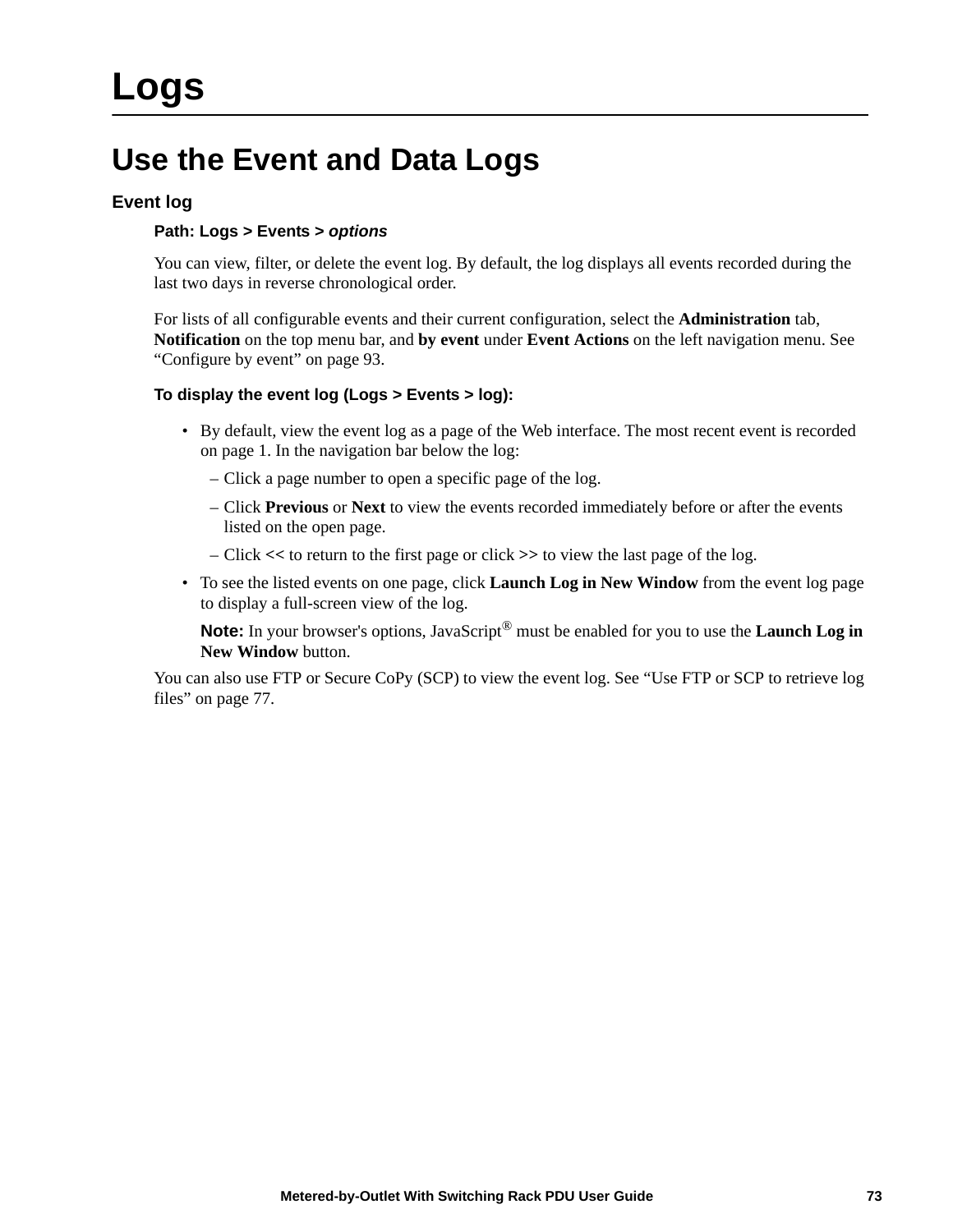# Logs

## Use the Event and Data Logs

### Event log

**Path: Logs > Events >** ***options***

You can view, filter, or delete the event log. By default, the log displays all events recorded during the last two days in reverse chronological order.

For lists of all configurable events and their current configuration, select the **Administration** tab, **Notification** on the top menu bar, and **by event** under **Event Actions** on the left navigation menu. See “Configure by event” on page 93.

**To display the event log (Logs > Events > log):**

- By default, view the event log as a page of the Web interface. The most recent event is recorded on page 1. In the navigation bar below the log:
  - Click a page number to open a specific page of the log.
  - Click **Previous** or **Next** to view the events recorded immediately before or after the events listed on the open page.
  - Click **<<** to return to the first page or click **>>** to view the last page of the log.
- To see the listed events on one page, click **Launch Log in New Window** from the event log page to display a full-screen view of the log.

  **Note:** In your browser's options, JavaScript® must be enabled for you to use the **Launch Log in New Window** button.

You can also use FTP or Secure CoPy (SCP) to view the event log. See “Use FTP or SCP to retrieve log files” on page 77.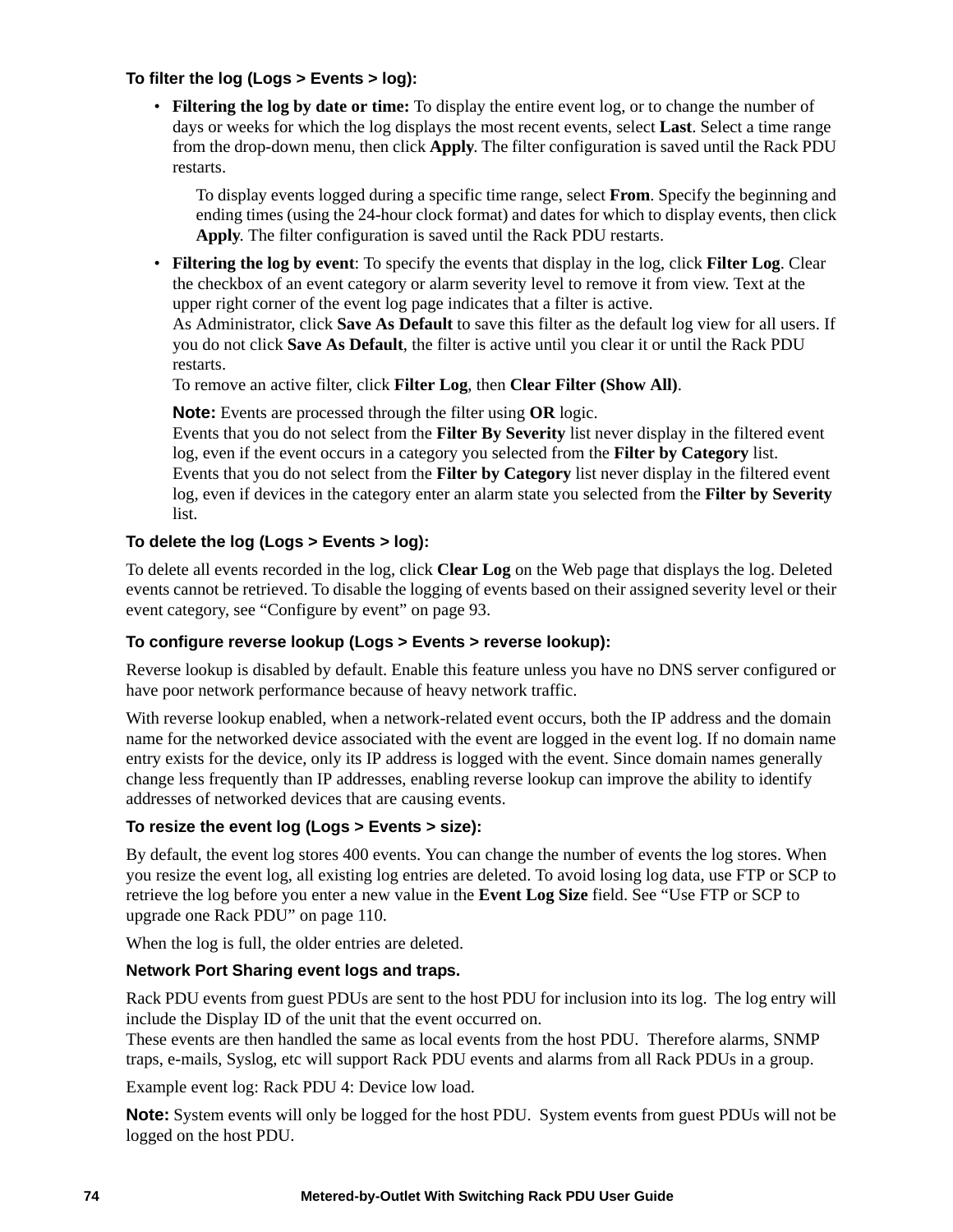#### To filter the log (Logs > Events > log):

- **Filtering the log by date or time:** To display the entire event log, or to change the number of days or weeks for which the log displays the most recent events, select **Last**. Select a time range from the drop-down menu, then click **Apply**. The filter configuration is saved until the Rack PDU restarts.

  To display events logged during a specific time range, select **From**. Specify the beginning and ending times (using the 24-hour clock format) and dates for which to display events, then click **Apply**. The filter configuration is saved until the Rack PDU restarts.

- **Filtering the log by event**: To specify the events that display in the log, click **Filter Log**. Clear the checkbox of an event category or alarm severity level to remove it from view. Text at the upper right corner of the event log page indicates that a filter is active.
  As Administrator, click **Save As Default** to save this filter as the default log view for all users. If you do not click **Save As Default**, the filter is active until you clear it or until the Rack PDU restarts.
  To remove an active filter, click **Filter Log**, then **Clear Filter (Show All)**.

  **Note:** Events are processed through the filter using **OR** logic.
  Events that you do not select from the **Filter By Severity** list never display in the filtered event log, even if the event occurs in a category you selected from the **Filter by Category** list.
  Events that you do not select from the **Filter by Category** list never display in the filtered event log, even if devices in the category enter an alarm state you selected from the **Filter by Severity** list.

#### To delete the log (Logs > Events > log):

To delete all events recorded in the log, click **Clear Log** on the Web page that displays the log. Deleted events cannot be retrieved. To disable the logging of events based on their assigned severity level or their event category, see “Configure by event” on page 93.

#### To configure reverse lookup (Logs > Events > reverse lookup):

Reverse lookup is disabled by default. Enable this feature unless you have no DNS server configured or have poor network performance because of heavy network traffic.

With reverse lookup enabled, when a network-related event occurs, both the IP address and the domain name for the networked device associated with the event are logged in the event log. If no domain name entry exists for the device, only its IP address is logged with the event. Since domain names generally change less frequently than IP addresses, enabling reverse lookup can improve the ability to identify addresses of networked devices that are causing events.

#### To resize the event log (Logs > Events > size):

By default, the event log stores 400 events. You can change the number of events the log stores. When you resize the event log, all existing log entries are deleted. To avoid losing log data, use FTP or SCP to retrieve the log before you enter a new value in the **Event Log Size** field. See “Use FTP or SCP to upgrade one Rack PDU” on page 110.

When the log is full, the older entries are deleted.

#### Network Port Sharing event logs and traps.

Rack PDU events from guest PDUs are sent to the host PDU for inclusion into its log. The log entry will include the Display ID of the unit that the event occurred on.
These events are then handled the same as local events from the host PDU. Therefore alarms, SNMP traps, e-mails, Syslog, etc will support Rack PDU events and alarms from all Rack PDUs in a group.

Example event log: Rack PDU 4: Device low load.

**Note:** System events will only be logged for the host PDU. System events from guest PDUs will not be logged on the host PDU.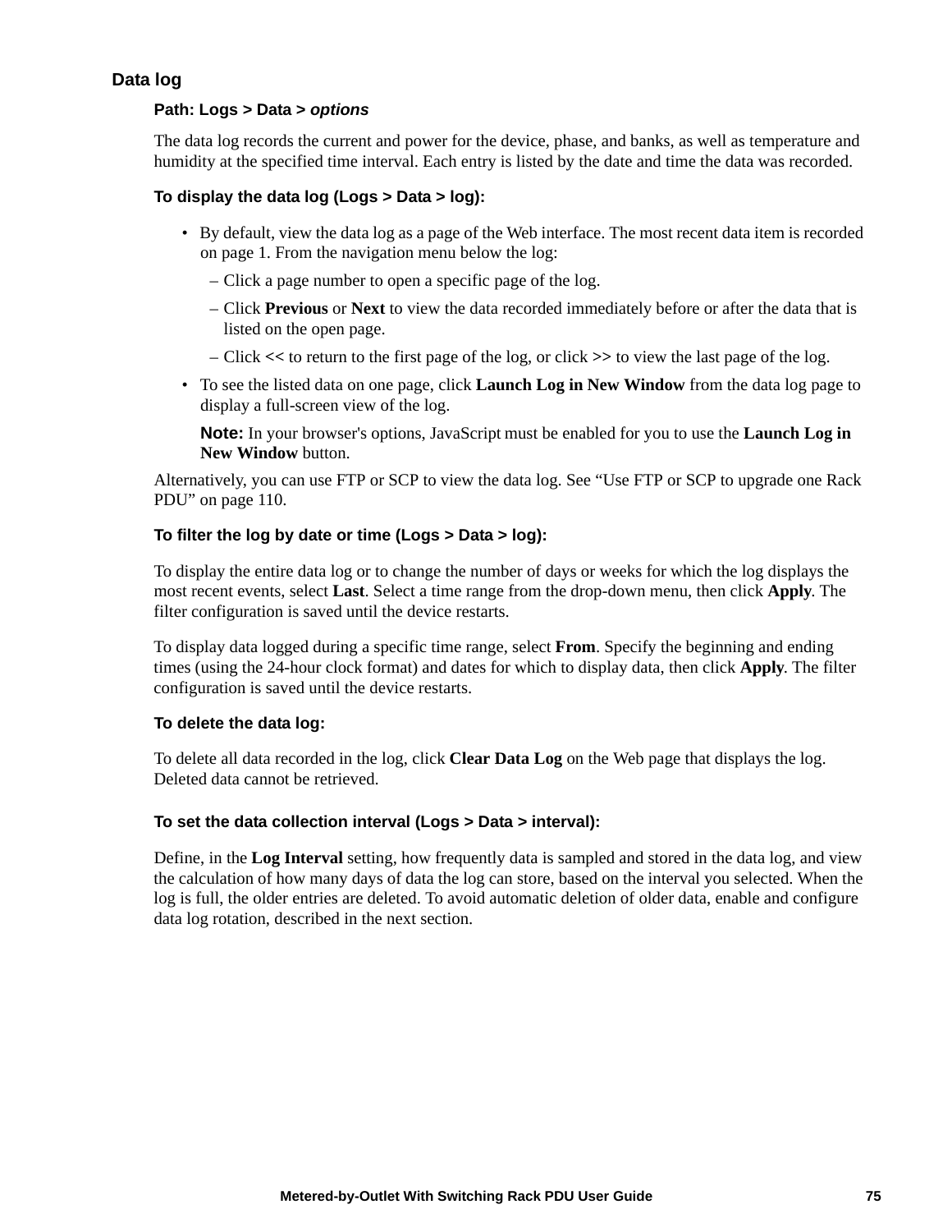## Data log

**Path: Logs > Data > *options***

The data log records the current and power for the device, phase, and banks, as well as temperature and humidity at the specified time interval. Each entry is listed by the date and time the data was recorded.

**To display the data log (Logs > Data > log):**

- By default, view the data log as a page of the Web interface. The most recent data item is recorded on page 1. From the navigation menu below the log:
  - Click a page number to open a specific page of the log.
  - Click **Previous** or **Next** to view the data recorded immediately before or after the data that is listed on the open page.
  - Click **<<** to return to the first page of the log, or click **>>** to view the last page of the log.
- To see the listed data on one page, click **Launch Log in New Window** from the data log page to display a full-screen view of the log.

  **Note:** In your browser's options, JavaScript must be enabled for you to use the **Launch Log in New Window** button.

Alternatively, you can use FTP or SCP to view the data log. See “Use FTP or SCP to upgrade one Rack PDU” on page 110.

**To filter the log by date or time (Logs > Data > log):**

To display the entire data log or to change the number of days or weeks for which the log displays the most recent events, select **Last**. Select a time range from the drop-down menu, then click **Apply**. The filter configuration is saved until the device restarts.

To display data logged during a specific time range, select **From**. Specify the beginning and ending times (using the 24-hour clock format) and dates for which to display data, then click **Apply**. The filter configuration is saved until the device restarts.

**To delete the data log:**

To delete all data recorded in the log, click **Clear Data Log** on the Web page that displays the log. Deleted data cannot be retrieved.

**To set the data collection interval (Logs > Data > interval):**

Define, in the **Log Interval** setting, how frequently data is sampled and stored in the data log, and view the calculation of how many days of data the log can store, based on the interval you selected. When the log is full, the older entries are deleted. To avoid automatic deletion of older data, enable and configure data log rotation, described in the next section.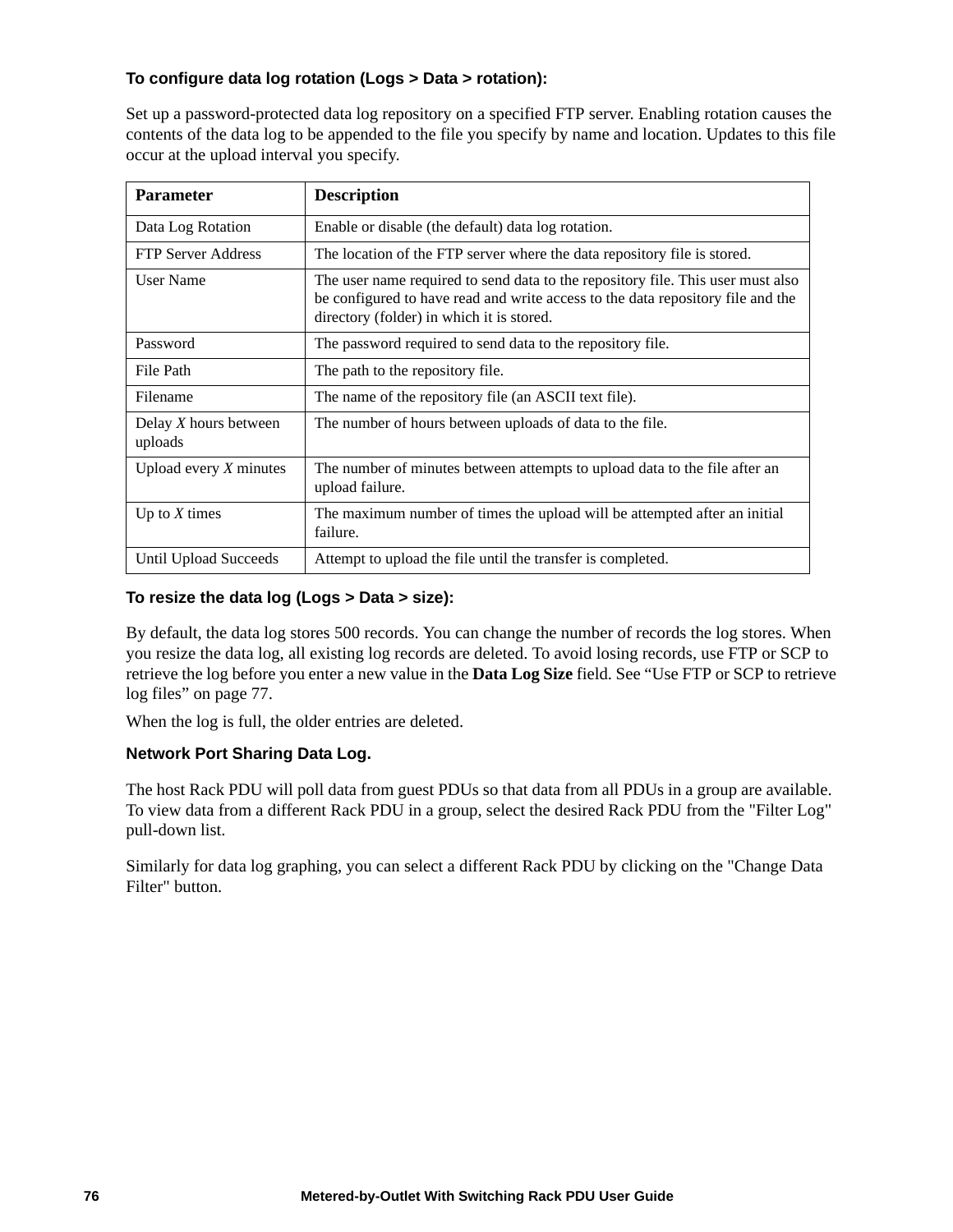### To configure data log rotation (Logs > Data > rotation):

Set up a password-protected data log repository on a specified FTP server. Enabling rotation causes the contents of the data log to be appended to the file you specify by name and location. Updates to this file occur at the upload interval you specify.

| Parameter | Description |
|---|---|
| Data Log Rotation | Enable or disable (the default) data log rotation. |
| FTP Server Address | The location of the FTP server where the data repository file is stored. |
| User Name | The user name required to send data to the repository file. This user must also be configured to have read and write access to the data repository file and the directory (folder) in which it is stored. |
| Password | The password required to send data to the repository file. |
| File Path | The path to the repository file. |
| Filename | The name of the repository file (an ASCII text file). |
| Delay *X* hours between uploads | The number of hours between uploads of data to the file. |
| Upload every *X* minutes | The number of minutes between attempts to upload data to the file after an upload failure. |
| Up to *X* times | The maximum number of times the upload will be attempted after an initial failure. |
| Until Upload Succeeds | Attempt to upload the file until the transfer is completed. |

### To resize the data log (Logs > Data > size):

By default, the data log stores 500 records. You can change the number of records the log stores. When you resize the data log, all existing log records are deleted. To avoid losing records, use FTP or SCP to retrieve the log before you enter a new value in the **Data Log Size** field. See “Use FTP or SCP to retrieve log files” on page 77.

When the log is full, the older entries are deleted.

### Network Port Sharing Data Log.

The host Rack PDU will poll data from guest PDUs so that data from all PDUs in a group are available. To view data from a different Rack PDU in a group, select the desired Rack PDU from the "Filter Log" pull-down list.

Similarly for data log graphing, you can select a different Rack PDU by clicking on the "Change Data Filter" button.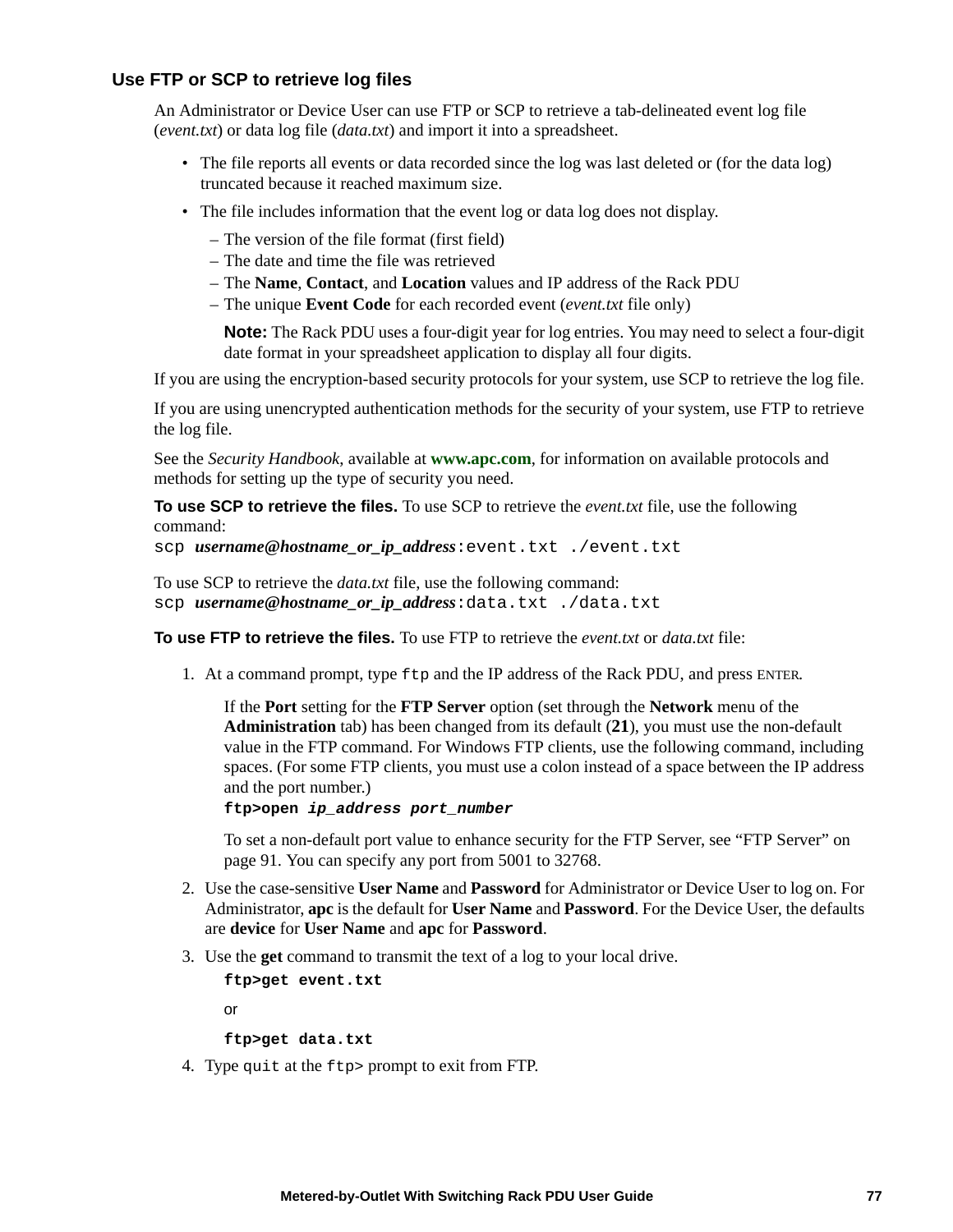### Use FTP or SCP to retrieve log files

An Administrator or Device User can use FTP or SCP to retrieve a tab-delineated event log file (*event.txt*) or data log file (*data.txt*) and import it into a spreadsheet.

- The file reports all events or data recorded since the log was last deleted or (for the data log) truncated because it reached maximum size.
- The file includes information that the event log or data log does not display.
  - The version of the file format (first field)
  - The date and time the file was retrieved
  - The **Name**, **Contact**, and **Location** values and IP address of the Rack PDU
  - The unique **Event Code** for each recorded event (*event.txt* file only)

  **Note:** The Rack PDU uses a four-digit year for log entries. You may need to select a four-digit date format in your spreadsheet application to display all four digits.

If you are using the encryption-based security protocols for your system, use SCP to retrieve the log file.

If you are using unencrypted authentication methods for the security of your system, use FTP to retrieve the log file.

See the *Security Handbook*, available at **www.apc.com**, for information on available protocols and methods for setting up the type of security you need.

**To use SCP to retrieve the files.** To use SCP to retrieve the *event.txt* file, use the following command:

`scp` ***username@hostname_or_ip_address***`:event.txt ./event.txt`

To use SCP to retrieve the *data.txt* file, use the following command:

`scp` ***username@hostname_or_ip_address***`:data.txt ./data.txt`

**To use FTP to retrieve the files.** To use FTP to retrieve the *event.txt* or *data.txt* file:

1. At a command prompt, type `ftp` and the IP address of the Rack PDU, and press ENTER.

   If the **Port** setting for the **FTP Server** option (set through the **Network** menu of the **Administration** tab) has been changed from its default (**21**), you must use the non-default value in the FTP command. For Windows FTP clients, use the following command, including spaces. (For some FTP clients, you must use a colon instead of a space between the IP address and the port number.)

   **`ftp>open`** ***`ip_address port_number`***

   To set a non-default port value to enhance security for the FTP Server, see “FTP Server” on page 91. You can specify any port from 5001 to 32768.

2. Use the case-sensitive **User Name** and **Password** for Administrator or Device User to log on. For Administrator, **apc** is the default for **User Name** and **Password**. For the Device User, the defaults are **device** for **User Name** and **apc** for **Password**.

3. Use the **get** command to transmit the text of a log to your local drive.

   **`ftp>get event.txt`**

   or

   **`ftp>get data.txt`**

4. Type `quit` at the `ftp>` prompt to exit from FTP.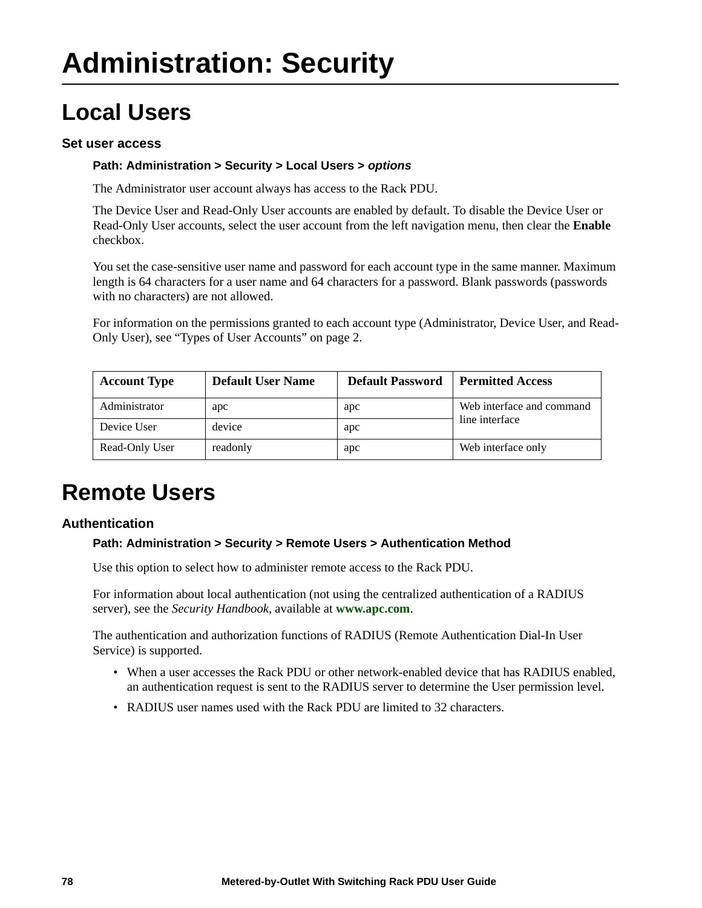# Administration: Security

## Local Users

### Set user access

**Path: Administration > Security > Local Users > *options***

The Administrator user account always has access to the Rack PDU.

The Device User and Read-Only User accounts are enabled by default. To disable the Device User or Read-Only User accounts, select the user account from the left navigation menu, then clear the **Enable** checkbox.

You set the case-sensitive user name and password for each account type in the same manner. Maximum length is 64 characters for a user name and 64 characters for a password. Blank passwords (passwords with no characters) are not allowed.

For information on the permissions granted to each account type (Administrator, Device User, and Read-Only User), see “Types of User Accounts” on page 2.

| Account Type | Default User Name | Default Password | Permitted Access |
|---|---|---|---|
| Administrator | apc | apc | Web interface and command line interface |
| Device User | device | apc | |
| Read-Only User | readonly | apc | Web interface only |

## Remote Users

### Authentication

**Path: Administration > Security > Remote Users > Authentication Method**

Use this option to select how to administer remote access to the Rack PDU.

For information about local authentication (not using the centralized authentication of a RADIUS server), see the *Security Handbook*, available at **www.apc.com**.

The authentication and authorization functions of RADIUS (Remote Authentication Dial-In User Service) is supported.

- When a user accesses the Rack PDU or other network-enabled device that has RADIUS enabled, an authentication request is sent to the RADIUS server to determine the User permission level.
- RADIUS user names used with the Rack PDU are limited to 32 characters.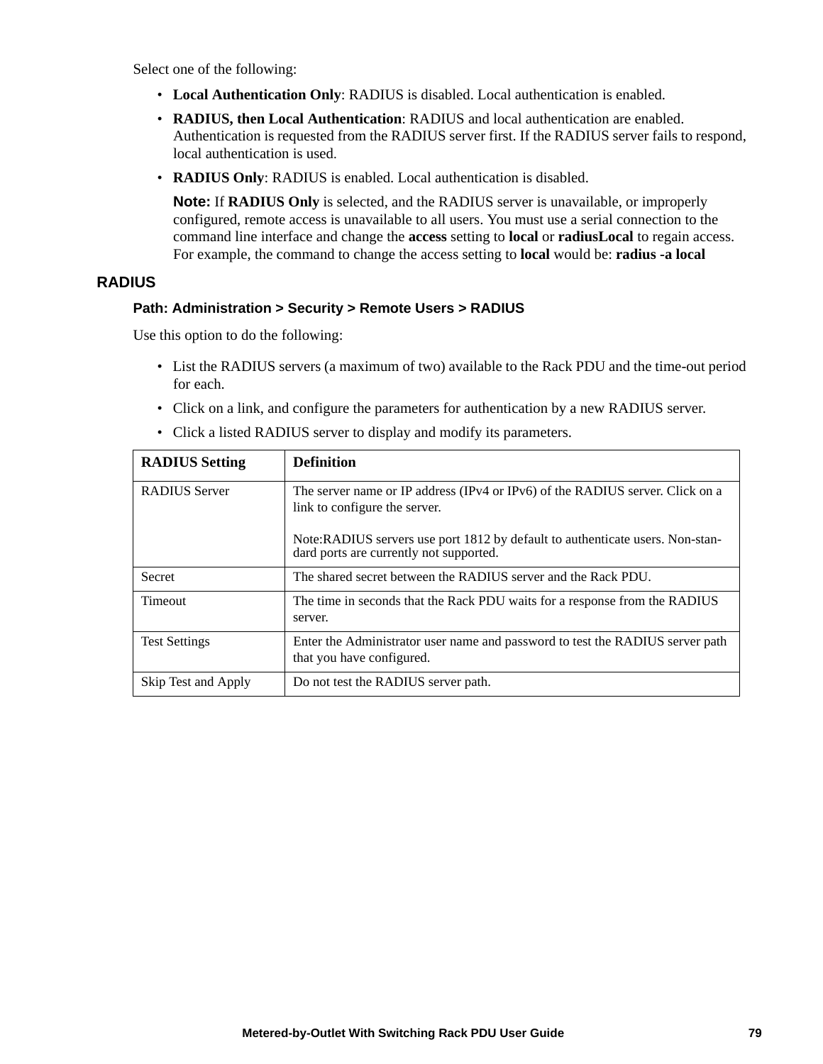Select one of the following:

- **Local Authentication Only**: RADIUS is disabled. Local authentication is enabled.
- **RADIUS, then Local Authentication**: RADIUS and local authentication are enabled. Authentication is requested from the RADIUS server first. If the RADIUS server fails to respond, local authentication is used.
- **RADIUS Only**: RADIUS is enabled. Local authentication is disabled.

  **Note:** If **RADIUS Only** is selected, and the RADIUS server is unavailable, or improperly configured, remote access is unavailable to all users. You must use a serial connection to the command line interface and change the **access** setting to **local** or **radiusLocal** to regain access. For example, the command to change the access setting to **local** would be: **radius -a local**

## RADIUS

**Path: Administration > Security > Remote Users > RADIUS**

Use this option to do the following:

- List the RADIUS servers (a maximum of two) available to the Rack PDU and the time-out period for each.
- Click on a link, and configure the parameters for authentication by a new RADIUS server.
- Click a listed RADIUS server to display and modify its parameters.

| **RADIUS Setting** | **Definition** |
|---|---|
| RADIUS Server | The server name or IP address (IPv4 or IPv6) of the RADIUS server. Click on a link to configure the server.<br><br>Note:RADIUS servers use port 1812 by default to authenticate users. Non-standard ports are currently not supported. |
| Secret | The shared secret between the RADIUS server and the Rack PDU. |
| Timeout | The time in seconds that the Rack PDU waits for a response from the RADIUS server. |
| Test Settings | Enter the Administrator user name and password to test the RADIUS server path that you have configured. |
| Skip Test and Apply | Do not test the RADIUS server path. |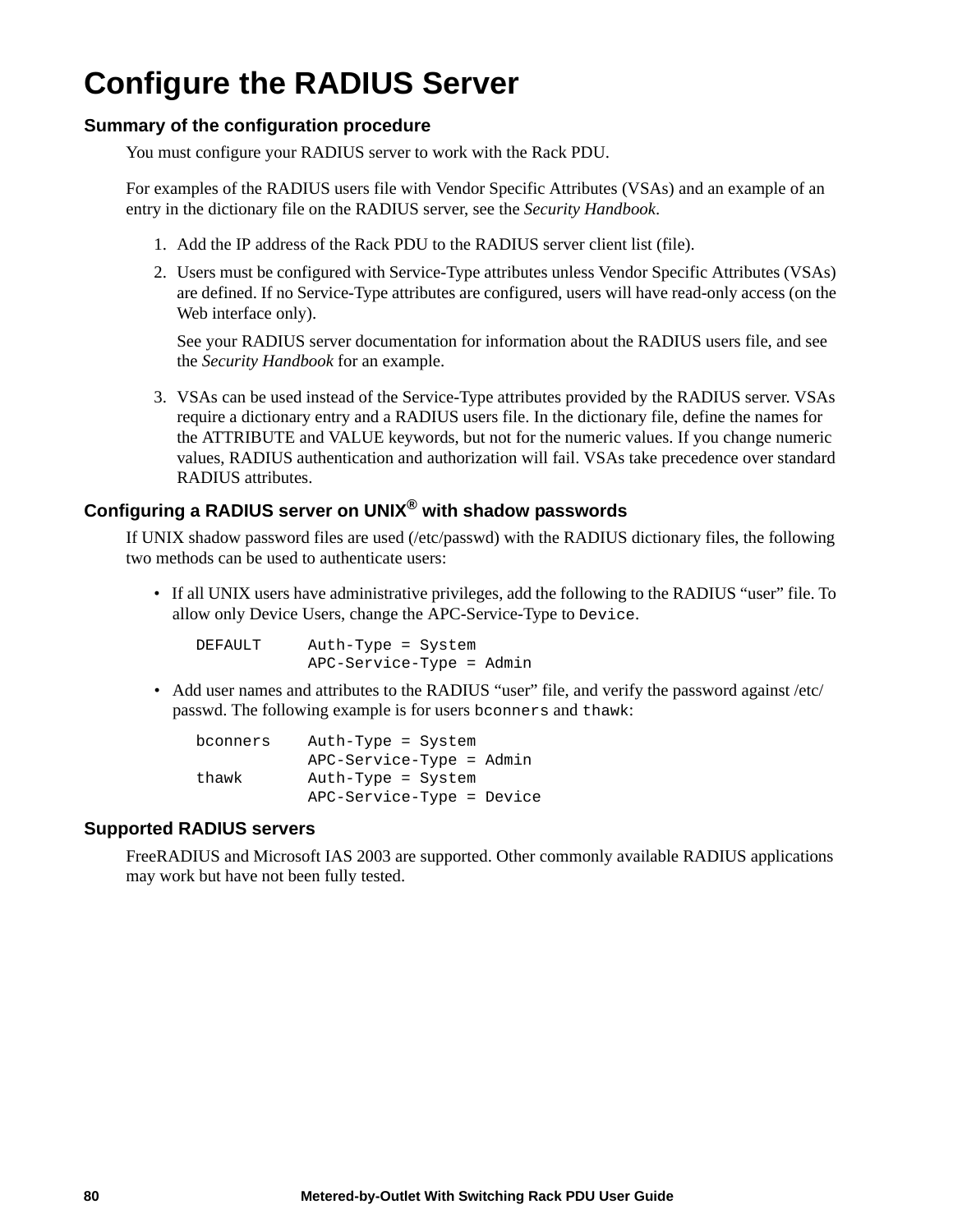# Configure the RADIUS Server

### Summary of the configuration procedure

You must configure your RADIUS server to work with the Rack PDU.

For examples of the RADIUS users file with Vendor Specific Attributes (VSAs) and an example of an entry in the dictionary file on the RADIUS server, see the *Security Handbook*.

1. Add the IP address of the Rack PDU to the RADIUS server client list (file).
2. Users must be configured with Service-Type attributes unless Vendor Specific Attributes (VSAs) are defined. If no Service-Type attributes are configured, users will have read-only access (on the Web interface only).

   See your RADIUS server documentation for information about the RADIUS users file, and see the *Security Handbook* for an example.

3. VSAs can be used instead of the Service-Type attributes provided by the RADIUS server. VSAs require a dictionary entry and a RADIUS users file. In the dictionary file, define the names for the ATTRIBUTE and VALUE keywords, but not for the numeric values. If you change numeric values, RADIUS authentication and authorization will fail. VSAs take precedence over standard RADIUS attributes.

### Configuring a RADIUS server on UNIX® with shadow passwords

If UNIX shadow password files are used (/etc/passwd) with the RADIUS dictionary files, the following two methods can be used to authenticate users:

- If all UNIX users have administrative privileges, add the following to the RADIUS "user" file. To allow only Device Users, change the APC-Service-Type to `Device`.

```
DEFAULT     Auth-Type = System
            APC-Service-Type = Admin
```

- Add user names and attributes to the RADIUS "user" file, and verify the password against /etc/passwd. The following example is for users `bconners` and `thawk`:

```
bconners    Auth-Type = System
            APC-Service-Type = Admin
thawk       Auth-Type = System
            APC-Service-Type = Device
```

### Supported RADIUS servers

FreeRADIUS and Microsoft IAS 2003 are supported. Other commonly available RADIUS applications may work but have not been fully tested.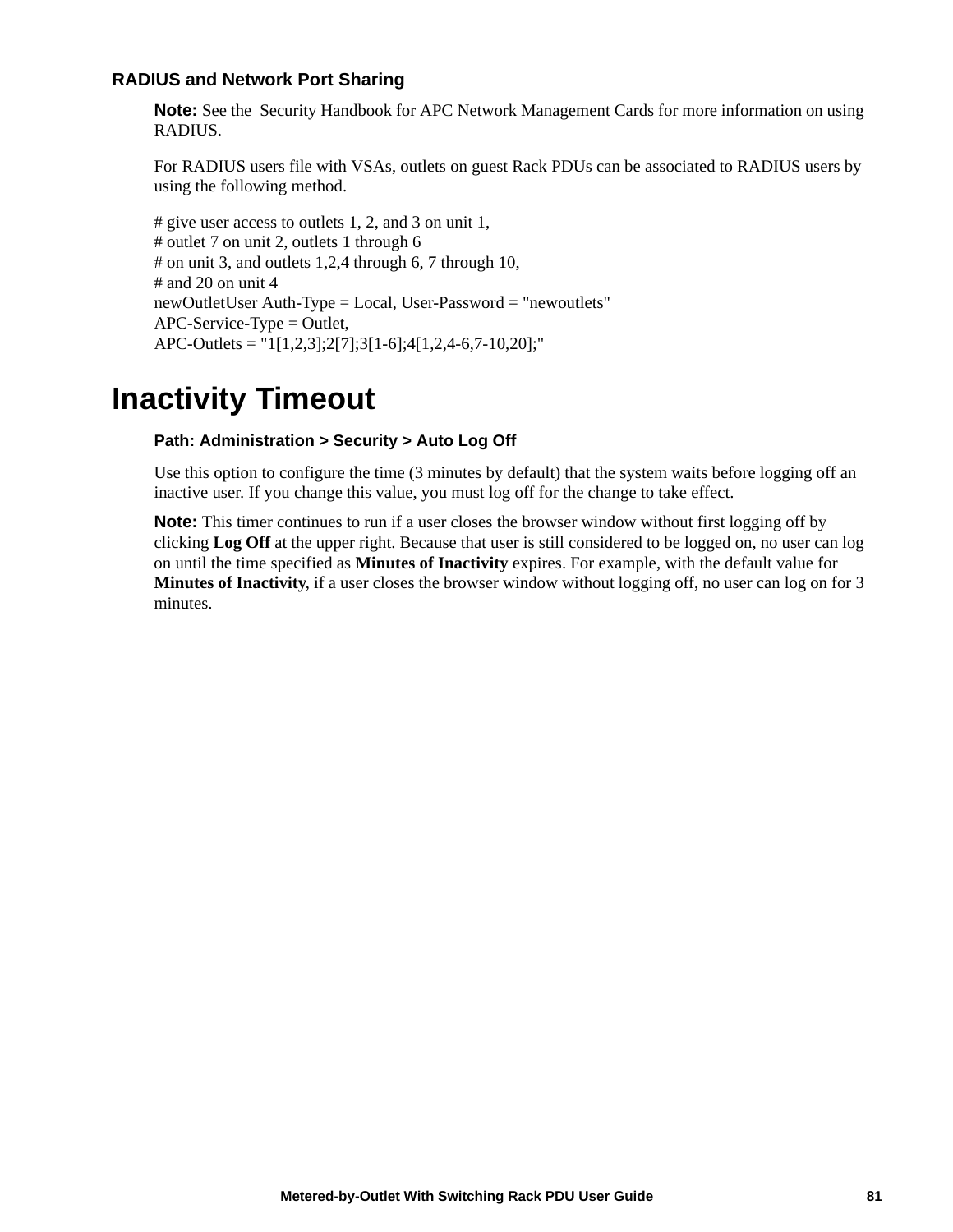### RADIUS and Network Port Sharing

**Note:** See the  Security Handbook for APC Network Management Cards for more information on using RADIUS.

For RADIUS users file with VSAs, outlets on guest Rack PDUs can be associated to RADIUS users by using the following method.

```
# give user access to outlets 1, 2, and 3 on unit 1,
# outlet 7 on unit 2, outlets 1 through 6
# on unit 3, and outlets 1,2,4 through 6, 7 through 10,
# and 20 on unit 4
newOutletUser Auth-Type = Local, User-Password = "newoutlets"
APC-Service-Type = Outlet,
APC-Outlets = "1[1,2,3];2[7];3[1-6];4[1,2,4-6,7-10,20];"
```

# Inactivity Timeout

**Path: Administration > Security > Auto Log Off**

Use this option to configure the time (3 minutes by default) that the system waits before logging off an inactive user. If you change this value, you must log off for the change to take effect.

**Note:** This timer continues to run if a user closes the browser window without first logging off by clicking **Log Off** at the upper right. Because that user is still considered to be logged on, no user can log on until the time specified as **Minutes of Inactivity** expires. For example, with the default value for **Minutes of Inactivity**, if a user closes the browser window without logging off, no user can log on for 3 minutes.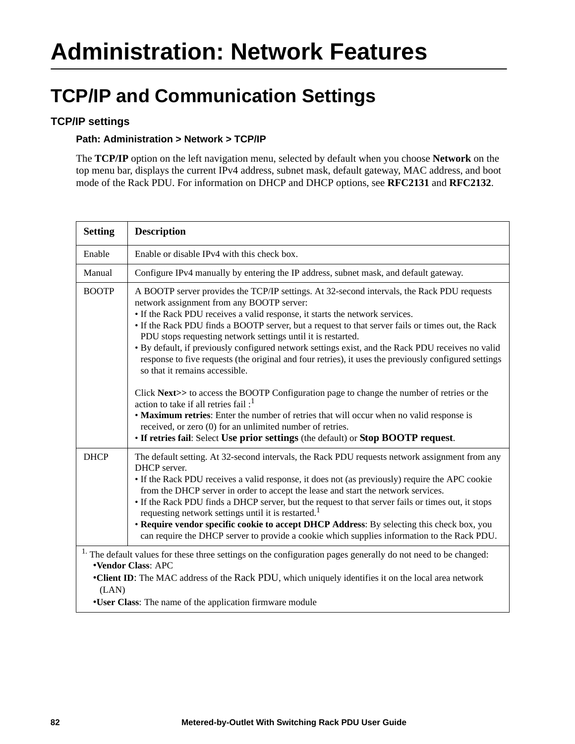# Administration: Network Features

## TCP/IP and Communication Settings

### TCP/IP settings

**Path: Administration > Network > TCP/IP**

The **TCP/IP** option on the left navigation menu, selected by default when you choose **Network** on the top menu bar, displays the current IPv4 address, subnet mask, default gateway, MAC address, and boot mode of the Rack PDU. For information on DHCP and DHCP options, see **RFC2131** and **RFC2132**.

| Setting | Description |
|---|---|
| Enable | Enable or disable IPv4 with this check box. |
| Manual | Configure IPv4 manually by entering the IP address, subnet mask, and default gateway. |
| BOOTP | A BOOTP server provides the TCP/IP settings. At 32-second intervals, the Rack PDU requests network assignment from any BOOTP server:<br>• If the Rack PDU receives a valid response, it starts the network services.<br>• If the Rack PDU finds a BOOTP server, but a request to that server fails or times out, the Rack PDU stops requesting network settings until it is restarted.<br>• By default, if previously configured network settings exist, and the Rack PDU receives no valid response to five requests (the original and four retries), it uses the previously configured settings so that it remains accessible.<br><br>Click **Next>>** to access the BOOTP Configuration page to change the number of retries or the action to take if all retries fail :[1]<br>• **Maximum retries**: Enter the number of retries that will occur when no valid response is received, or zero (0) for an unlimited number of retries.<br>• **If retries fail**: Select **Use prior settings** (the default) or **Stop BOOTP request**. |
| DHCP | The default setting. At 32-second intervals, the Rack PDU requests network assignment from any DHCP server.<br>• If the Rack PDU receives a valid response, it does not (as previously) require the APC cookie from the DHCP server in order to accept the lease and start the network services.<br>• If the Rack PDU finds a DHCP server, but the request to that server fails or times out, it stops requesting network settings until it is restarted.[1]<br>• **Require vendor specific cookie to accept DHCP Address**: By selecting this check box, you can require the DHCP server to provide a cookie which supplies information to the Rack PDU. |

[1] The default values for these three settings on the configuration pages generally do not need to be changed:
- **Vendor Class**: APC
- **Client ID**: The MAC address of the Rack PDU, which uniquely identifies it on the local area network (LAN)
- **User Class**: The name of the application firmware module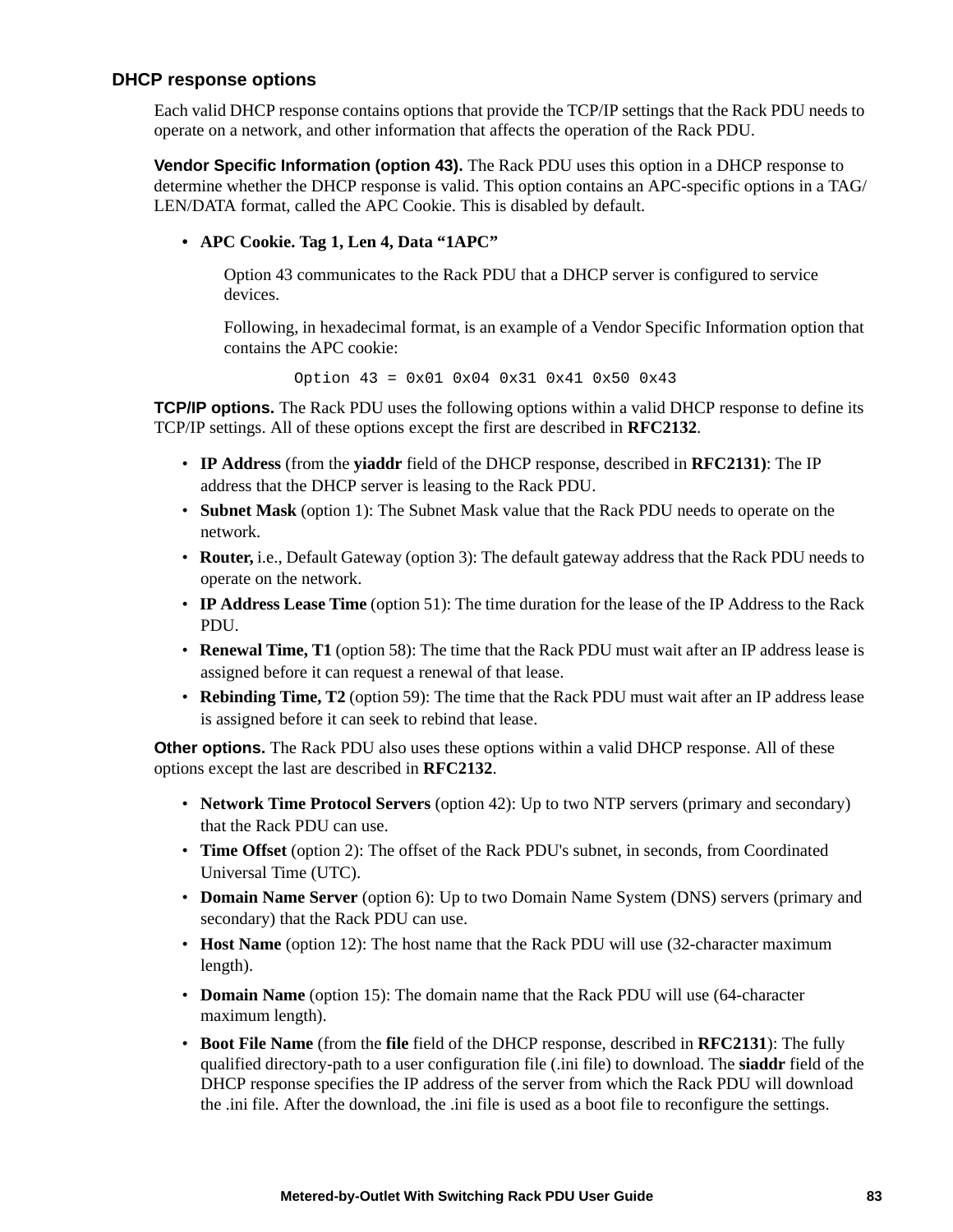### DHCP response options

Each valid DHCP response contains options that provide the TCP/IP settings that the Rack PDU needs to operate on a network, and other information that affects the operation of the Rack PDU.

**Vendor Specific Information (option 43).** The Rack PDU uses this option in a DHCP response to determine whether the DHCP response is valid. This option contains an APC-specific options in a TAG/LEN/DATA format, called the APC Cookie. This is disabled by default.

- **APC Cookie. Tag 1, Len 4, Data "1APC"**

  Option 43 communicates to the Rack PDU that a DHCP server is configured to service devices.

  Following, in hexadecimal format, is an example of a Vendor Specific Information option that contains the APC cookie:

  ```
  Option 43 = 0x01 0x04 0x31 0x41 0x50 0x43
  ```

**TCP/IP options.** The Rack PDU uses the following options within a valid DHCP response to define its TCP/IP settings. All of these options except the first are described in **RFC2132**.

- **IP Address** (from the **yiaddr** field of the DHCP response, described in **RFC2131)**: The IP address that the DHCP server is leasing to the Rack PDU.
- **Subnet Mask** (option 1): The Subnet Mask value that the Rack PDU needs to operate on the network.
- **Router,** i.e., Default Gateway (option 3): The default gateway address that the Rack PDU needs to operate on the network.
- **IP Address Lease Time** (option 51): The time duration for the lease of the IP Address to the Rack PDU.
- **Renewal Time, T1** (option 58): The time that the Rack PDU must wait after an IP address lease is assigned before it can request a renewal of that lease.
- **Rebinding Time, T2** (option 59): The time that the Rack PDU must wait after an IP address lease is assigned before it can seek to rebind that lease.

**Other options.** The Rack PDU also uses these options within a valid DHCP response. All of these options except the last are described in **RFC2132**.

- **Network Time Protocol Servers** (option 42): Up to two NTP servers (primary and secondary) that the Rack PDU can use.
- **Time Offset** (option 2): The offset of the Rack PDU's subnet, in seconds, from Coordinated Universal Time (UTC).
- **Domain Name Server** (option 6): Up to two Domain Name System (DNS) servers (primary and secondary) that the Rack PDU can use.
- **Host Name** (option 12): The host name that the Rack PDU will use (32-character maximum length).
- **Domain Name** (option 15): The domain name that the Rack PDU will use (64-character maximum length).
- **Boot File Name** (from the **file** field of the DHCP response, described in **RFC2131**): The fully qualified directory-path to a user configuration file (.ini file) to download. The **siaddr** field of the DHCP response specifies the IP address of the server from which the Rack PDU will download the .ini file. After the download, the .ini file is used as a boot file to reconfigure the settings.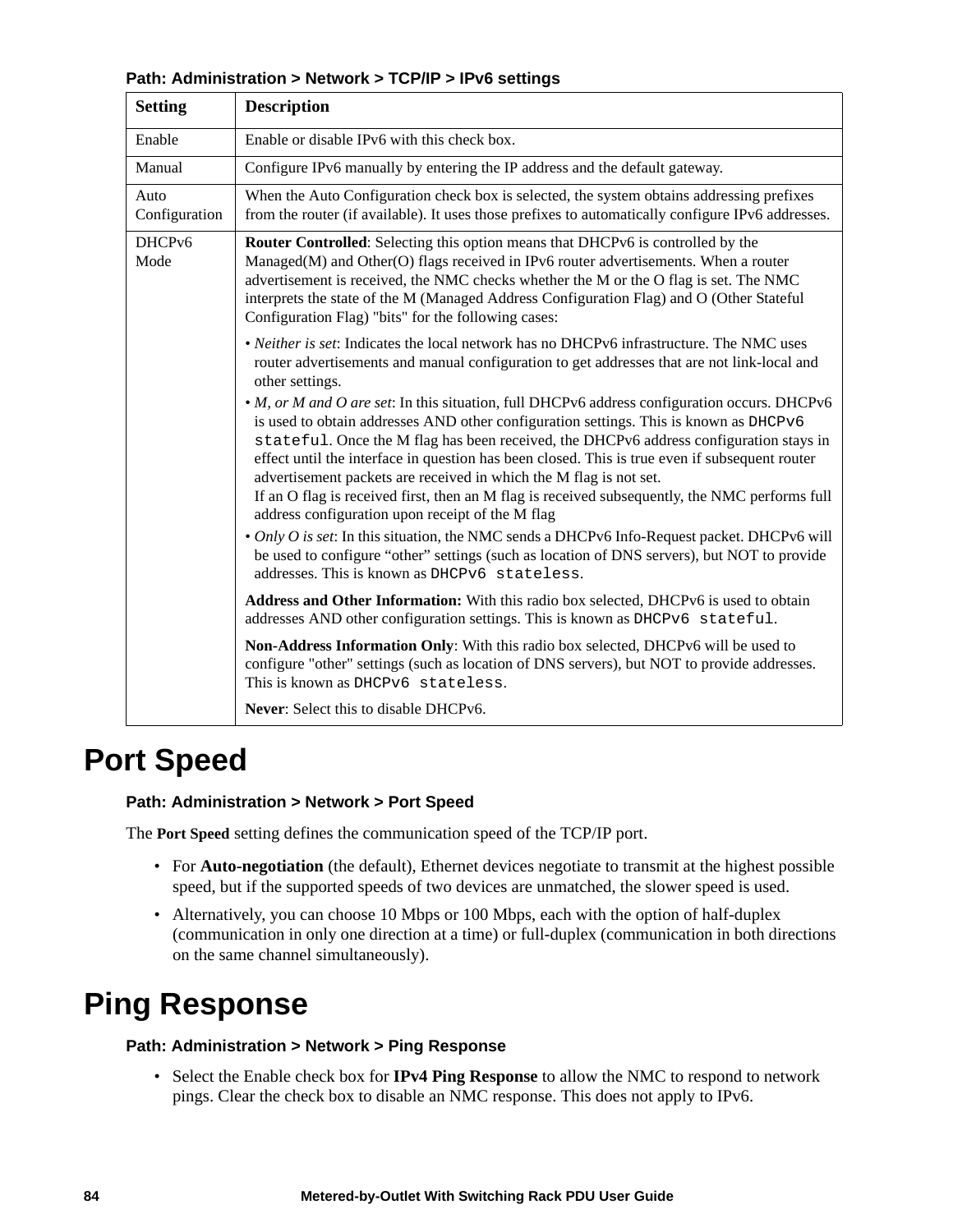**Path: Administration > Network > TCP/IP > IPv6 settings**

| Setting | Description |
| --- | --- |
| Enable | Enable or disable IPv6 with this check box. |
| Manual | Configure IPv6 manually by entering the IP address and the default gateway. |
| Auto Configuration | When the Auto Configuration check box is selected, the system obtains addressing prefixes from the router (if available). It uses those prefixes to automatically configure IPv6 addresses. |
| DHCPv6 Mode | **Router Controlled**: Selecting this option means that DHCPv6 is controlled by the Managed(M) and Other(O) flags received in IPv6 router advertisements. When a router advertisement is received, the NMC checks whether the M or the O flag is set. The NMC interprets the state of the M (Managed Address Configuration Flag) and O (Other Stateful Configuration Flag) "bits" for the following cases:<br>• *Neither is set*: Indicates the local network has no DHCPv6 infrastructure. The NMC uses router advertisements and manual configuration to get addresses that are not link-local and other settings.<br>• *M, or M and O are set*: In this situation, full DHCPv6 address configuration occurs. DHCPv6 is used to obtain addresses AND other configuration settings. This is known as `DHCPv6 stateful`. Once the M flag has been received, the DHCPv6 address configuration stays in effect until the interface in question has been closed. This is true even if subsequent router advertisement packets are received in which the M flag is not set. If an O flag is received first, then an M flag is received subsequently, the NMC performs full address configuration upon receipt of the M flag<br>• *Only O is set*: In this situation, the NMC sends a DHCPv6 Info-Request packet. DHCPv6 will be used to configure “other” settings (such as location of DNS servers), but NOT to provide addresses. This is known as `DHCPv6 stateless`.<br>**Address and Other Information:** With this radio box selected, DHCPv6 is used to obtain addresses AND other configuration settings. This is known as `DHCPv6 stateful`.<br>**Non-Address Information Only**: With this radio box selected, DHCPv6 will be used to configure "other" settings (such as location of DNS servers), but NOT to provide addresses. This is known as `DHCPv6 stateless`.<br>**Never**: Select this to disable DHCPv6. |

# Port Speed

**Path: Administration > Network > Port Speed**

The **Port Speed** setting defines the communication speed of the TCP/IP port.

- For **Auto-negotiation** (the default), Ethernet devices negotiate to transmit at the highest possible speed, but if the supported speeds of two devices are unmatched, the slower speed is used.
- Alternatively, you can choose 10 Mbps or 100 Mbps, each with the option of half-duplex (communication in only one direction at a time) or full-duplex (communication in both directions on the same channel simultaneously).

# Ping Response

**Path: Administration > Network > Ping Response**

- Select the Enable check box for **IPv4 Ping Response** to allow the NMC to respond to network pings. Clear the check box to disable an NMC response. This does not apply to IPv6.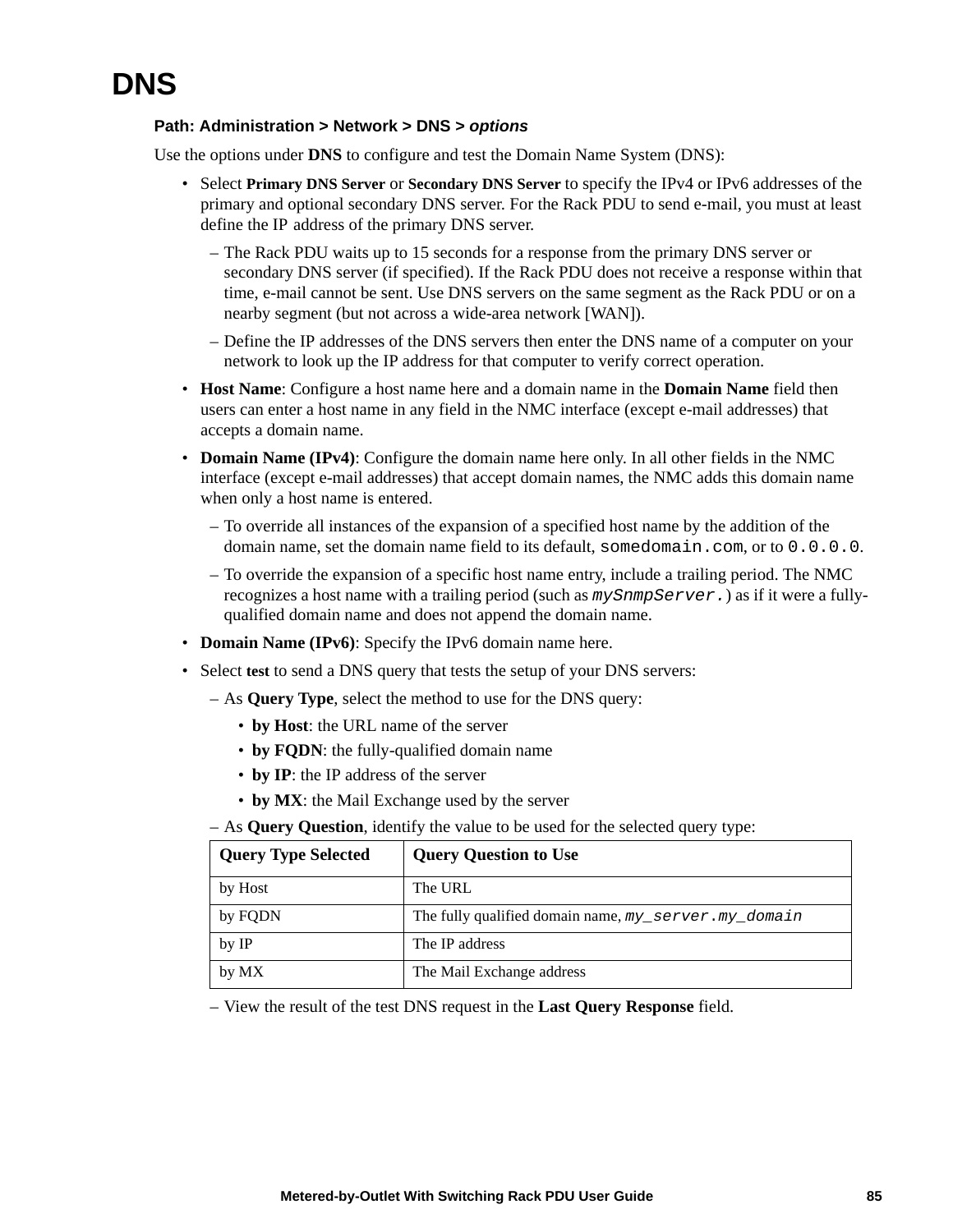# DNS

**Path: Administration > Network > DNS > *options***

Use the options under **DNS** to configure and test the Domain Name System (DNS):

- Select **Primary DNS Server** or **Secondary DNS Server** to specify the IPv4 or IPv6 addresses of the primary and optional secondary DNS server. For the Rack PDU to send e-mail, you must at least define the IP address of the primary DNS server.
  - The Rack PDU waits up to 15 seconds for a response from the primary DNS server or secondary DNS server (if specified). If the Rack PDU does not receive a response within that time, e-mail cannot be sent. Use DNS servers on the same segment as the Rack PDU or on a nearby segment (but not across a wide-area network [WAN]).
  - Define the IP addresses of the DNS servers then enter the DNS name of a computer on your network to look up the IP address for that computer to verify correct operation.
- **Host Name**: Configure a host name here and a domain name in the **Domain Name** field then users can enter a host name in any field in the NMC interface (except e-mail addresses) that accepts a domain name.
- **Domain Name (IPv4)**: Configure the domain name here only. In all other fields in the NMC interface (except e-mail addresses) that accept domain names, the NMC adds this domain name when only a host name is entered.
  - To override all instances of the expansion of a specified host name by the addition of the domain name, set the domain name field to its default, `somedomain.com`, or to `0.0.0.0`.
  - To override the expansion of a specific host name entry, include a trailing period. The NMC recognizes a host name with a trailing period (such as *`mySnmpServer.`*) as if it were a fully-qualified domain name and does not append the domain name.
- **Domain Name (IPv6)**: Specify the IPv6 domain name here.
- Select **test** to send a DNS query that tests the setup of your DNS servers:
  - As **Query Type**, select the method to use for the DNS query:
    - **by Host**: the URL name of the server
    - **by FQDN**: the fully-qualified domain name
    - **by IP**: the IP address of the server
    - **by MX**: the Mail Exchange used by the server
  - As **Query Question**, identify the value to be used for the selected query type:

| Query Type Selected | Query Question to Use |
|---|---|
| by Host | The URL |
| by FQDN | The fully qualified domain name, *`my_server.my_domain`* |
| by IP | The IP address |
| by MX | The Mail Exchange address |

  - View the result of the test DNS request in the **Last Query Response** field.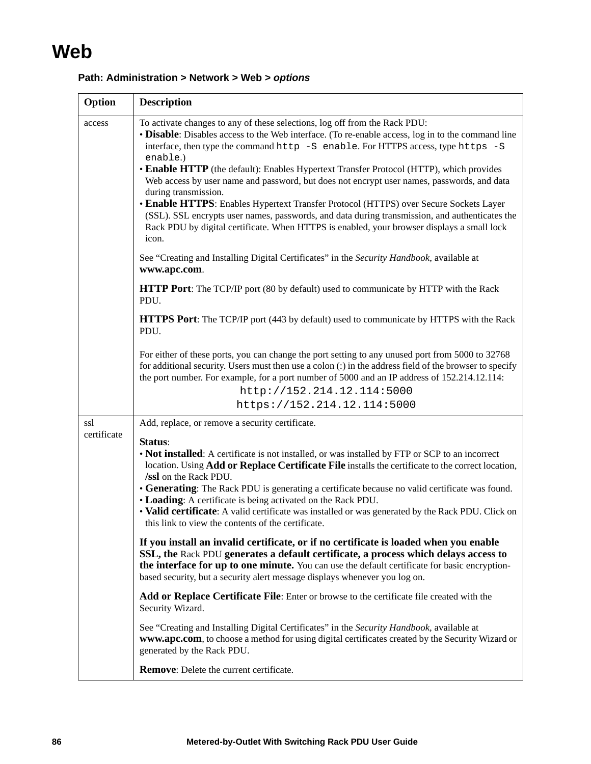# Web

**Path: Administration > Network > Web >** ***options***

| Option | Description |
|---|---|
| access | To activate changes to any of these selections, log off from the Rack PDU:<br>• **Disable**: Disables access to the Web interface. (To re-enable access, log in to the command line interface, then type the command `http -S enable`. For HTTPS access, type `https -S enable`.)<br>• **Enable HTTP** (the default): Enables Hypertext Transfer Protocol (HTTP), which provides Web access by user name and password, but does not encrypt user names, passwords, and data during transmission.<br>• **Enable HTTPS**: Enables Hypertext Transfer Protocol (HTTPS) over Secure Sockets Layer (SSL). SSL encrypts user names, passwords, and data during transmission, and authenticates the Rack PDU by digital certificate. When HTTPS is enabled, your browser displays a small lock icon.<br><br>See “Creating and Installing Digital Certificates” in the *Security Handbook*, available at **www.apc.com**.<br><br>**HTTP Port**: The TCP/IP port (80 by default) used to communicate by HTTP with the Rack PDU.<br><br>**HTTPS Port**: The TCP/IP port (443 by default) used to communicate by HTTPS with the Rack PDU.<br><br>For either of these ports, you can change the port setting to any unused port from 5000 to 32768 for additional security. Users must then use a colon (:) in the address field of the browser to specify the port number. For example, for a port number of 5000 and an IP address of 152.214.12.114:<br>`http://152.214.12.114:5000`<br>`https://152.214.12.114:5000` |
| ssl certificate | Add, replace, or remove a security certificate.<br><br>**Status**:<br>• **Not installed**: A certificate is not installed, or was installed by FTP or SCP to an incorrect location. Using **Add or Replace Certificate File** installs the certificate to the correct location, **/ssl** on the Rack PDU.<br>• **Generating**: The Rack PDU is generating a certificate because no valid certificate was found.<br>• **Loading**: A certificate is being activated on the Rack PDU.<br>• **Valid certificate**: A valid certificate was installed or was generated by the Rack PDU. Click on this link to view the contents of the certificate.<br><br>**If you install an invalid certificate, or if no certificate is loaded when you enable SSL, the** Rack PDU **generates a default certificate, a process which delays access to the interface for up to one minute.** You can use the default certificate for basic encryption-based security, but a security alert message displays whenever you log on.<br><br>**Add or Replace Certificate File**: Enter or browse to the certificate file created with the Security Wizard.<br><br>See “Creating and Installing Digital Certificates” in the *Security Handbook*, available at **www.apc.com**, to choose a method for using digital certificates created by the Security Wizard or generated by the Rack PDU.<br><br>**Remove**: Delete the current certificate. |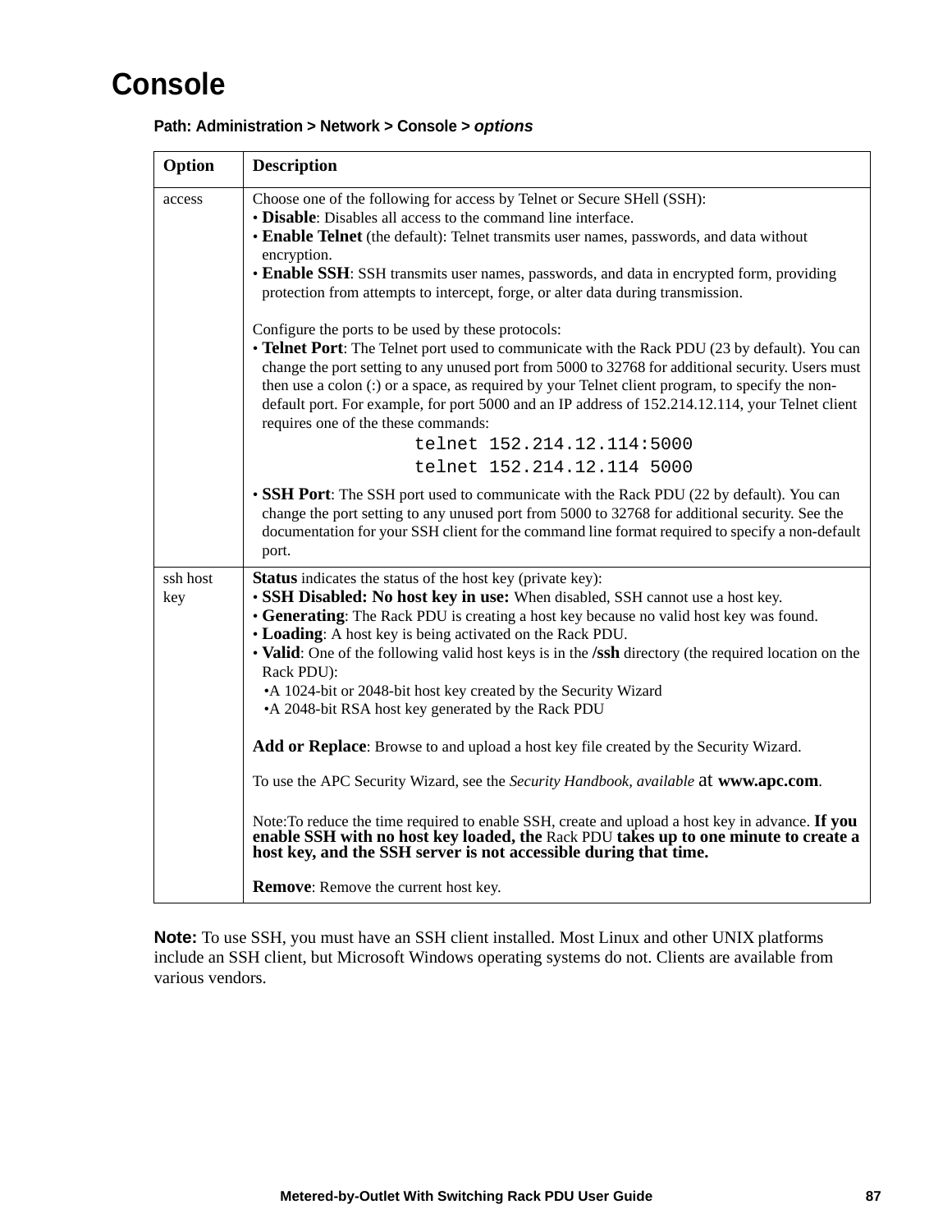# Console

**Path: Administration > Network > Console > *options***

| Option | Description |
|---|---|
| access | Choose one of the following for access by Telnet or Secure SHell (SSH):<br>• **Disable**: Disables all access to the command line interface.<br>• **Enable Telnet** (the default): Telnet transmits user names, passwords, and data without encryption.<br>• **Enable SSH**: SSH transmits user names, passwords, and data in encrypted form, providing protection from attempts to intercept, forge, or alter data during transmission.<br><br>Configure the ports to be used by these protocols:<br>• **Telnet Port**: The Telnet port used to communicate with the Rack PDU (23 by default). You can change the port setting to any unused port from 5000 to 32768 for additional security. Users must then use a colon (:) or a space, as required by your Telnet client program, to specify the non-default port. For example, for port 5000 and an IP address of 152.214.12.114, your Telnet client requires one of the these commands:<br>`telnet 152.214.12.114:5000`<br>`telnet 152.214.12.114 5000`<br>• **SSH Port**: The SSH port used to communicate with the Rack PDU (22 by default). You can change the port setting to any unused port from 5000 to 32768 for additional security. See the documentation for your SSH client for the command line format required to specify a non-default port. |
| ssh host key | **Status** indicates the status of the host key (private key):<br>• **SSH Disabled: No host key in use:** When disabled, SSH cannot use a host key.<br>• **Generating**: The Rack PDU is creating a host key because no valid host key was found.<br>• **Loading**: A host key is being activated on the Rack PDU.<br>• **Valid**: One of the following valid host keys is in the **/ssh** directory (the required location on the Rack PDU):<br>•A 1024-bit or 2048-bit host key created by the Security Wizard<br>•A 2048-bit RSA host key generated by the Rack PDU<br><br>**Add or Replace**: Browse to and upload a host key file created by the Security Wizard.<br><br>To use the APC Security Wizard, see the *Security Handbook, available* at **www.apc.com**.<br><br>Note:To reduce the time required to enable SSH, create and upload a host key in advance. **If you enable SSH with no host key loaded, the** Rack PDU **takes up to one minute to create a host key, and the SSH server is not accessible during that time.**<br><br>**Remove**: Remove the current host key. |

**Note:** To use SSH, you must have an SSH client installed. Most Linux and other UNIX platforms include an SSH client, but Microsoft Windows operating systems do not. Clients are available from various vendors.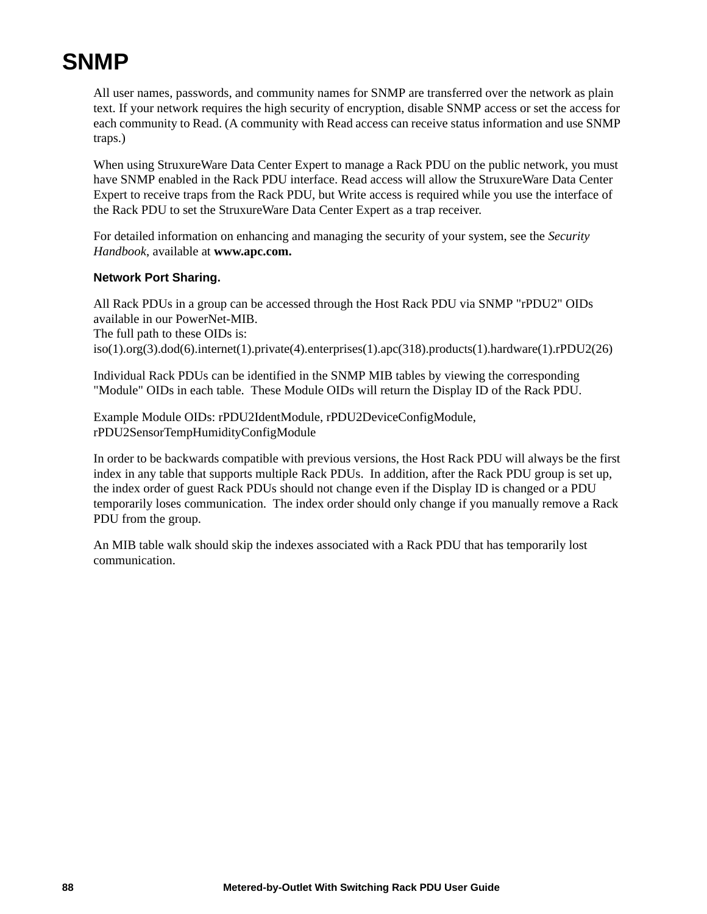# SNMP

All user names, passwords, and community names for SNMP are transferred over the network as plain text. If your network requires the high security of encryption, disable SNMP access or set the access for each community to Read. (A community with Read access can receive status information and use SNMP traps.)

When using StruxureWare Data Center Expert to manage a Rack PDU on the public network, you must have SNMP enabled in the Rack PDU interface. Read access will allow the StruxureWare Data Center Expert to receive traps from the Rack PDU, but Write access is required while you use the interface of the Rack PDU to set the StruxureWare Data Center Expert as a trap receiver.

For detailed information on enhancing and managing the security of your system, see the *Security Handbook*, available at **www.apc.com.**

### Network Port Sharing.

All Rack PDUs in a group can be accessed through the Host Rack PDU via SNMP "rPDU2" OIDs available in our PowerNet-MIB.
The full path to these OIDs is:
iso(1).org(3).dod(6).internet(1).private(4).enterprises(1).apc(318).products(1).hardware(1).rPDU2(26)

Individual Rack PDUs can be identified in the SNMP MIB tables by viewing the corresponding "Module" OIDs in each table. These Module OIDs will return the Display ID of the Rack PDU.

Example Module OIDs: rPDU2IdentModule, rPDU2DeviceConfigModule, rPDU2SensorTempHumidityConfigModule

In order to be backwards compatible with previous versions, the Host Rack PDU will always be the first index in any table that supports multiple Rack PDUs. In addition, after the Rack PDU group is set up, the index order of guest Rack PDUs should not change even if the Display ID is changed or a PDU temporarily loses communication. The index order should only change if you manually remove a Rack PDU from the group.

An MIB table walk should skip the indexes associated with a Rack PDU that has temporarily lost communication.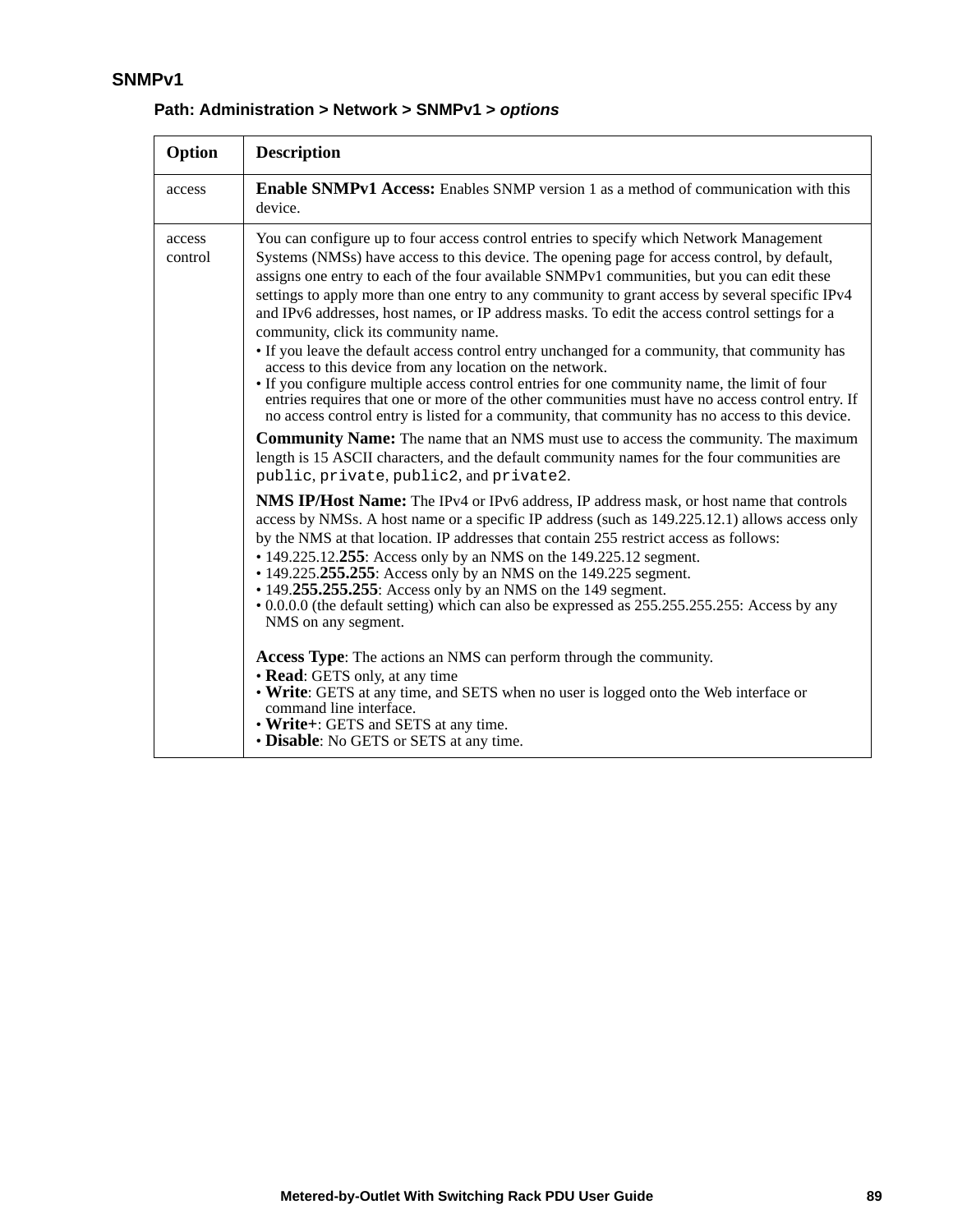## SNMPv1

**Path: Administration > Network > SNMPv1 > *options***

| Option | Description |
|---|---|
| access | **Enable SNMPv1 Access:** Enables SNMP version 1 as a method of communication with this device. |
| access control | You can configure up to four access control entries to specify which Network Management Systems (NMSs) have access to this device. The opening page for access control, by default, assigns one entry to each of the four available SNMPv1 communities, but you can edit these settings to apply more than one entry to any community to grant access by several specific IPv4 and IPv6 addresses, host names, or IP address masks. To edit the access control settings for a community, click its community name.<br>• If you leave the default access control entry unchanged for a community, that community has access to this device from any location on the network.<br>• If you configure multiple access control entries for one community name, the limit of four entries requires that one or more of the other communities must have no access control entry. If no access control entry is listed for a community, that community has no access to this device.<br><br>**Community Name:** The name that an NMS must use to access the community. The maximum length is 15 ASCII characters, and the default community names for the four communities are `public`, `private`, `public2`, and `private2`.<br><br>**NMS IP/Host Name:** The IPv4 or IPv6 address, IP address mask, or host name that controls access by NMSs. A host name or a specific IP address (such as 149.225.12.1) allows access only by the NMS at that location. IP addresses that contain 255 restrict access as follows:<br>• 149.225.12.**255**: Access only by an NMS on the 149.225.12 segment.<br>• 149.225.**255.255**: Access only by an NMS on the 149.225 segment.<br>• 149.**255.255.255**: Access only by an NMS on the 149 segment.<br>• 0.0.0.0 (the default setting) which can also be expressed as 255.255.255.255: Access by any NMS on any segment.<br><br>**Access Type**: The actions an NMS can perform through the community.<br>• **Read**: GETS only, at any time<br>• **Write**: GETS at any time, and SETS when no user is logged onto the Web interface or command line interface.<br>• **Write+**: GETS and SETS at any time.<br>• **Disable**: No GETS or SETS at any time. |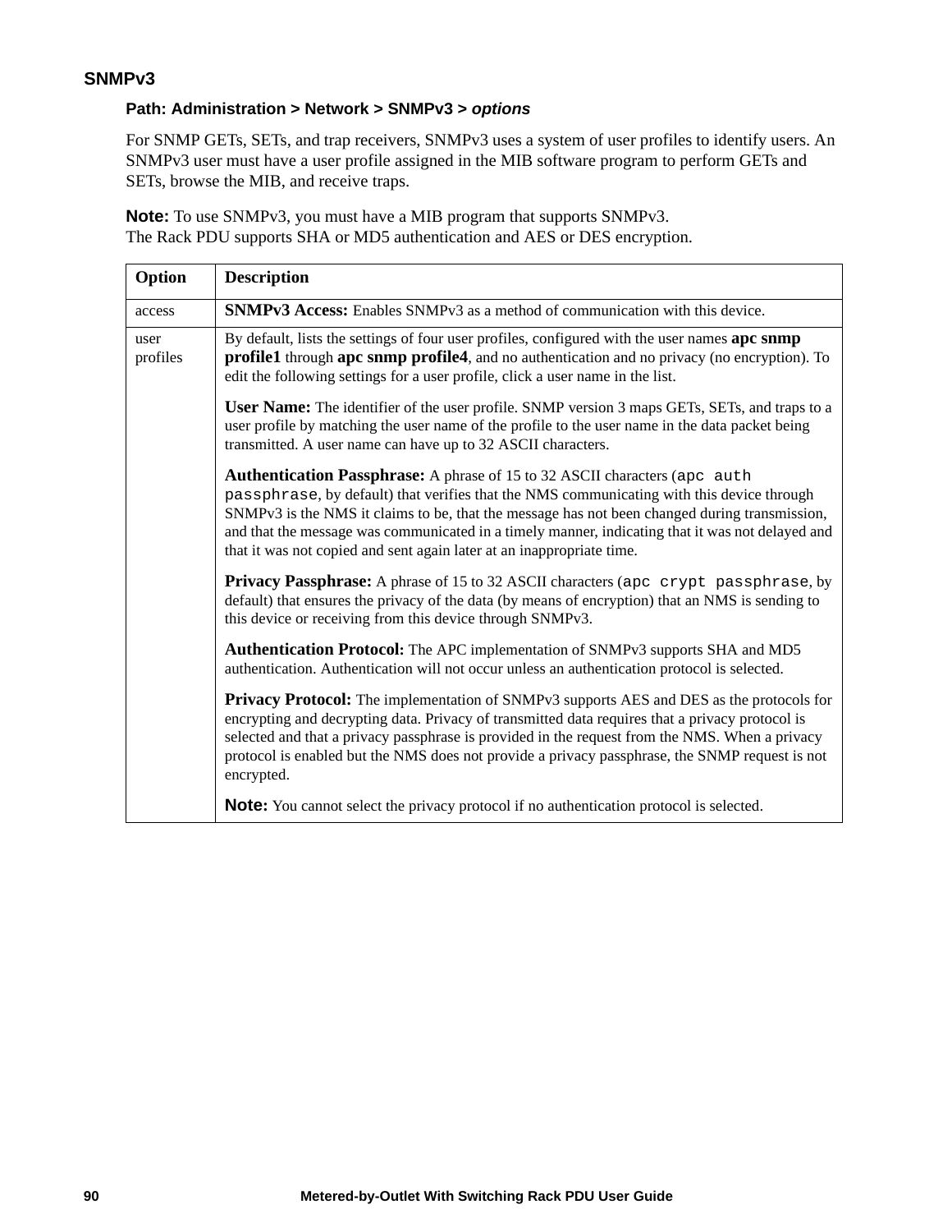### SNMPv3

**Path: Administration > Network > SNMPv3 >** ***options***

For SNMP GETs, SETs, and trap receivers, SNMPv3 uses a system of user profiles to identify users. An SNMPv3 user must have a user profile assigned in the MIB software program to perform GETs and SETs, browse the MIB, and receive traps.

**Note:** To use SNMPv3, you must have a MIB program that supports SNMPv3.
The Rack PDU supports SHA or MD5 authentication and AES or DES encryption.

| Option | Description |
|---|---|
| access | **SNMPv3 Access:** Enables SNMPv3 as a method of communication with this device. |
| user profiles | By default, lists the settings of four user profiles, configured with the user names **apc snmp profile1** through **apc snmp profile4**, and no authentication and no privacy (no encryption). To edit the following settings for a user profile, click a user name in the list.<br><br>**User Name:** The identifier of the user profile. SNMP version 3 maps GETs, SETs, and traps to a user profile by matching the user name of the profile to the user name in the data packet being transmitted. A user name can have up to 32 ASCII characters.<br><br>**Authentication Passphrase:** A phrase of 15 to 32 ASCII characters (`apc auth passphrase`, by default) that verifies that the NMS communicating with this device through SNMPv3 is the NMS it claims to be, that the message has not been changed during transmission, and that the message was communicated in a timely manner, indicating that it was not delayed and that it was not copied and sent again later at an inappropriate time.<br><br>**Privacy Passphrase:** A phrase of 15 to 32 ASCII characters (`apc crypt passphrase`, by default) that ensures the privacy of the data (by means of encryption) that an NMS is sending to this device or receiving from this device through SNMPv3.<br><br>**Authentication Protocol:** The APC implementation of SNMPv3 supports SHA and MD5 authentication. Authentication will not occur unless an authentication protocol is selected.<br><br>**Privacy Protocol:** The implementation of SNMPv3 supports AES and DES as the protocols for encrypting and decrypting data. Privacy of transmitted data requires that a privacy protocol is selected and that a privacy passphrase is provided in the request from the NMS. When a privacy protocol is enabled but the NMS does not provide a privacy passphrase, the SNMP request is not encrypted.<br><br>**Note:** You cannot select the privacy protocol if no authentication protocol is selected. |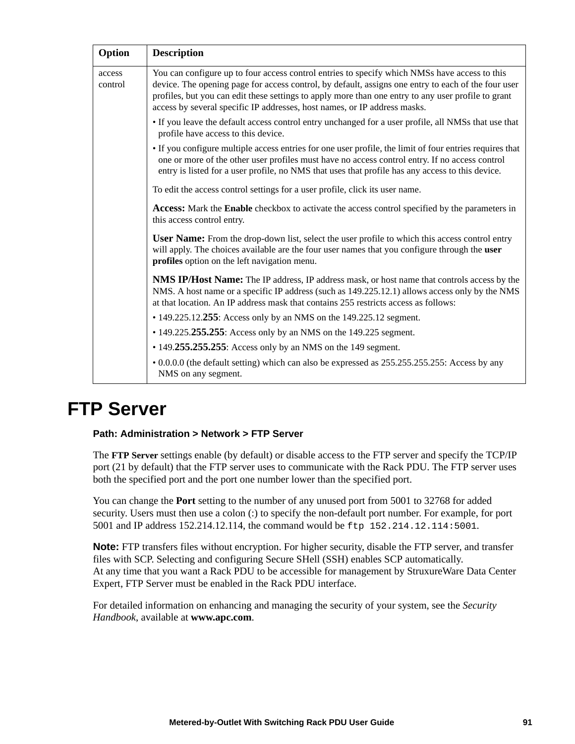| Option | Description |
|---|---|
| access control | You can configure up to four access control entries to specify which NMSs have access to this device. The opening page for access control, by default, assigns one entry to each of the four user profiles, but you can edit these settings to apply more than one entry to any user profile to grant access by several specific IP addresses, host names, or IP address masks.<br>• If you leave the default access control entry unchanged for a user profile, all NMSs that use that profile have access to this device.<br>• If you configure multiple access entries for one user profile, the limit of four entries requires that one or more of the other user profiles must have no access control entry. If no access control entry is listed for a user profile, no NMS that uses that profile has any access to this device.<br>To edit the access control settings for a user profile, click its user name.<br>**Access:** Mark the **Enable** checkbox to activate the access control specified by the parameters in this access control entry.<br>**User Name:** From the drop-down list, select the user profile to which this access control entry will apply. The choices available are the four user names that you configure through the **user profiles** option on the left navigation menu.<br>**NMS IP/Host Name:** The IP address, IP address mask, or host name that controls access by the NMS. A host name or a specific IP address (such as 149.225.12.1) allows access only by the NMS at that location. An IP address mask that contains 255 restricts access as follows:<br>• 149.225.12.**255**: Access only by an NMS on the 149.225.12 segment.<br>• 149.225.**255.255**: Access only by an NMS on the 149.225 segment.<br>• 149.**255.255.255**: Access only by an NMS on the 149 segment.<br>• 0.0.0.0 (the default setting) which can also be expressed as 255.255.255.255: Access by any NMS on any segment. |

# FTP Server

**Path: Administration > Network > FTP Server**

The **FTP Server** settings enable (by default) or disable access to the FTP server and specify the TCP/IP port (21 by default) that the FTP server uses to communicate with the Rack PDU. The FTP server uses both the specified port and the port one number lower than the specified port.

You can change the **Port** setting to the number of any unused port from 5001 to 32768 for added security. Users must then use a colon (:) to specify the non-default port number. For example, for port 5001 and IP address 152.214.12.114, the command would be `ftp 152.214.12.114:5001`.

**Note:** FTP transfers files without encryption. For higher security, disable the FTP server, and transfer files with SCP. Selecting and configuring Secure SHell (SSH) enables SCP automatically.
At any time that you want a Rack PDU to be accessible for management by StruxureWare Data Center Expert, FTP Server must be enabled in the Rack PDU interface.

For detailed information on enhancing and managing the security of your system, see the *Security Handbook*, available at **www.apc.com**.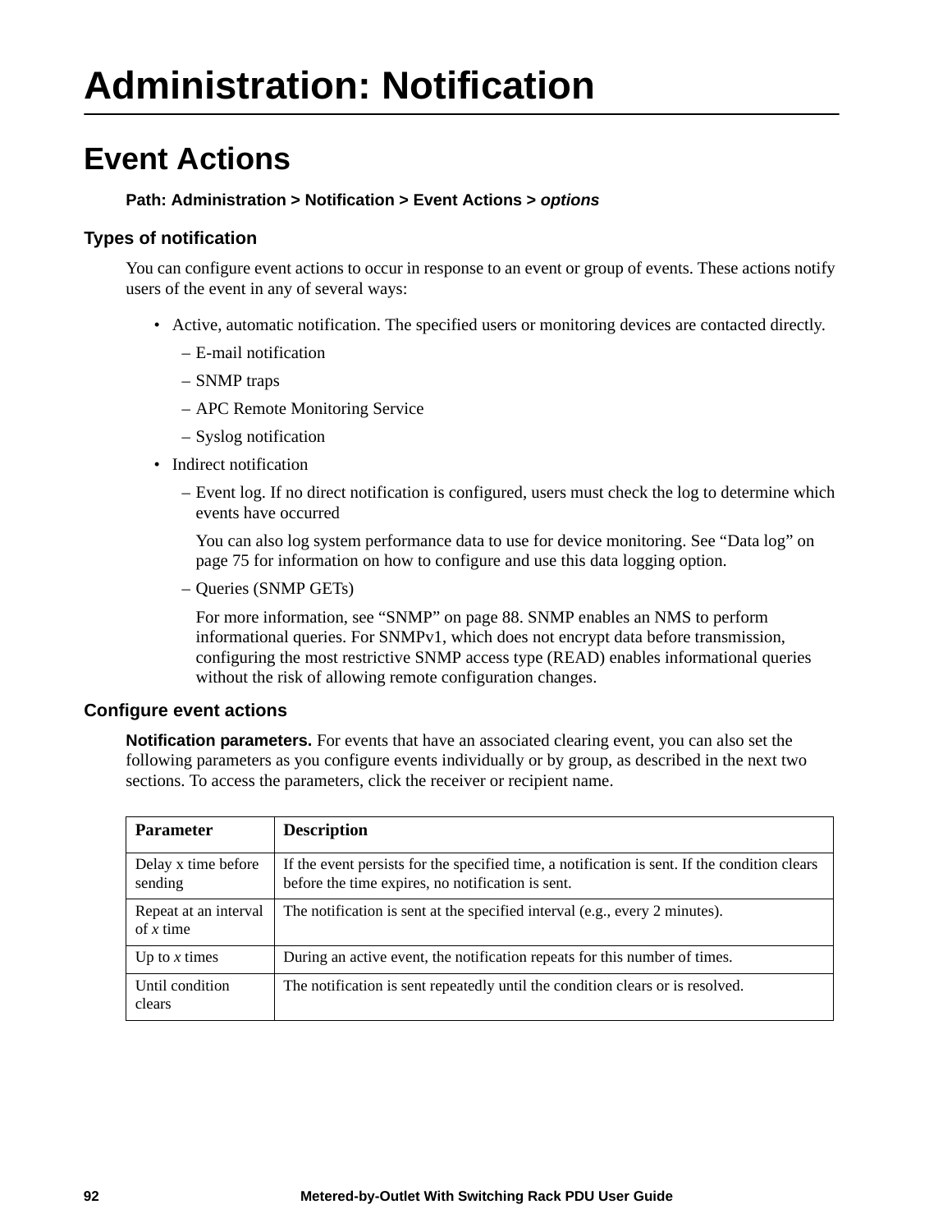# Administration: Notification

## Event Actions

**Path: Administration > Notification > Event Actions >** ***options***

### Types of notification

You can configure event actions to occur in response to an event or group of events. These actions notify users of the event in any of several ways:

- Active, automatic notification. The specified users or monitoring devices are contacted directly.
  - – E-mail notification
  - – SNMP traps
  - – APC Remote Monitoring Service
  - – Syslog notification
- Indirect notification
  - – Event log. If no direct notification is configured, users must check the log to determine which events have occurred

    You can also log system performance data to use for device monitoring. See “Data log” on page 75 for information on how to configure and use this data logging option.
  - – Queries (SNMP GETs)

    For more information, see “SNMP” on page 88. SNMP enables an NMS to perform informational queries. For SNMPv1, which does not encrypt data before transmission, configuring the most restrictive SNMP access type (READ) enables informational queries without the risk of allowing remote configuration changes.

### Configure event actions

**Notification parameters.** For events that have an associated clearing event, you can also set the following parameters as you configure events individually or by group, as described in the next two sections. To access the parameters, click the receiver or recipient name.

| Parameter | Description |
|---|---|
| Delay x time before sending | If the event persists for the specified time, a notification is sent. If the condition clears before the time expires, no notification is sent. |
| Repeat at an interval of *x* time | The notification is sent at the specified interval (e.g., every 2 minutes). |
| Up to *x* times | During an active event, the notification repeats for this number of times. |
| Until condition clears | The notification is sent repeatedly until the condition clears or is resolved. |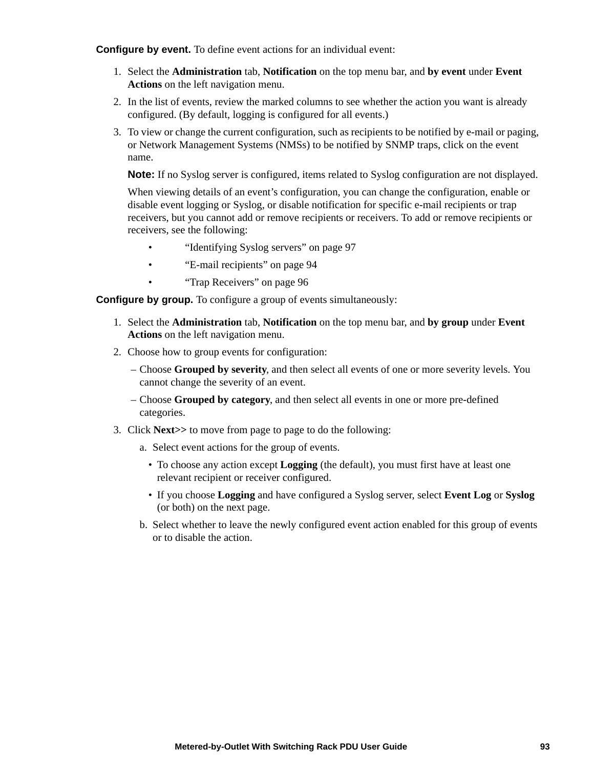**Configure by event.** To define event actions for an individual event:

1. Select the **Administration** tab, **Notification** on the top menu bar, and **by event** under **Event Actions** on the left navigation menu.
2. In the list of events, review the marked columns to see whether the action you want is already configured. (By default, logging is configured for all events.)
3. To view or change the current configuration, such as recipients to be notified by e-mail or paging, or Network Management Systems (NMSs) to be notified by SNMP traps, click on the event name.

   **Note:** If no Syslog server is configured, items related to Syslog configuration are not displayed.

   When viewing details of an event's configuration, you can change the configuration, enable or disable event logging or Syslog, or disable notification for specific e-mail recipients or trap receivers, but you cannot add or remove recipients or receivers. To add or remove recipients or receivers, see the following:

   - "Identifying Syslog servers" on page 97
   - "E-mail recipients" on page 94
   - "Trap Receivers" on page 96

**Configure by group.** To configure a group of events simultaneously:

1. Select the **Administration** tab, **Notification** on the top menu bar, and **by group** under **Event Actions** on the left navigation menu.
2. Choose how to group events for configuration:
   - Choose **Grouped by severity**, and then select all events of one or more severity levels. You cannot change the severity of an event.
   - Choose **Grouped by category**, and then select all events in one or more pre-defined categories.
3. Click **Next>>** to move from page to page to do the following:

   a. Select event actions for the group of events.
      - To choose any action except **Logging** (the default), you must first have at least one relevant recipient or receiver configured.
      - If you choose **Logging** and have configured a Syslog server, select **Event Log** or **Syslog** (or both) on the next page.

   b. Select whether to leave the newly configured event action enabled for this group of events or to disable the action.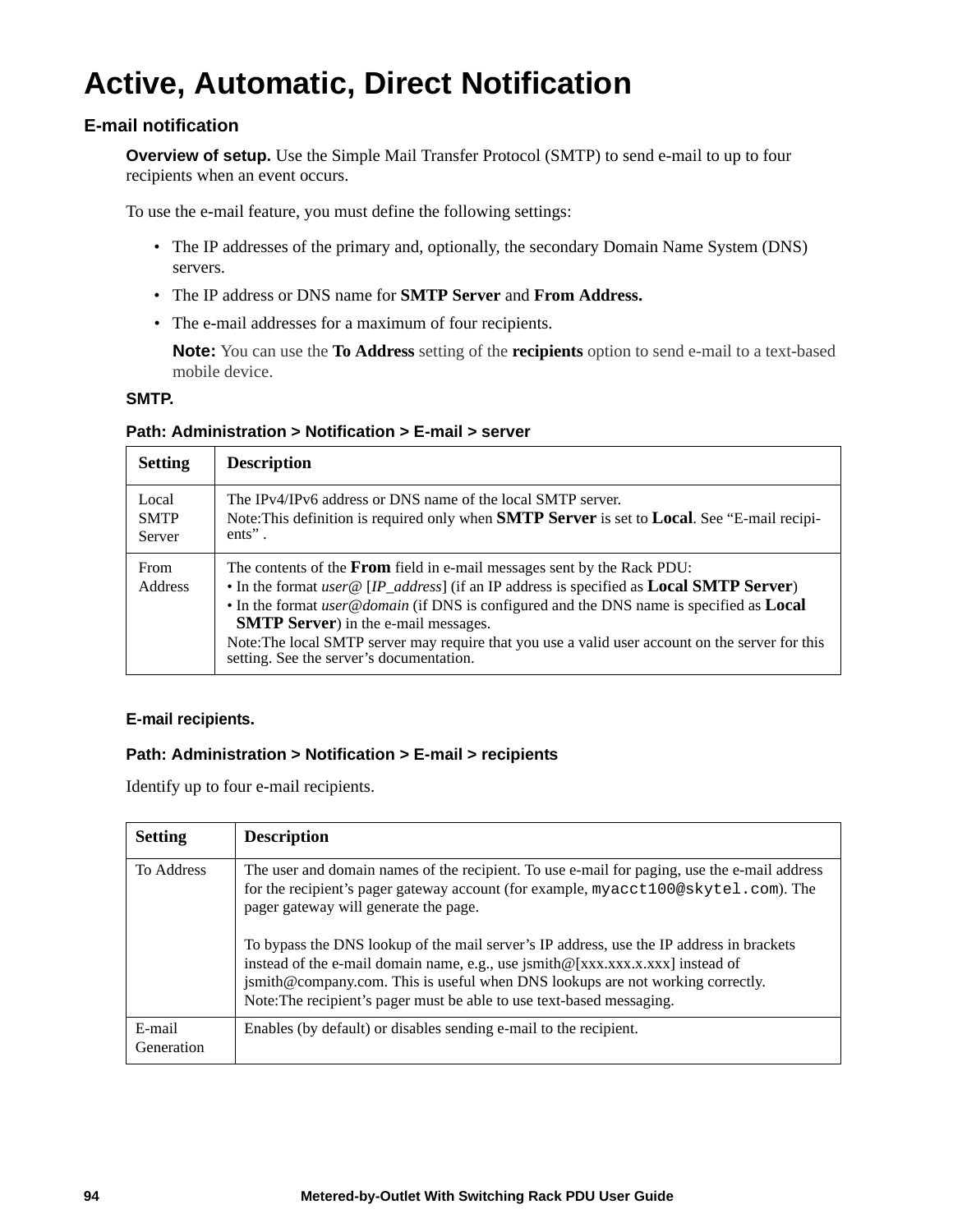# Active, Automatic, Direct Notification

## E-mail notification

**Overview of setup.** Use the Simple Mail Transfer Protocol (SMTP) to send e-mail to up to four recipients when an event occurs.

To use the e-mail feature, you must define the following settings:

- The IP addresses of the primary and, optionally, the secondary Domain Name System (DNS) servers.
- The IP address or DNS name for **SMTP Server** and **From Address.**
- The e-mail addresses for a maximum of four recipients.

  **Note:** You can use the **To Address** setting of the **recipients** option to send e-mail to a text-based mobile device.

**SMTP.**

**Path: Administration > Notification > E-mail > server**

| Setting | Description |
| --- | --- |
| Local SMTP Server | The IPv4/IPv6 address or DNS name of the local SMTP server.<br>Note:This definition is required only when **SMTP Server** is set to **Local**. See “E-mail recipi-ents” . |
| From Address | The contents of the **From** field in e-mail messages sent by the Rack PDU:<br>• In the format *user@* [*IP_address*] (if an IP address is specified as **Local SMTP Server**)<br>• In the format *user@domain* (if DNS is configured and the DNS name is specified as **Local SMTP Server**) in the e-mail messages.<br>Note:The local SMTP server may require that you use a valid user account on the server for this setting. See the server’s documentation. |

**E-mail recipients.**

**Path: Administration > Notification > E-mail > recipients**

Identify up to four e-mail recipients.

| Setting | Description |
| --- | --- |
| To Address | The user and domain names of the recipient. To use e-mail for paging, use the e-mail address for the recipient’s pager gateway account (for example, `myacct100@skytel.com`). The pager gateway will generate the page.<br><br>To bypass the DNS lookup of the mail server’s IP address, use the IP address in brackets instead of the e-mail domain name, e.g., use jsmith@[xxx.xxx.x.xxx] instead of jsmith@company.com. This is useful when DNS lookups are not working correctly.<br>Note:The recipient’s pager must be able to use text-based messaging. |
| E-mail Generation | Enables (by default) or disables sending e-mail to the recipient. |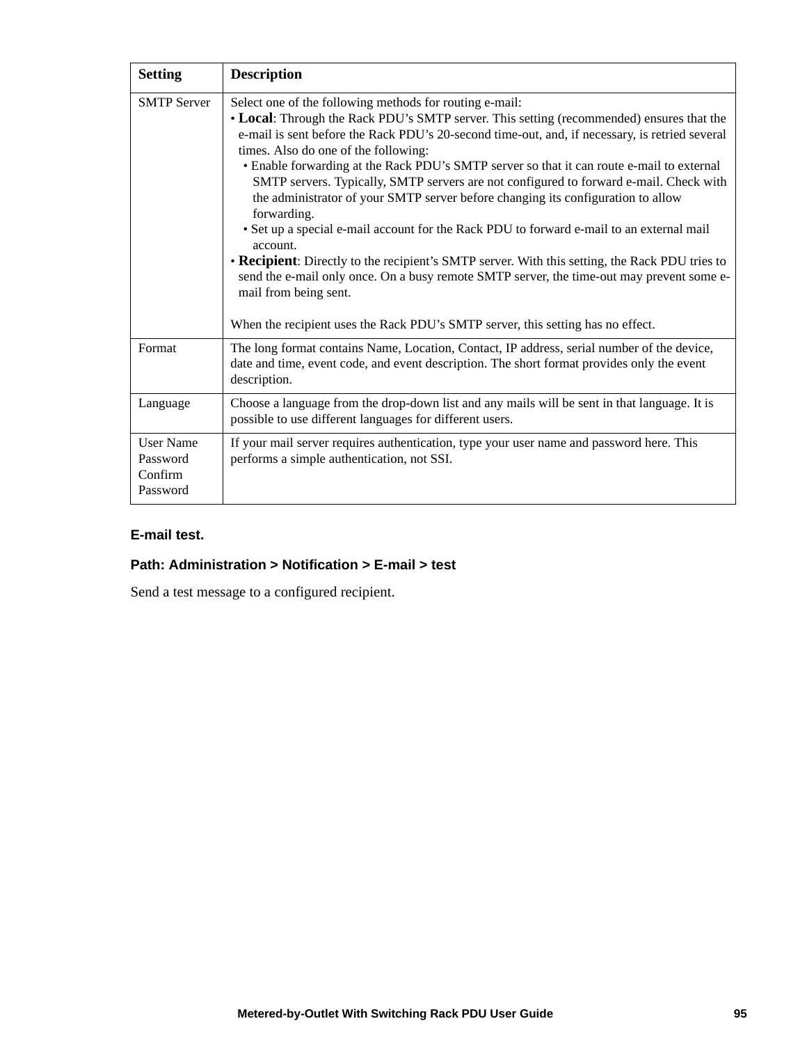| Setting | Description |
|---|---|
| SMTP Server | Select one of the following methods for routing e-mail:<br>• **Local**: Through the Rack PDU's SMTP server. This setting (recommended) ensures that the e-mail is sent before the Rack PDU's 20-second time-out, and, if necessary, is retried several times. Also do one of the following:<br>  • Enable forwarding at the Rack PDU's SMTP server so that it can route e-mail to external SMTP servers. Typically, SMTP servers are not configured to forward e-mail. Check with the administrator of your SMTP server before changing its configuration to allow forwarding.<br>  • Set up a special e-mail account for the Rack PDU to forward e-mail to an external mail account.<br>• **Recipient**: Directly to the recipient's SMTP server. With this setting, the Rack PDU tries to send the e-mail only once. On a busy remote SMTP server, the time-out may prevent some e-mail from being sent.<br><br>When the recipient uses the Rack PDU's SMTP server, this setting has no effect. |
| Format | The long format contains Name, Location, Contact, IP address, serial number of the device, date and time, event code, and event description. The short format provides only the event description. |
| Language | Choose a language from the drop-down list and any mails will be sent in that language. It is possible to use different languages for different users. |
| User Name<br>Password<br>Confirm Password | If your mail server requires authentication, type your user name and password here. This performs a simple authentication, not SSI. |

**E-mail test.**

**Path: Administration > Notification > E-mail > test**

Send a test message to a configured recipient.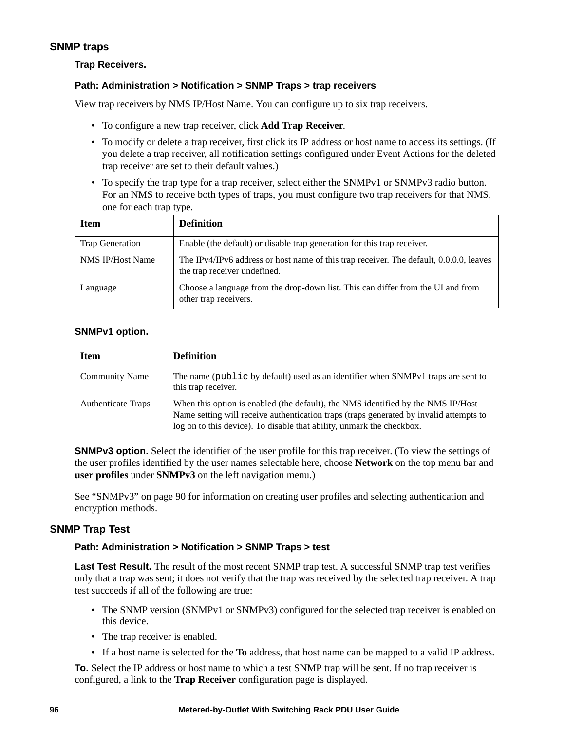## SNMP traps

### Trap Receivers.

**Path: Administration > Notification > SNMP Traps > trap receivers**

View trap receivers by NMS IP/Host Name. You can configure up to six trap receivers.

- To configure a new trap receiver, click **Add Trap Receiver**.
- To modify or delete a trap receiver, first click its IP address or host name to access its settings. (If you delete a trap receiver, all notification settings configured under Event Actions for the deleted trap receiver are set to their default values.)
- To specify the trap type for a trap receiver, select either the SNMPv1 or SNMPv3 radio button. For an NMS to receive both types of traps, you must configure two trap receivers for that NMS, one for each trap type.

| Item | Definition |
|---|---|
| Trap Generation | Enable (the default) or disable trap generation for this trap receiver. |
| NMS IP/Host Name | The IPv4/IPv6 address or host name of this trap receiver. The default, 0.0.0.0, leaves the trap receiver undefined. |
| Language | Choose a language from the drop-down list. This can differ from the UI and from other trap receivers. |

### SNMPv1 option.

| Item | Definition |
|---|---|
| Community Name | The name (`public` by default) used as an identifier when SNMPv1 traps are sent to this trap receiver. |
| Authenticate Traps | When this option is enabled (the default), the NMS identified by the NMS IP/Host Name setting will receive authentication traps (traps generated by invalid attempts to log on to this device). To disable that ability, unmark the checkbox. |

**SNMPv3 option.** Select the identifier of the user profile for this trap receiver. (To view the settings of the user profiles identified by the user names selectable here, choose **Network** on the top menu bar and **user profiles** under **SNMPv3** on the left navigation menu.)

See “SNMPv3” on page 90 for information on creating user profiles and selecting authentication and encryption methods.

## SNMP Trap Test

**Path: Administration > Notification > SNMP Traps > test**

**Last Test Result.** The result of the most recent SNMP trap test. A successful SNMP trap test verifies only that a trap was sent; it does not verify that the trap was received by the selected trap receiver. A trap test succeeds if all of the following are true:

- The SNMP version (SNMPv1 or SNMPv3) configured for the selected trap receiver is enabled on this device.
- The trap receiver is enabled.
- If a host name is selected for the **To** address, that host name can be mapped to a valid IP address.

**To.** Select the IP address or host name to which a test SNMP trap will be sent. If no trap receiver is configured, a link to the **Trap Receiver** configuration page is displayed.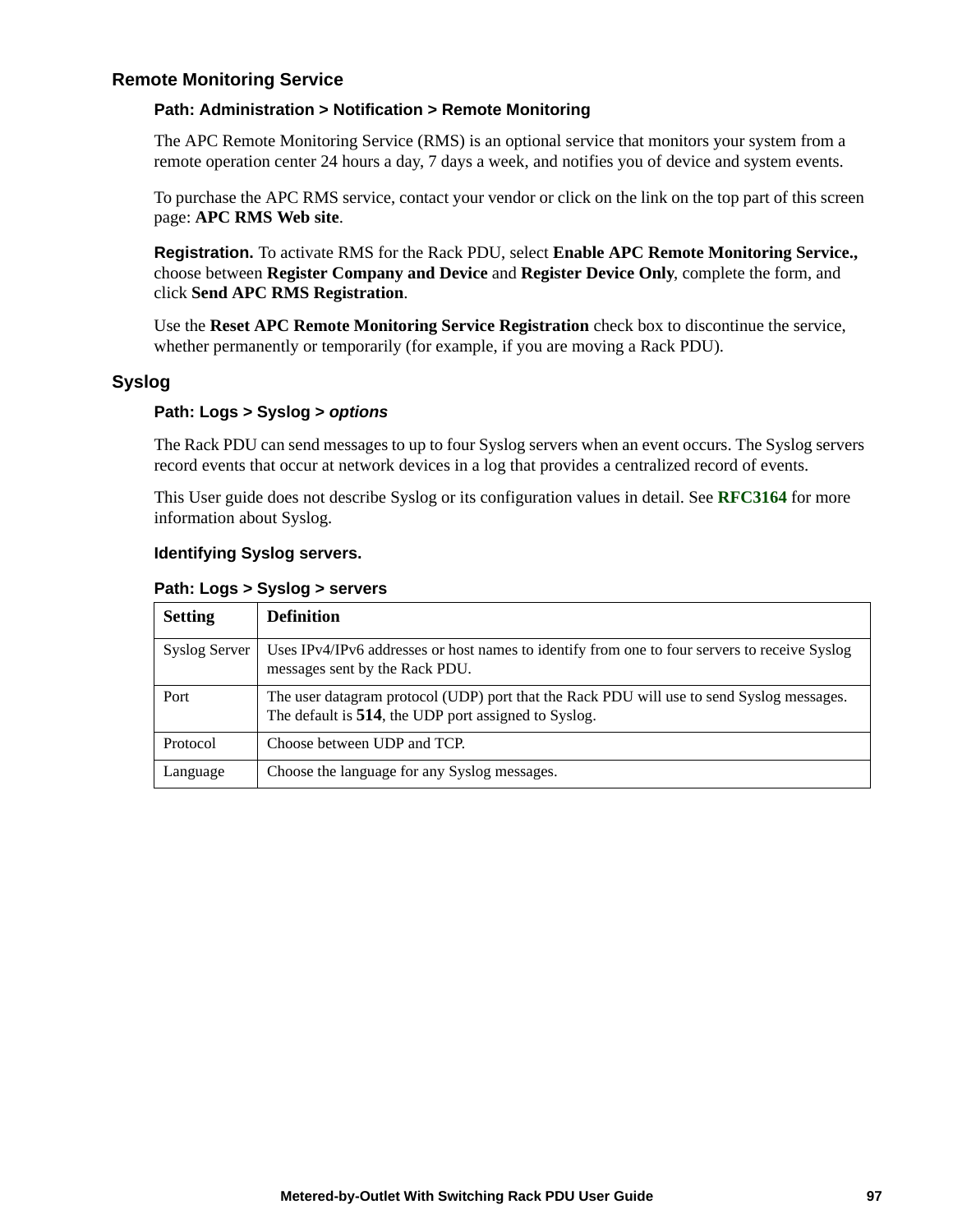## Remote Monitoring Service

**Path: Administration > Notification > Remote Monitoring**

The APC Remote Monitoring Service (RMS) is an optional service that monitors your system from a remote operation center 24 hours a day, 7 days a week, and notifies you of device and system events.

To purchase the APC RMS service, contact your vendor or click on the link on the top part of this screen page: **APC RMS Web site**.

**Registration.** To activate RMS for the Rack PDU, select **Enable APC Remote Monitoring Service.,** choose between **Register Company and Device** and **Register Device Only**, complete the form, and click **Send APC RMS Registration**.

Use the **Reset APC Remote Monitoring Service Registration** check box to discontinue the service, whether permanently or temporarily (for example, if you are moving a Rack PDU).

## Syslog

**Path: Logs > Syslog >** ***options***

The Rack PDU can send messages to up to four Syslog servers when an event occurs. The Syslog servers record events that occur at network devices in a log that provides a centralized record of events.

This User guide does not describe Syslog or its configuration values in detail. See **RFC3164** for more information about Syslog.

**Identifying Syslog servers.**

**Path: Logs > Syslog > servers**

| Setting | Definition |
|---|---|
| Syslog Server | Uses IPv4/IPv6 addresses or host names to identify from one to four servers to receive Syslog messages sent by the Rack PDU. |
| Port | The user datagram protocol (UDP) port that the Rack PDU will use to send Syslog messages. The default is **514**, the UDP port assigned to Syslog. |
| Protocol | Choose between UDP and TCP. |
| Language | Choose the language for any Syslog messages. |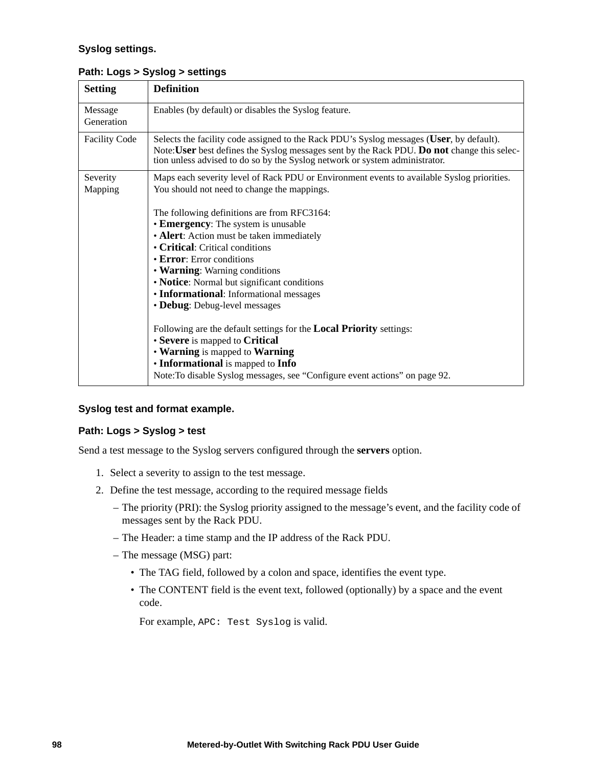### Syslog settings.

**Path: Logs > Syslog > settings**

| Setting | Definition |
|---|---|
| Message Generation | Enables (by default) or disables the Syslog feature. |
| Facility Code | Selects the facility code assigned to the Rack PDU's Syslog messages (**User**, by default).<br>Note:**User** best defines the Syslog messages sent by the Rack PDU. **Do not** change this selection unless advised to do so by the Syslog network or system administrator. |
| Severity Mapping | Maps each severity level of Rack PDU or Environment events to available Syslog priorities. You should not need to change the mappings.<br><br>The following definitions are from RFC3164:<br>• **Emergency**: The system is unusable<br>• **Alert**: Action must be taken immediately<br>• **Critical**: Critical conditions<br>• **Error**: Error conditions<br>• **Warning**: Warning conditions<br>• **Notice**: Normal but significant conditions<br>• **Informational**: Informational messages<br>• **Debug**: Debug-level messages<br><br>Following are the default settings for the **Local Priority** settings:<br>• **Severe** is mapped to **Critical**<br>• **Warning** is mapped to **Warning**<br>• **Informational** is mapped to **Info**<br>Note:To disable Syslog messages, see "Configure event actions" on page 92. |

### Syslog test and format example.

**Path: Logs > Syslog > test**

Send a test message to the Syslog servers configured through the **servers** option.

1. Select a severity to assign to the test message.
2. Define the test message, according to the required message fields
   - The priority (PRI): the Syslog priority assigned to the message's event, and the facility code of messages sent by the Rack PDU.
   - The Header: a time stamp and the IP address of the Rack PDU.
   - The message (MSG) part:
     - The TAG field, followed by a colon and space, identifies the event type.
     - The CONTENT field is the event text, followed (optionally) by a space and the event code.

       For example, `APC: Test Syslog` is valid.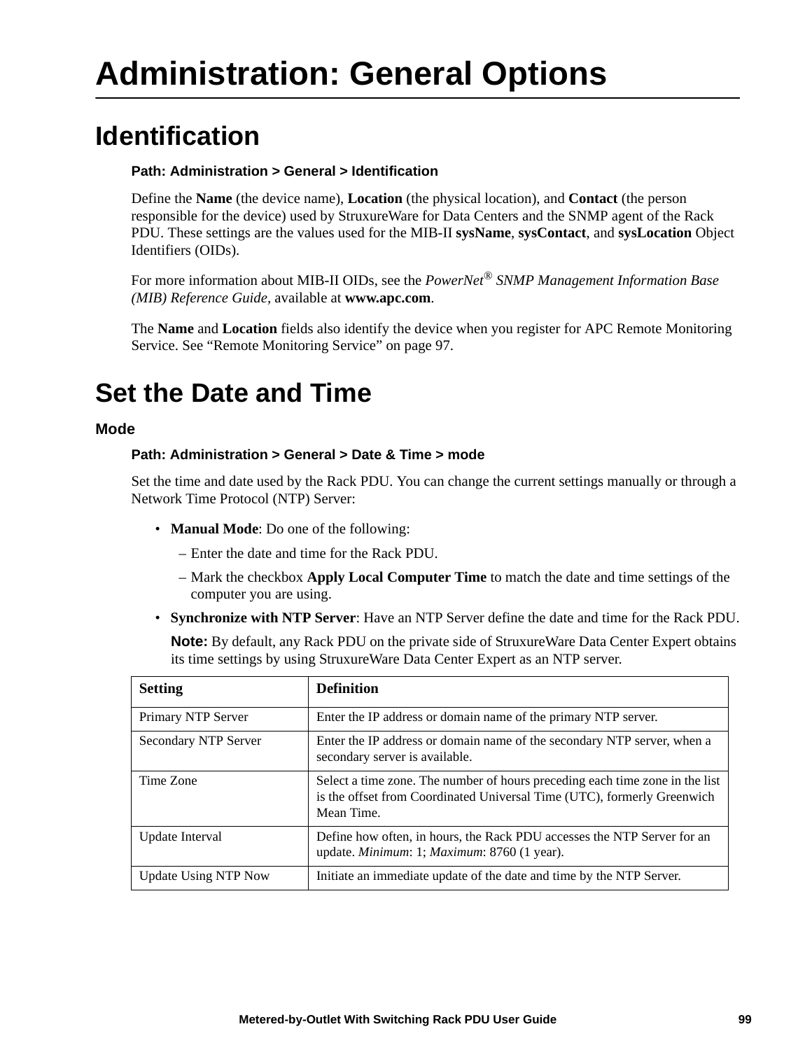# Administration: General Options

## Identification

**Path: Administration > General > Identification**

Define the **Name** (the device name), **Location** (the physical location), and **Contact** (the person responsible for the device) used by StruxureWare for Data Centers and the SNMP agent of the Rack PDU. These settings are the values used for the MIB-II **sysName**, **sysContact**, and **sysLocation** Object Identifiers (OIDs).

For more information about MIB-II OIDs, see the *PowerNet® SNMP Management Information Base (MIB) Reference Guide,* available at **www.apc.com**.

The **Name** and **Location** fields also identify the device when you register for APC Remote Monitoring Service. See “Remote Monitoring Service” on page 97.

## Set the Date and Time

### Mode

**Path: Administration > General > Date & Time > mode**

Set the time and date used by the Rack PDU. You can change the current settings manually or through a Network Time Protocol (NTP) Server:

- **Manual Mode**: Do one of the following:
  - Enter the date and time for the Rack PDU.
  - Mark the checkbox **Apply Local Computer Time** to match the date and time settings of the computer you are using.
- **Synchronize with NTP Server**: Have an NTP Server define the date and time for the Rack PDU.

  **Note:** By default, any Rack PDU on the private side of StruxureWare Data Center Expert obtains its time settings by using StruxureWare Data Center Expert as an NTP server.

| Setting | Definition |
|---|---|
| Primary NTP Server | Enter the IP address or domain name of the primary NTP server. |
| Secondary NTP Server | Enter the IP address or domain name of the secondary NTP server, when a secondary server is available. |
| Time Zone | Select a time zone. The number of hours preceding each time zone in the list is the offset from Coordinated Universal Time (UTC), formerly Greenwich Mean Time. |
| Update Interval | Define how often, in hours, the Rack PDU accesses the NTP Server for an update. *Minimum*: 1; *Maximum*: 8760 (1 year). |
| Update Using NTP Now | Initiate an immediate update of the date and time by the NTP Server. |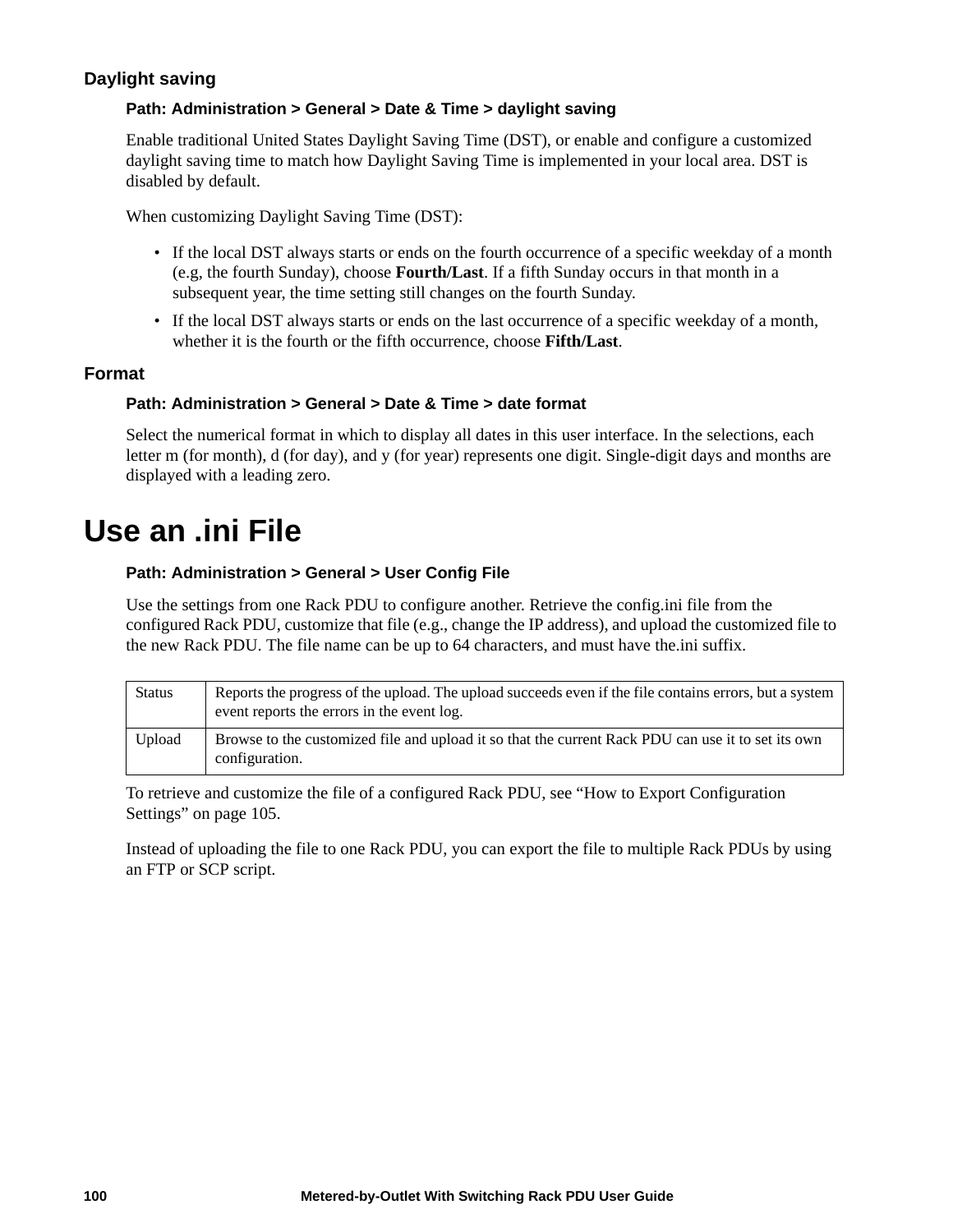### Daylight saving

**Path: Administration > General > Date & Time > daylight saving**

Enable traditional United States Daylight Saving Time (DST), or enable and configure a customized daylight saving time to match how Daylight Saving Time is implemented in your local area. DST is disabled by default.

When customizing Daylight Saving Time (DST):

- If the local DST always starts or ends on the fourth occurrence of a specific weekday of a month (e.g, the fourth Sunday), choose **Fourth/Last**. If a fifth Sunday occurs in that month in a subsequent year, the time setting still changes on the fourth Sunday.
- If the local DST always starts or ends on the last occurrence of a specific weekday of a month, whether it is the fourth or the fifth occurrence, choose **Fifth/Last**.

### Format

**Path: Administration > General > Date & Time > date format**

Select the numerical format in which to display all dates in this user interface. In the selections, each letter m (for month), d (for day), and y (for year) represents one digit. Single-digit days and months are displayed with a leading zero.

# Use an .ini File

**Path: Administration > General > User Config File**

Use the settings from one Rack PDU to configure another. Retrieve the config.ini file from the configured Rack PDU, customize that file (e.g., change the IP address), and upload the customized file to the new Rack PDU. The file name can be up to 64 characters, and must have the.ini suffix.

| | |
|---|---|
| Status | Reports the progress of the upload. The upload succeeds even if the file contains errors, but a system event reports the errors in the event log. |
| Upload | Browse to the customized file and upload it so that the current Rack PDU can use it to set its own configuration. |

To retrieve and customize the file of a configured Rack PDU, see "How to Export Configuration Settings" on page 105.

Instead of uploading the file to one Rack PDU, you can export the file to multiple Rack PDUs by using an FTP or SCP script.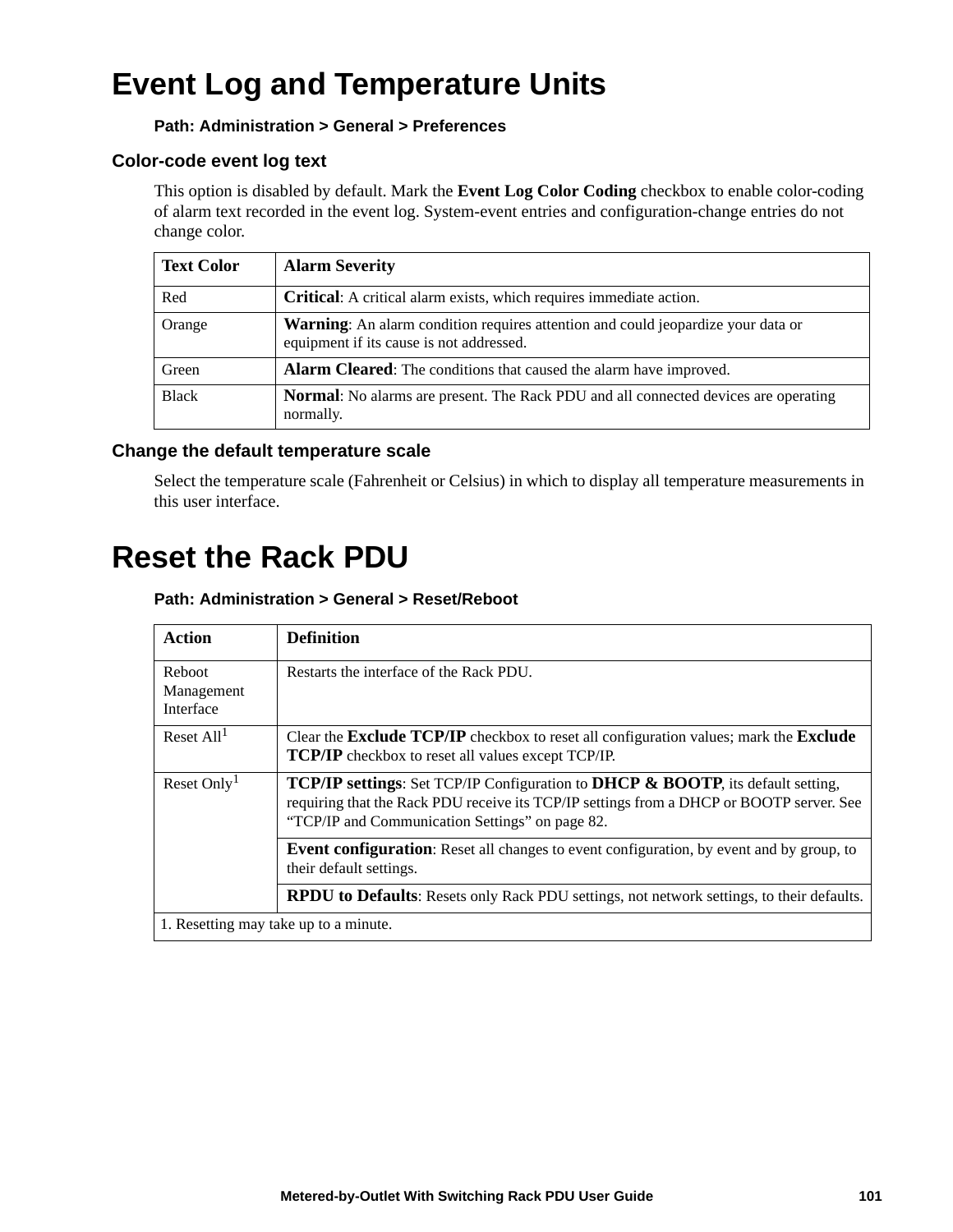# Event Log and Temperature Units

**Path: Administration > General > Preferences**

### Color-code event log text

This option is disabled by default. Mark the **Event Log Color Coding** checkbox to enable color-coding of alarm text recorded in the event log. System-event entries and configuration-change entries do not change color.

| Text Color | Alarm Severity |
|---|---|
| Red | **Critical**: A critical alarm exists, which requires immediate action. |
| Orange | **Warning**: An alarm condition requires attention and could jeopardize your data or equipment if its cause is not addressed. |
| Green | **Alarm Cleared**: The conditions that caused the alarm have improved. |
| Black | **Normal**: No alarms are present. The Rack PDU and all connected devices are operating normally. |

### Change the default temperature scale

Select the temperature scale (Fahrenheit or Celsius) in which to display all temperature measurements in this user interface.

# Reset the Rack PDU

**Path: Administration > General > Reset/Reboot**

| Action | Definition |
|---|---|
| Reboot Management Interface | Restarts the interface of the Rack PDU. |
| Reset All[1] | Clear the **Exclude TCP/IP** checkbox to reset all configuration values; mark the **Exclude TCP/IP** checkbox to reset all values except TCP/IP. |
| Reset Only[1] | **TCP/IP settings**: Set TCP/IP Configuration to **DHCP & BOOTP**, its default setting, requiring that the Rack PDU receive its TCP/IP settings from a DHCP or BOOTP server. See "TCP/IP and Communication Settings" on page 82. |
| | **Event configuration**: Reset all changes to event configuration, by event and by group, to their default settings. |
| | **RPDU to Defaults**: Resets only Rack PDU settings, not network settings, to their defaults. |

1. Resetting may take up to a minute.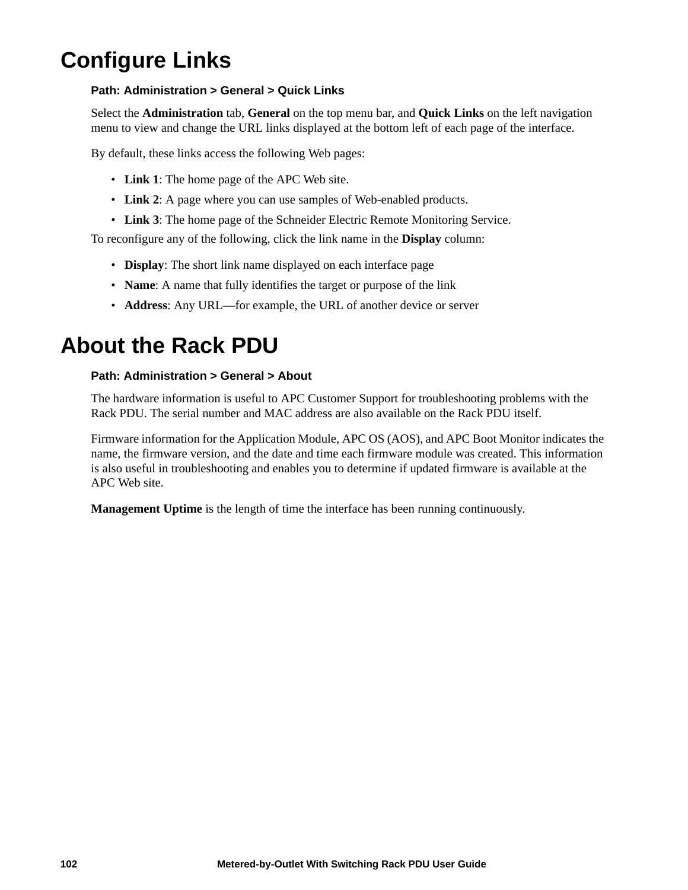# Configure Links

**Path: Administration > General > Quick Links**

Select the **Administration** tab, **General** on the top menu bar, and **Quick Links** on the left navigation menu to view and change the URL links displayed at the bottom left of each page of the interface.

By default, these links access the following Web pages:

- **Link 1**: The home page of the APC Web site.
- **Link 2**: A page where you can use samples of Web-enabled products.
- **Link 3**: The home page of the Schneider Electric Remote Monitoring Service.

To reconfigure any of the following, click the link name in the **Display** column:

- **Display**: The short link name displayed on each interface page
- **Name**: A name that fully identifies the target or purpose of the link
- **Address**: Any URL—for example, the URL of another device or server

# About the Rack PDU

**Path: Administration > General > About**

The hardware information is useful to APC Customer Support for troubleshooting problems with the Rack PDU. The serial number and MAC address are also available on the Rack PDU itself.

Firmware information for the Application Module, APC OS (AOS), and APC Boot Monitor indicates the name, the firmware version, and the date and time each firmware module was created. This information is also useful in troubleshooting and enables you to determine if updated firmware is available at the APC Web site.

**Management Uptime** is the length of time the interface has been running continuously.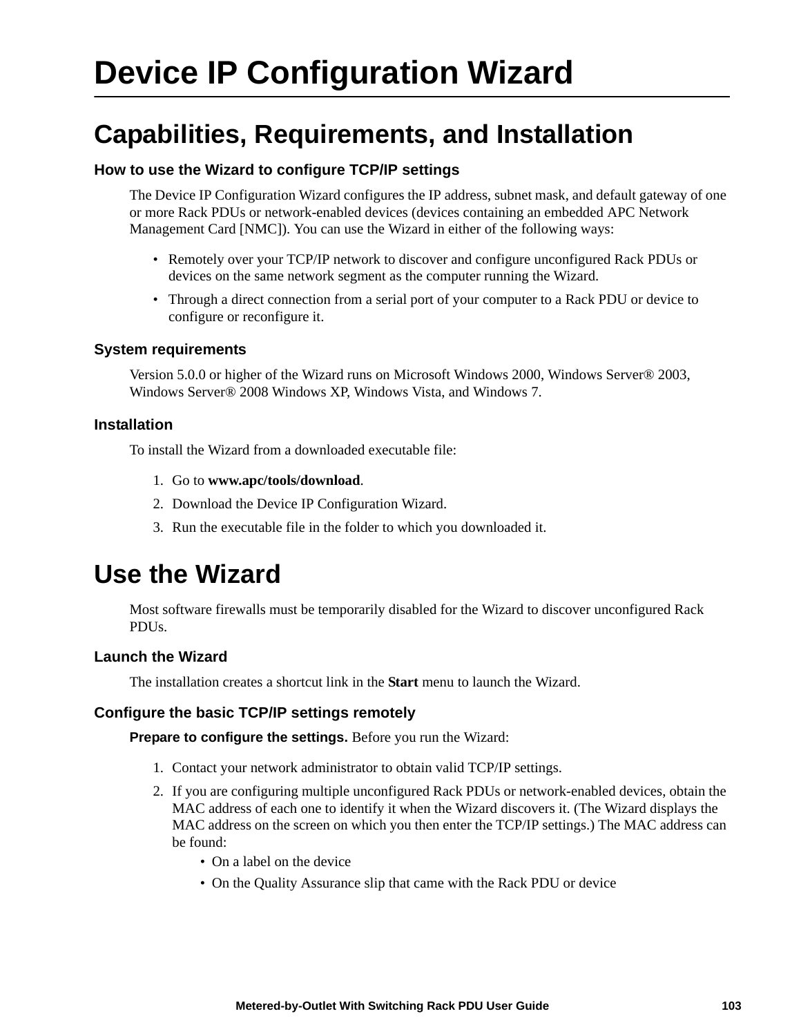# Device IP Configuration Wizard

## Capabilities, Requirements, and Installation

### How to use the Wizard to configure TCP/IP settings

The Device IP Configuration Wizard configures the IP address, subnet mask, and default gateway of one or more Rack PDUs or network-enabled devices (devices containing an embedded APC Network Management Card [NMC]). You can use the Wizard in either of the following ways:

- Remotely over your TCP/IP network to discover and configure unconfigured Rack PDUs or devices on the same network segment as the computer running the Wizard.
- Through a direct connection from a serial port of your computer to a Rack PDU or device to configure or reconfigure it.

### System requirements

Version 5.0.0 or higher of the Wizard runs on Microsoft Windows 2000, Windows Server® 2003, Windows Server® 2008 Windows XP, Windows Vista, and Windows 7.

### Installation

To install the Wizard from a downloaded executable file:

1. Go to **www.apc/tools/download**.
2. Download the Device IP Configuration Wizard.
3. Run the executable file in the folder to which you downloaded it.

## Use the Wizard

Most software firewalls must be temporarily disabled for the Wizard to discover unconfigured Rack PDUs.

### Launch the Wizard

The installation creates a shortcut link in the **Start** menu to launch the Wizard.

### Configure the basic TCP/IP settings remotely

**Prepare to configure the settings.** Before you run the Wizard:

1. Contact your network administrator to obtain valid TCP/IP settings.
2. If you are configuring multiple unconfigured Rack PDUs or network-enabled devices, obtain the MAC address of each one to identify it when the Wizard discovers it. (The Wizard displays the MAC address on the screen on which you then enter the TCP/IP settings.) The MAC address can be found:
   - On a label on the device
   - On the Quality Assurance slip that came with the Rack PDU or device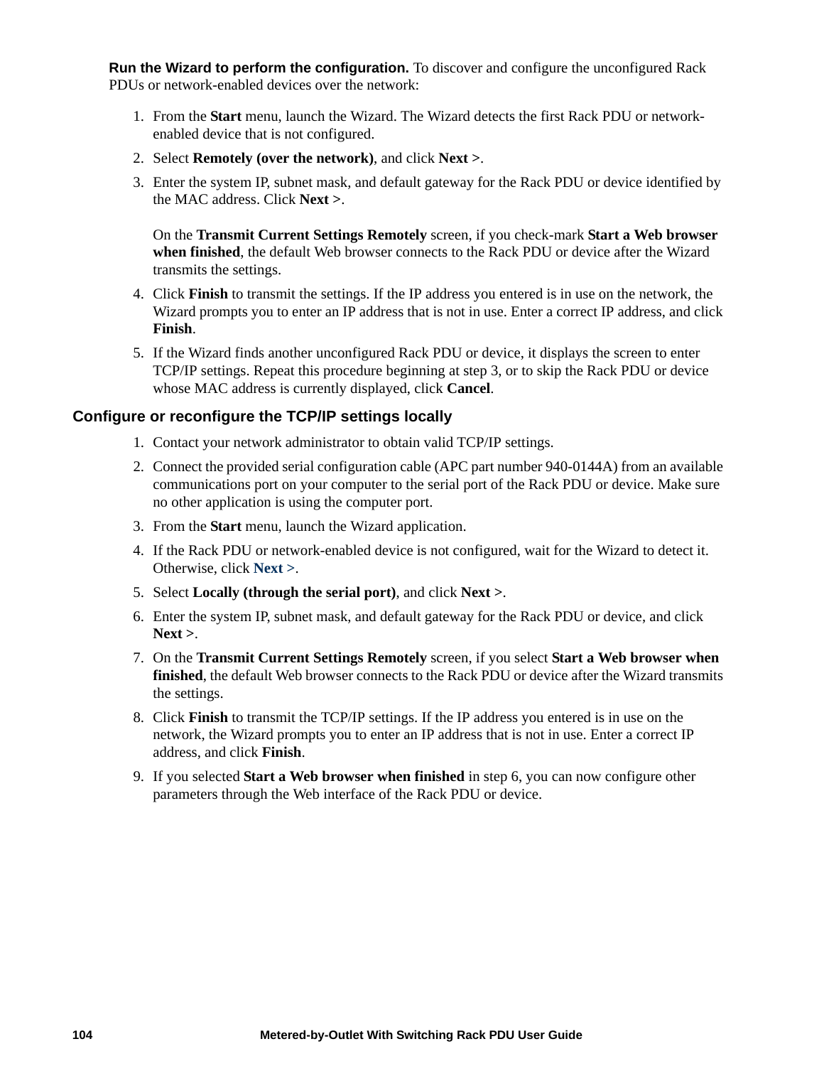**Run the Wizard to perform the configuration.** To discover and configure the unconfigured Rack PDUs or network-enabled devices over the network:

1. From the **Start** menu, launch the Wizard. The Wizard detects the first Rack PDU or network-enabled device that is not configured.
2. Select **Remotely (over the network)**, and click **Next >**.
3. Enter the system IP, subnet mask, and default gateway for the Rack PDU or device identified by the MAC address. Click **Next >**.

   On the **Transmit Current Settings Remotely** screen, if you check-mark **Start a Web browser when finished**, the default Web browser connects to the Rack PDU or device after the Wizard transmits the settings.
4. Click **Finish** to transmit the settings. If the IP address you entered is in use on the network, the Wizard prompts you to enter an IP address that is not in use. Enter a correct IP address, and click **Finish**.
5. If the Wizard finds another unconfigured Rack PDU or device, it displays the screen to enter TCP/IP settings. Repeat this procedure beginning at step 3, or to skip the Rack PDU or device whose MAC address is currently displayed, click **Cancel**.

### Configure or reconfigure the TCP/IP settings locally

1. Contact your network administrator to obtain valid TCP/IP settings.
2. Connect the provided serial configuration cable (APC part number 940-0144A) from an available communications port on your computer to the serial port of the Rack PDU or device. Make sure no other application is using the computer port.
3. From the **Start** menu, launch the Wizard application.
4. If the Rack PDU or network-enabled device is not configured, wait for the Wizard to detect it. Otherwise, click **Next >**.
5. Select **Locally (through the serial port)**, and click **Next >**.
6. Enter the system IP, subnet mask, and default gateway for the Rack PDU or device, and click **Next >**.
7. On the **Transmit Current Settings Remotely** screen, if you select **Start a Web browser when finished**, the default Web browser connects to the Rack PDU or device after the Wizard transmits the settings.
8. Click **Finish** to transmit the TCP/IP settings. If the IP address you entered is in use on the network, the Wizard prompts you to enter an IP address that is not in use. Enter a correct IP address, and click **Finish**.
9. If you selected **Start a Web browser when finished** in step 6, you can now configure other parameters through the Web interface of the Rack PDU or device.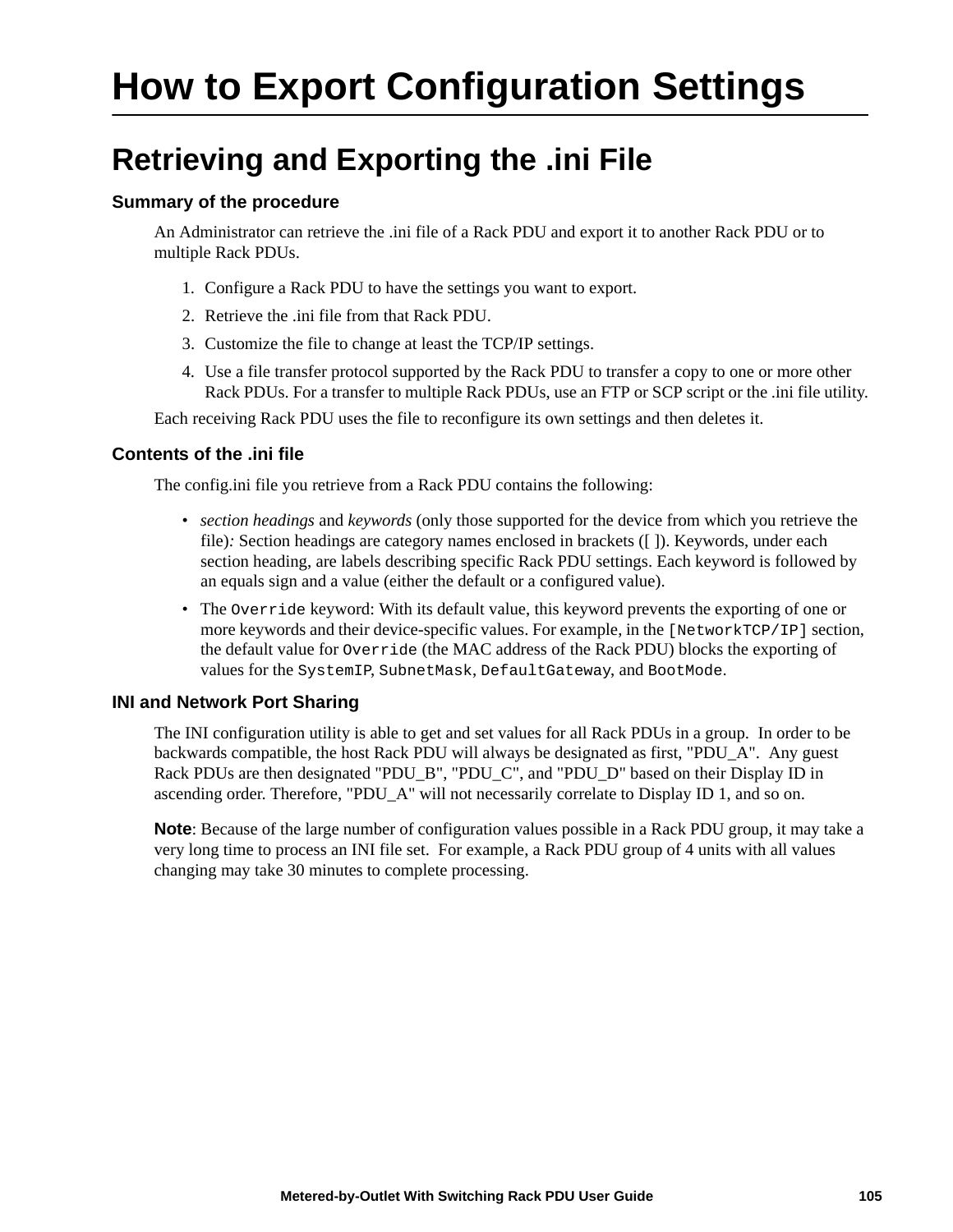# How to Export Configuration Settings

## Retrieving and Exporting the .ini File

### Summary of the procedure

An Administrator can retrieve the .ini file of a Rack PDU and export it to another Rack PDU or to multiple Rack PDUs.

1. Configure a Rack PDU to have the settings you want to export.
2. Retrieve the .ini file from that Rack PDU.
3. Customize the file to change at least the TCP/IP settings.
4. Use a file transfer protocol supported by the Rack PDU to transfer a copy to one or more other Rack PDUs. For a transfer to multiple Rack PDUs, use an FTP or SCP script or the .ini file utility.

Each receiving Rack PDU uses the file to reconfigure its own settings and then deletes it.

### Contents of the .ini file

The config.ini file you retrieve from a Rack PDU contains the following:

- *section headings* and *keywords* (only those supported for the device from which you retrieve the file)*:* Section headings are category names enclosed in brackets ([ ]). Keywords, under each section heading, are labels describing specific Rack PDU settings. Each keyword is followed by an equals sign and a value (either the default or a configured value).
- The `Override` keyword: With its default value, this keyword prevents the exporting of one or more keywords and their device-specific values. For example, in the `[NetworkTCP/IP]` section, the default value for `Override` (the MAC address of the Rack PDU) blocks the exporting of values for the `SystemIP`, `SubnetMask`, `DefaultGateway`, and `BootMode`.

### INI and Network Port Sharing

The INI configuration utility is able to get and set values for all Rack PDUs in a group. In order to be backwards compatible, the host Rack PDU will always be designated as first, "PDU_A". Any guest Rack PDUs are then designated "PDU_B", "PDU_C", and "PDU_D" based on their Display ID in ascending order. Therefore, "PDU_A" will not necessarily correlate to Display ID 1, and so on.

**Note**: Because of the large number of configuration values possible in a Rack PDU group, it may take a very long time to process an INI file set. For example, a Rack PDU group of 4 units with all values changing may take 30 minutes to complete processing.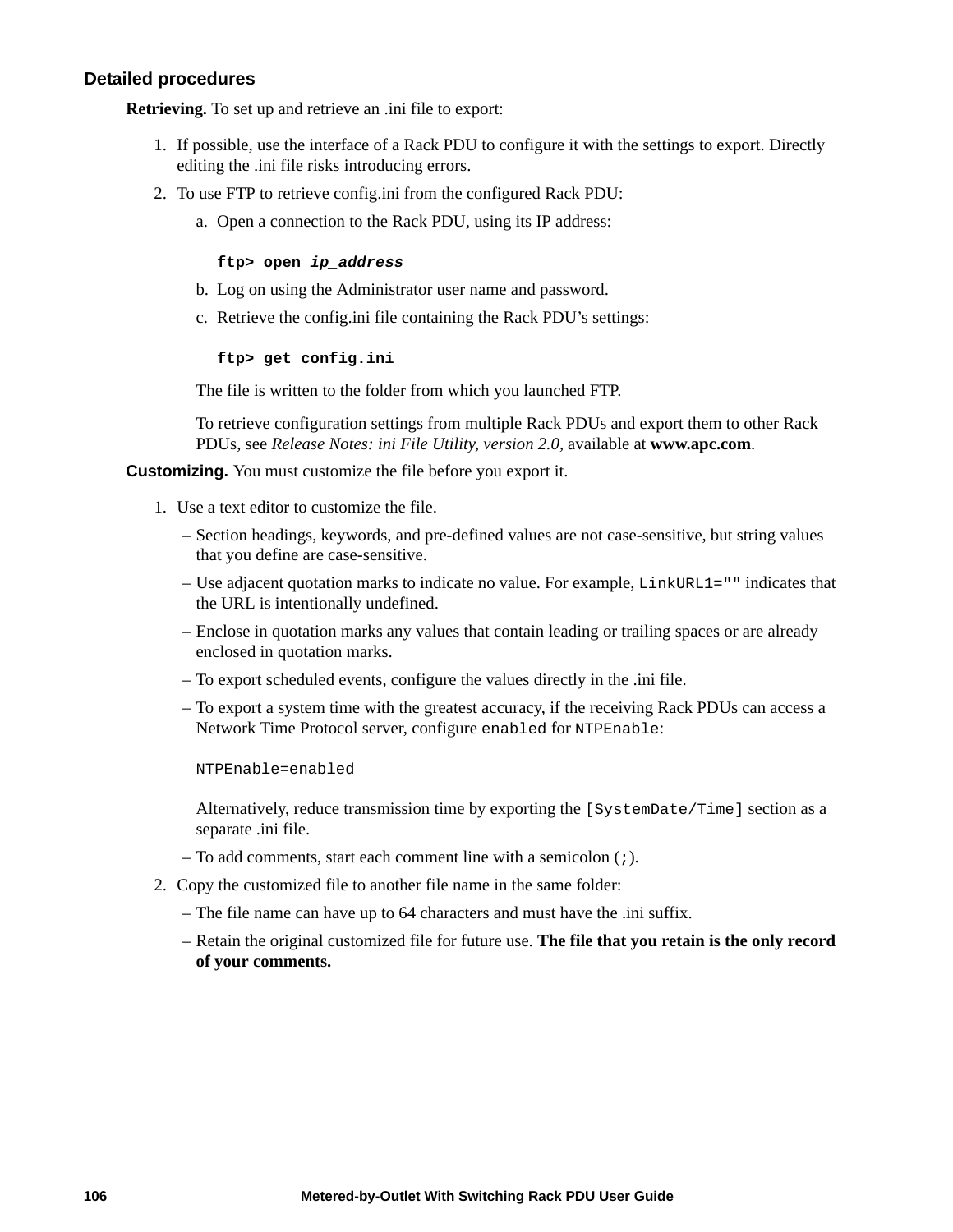### Detailed procedures

**Retrieving.** To set up and retrieve an .ini file to export:

1. If possible, use the interface of a Rack PDU to configure it with the settings to export. Directly editing the .ini file risks introducing errors.
2. To use FTP to retrieve config.ini from the configured Rack PDU:
   a. Open a connection to the Rack PDU, using its IP address:

      **`ftp> open`** ***`ip_address`***

   b. Log on using the Administrator user name and password.
   c. Retrieve the config.ini file containing the Rack PDU's settings:

      **`ftp> get config.ini`**

   The file is written to the folder from which you launched FTP.

   To retrieve configuration settings from multiple Rack PDUs and export them to other Rack PDUs, see *Release Notes: ini File Utility, version 2.0*, available at **www.apc.com**.

**Customizing.** You must customize the file before you export it.

1. Use a text editor to customize the file.
   – Section headings, keywords, and pre-defined values are not case-sensitive, but string values that you define are case-sensitive.
   – Use adjacent quotation marks to indicate no value. For example, `LinkURL1=""` indicates that the URL is intentionally undefined.
   – Enclose in quotation marks any values that contain leading or trailing spaces or are already enclosed in quotation marks.
   – To export scheduled events, configure the values directly in the .ini file.
   – To export a system time with the greatest accuracy, if the receiving Rack PDUs can access a Network Time Protocol server, configure `enabled` for `NTPEnable`:

   ```
   NTPEnable=enabled
   ```

   Alternatively, reduce transmission time by exporting the `[SystemDate/Time]` section as a separate .ini file.
   – To add comments, start each comment line with a semicolon (`;`).
2. Copy the customized file to another file name in the same folder:
   – The file name can have up to 64 characters and must have the .ini suffix.
   – Retain the original customized file for future use. **The file that you retain is the only record of your comments.**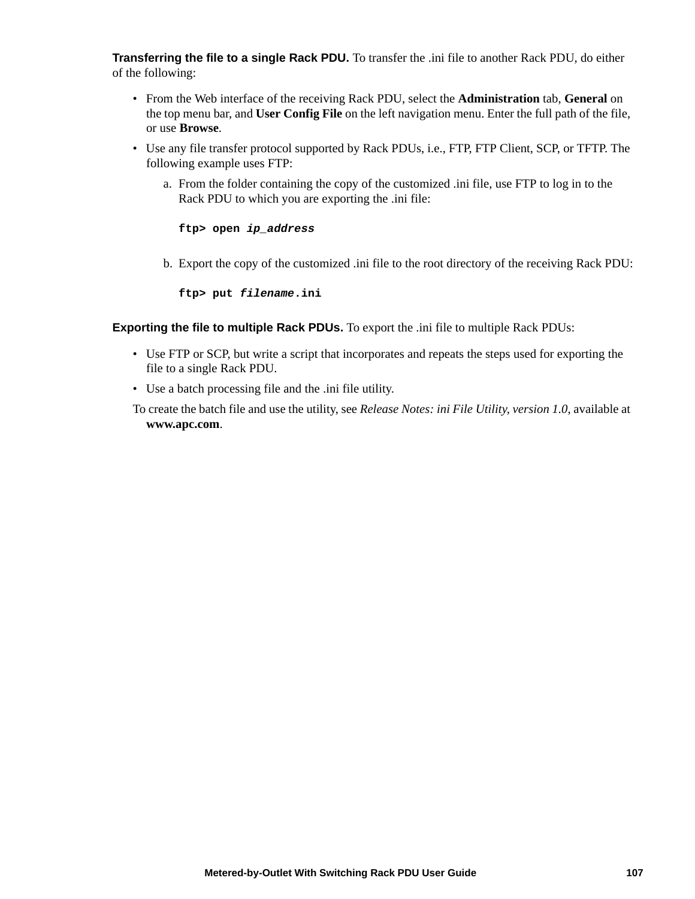**Transferring the file to a single Rack PDU.** To transfer the .ini file to another Rack PDU, do either of the following:

- From the Web interface of the receiving Rack PDU, select the **Administration** tab, **General** on the top menu bar, and **User Config File** on the left navigation menu. Enter the full path of the file, or use **Browse**.
- Use any file transfer protocol supported by Rack PDUs, i.e., FTP, FTP Client, SCP, or TFTP. The following example uses FTP:
  a. From the folder containing the copy of the customized .ini file, use FTP to log in to the Rack PDU to which you are exporting the .ini file:

     ```
     ftp> open ip_address
     ```

  b. Export the copy of the customized .ini file to the root directory of the receiving Rack PDU:

     ```
     ftp> put filename.ini
     ```

**Exporting the file to multiple Rack PDUs.** To export the .ini file to multiple Rack PDUs:

- Use FTP or SCP, but write a script that incorporates and repeats the steps used for exporting the file to a single Rack PDU.
- Use a batch processing file and the .ini file utility.

To create the batch file and use the utility, see *Release Notes: ini File Utility, version 1.0*, available at **www.apc.com**.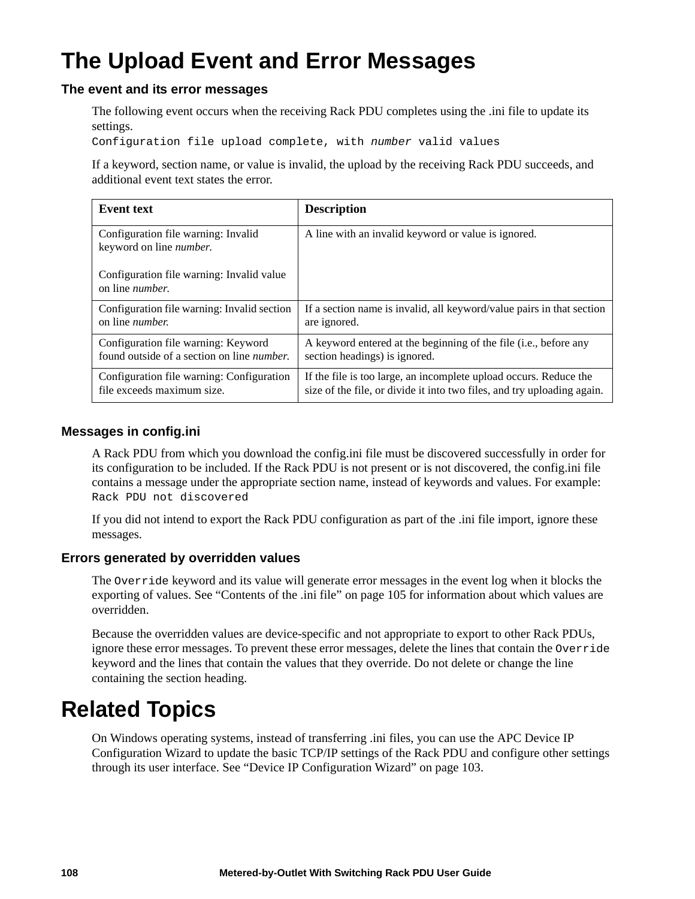# The Upload Event and Error Messages

## The event and its error messages

The following event occurs when the receiving Rack PDU completes using the .ini file to update its settings.

`Configuration file upload complete, with` *`number`* `valid values`

If a keyword, section name, or value is invalid, the upload by the receiving Rack PDU succeeds, and additional event text states the error.

| Event text | Description |
|---|---|
| Configuration file warning: Invalid keyword on line *number.*<br><br>Configuration file warning: Invalid value on line *number.* | A line with an invalid keyword or value is ignored. |
| Configuration file warning: Invalid section on line *number.* | If a section name is invalid, all keyword/value pairs in that section are ignored. |
| Configuration file warning: Keyword found outside of a section on line *number.* | A keyword entered at the beginning of the file (i.e., before any section headings) is ignored. |
| Configuration file warning: Configuration file exceeds maximum size. | If the file is too large, an incomplete upload occurs. Reduce the size of the file, or divide it into two files, and try uploading again. |

## Messages in config.ini

A Rack PDU from which you download the config.ini file must be discovered successfully in order for its configuration to be included. If the Rack PDU is not present or is not discovered, the config.ini file contains a message under the appropriate section name, instead of keywords and values. For example:

`Rack PDU not discovered`

If you did not intend to export the Rack PDU configuration as part of the .ini file import, ignore these messages.

## Errors generated by overridden values

The `Override` keyword and its value will generate error messages in the event log when it blocks the exporting of values. See “Contents of the .ini file” on page 105 for information about which values are overridden.

Because the overridden values are device-specific and not appropriate to export to other Rack PDUs, ignore these error messages. To prevent these error messages, delete the lines that contain the `Override` keyword and the lines that contain the values that they override. Do not delete or change the line containing the section heading.

# Related Topics

On Windows operating systems, instead of transferring .ini files, you can use the APC Device IP Configuration Wizard to update the basic TCP/IP settings of the Rack PDU and configure other settings through its user interface. See “Device IP Configuration Wizard” on page 103.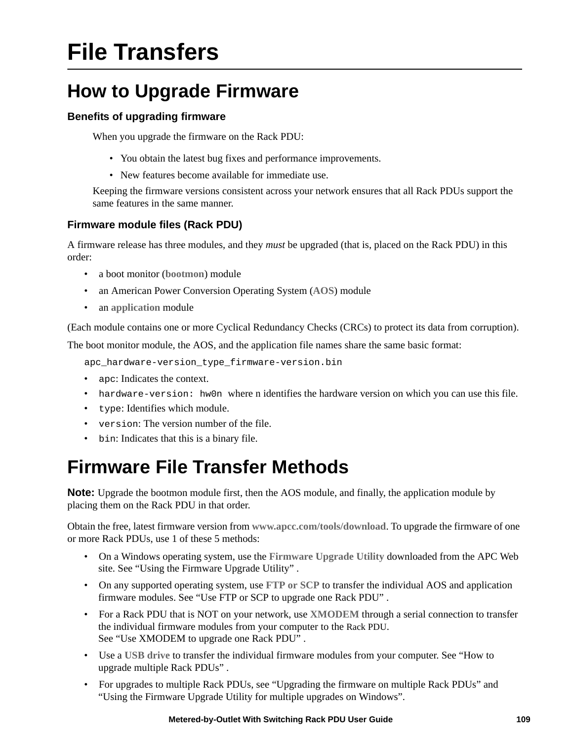# File Transfers

## How to Upgrade Firmware

### Benefits of upgrading firmware

When you upgrade the firmware on the Rack PDU:

- You obtain the latest bug fixes and performance improvements.
- New features become available for immediate use.

Keeping the firmware versions consistent across your network ensures that all Rack PDUs support the same features in the same manner.

### Firmware module files (Rack PDU)

A firmware release has three modules, and they *must* be upgraded (that is, placed on the Rack PDU) in this order:

- a boot monitor (**bootmon**) module
- an American Power Conversion Operating System (**AOS**) module
- an **application** module

(Each module contains one or more Cyclical Redundancy Checks (CRCs) to protect its data from corruption).

The boot monitor module, the AOS, and the application file names share the same basic format:

`apc_hardware-version_type_firmware-version.bin`

- `apc`: Indicates the context.
- `hardware-version: hw0n` where n identifies the hardware version on which you can use this file.
- `type`: Identifies which module.
- `version`: The version number of the file.
- `bin`: Indicates that this is a binary file.

## Firmware File Transfer Methods

**Note:** Upgrade the bootmon module first, then the AOS module, and finally, the application module by placing them on the Rack PDU in that order.

Obtain the free, latest firmware version from **www.apcc.com/tools/download**. To upgrade the firmware of one or more Rack PDUs, use 1 of these 5 methods:

- On a Windows operating system, use the **Firmware Upgrade Utility** downloaded from the APC Web site. See “Using the Firmware Upgrade Utility” .
- On any supported operating system, use **FTP or SCP** to transfer the individual AOS and application firmware modules. See “Use FTP or SCP to upgrade one Rack PDU” .
- For a Rack PDU that is NOT on your network, use **XMODEM** through a serial connection to transfer the individual firmware modules from your computer to the Rack PDU.
  See “Use XMODEM to upgrade one Rack PDU” .
- Use a **USB drive** to transfer the individual firmware modules from your computer. See “How to upgrade multiple Rack PDUs” .
- For upgrades to multiple Rack PDUs, see “Upgrading the firmware on multiple Rack PDUs” and “Using the Firmware Upgrade Utility for multiple upgrades on Windows”.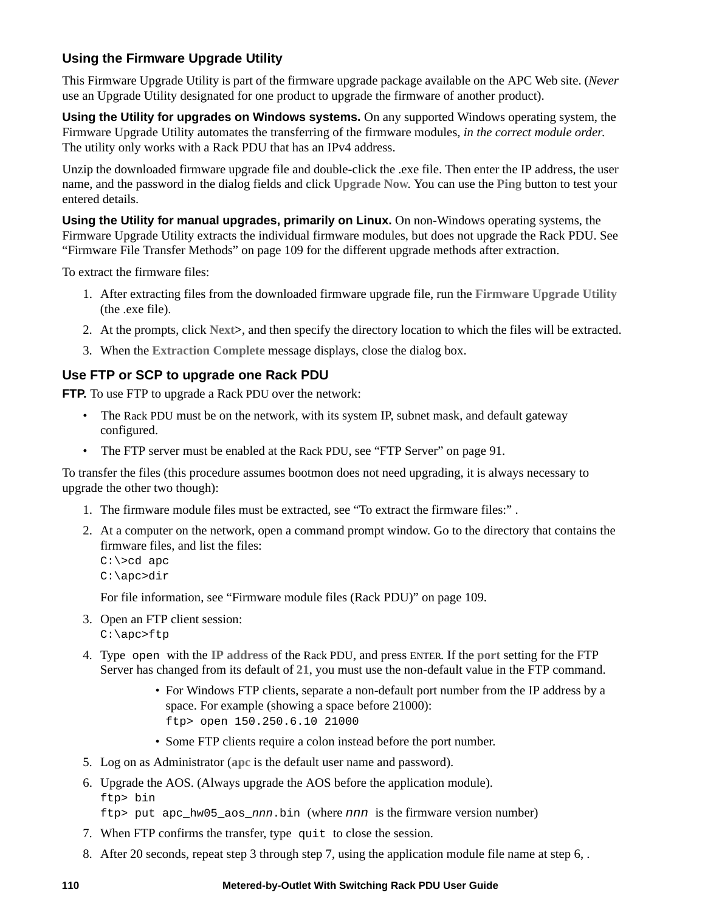### Using the Firmware Upgrade Utility

This Firmware Upgrade Utility is part of the firmware upgrade package available on the APC Web site. (*Never* use an Upgrade Utility designated for one product to upgrade the firmware of another product).

**Using the Utility for upgrades on Windows systems.** On any supported Windows operating system, the Firmware Upgrade Utility automates the transferring of the firmware modules, *in the correct module order.* The utility only works with a Rack PDU that has an IPv4 address.

Unzip the downloaded firmware upgrade file and double-click the .exe file. Then enter the IP address, the user name, and the password in the dialog fields and click **Upgrade Now**. You can use the **Ping** button to test your entered details.

**Using the Utility for manual upgrades, primarily on Linux.** On non-Windows operating systems, the Firmware Upgrade Utility extracts the individual firmware modules, but does not upgrade the Rack PDU. See “Firmware File Transfer Methods” on page 109 for the different upgrade methods after extraction.

To extract the firmware files:

1. After extracting files from the downloaded firmware upgrade file, run the **Firmware Upgrade Utility** (the .exe file).
2. At the prompts, click **Next>**, and then specify the directory location to which the files will be extracted.
3. When the **Extraction Complete** message displays, close the dialog box.

### Use FTP or SCP to upgrade one Rack PDU

**FTP.** To use FTP to upgrade a Rack PDU over the network:

- The Rack PDU must be on the network, with its system IP, subnet mask, and default gateway configured.
- The FTP server must be enabled at the Rack PDU, see “FTP Server” on page 91.

To transfer the files (this procedure assumes bootmon does not need upgrading, it is always necessary to upgrade the other two though):

1. The firmware module files must be extracted, see “To extract the firmware files:” .
2. At a computer on the network, open a command prompt window. Go to the directory that contains the firmware files, and list the files:
   ```
   C:\>cd apc
   C:\apc>dir
   ```
   For file information, see “Firmware module files (Rack PDU)” on page 109.
3. Open an FTP client session:
   ```
   C:\apc>ftp
   ```
4. Type `open` with the **IP address** of the Rack PDU, and press ENTER. If the **port** setting for the FTP Server has changed from its default of **21**, you must use the non-default value in the FTP command.
   - For Windows FTP clients, separate a non-default port number from the IP address by a space. For example (showing a space before 21000):
     ```
     ftp> open 150.250.6.10 21000
     ```
   - Some FTP clients require a colon instead before the port number.
5. Log on as Administrator (**apc** is the default user name and password).
6. Upgrade the AOS. (Always upgrade the AOS before the application module).
   ```
   ftp> bin
   ftp> put apc_hw05_aos_nnn.bin
   ```
   (where *nnn* is the firmware version number)
7. When FTP confirms the transfer, type `quit` to close the session.
8. After 20 seconds, repeat step 3 through step 7, using the application module file name at step 6, .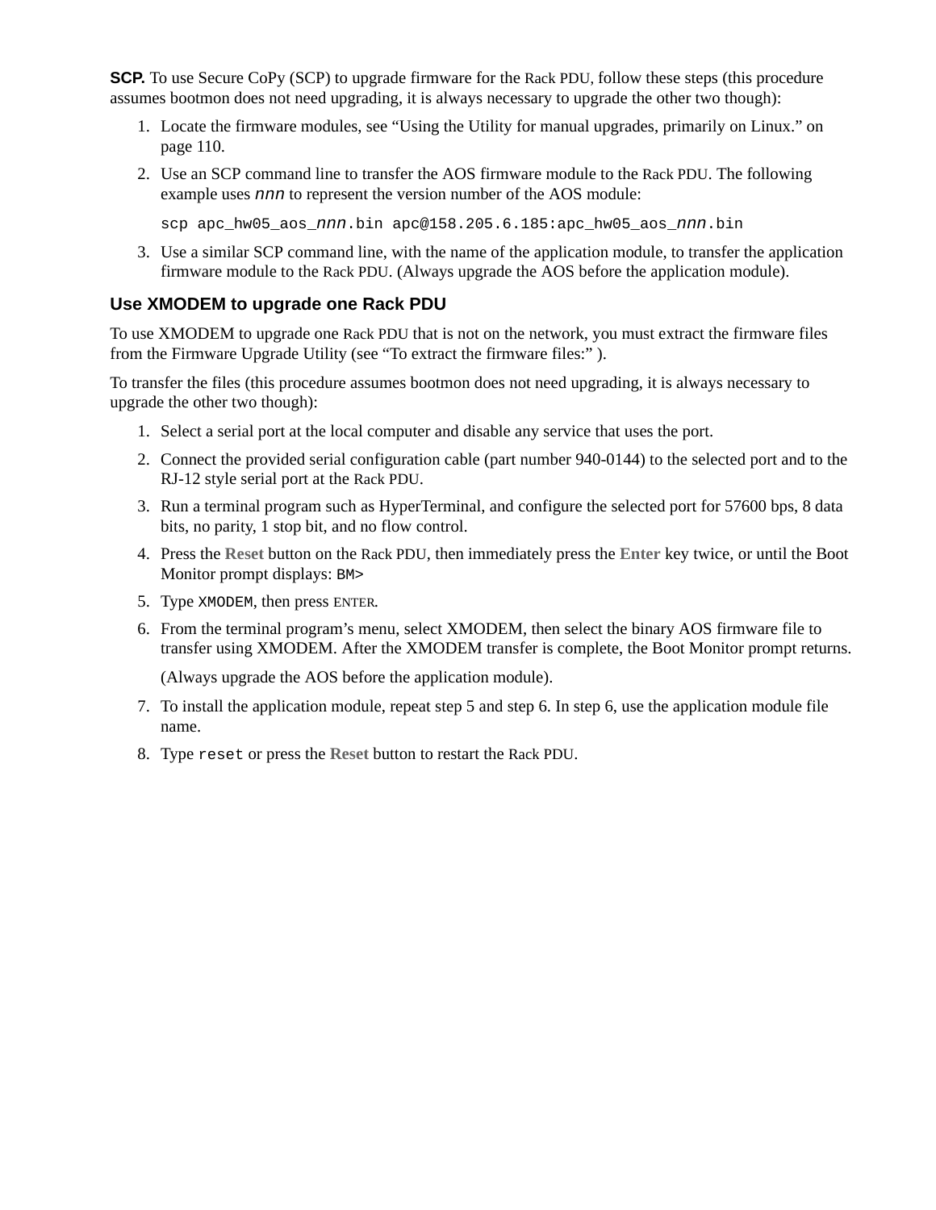**SCP.** To use Secure CoPy (SCP) to upgrade firmware for the Rack PDU, follow these steps (this procedure assumes bootmon does not need upgrading, it is always necessary to upgrade the other two though):

1. Locate the firmware modules, see “Using the Utility for manual upgrades, primarily on Linux.” on page 110.
2. Use an SCP command line to transfer the AOS firmware module to the Rack PDU. The following example uses *nnn* to represent the version number of the AOS module:

   `scp apc_hw05_aos_nnn.bin apc@158.205.6.185:apc_hw05_aos_nnn.bin`

3. Use a similar SCP command line, with the name of the application module, to transfer the application firmware module to the Rack PDU. (Always upgrade the AOS before the application module).

### Use XMODEM to upgrade one Rack PDU

To use XMODEM to upgrade one Rack PDU that is not on the network, you must extract the firmware files from the Firmware Upgrade Utility (see “To extract the firmware files:” ).

To transfer the files (this procedure assumes bootmon does not need upgrading, it is always necessary to upgrade the other two though):

1. Select a serial port at the local computer and disable any service that uses the port.
2. Connect the provided serial configuration cable (part number 940-0144) to the selected port and to the RJ-12 style serial port at the Rack PDU.
3. Run a terminal program such as HyperTerminal, and configure the selected port for 57600 bps, 8 data bits, no parity, 1 stop bit, and no flow control.
4. Press the **Reset** button on the Rack PDU, then immediately press the **Enter** key twice, or until the Boot Monitor prompt displays: `BM>`
5. Type `XMODEM`, then press ENTER.
6. From the terminal program’s menu, select XMODEM, then select the binary AOS firmware file to transfer using XMODEM. After the XMODEM transfer is complete, the Boot Monitor prompt returns.

   (Always upgrade the AOS before the application module).

7. To install the application module, repeat step 5 and step 6. In step 6, use the application module file name.
8. Type `reset` or press the **Reset** button to restart the Rack PDU.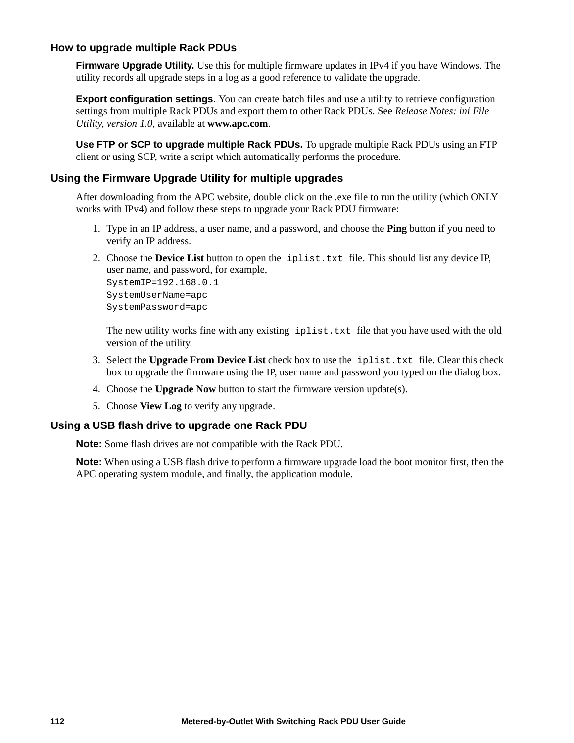### How to upgrade multiple Rack PDUs

**Firmware Upgrade Utility.** Use this for multiple firmware updates in IPv4 if you have Windows. The utility records all upgrade steps in a log as a good reference to validate the upgrade.

**Export configuration settings.** You can create batch files and use a utility to retrieve configuration settings from multiple Rack PDUs and export them to other Rack PDUs. See *Release Notes: ini File Utility, version 1.0*, available at **www.apc.com**.

**Use FTP or SCP to upgrade multiple Rack PDUs.** To upgrade multiple Rack PDUs using an FTP client or using SCP, write a script which automatically performs the procedure.

### Using the Firmware Upgrade Utility for multiple upgrades

After downloading from the APC website, double click on the .exe file to run the utility (which ONLY works with IPv4) and follow these steps to upgrade your Rack PDU firmware:

1. Type in an IP address, a user name, and a password, and choose the **Ping** button if you need to verify an IP address.
2. Choose the **Device List** button to open the `iplist.txt` file. This should list any device IP, user name, and password, for example,
   ```
   SystemIP=192.168.0.1
   SystemUserName=apc
   SystemPassword=apc
   ```
   The new utility works fine with any existing `iplist.txt` file that you have used with the old version of the utility.
3. Select the **Upgrade From Device List** check box to use the `iplist.txt` file. Clear this check box to upgrade the firmware using the IP, user name and password you typed on the dialog box.
4. Choose the **Upgrade Now** button to start the firmware version update(s).
5. Choose **View Log** to verify any upgrade.

### Using a USB flash drive to upgrade one Rack PDU

**Note:** Some flash drives are not compatible with the Rack PDU.

**Note:** When using a USB flash drive to perform a firmware upgrade load the boot monitor first, then the APC operating system module, and finally, the application module.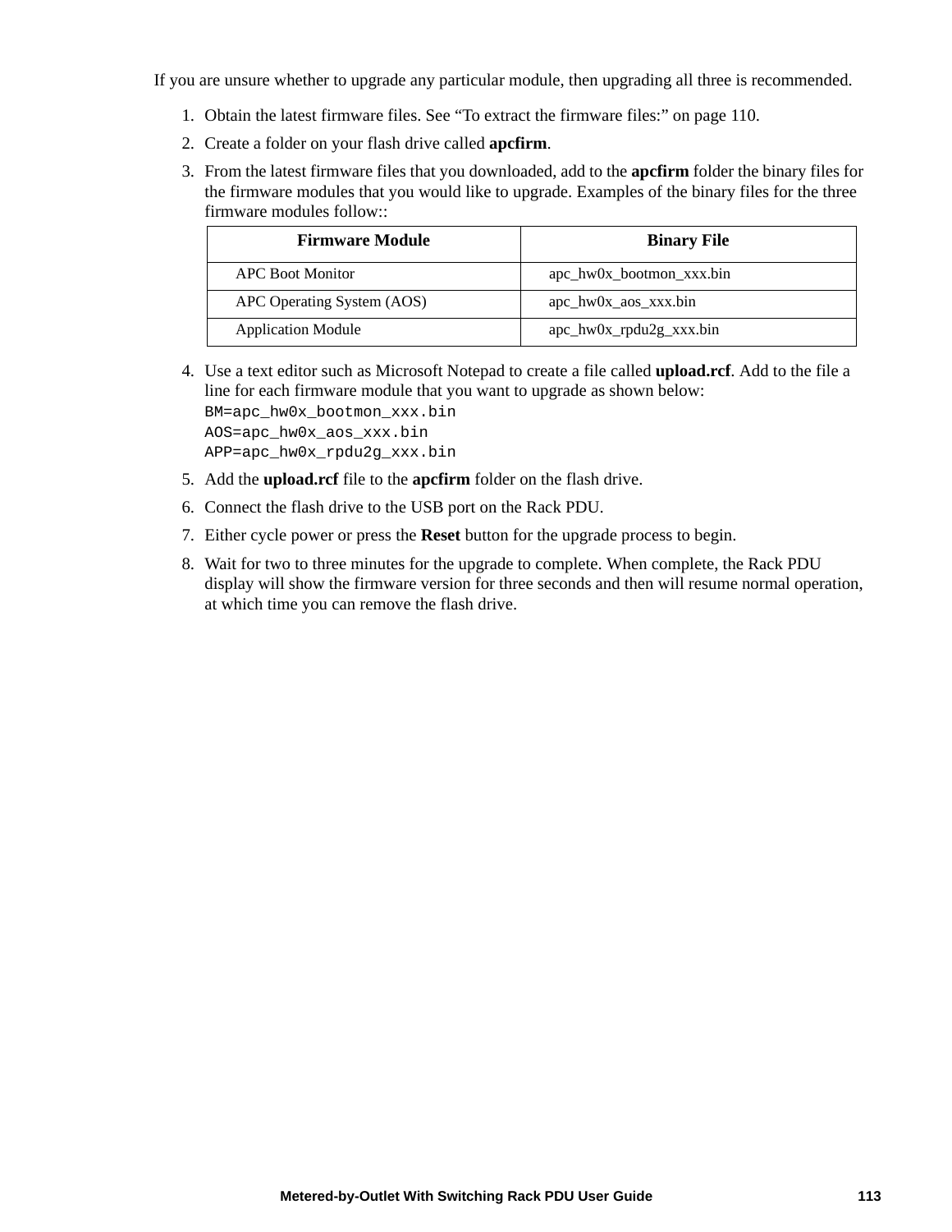If you are unsure whether to upgrade any particular module, then upgrading all three is recommended.

1. Obtain the latest firmware files. See “To extract the firmware files:” on page 110.
2. Create a folder on your flash drive called **apcfirm**.
3. From the latest firmware files that you downloaded, add to the **apcfirm** folder the binary files for the firmware modules that you would like to upgrade. Examples of the binary files for the three firmware modules follow::

| Firmware Module | Binary File |
|---|---|
| APC Boot Monitor | apc_hw0x_bootmon_xxx.bin |
| APC Operating System (AOS) | apc_hw0x_aos_xxx.bin |
| Application Module | apc_hw0x_rpdu2g_xxx.bin |

4. Use a text editor such as Microsoft Notepad to create a file called **upload.rcf**. Add to the file a line for each firmware module that you want to upgrade as shown below:
```
BM=apc_hw0x_bootmon_xxx.bin
AOS=apc_hw0x_aos_xxx.bin
APP=apc_hw0x_rpdu2g_xxx.bin
```
5. Add the **upload.rcf** file to the **apcfirm** folder on the flash drive.
6. Connect the flash drive to the USB port on the Rack PDU.
7. Either cycle power or press the **Reset** button for the upgrade process to begin.
8. Wait for two to three minutes for the upgrade to complete. When complete, the Rack PDU display will show the firmware version for three seconds and then will resume normal operation, at which time you can remove the flash drive.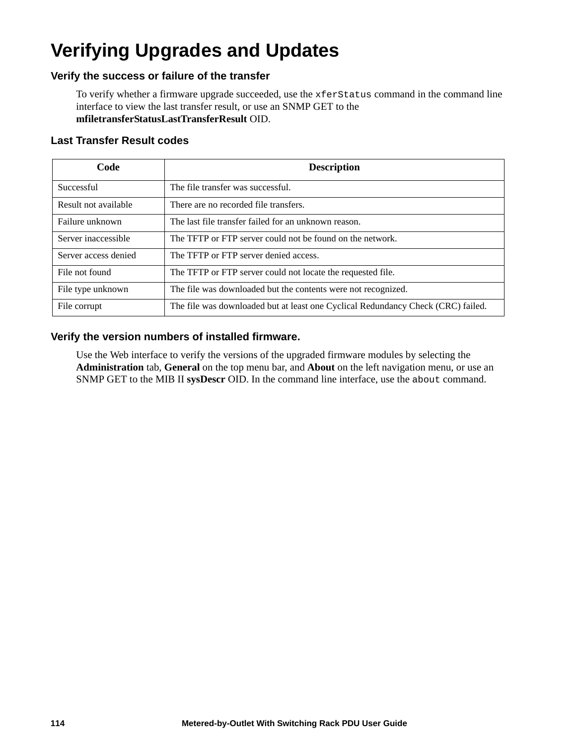# Verifying Upgrades and Updates

### Verify the success or failure of the transfer

To verify whether a firmware upgrade succeeded, use the `xferStatus` command in the command line interface to view the last transfer result, or use an SNMP GET to the **mfiletransferStatusLastTransferResult** OID.

### Last Transfer Result codes

| Code | Description |
|---|---|
| Successful | The file transfer was successful. |
| Result not available | There are no recorded file transfers. |
| Failure unknown | The last file transfer failed for an unknown reason. |
| Server inaccessible | The TFTP or FTP server could not be found on the network. |
| Server access denied | The TFTP or FTP server denied access. |
| File not found | The TFTP or FTP server could not locate the requested file. |
| File type unknown | The file was downloaded but the contents were not recognized. |
| File corrupt | The file was downloaded but at least one Cyclical Redundancy Check (CRC) failed. |

### Verify the version numbers of installed firmware.

Use the Web interface to verify the versions of the upgraded firmware modules by selecting the **Administration** tab, **General** on the top menu bar, and **About** on the left navigation menu, or use an SNMP GET to the MIB II **sysDescr** OID. In the command line interface, use the `about` command.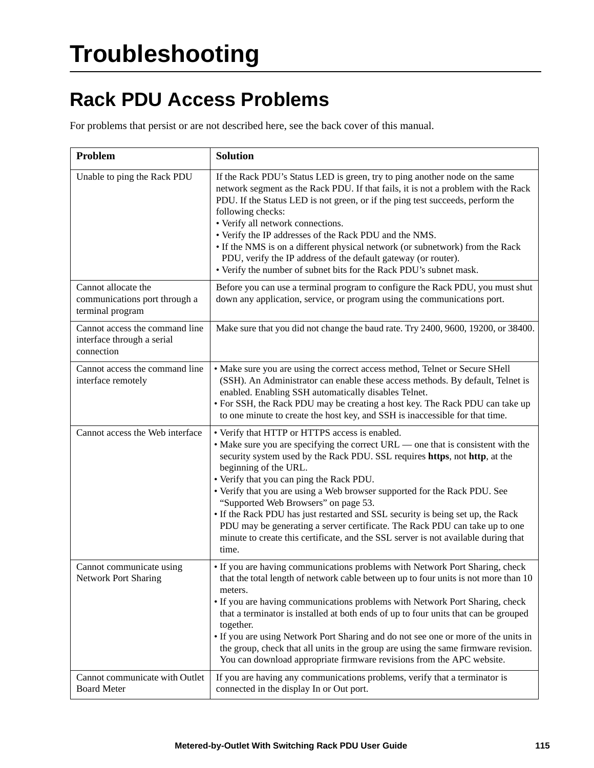# Troubleshooting

## Rack PDU Access Problems

For problems that persist or are not described here, see the back cover of this manual.

| Problem | Solution |
|---|---|
| Unable to ping the Rack PDU | If the Rack PDU's Status LED is green, try to ping another node on the same network segment as the Rack PDU. If that fails, it is not a problem with the Rack PDU. If the Status LED is not green, or if the ping test succeeds, perform the following checks:<br>• Verify all network connections.<br>• Verify the IP addresses of the Rack PDU and the NMS.<br>• If the NMS is on a different physical network (or subnetwork) from the Rack PDU, verify the IP address of the default gateway (or router).<br>• Verify the number of subnet bits for the Rack PDU's subnet mask. |
| Cannot allocate the communications port through a terminal program | Before you can use a terminal program to configure the Rack PDU, you must shut down any application, service, or program using the communications port. |
| Cannot access the command line interface through a serial connection | Make sure that you did not change the baud rate. Try 2400, 9600, 19200, or 38400. |
| Cannot access the command line interface remotely | • Make sure you are using the correct access method, Telnet or Secure SHell (SSH). An Administrator can enable these access methods. By default, Telnet is enabled. Enabling SSH automatically disables Telnet.<br>• For SSH, the Rack PDU may be creating a host key. The Rack PDU can take up to one minute to create the host key, and SSH is inaccessible for that time. |
| Cannot access the Web interface | • Verify that HTTP or HTTPS access is enabled.<br>• Make sure you are specifying the correct URL — one that is consistent with the security system used by the Rack PDU. SSL requires **https**, not **http**, at the beginning of the URL.<br>• Verify that you can ping the Rack PDU.<br>• Verify that you are using a Web browser supported for the Rack PDU. See "Supported Web Browsers" on page 53.<br>• If the Rack PDU has just restarted and SSL security is being set up, the Rack PDU may be generating a server certificate. The Rack PDU can take up to one minute to create this certificate, and the SSL server is not available during that time. |
| Cannot communicate using Network Port Sharing | • If you are having communications problems with Network Port Sharing, check that the total length of network cable between up to four units is not more than 10 meters.<br>• If you are having communications problems with Network Port Sharing, check that a terminator is installed at both ends of up to four units that can be grouped together.<br>• If you are using Network Port Sharing and do not see one or more of the units in the group, check that all units in the group are using the same firmware revision. You can download appropriate firmware revisions from the APC website. |
| Cannot communicate with Outlet Board Meter | If you are having any communications problems, verify that a terminator is connected in the display In or Out port. |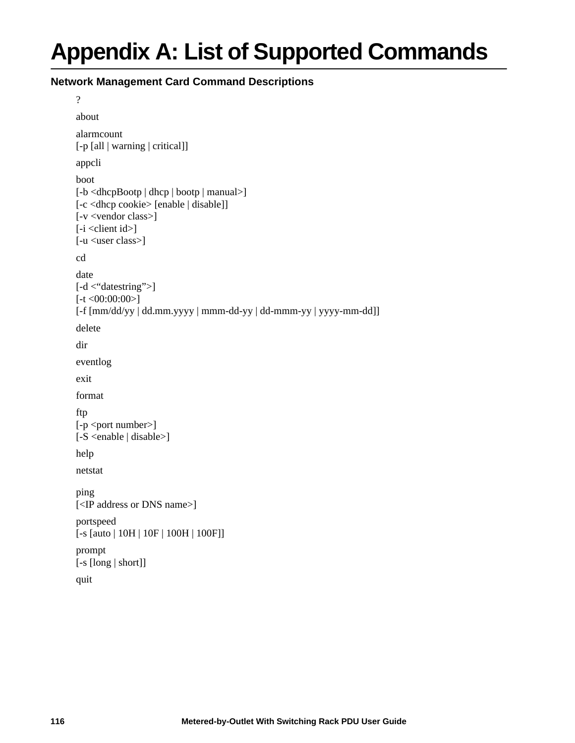# Appendix A: List of Supported Commands

### Network Management Card Command Descriptions

?

about

alarmcount
[-p [all | warning | critical]]

appcli

boot
[-b <dhcpBootp | dhcp | bootp | manual>]
[-c <dhcp cookie> [enable | disable]]
[-v <vendor class>]
[-i <client id>]
[-u <user class>]

cd

date
[-d <“datestring”>]
[-t <00:00:00>]
[-f [mm/dd/yy | dd.mm.yyyy | mmm-dd-yy | dd-mmm-yy | yyyy-mm-dd]]

delete

dir

eventlog

exit

format

ftp
[-p <port number>]
[-S <enable | disable>]

help

netstat

ping
[<IP address or DNS name>]

portspeed
[-s [auto | 10H | 10F | 100H | 100F]]

prompt
[-s [long | short]]

quit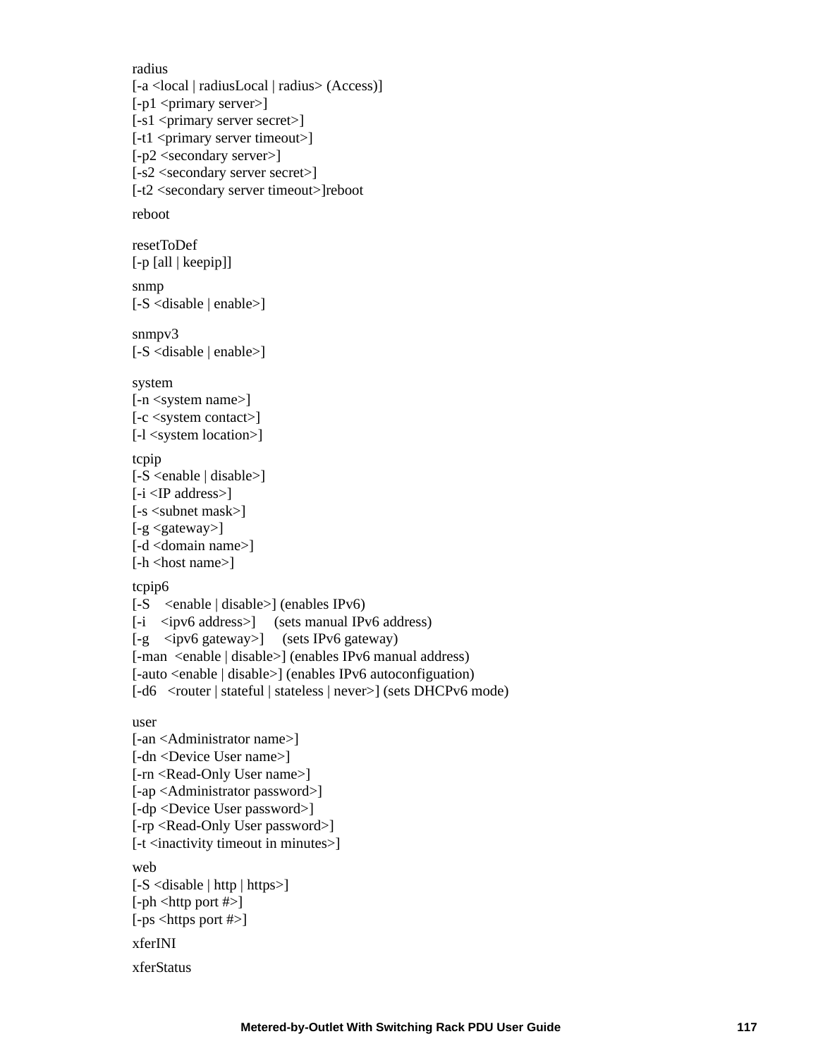radius
[-a <local | radiusLocal | radius> (Access)]
[-p1 <primary server>]
[-s1 <primary server secret>]
[-t1 <primary server timeout>]
[-p2 <secondary server>]
[-s2 <secondary server secret>]
[-t2 <secondary server timeout>]reboot

reboot

resetToDef
[-p [all | keepip]]

snmp
[-S <disable | enable>]

snmpv3
[-S <disable | enable>]

system
[-n <system name>]
[-c <system contact>]
[-l <system location>]

tcpip
[-S <enable | disable>]
[-i <IP address>]
[-s <subnet mask>]
[-g <gateway>]
[-d <domain name>]
[-h <host name>]

tcpip6
[-S <enable | disable>] (enables IPv6)
[-i <ipv6 address>] (sets manual IPv6 address)
[-g <ipv6 gateway>] (sets IPv6 gateway)
[-man <enable | disable>] (enables IPv6 manual address)
[-auto <enable | disable>] (enables IPv6 autoconfiguation)
[-d6 <router | stateful | stateless | never>] (sets DHCPv6 mode)

user
[-an <Administrator name>]
[-dn <Device User name>]
[-rn <Read-Only User name>]
[-ap <Administrator password>]
[-dp <Device User password>]
[-rp <Read-Only User password>]
[-t <inactivity timeout in minutes>]

web
[-S <disable | http | https>]
[-ph <http port #>]
[-ps <https port #>]

xferINI

xferStatus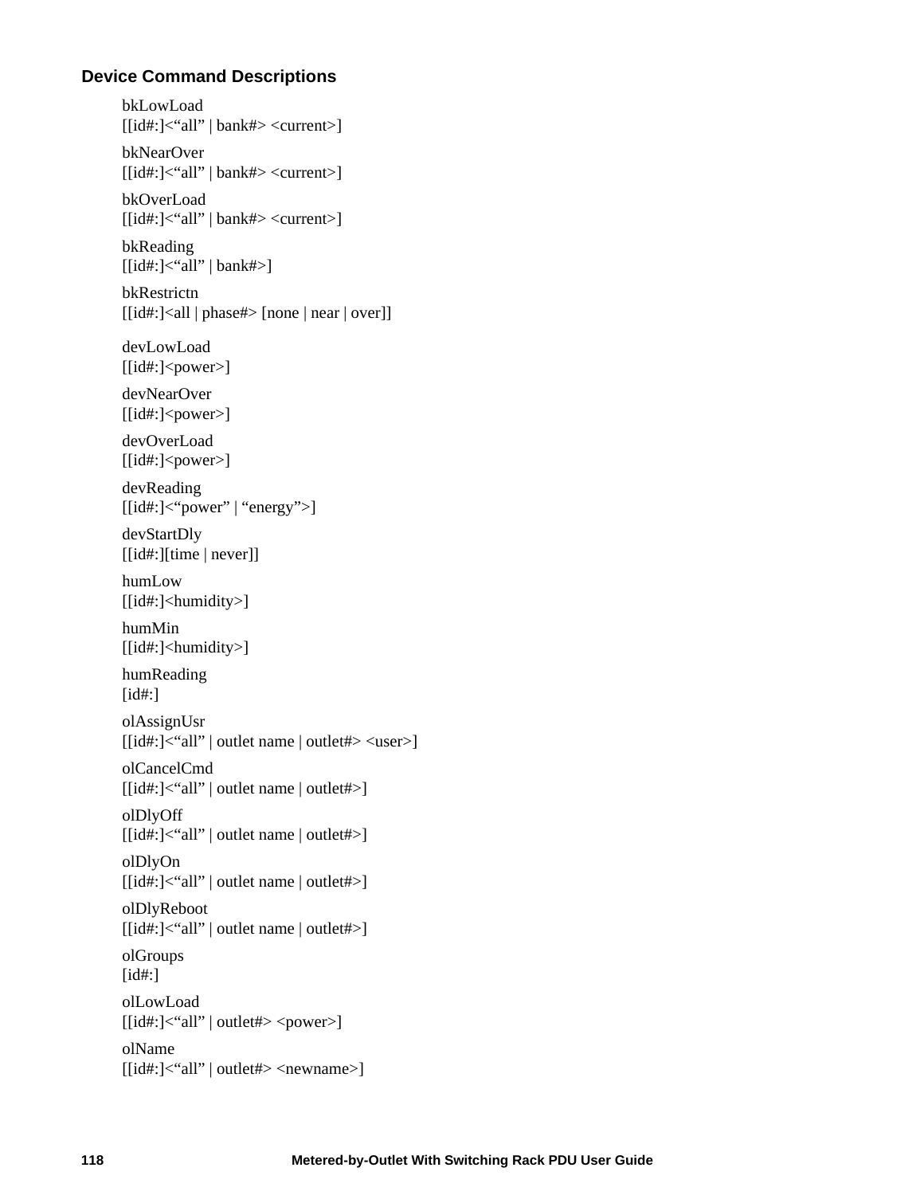### Device Command Descriptions

bkLowLoad
[[id#:]<"all" | bank#> <current>]

bkNearOver
[[id#:]<"all" | bank#> <current>]

bkOverLoad
[[id#:]<"all" | bank#> <current>]

bkReading
[[id#:]<"all" | bank#>]

bkRestrictn
[[id#:]<all | phase#> [none | near | over]]

devLowLoad
[[id#:]<power>]

devNearOver
[[id#:]<power>]

devOverLoad
[[id#:]<power>]

devReading
[[id#:]<"power" | "energy">]

devStartDly
[[id#:][time | never]]

humLow
[[id#:]<humidity>]

humMin
[[id#:]<humidity>]

humReading
[id#:]

olAssignUsr
[[id#:]<"all" | outlet name | outlet#> <user>]

olCancelCmd
[[id#:]<"all" | outlet name | outlet#>]

olDlyOff
[[id#:]<"all" | outlet name | outlet#>]

olDlyOn
[[id#:]<"all" | outlet name | outlet#>]

olDlyReboot
[[id#:]<"all" | outlet name | outlet#>]

olGroups
[id#:]

olLowLoad
[[id#:]<"all" | outlet#> <power>]

olName
[[id#:]<"all" | outlet#> <newname>]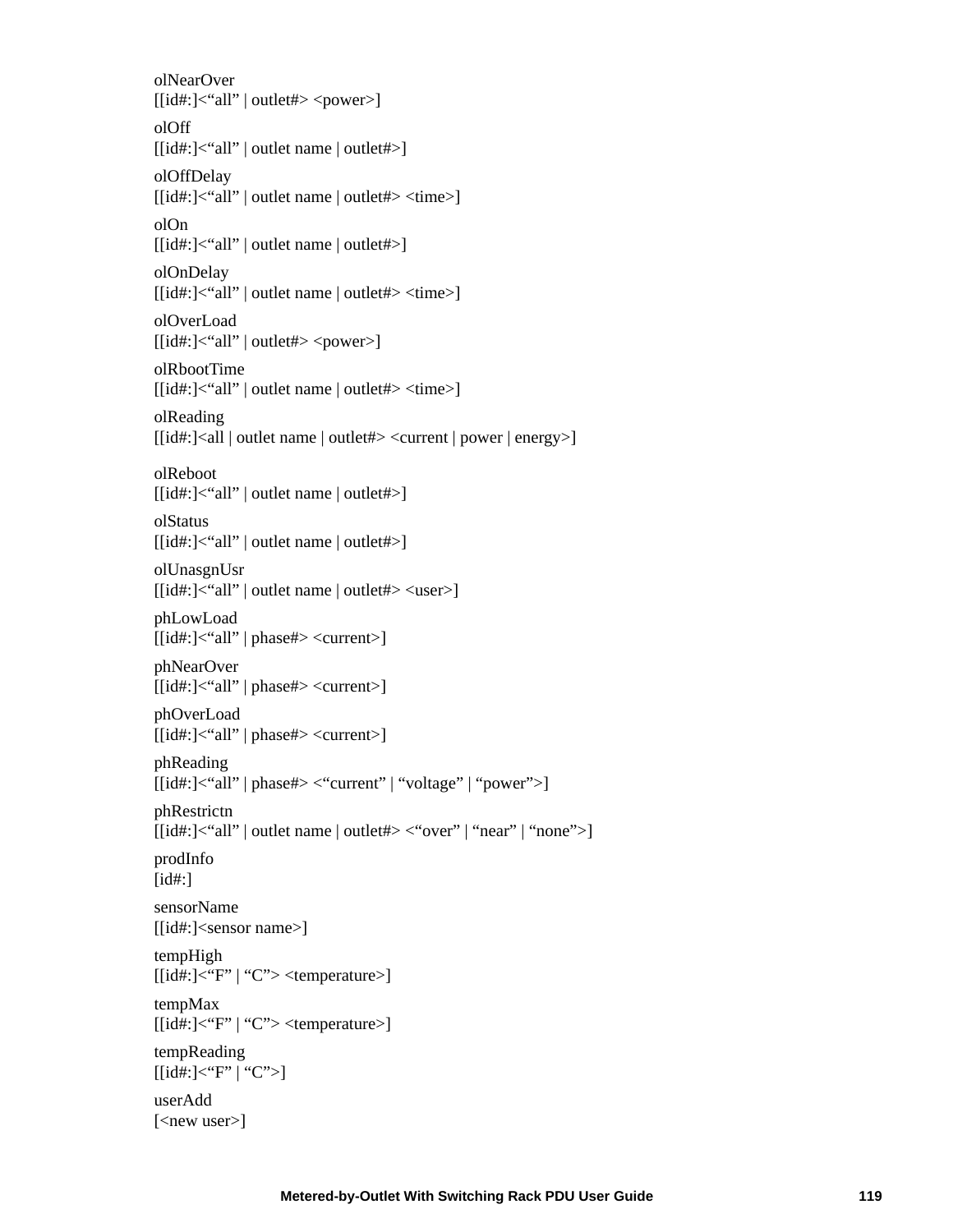olNearOver
[[id#:]<“all” | outlet#> <power>]

olOff
[[id#:]<“all” | outlet name | outlet#>]

olOffDelay
[[id#:]<“all” | outlet name | outlet#> <time>]

olOn
[[id#:]<“all” | outlet name | outlet#>]

olOnDelay
[[id#:]<“all” | outlet name | outlet#> <time>]

olOverLoad
[[id#:]<“all” | outlet#> <power>]

olRbootTime
[[id#:]<“all” | outlet name | outlet#> <time>]

olReading
[[id#:]<all | outlet name | outlet#> <current | power | energy>]

olReboot
[[id#:]<“all” | outlet name | outlet#>]

olStatus
[[id#:]<“all” | outlet name | outlet#>]

olUnasgnUsr
[[id#:]<“all” | outlet name | outlet#> <user>]

phLowLoad
[[id#:]<“all” | phase#> <current>]

phNearOver
[[id#:]<“all” | phase#> <current>]

phOverLoad
[[id#:]<“all” | phase#> <current>]

phReading
[[id#:]<“all” | phase#> <“current” | “voltage” | “power”>]

phRestrictn
[[id#:]<“all” | outlet name | outlet#> <“over” | “near” | “none”>]

prodInfo
[id#:]

sensorName
[[id#:]<sensor name>]

tempHigh
[[id#:]<“F” | “C”> <temperature>]

tempMax
[[id#:]<“F” | “C”> <temperature>]

tempReading
[[id#:]<“F” | “C”>]

userAdd
[<new user>]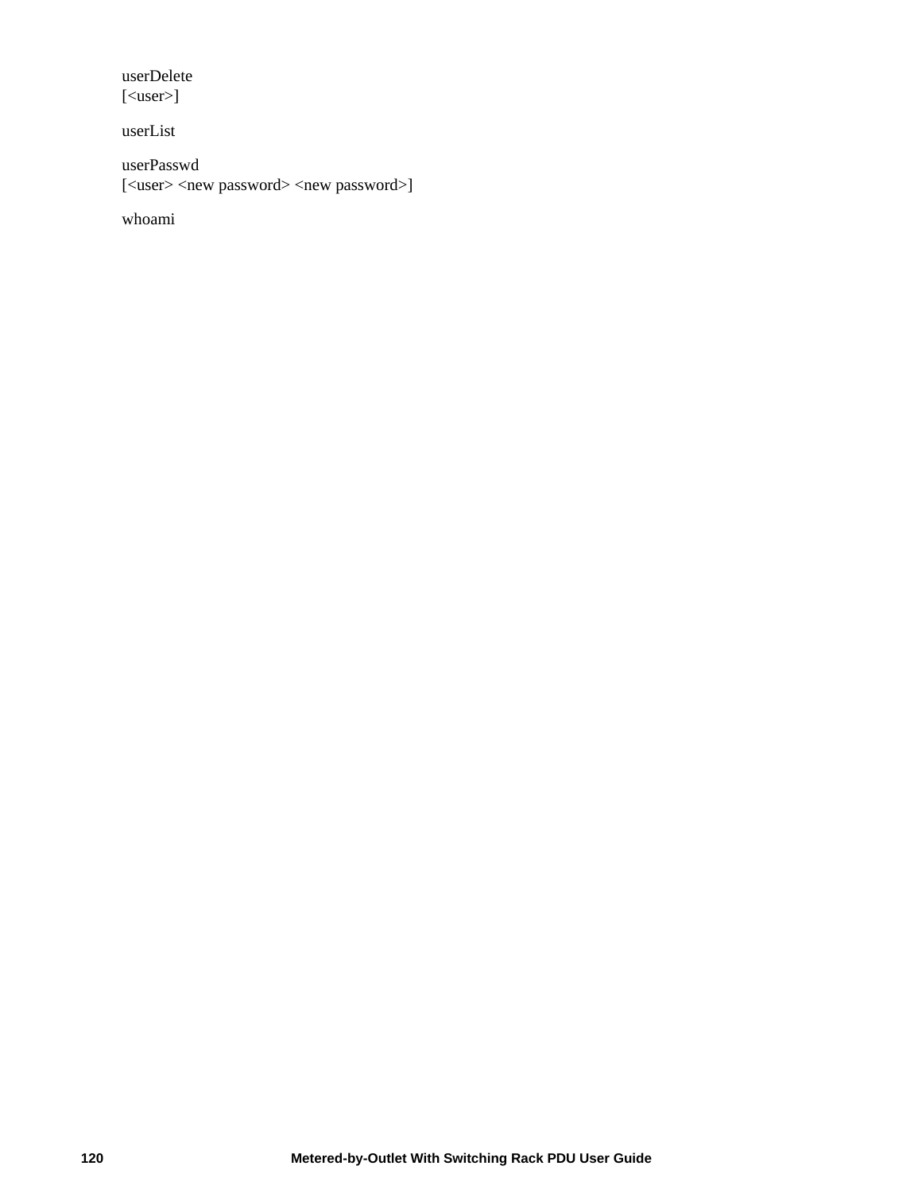userDelete
[<user>]

userList

userPasswd
[<user> <new password> <new password>]

whoami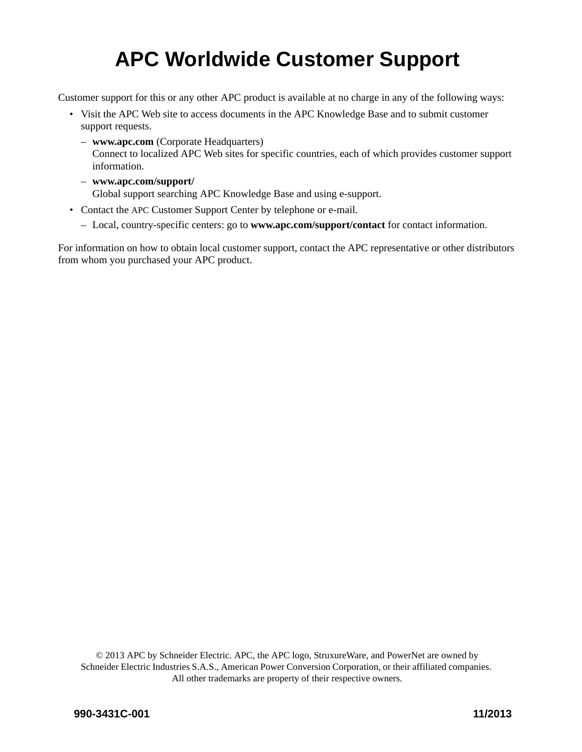# APC Worldwide Customer Support

Customer support for this or any other APC product is available at no charge in any of the following ways:

- Visit the APC Web site to access documents in the APC Knowledge Base and to submit customer support requests.
  - **www.apc.com** (Corporate Headquarters)
    Connect to localized APC Web sites for specific countries, each of which provides customer support information.
  - **www.apc.com/support/**
    Global support searching APC Knowledge Base and using e-support.
- Contact the APC Customer Support Center by telephone or e-mail.
  - Local, country-specific centers: go to **www.apc.com/support/contact** for contact information.

For information on how to obtain local customer support, contact the APC representative or other distributors from whom you purchased your APC product.

© 2013 APC by Schneider Electric. APC, the APC logo, StruxureWare, and PowerNet are owned by Schneider Electric Industries S.A.S., American Power Conversion Corporation, or their affiliated companies. All other trademarks are property of their respective owners.

**990-3431C-001** **11/2013**